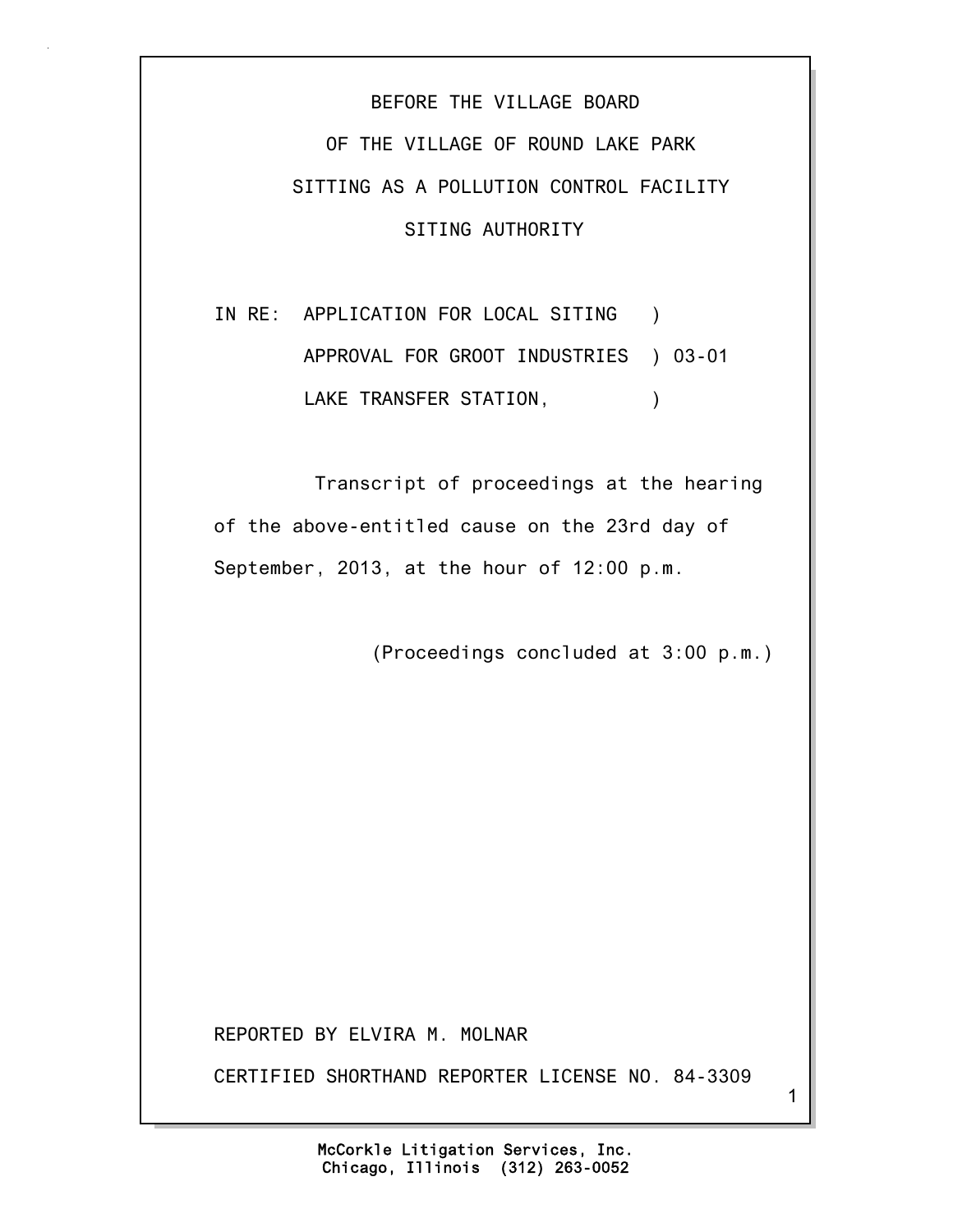BEFORE THE VILLAGE BOARD

OF THE VILLAGE OF ROUND LAKE PARK

SITTING AS A POLLUTION CONTROL FACILITY

SITING AUTHORITY

IN RE: APPLICATION FOR LOCAL SITING )
APPROVAL FOR GROOT INDUSTRIES ) 03-01
LAKE TRANSFER STATION, )

Transcript of proceedings at the hearing of the above-entitled cause on the 23rd day of September, 2013, at the hour of 12:00 p.m.

(Proceedings concluded at 3:00 p.m.)

REPORTED BY ELVIRA M. MOLNAR

CERTIFIED SHORTHAND REPORTER LICENSE NO. 84-3309

McCorkle Litigation Services, Inc.
Chicago, Illinois (312) 263-0052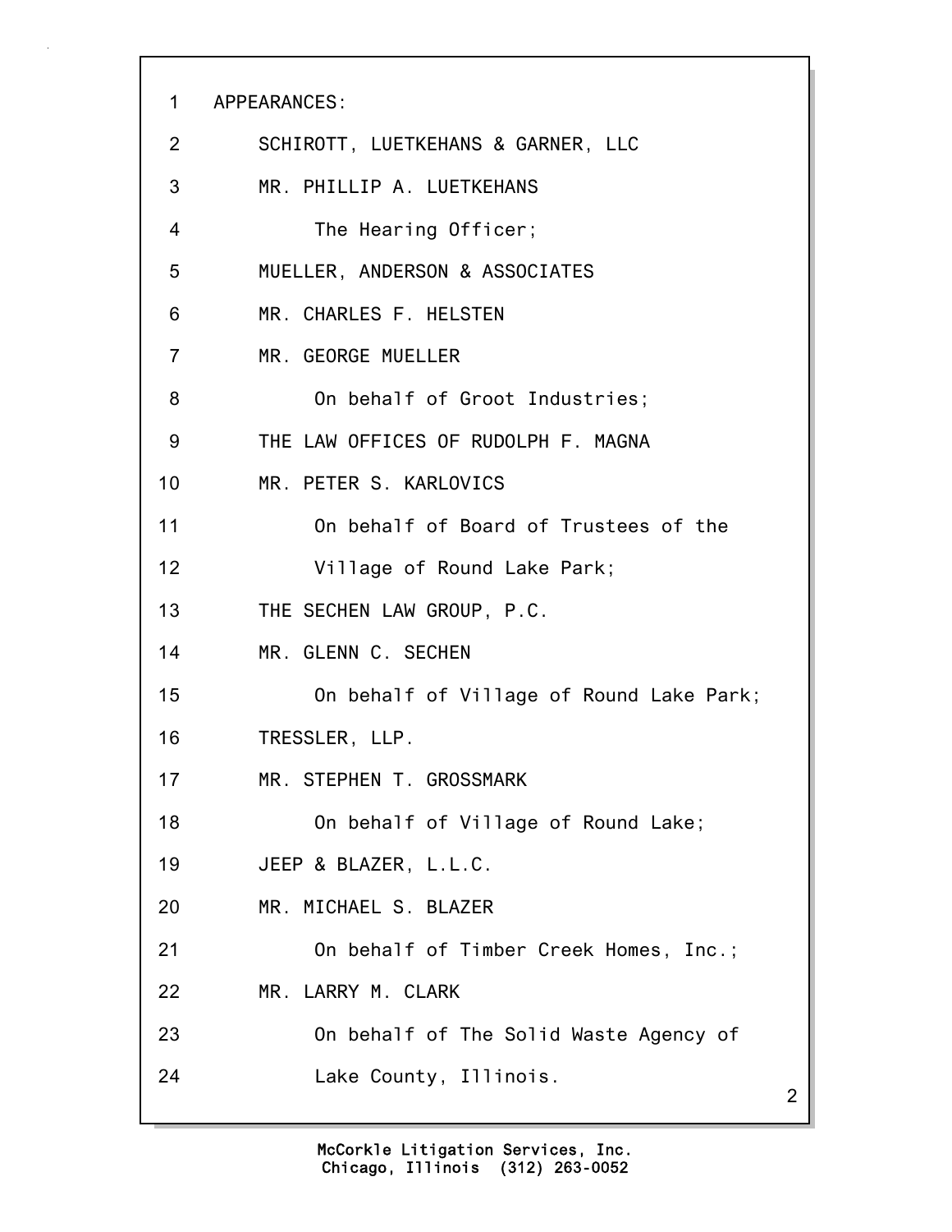APPEARANCES:

SCHIROTT, LUETKEHANS & GARNER, LLC
MR. PHILLIP A. LUETKEHANS
The Hearing Officer;

MUELLER, ANDERSON & ASSOCIATES
MR. CHARLES F. HELSTEN
MR. GEORGE MUELLER
On behalf of Groot Industries;

THE LAW OFFICES OF RUDOLPH F. MAGNA
MR. PETER S. KARLOVICS
On behalf of Board of Trustees of the Village of Round Lake Park;

THE SECHEN LAW GROUP, P.C.
MR. GLENN C. SECHEN
On behalf of Village of Round Lake Park;

TRESSLER, LLP.
MR. STEPHEN T. GROSSMARK
On behalf of Village of Round Lake;

JEEP & BLAZER, L.L.C.
MR. MICHAEL S. BLAZER
On behalf of Timber Creek Homes, Inc.;

MR. LARRY M. CLARK
On behalf of The Solid Waste Agency of Lake County, Illinois.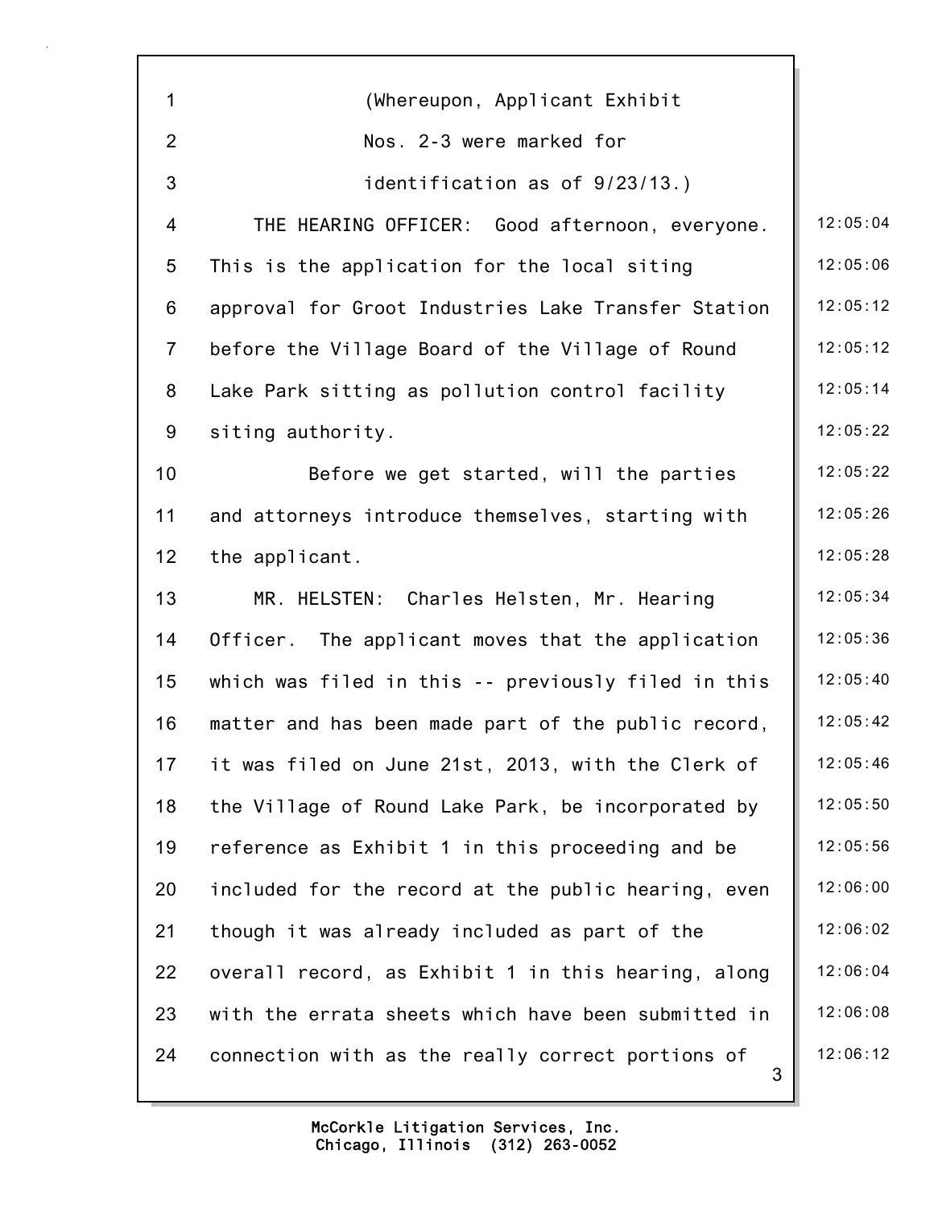(Whereupon, Applicant Exhibit Nos. 2-3 were marked for identification as of 9/23/13.)

THE HEARING OFFICER: Good afternoon, everyone. This is the application for the local siting approval for Groot Industries Lake Transfer Station before the Village Board of the Village of Round Lake Park sitting as pollution control facility siting authority.

Before we get started, will the parties and attorneys introduce themselves, starting with the applicant.

MR. HELSTEN: Charles Helsten, Mr. Hearing Officer. The applicant moves that the application which was filed in this -- previously filed in this matter and has been made part of the public record, it was filed on June 21st, 2013, with the Clerk of the Village of Round Lake Park, be incorporated by reference as Exhibit 1 in this proceeding and be included for the record at the public hearing, even though it was already included as part of the overall record, as Exhibit 1 in this hearing, along with the errata sheets which have been submitted in connection with as the really correct portions of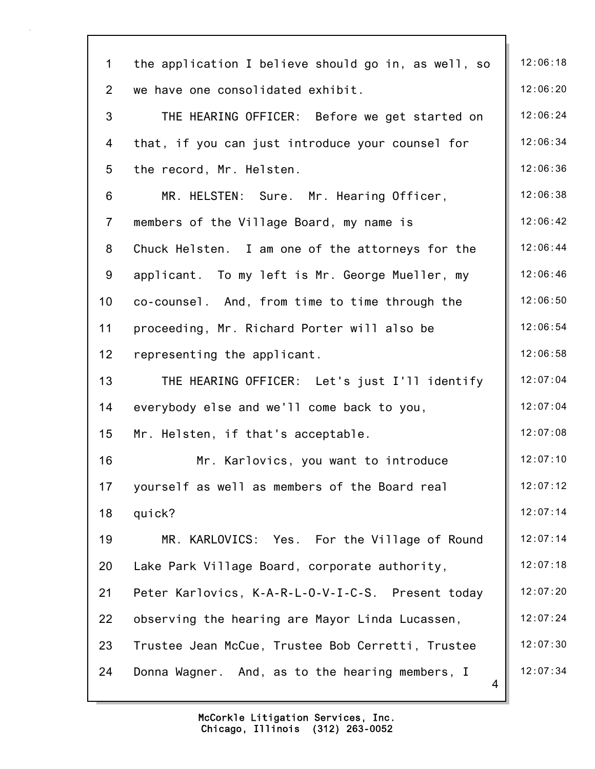the application I believe should go in, as well, so we have one consolidated exhibit.

THE HEARING OFFICER: Before we get started on that, if you can just introduce your counsel for the record, Mr. Helsten.

MR. HELSTEN: Sure. Mr. Hearing Officer, members of the Village Board, my name is Chuck Helsten. I am one of the attorneys for the applicant. To my left is Mr. George Mueller, my co-counsel. And, from time to time through the proceeding, Mr. Richard Porter will also be representing the applicant.

THE HEARING OFFICER: Let's just I'll identify everybody else and we'll come back to you, Mr. Helsten, if that's acceptable.

Mr. Karlovics, you want to introduce yourself as well as members of the Board real quick?

MR. KARLOVICS: Yes. For the Village of Round Lake Park Village Board, corporate authority, Peter Karlovics, K-A-R-L-O-V-I-C-S. Present today observing the hearing are Mayor Linda Lucassen, Trustee Jean McCue, Trustee Bob Cerretti, Trustee Donna Wagner. And, as to the hearing members, I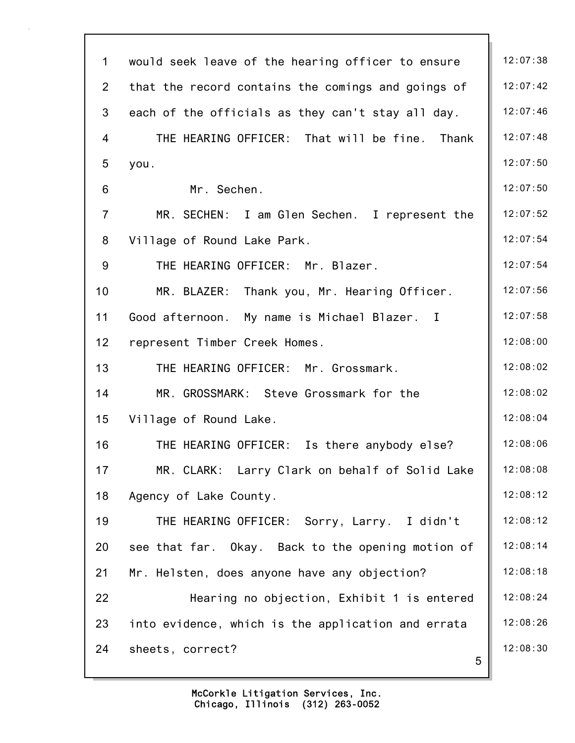would seek leave of the hearing officer to ensure that the record contains the comings and goings of each of the officials as they can't stay all day.

THE HEARING OFFICER: That will be fine. Thank you.

Mr. Sechen.

MR. SECHEN: I am Glen Sechen. I represent the Village of Round Lake Park.

THE HEARING OFFICER: Mr. Blazer.

MR. BLAZER: Thank you, Mr. Hearing Officer. Good afternoon. My name is Michael Blazer. I represent Timber Creek Homes.

THE HEARING OFFICER: Mr. Grossmark.

MR. GROSSMARK: Steve Grossmark for the Village of Round Lake.

THE HEARING OFFICER: Is there anybody else?

MR. CLARK: Larry Clark on behalf of Solid Lake Agency of Lake County.

THE HEARING OFFICER: Sorry, Larry. I didn't see that far. Okay. Back to the opening motion of Mr. Helsten, does anyone have any objection?

Hearing no objection, Exhibit 1 is entered into evidence, which is the application and errata sheets, correct?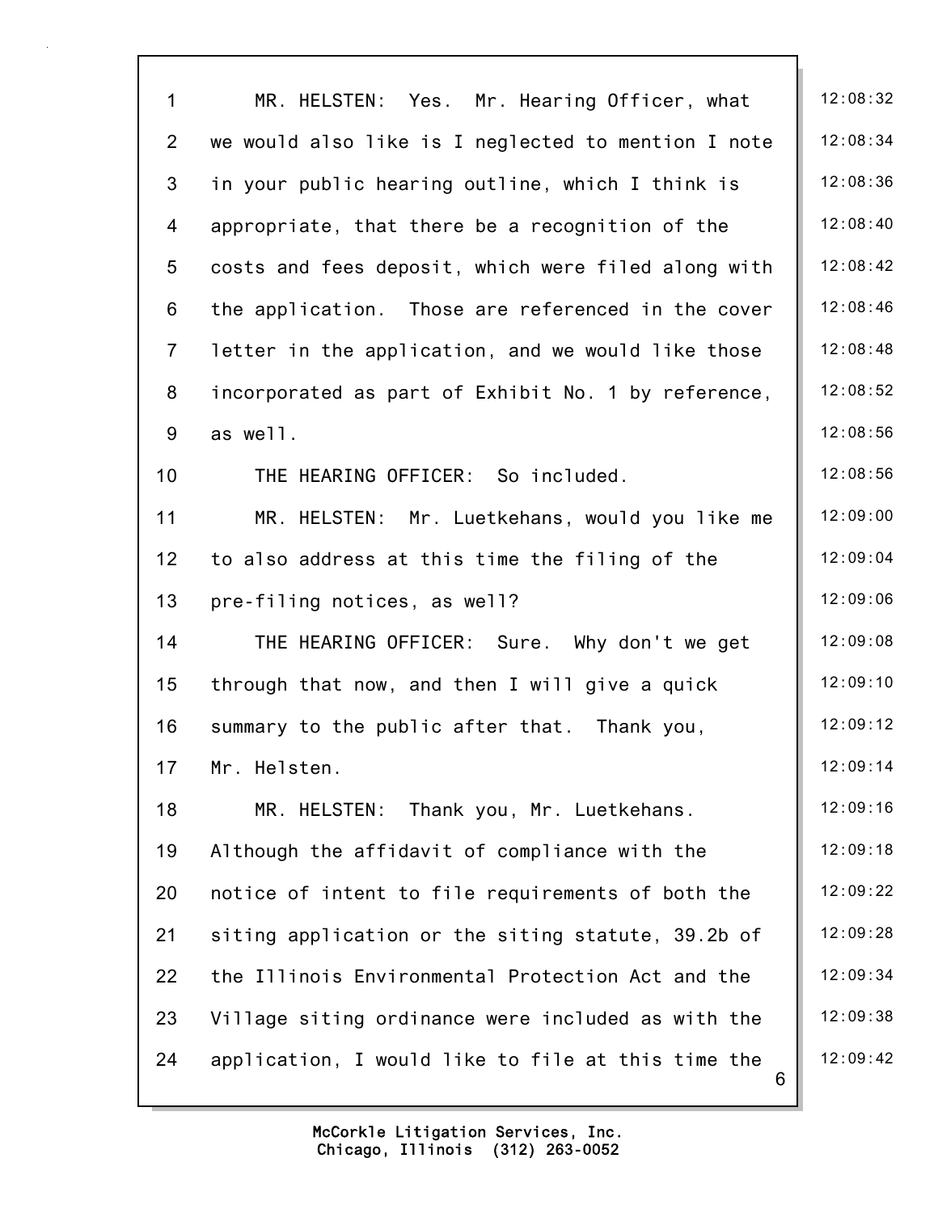1 MR. HELSTEN: Yes. Mr. Hearing Officer, what 12:08:32
2 we would also like is I neglected to mention I note 12:08:34
3 in your public hearing outline, which I think is 12:08:36
4 appropriate, that there be a recognition of the 12:08:40
5 costs and fees deposit, which were filed along with 12:08:42
6 the application. Those are referenced in the cover 12:08:46
7 letter in the application, and we would like those 12:08:48
8 incorporated as part of Exhibit No. 1 by reference, 12:08:52
9 as well. 12:08:56
10 THE HEARING OFFICER: So included. 12:08:56
11 MR. HELSTEN: Mr. Luetkehans, would you like me 12:09:00
12 to also address at this time the filing of the 12:09:04
13 pre-filing notices, as well? 12:09:06
14 THE HEARING OFFICER: Sure. Why don't we get 12:09:08
15 through that now, and then I will give a quick 12:09:10
16 summary to the public after that. Thank you, 12:09:12
17 Mr. Helsten. 12:09:14
18 MR. HELSTEN: Thank you, Mr. Luetkehans. 12:09:16
19 Although the affidavit of compliance with the 12:09:18
20 notice of intent to file requirements of both the 12:09:22
21 siting application or the siting statute, 39.2b of 12:09:28
22 the Illinois Environmental Protection Act and the 12:09:34
23 Village siting ordinance were included as with the 12:09:38
24 application, I would like to file at this time the 12:09:42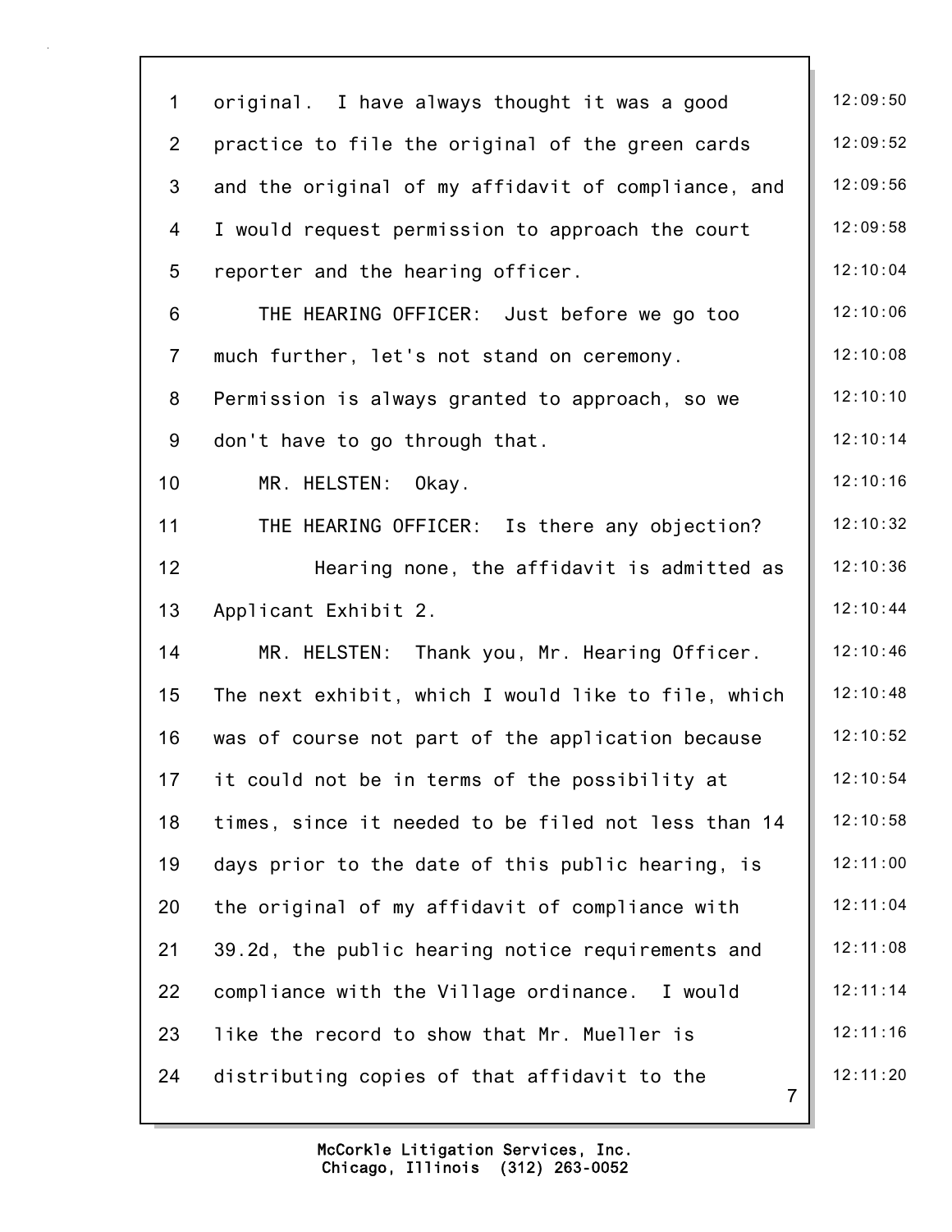original. I have always thought it was a good practice to file the original of the green cards and the original of my affidavit of compliance, and I would request permission to approach the court reporter and the hearing officer.

THE HEARING OFFICER: Just before we go too much further, let's not stand on ceremony. Permission is always granted to approach, so we don't have to go through that.

MR. HELSTEN: Okay.

THE HEARING OFFICER: Is there any objection?

Hearing none, the affidavit is admitted as Applicant Exhibit 2.

MR. HELSTEN: Thank you, Mr. Hearing Officer. The next exhibit, which I would like to file, which was of course not part of the application because it could not be in terms of the possibility at times, since it needed to be filed not less than 14 days prior to the date of this public hearing, is the original of my affidavit of compliance with 39.2d, the public hearing notice requirements and compliance with the Village ordinance. I would like the record to show that Mr. Mueller is distributing copies of that affidavit to the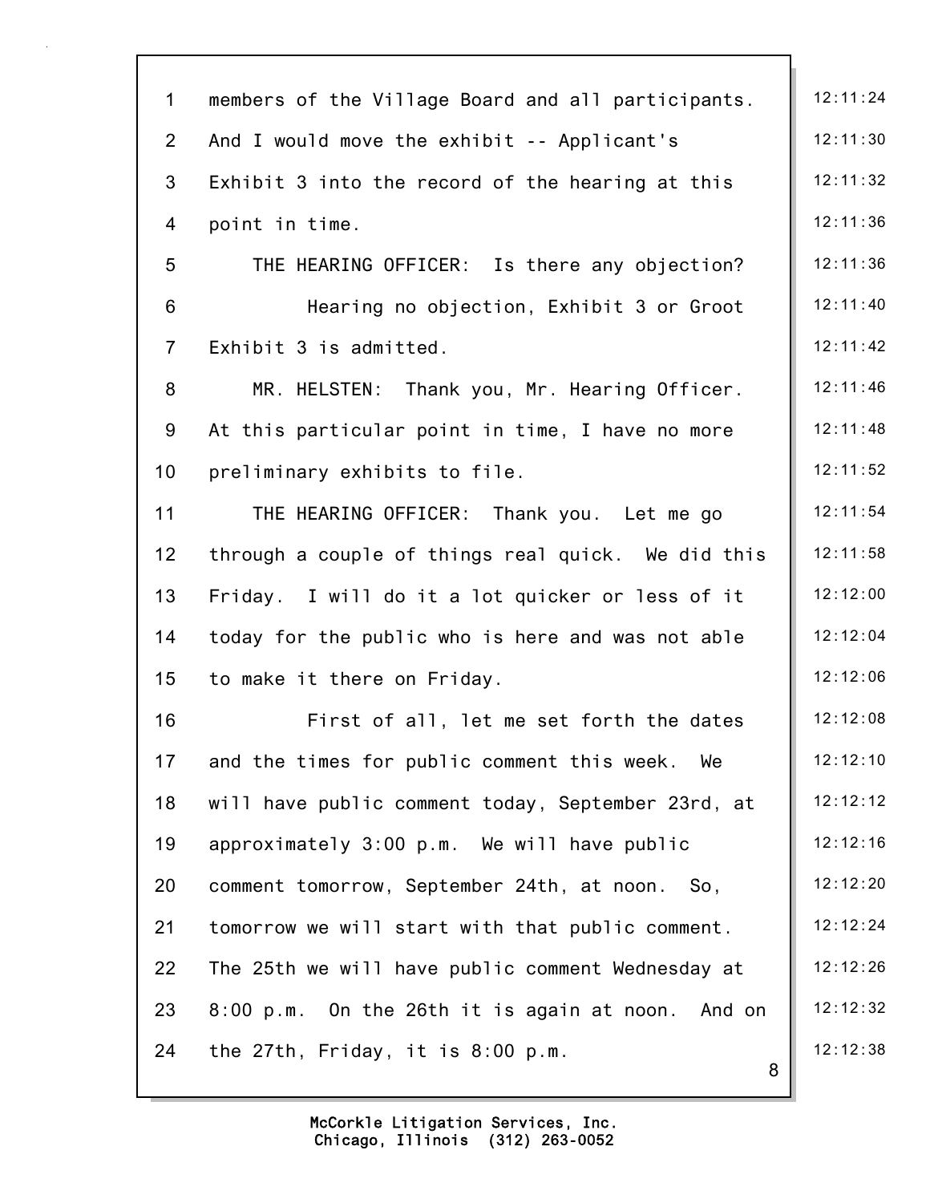members of the Village Board and all participants. And I would move the exhibit -- Applicant's Exhibit 3 into the record of the hearing at this point in time.

THE HEARING OFFICER: Is there any objection?

Hearing no objection, Exhibit 3 or Groot Exhibit 3 is admitted.

MR. HELSTEN: Thank you, Mr. Hearing Officer. At this particular point in time, I have no more preliminary exhibits to file.

THE HEARING OFFICER: Thank you. Let me go through a couple of things real quick. We did this Friday. I will do it a lot quicker or less of it today for the public who is here and was not able to make it there on Friday.

First of all, let me set forth the dates and the times for public comment this week. We will have public comment today, September 23rd, at approximately 3:00 p.m. We will have public comment tomorrow, September 24th, at noon. So, tomorrow we will start with that public comment. The 25th we will have public comment Wednesday at 8:00 p.m. On the 26th it is again at noon. And on the 27th, Friday, it is 8:00 p.m.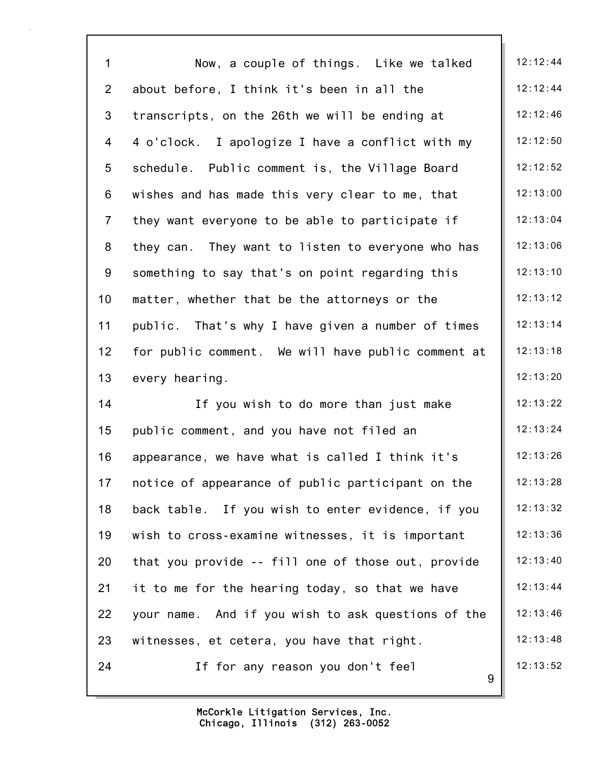Now, a couple of things. Like we talked about before, I think it's been in all the transcripts, on the 26th we will be ending at 4 o'clock. I apologize I have a conflict with my schedule. Public comment is, the Village Board wishes and has made this very clear to me, that they want everyone to be able to participate if they can. They want to listen to everyone who has something to say that's on point regarding this matter, whether that be the attorneys or the public. That's why I have given a number of times for public comment. We will have public comment at every hearing.

If you wish to do more than just make public comment, and you have not filed an appearance, we have what is called I think it's notice of appearance of public participant on the back table. If you wish to enter evidence, if you wish to cross-examine witnesses, it is important that you provide -- fill one of those out, provide it to me for the hearing today, so that we have your name. And if you wish to ask questions of the witnesses, et cetera, you have that right.

If for any reason you don't feel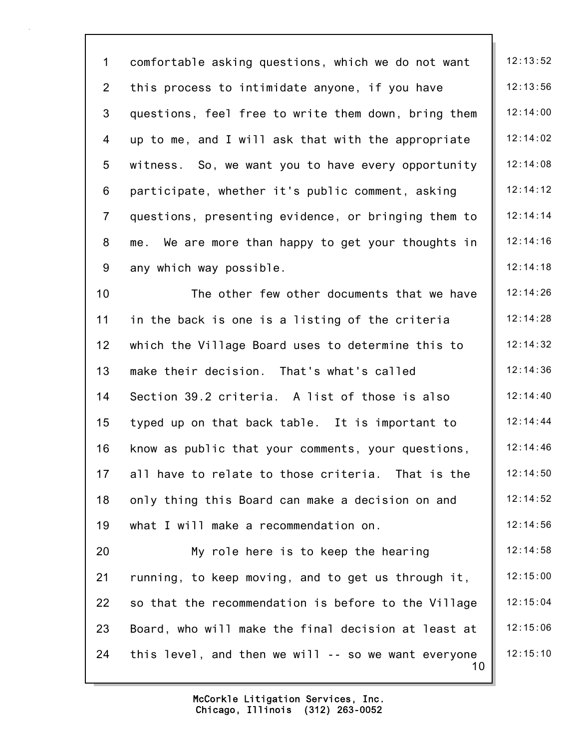comfortable asking questions, which we do not want this process to intimidate anyone, if you have questions, feel free to write them down, bring them up to me, and I will ask that with the appropriate witness. So, we want you to have every opportunity participate, whether it's public comment, asking questions, presenting evidence, or bringing them to me. We are more than happy to get your thoughts in any which way possible.

The other few other documents that we have in the back is one is a listing of the criteria which the Village Board uses to determine this to make their decision. That's what's called Section 39.2 criteria. A list of those is also typed up on that back table. It is important to know as public that your comments, your questions, all have to relate to those criteria. That is the only thing this Board can make a decision on and what I will make a recommendation on.

My role here is to keep the hearing running, to keep moving, and to get us through it, so that the recommendation is before to the Village Board, who will make the final decision at least at this level, and then we will -- so we want everyone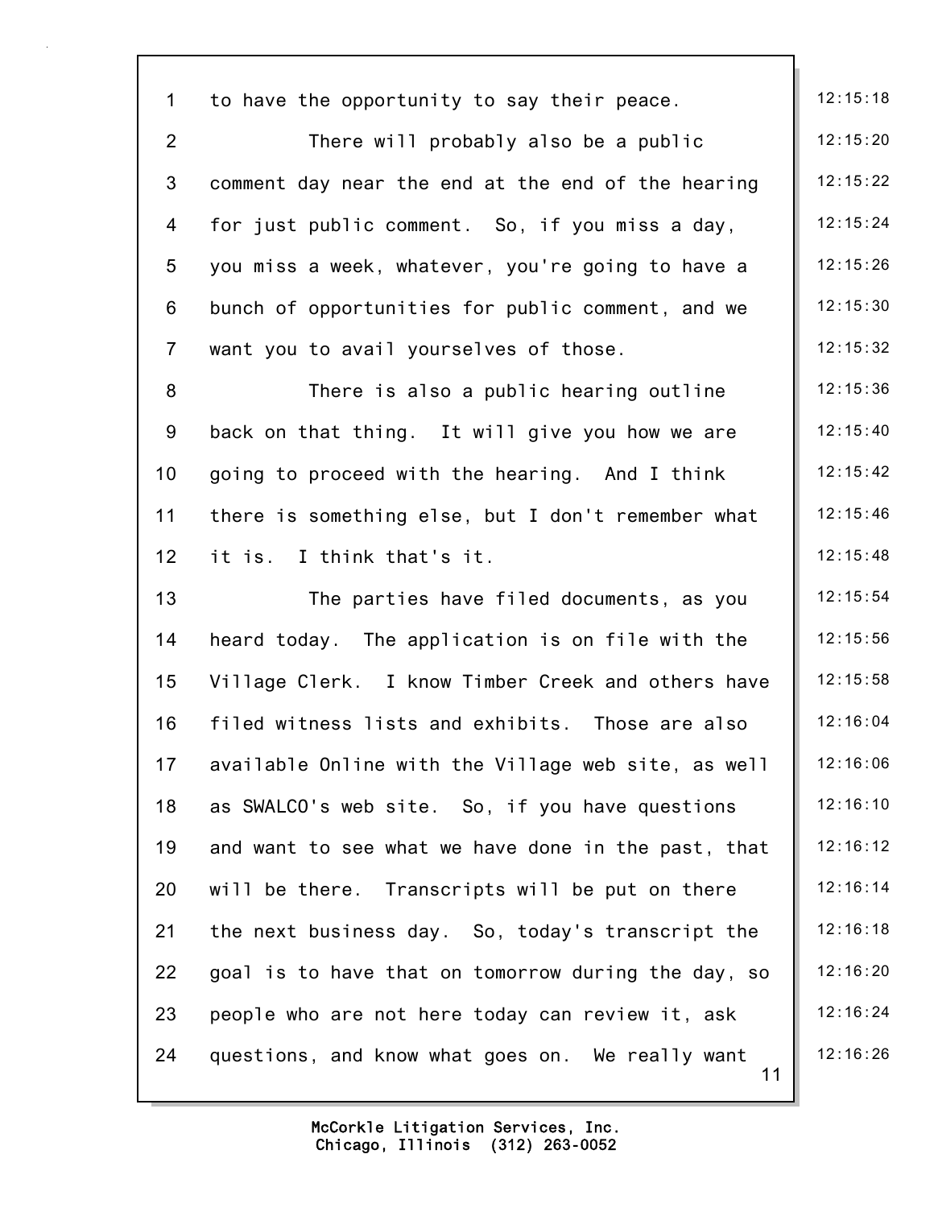to have the opportunity to say their peace.

There will probably also be a public comment day near the end at the end of the hearing for just public comment. So, if you miss a day, you miss a week, whatever, you're going to have a bunch of opportunities for public comment, and we want you to avail yourselves of those.

There is also a public hearing outline back on that thing. It will give you how we are going to proceed with the hearing. And I think there is something else, but I don't remember what it is. I think that's it.

The parties have filed documents, as you heard today. The application is on file with the Village Clerk. I know Timber Creek and others have filed witness lists and exhibits. Those are also available Online with the Village web site, as well as SWALCO's web site. So, if you have questions and want to see what we have done in the past, that will be there. Transcripts will be put on there the next business day. So, today's transcript the goal is to have that on tomorrow during the day, so people who are not here today can review it, ask questions, and know what goes on. We really want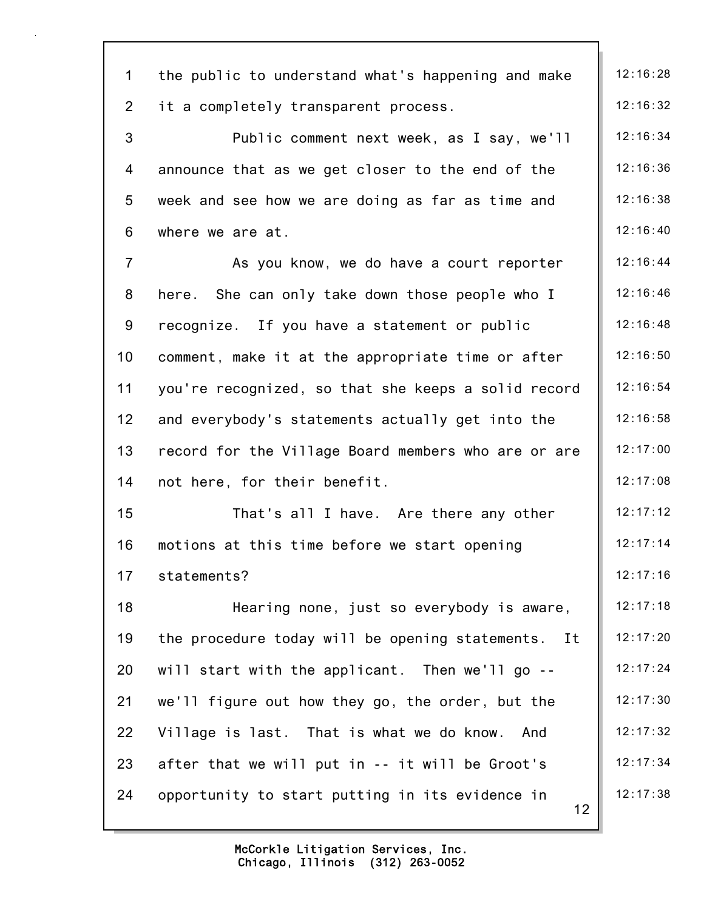the public to understand what's happening and make it a completely transparent process.

Public comment next week, as I say, we'll announce that as we get closer to the end of the week and see how we are doing as far as time and where we are at.

As you know, we do have a court reporter here. She can only take down those people who I recognize. If you have a statement or public comment, make it at the appropriate time or after you're recognized, so that she keeps a solid record and everybody's statements actually get into the record for the Village Board members who are or are not here, for their benefit.

That's all I have. Are there any other motions at this time before we start opening statements?

Hearing none, just so everybody is aware, the procedure today will be opening statements. It will start with the applicant. Then we'll go -- we'll figure out how they go, the order, but the Village is last. That is what we do know. And after that we will put in -- it will be Groot's opportunity to start putting in its evidence in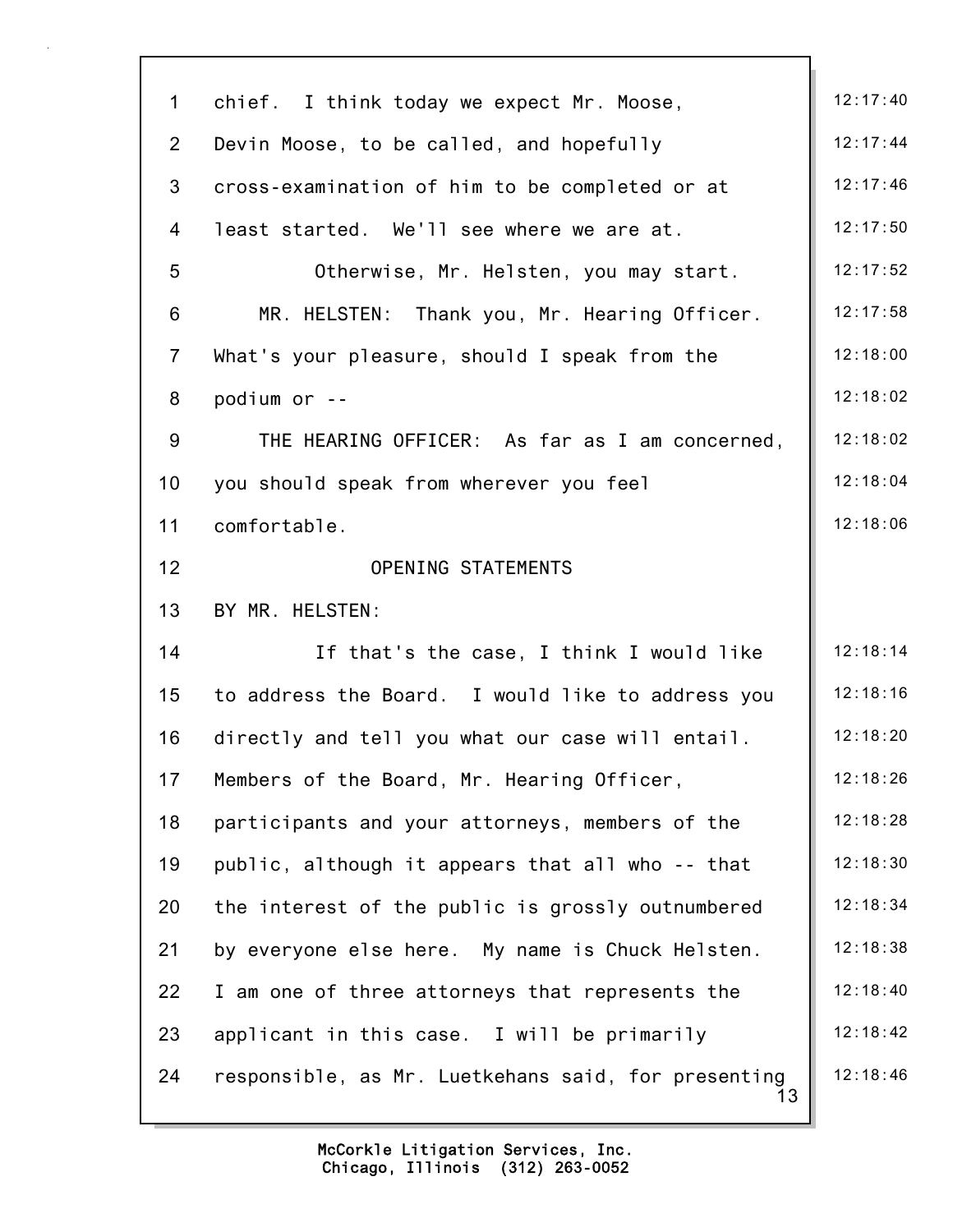chief. I think today we expect Mr. Moose, Devin Moose, to be called, and hopefully cross-examination of him to be completed or at least started. We'll see where we are at.

Otherwise, Mr. Helsten, you may start.

MR. HELSTEN: Thank you, Mr. Hearing Officer. What's your pleasure, should I speak from the podium or --

THE HEARING OFFICER: As far as I am concerned, you should speak from wherever you feel comfortable.

## OPENING STATEMENTS

BY MR. HELSTEN:

If that's the case, I think I would like to address the Board. I would like to address you directly and tell you what our case will entail. Members of the Board, Mr. Hearing Officer, participants and your attorneys, members of the public, although it appears that all who -- that the interest of the public is grossly outnumbered by everyone else here. My name is Chuck Helsten. I am one of three attorneys that represents the applicant in this case. I will be primarily responsible, as Mr. Luetkehans said, for presenting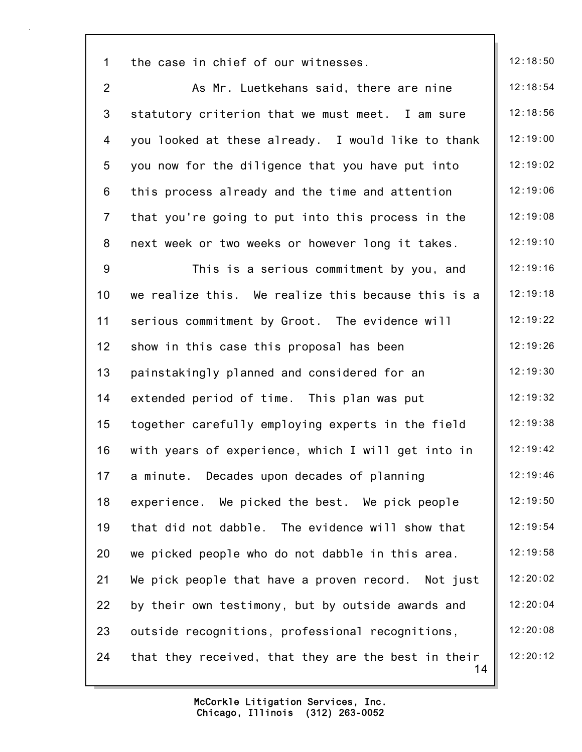the case in chief of our witnesses.

As Mr. Luetkehans said, there are nine statutory criterion that we must meet. I am sure you looked at these already. I would like to thank you now for the diligence that you have put into this process already and the time and attention that you're going to put into this process in the next week or two weeks or however long it takes.

This is a serious commitment by you, and we realize this. We realize this because this is a serious commitment by Groot. The evidence will show in this case this proposal has been painstakingly planned and considered for an extended period of time. This plan was put together carefully employing experts in the field with years of experience, which I will get into in a minute. Decades upon decades of planning experience. We picked the best. We pick people that did not dabble. The evidence will show that we picked people who do not dabble in this area. We pick people that have a proven record. Not just by their own testimony, but by outside awards and outside recognitions, professional recognitions, that they received, that they are the best in their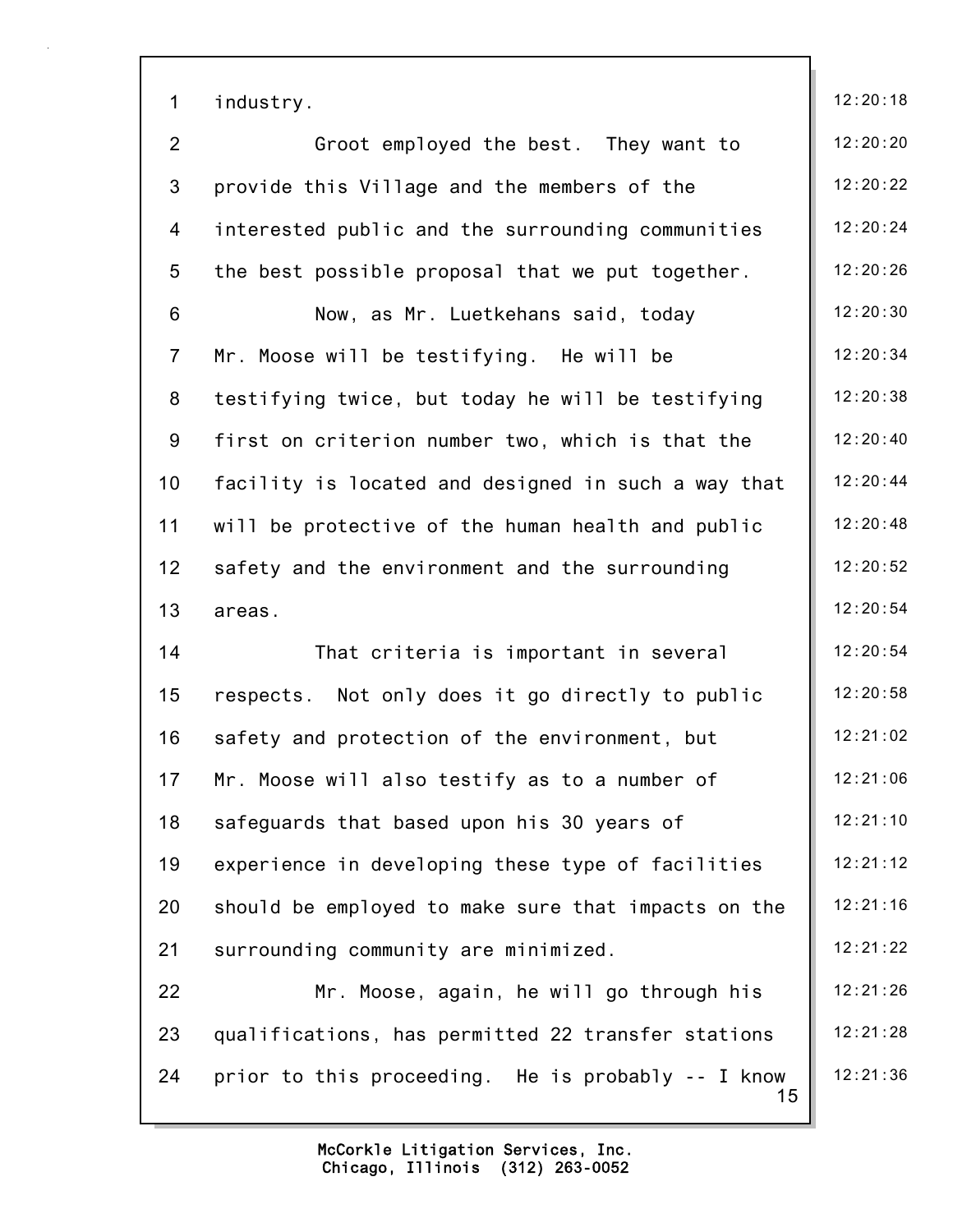industry.

Groot employed the best. They want to provide this Village and the members of the interested public and the surrounding communities the best possible proposal that we put together.

Now, as Mr. Luetkehans said, today Mr. Moose will be testifying. He will be testifying twice, but today he will be testifying first on criterion number two, which is that the facility is located and designed in such a way that will be protective of the human health and public safety and the environment and the surrounding areas.

That criteria is important in several respects. Not only does it go directly to public safety and protection of the environment, but Mr. Moose will also testify as to a number of safeguards that based upon his 30 years of experience in developing these type of facilities should be employed to make sure that impacts on the surrounding community are minimized.

Mr. Moose, again, he will go through his qualifications, has permitted 22 transfer stations prior to this proceeding. He is probably -- I know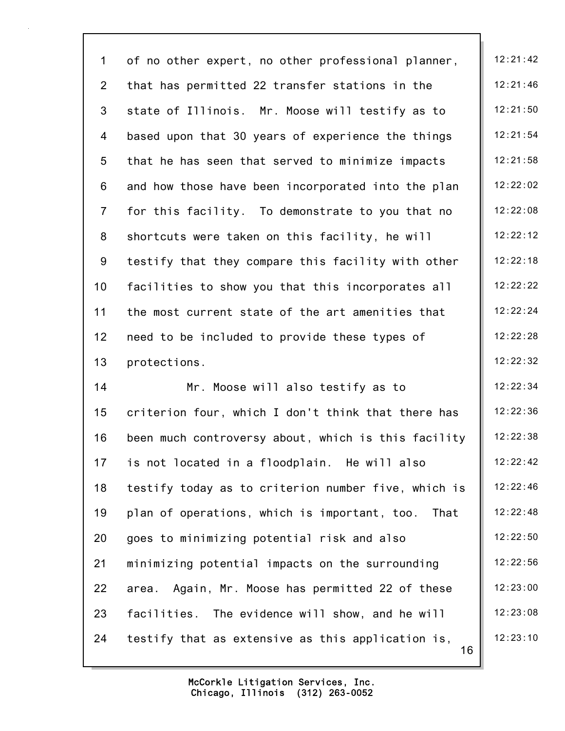of no other expert, no other professional planner, that has permitted 22 transfer stations in the state of Illinois. Mr. Moose will testify as to based upon that 30 years of experience the things that he has seen that served to minimize impacts and how those have been incorporated into the plan for this facility. To demonstrate to you that no shortcuts were taken on this facility, he will testify that they compare this facility with other facilities to show you that this incorporates all the most current state of the art amenities that need to be included to provide these types of protections.

Mr. Moose will also testify as to criterion four, which I don't think that there has been much controversy about, which is this facility is not located in a floodplain. He will also testify today as to criterion number five, which is plan of operations, which is important, too. That goes to minimizing potential risk and also minimizing potential impacts on the surrounding area. Again, Mr. Moose has permitted 22 of these facilities. The evidence will show, and he will testify that as extensive as this application is,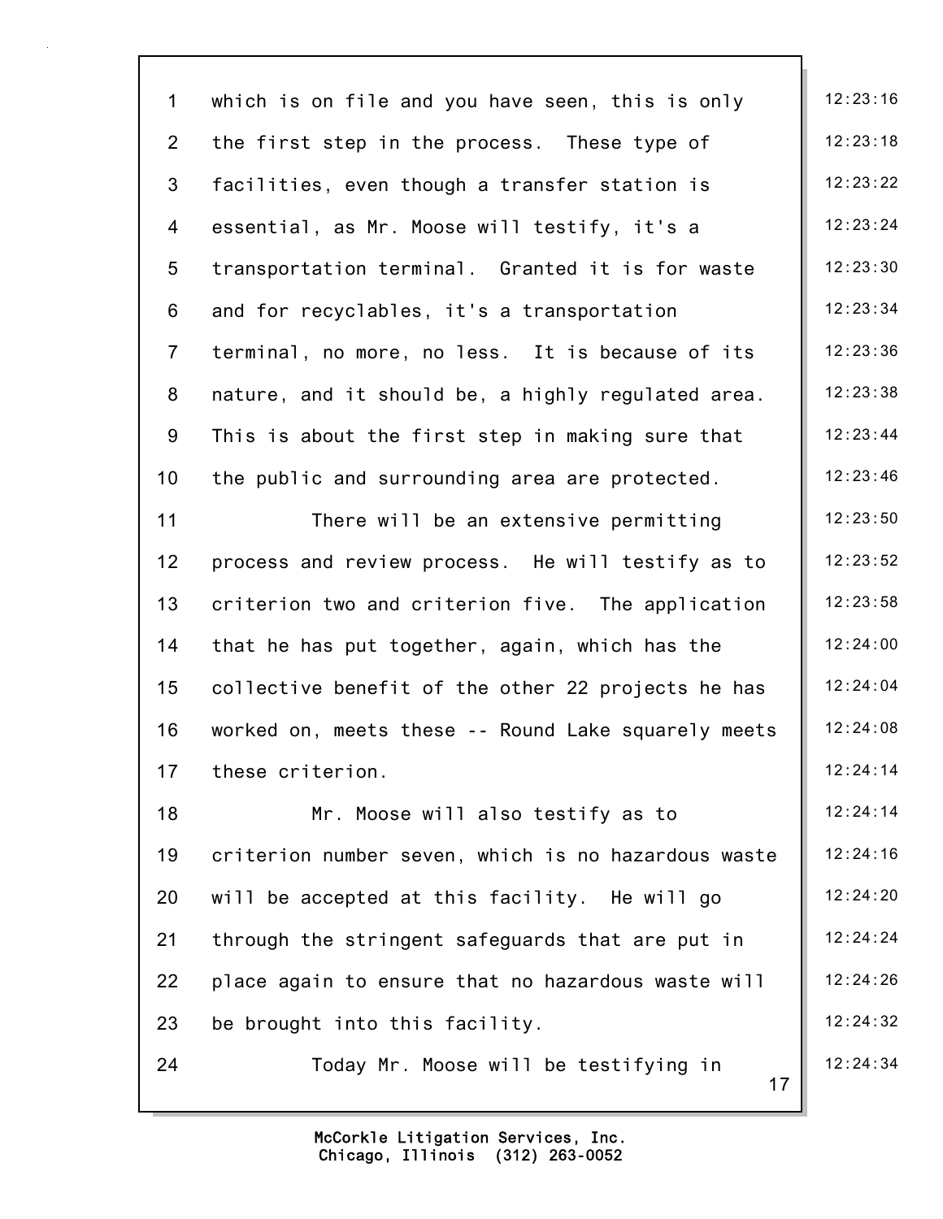which is on file and you have seen, this is only the first step in the process. These type of facilities, even though a transfer station is essential, as Mr. Moose will testify, it's a transportation terminal. Granted it is for waste and for recyclables, it's a transportation terminal, no more, no less. It is because of its nature, and it should be, a highly regulated area. This is about the first step in making sure that the public and surrounding area are protected.

There will be an extensive permitting process and review process. He will testify as to criterion two and criterion five. The application that he has put together, again, which has the collective benefit of the other 22 projects he has worked on, meets these -- Round Lake squarely meets these criterion.

Mr. Moose will also testify as to criterion number seven, which is no hazardous waste will be accepted at this facility. He will go through the stringent safeguards that are put in place again to ensure that no hazardous waste will be brought into this facility.

Today Mr. Moose will be testifying in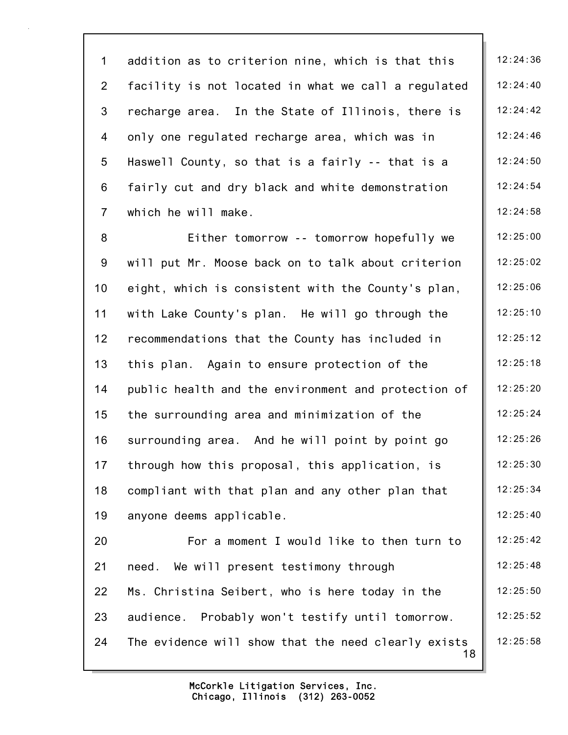1 addition as to criterion nine, which is that this 12:24:36
2 facility is not located in what we call a regulated 12:24:40
3 recharge area. In the State of Illinois, there is 12:24:42
4 only one regulated recharge area, which was in 12:24:46
5 Haswell County, so that is a fairly -- that is a 12:24:50
6 fairly cut and dry black and white demonstration 12:24:54
7 which he will make. 12:24:58
8 Either tomorrow -- tomorrow hopefully we 12:25:00
9 will put Mr. Moose back on to talk about criterion 12:25:02
10 eight, which is consistent with the County's plan, 12:25:06
11 with Lake County's plan. He will go through the 12:25:10
12 recommendations that the County has included in 12:25:12
13 this plan. Again to ensure protection of the 12:25:18
14 public health and the environment and protection of 12:25:20
15 the surrounding area and minimization of the 12:25:24
16 surrounding area. And he will point by point go 12:25:26
17 through how this proposal, this application, is 12:25:30
18 compliant with that plan and any other plan that 12:25:34
19 anyone deems applicable. 12:25:40
20 For a moment I would like to then turn to 12:25:42
21 need. We will present testimony through 12:25:48
22 Ms. Christina Seibert, who is here today in the 12:25:50
23 audience. Probably won't testify until tomorrow. 12:25:52
24 The evidence will show that the need clearly exists 12:25:58

McCorkle Litigation Services, Inc.
Chicago, Illinois (312) 263-0052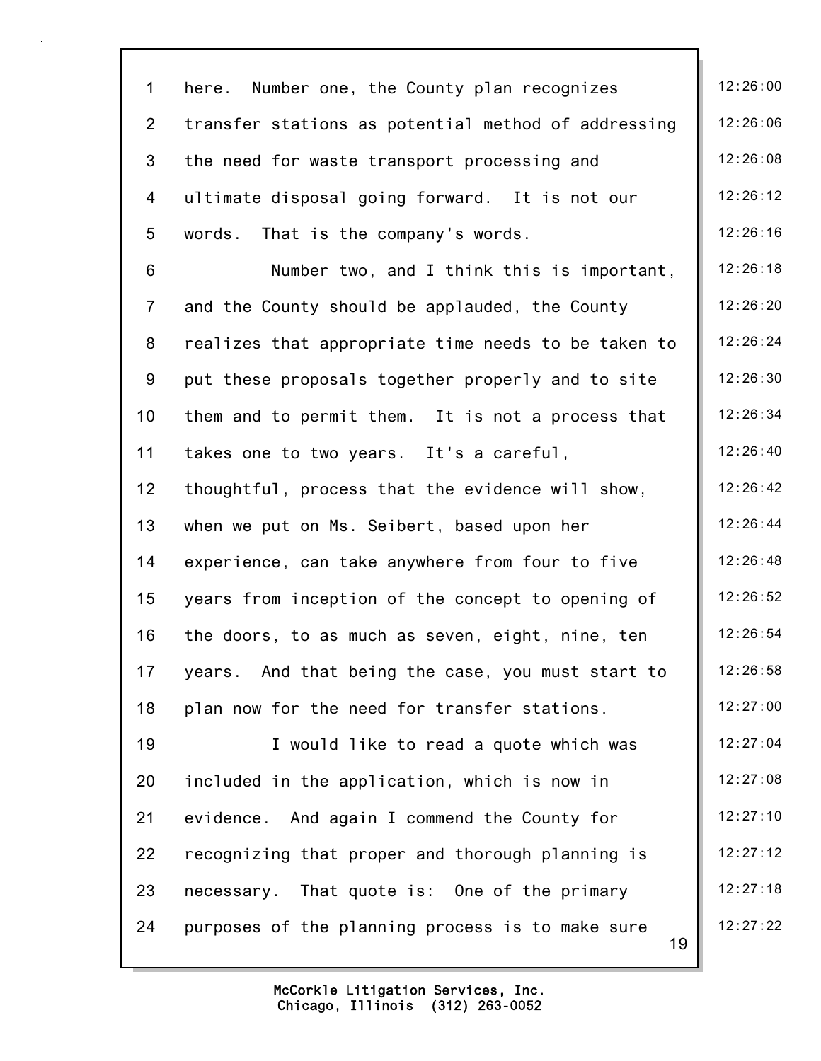here. Number one, the County plan recognizes transfer stations as potential method of addressing the need for waste transport processing and ultimate disposal going forward. It is not our words. That is the company's words.

Number two, and I think this is important, and the County should be applauded, the County realizes that appropriate time needs to be taken to put these proposals together properly and to site them and to permit them. It is not a process that takes one to two years. It's a careful, thoughtful, process that the evidence will show, when we put on Ms. Seibert, based upon her experience, can take anywhere from four to five years from inception of the concept to opening of the doors, to as much as seven, eight, nine, ten years. And that being the case, you must start to plan now for the need for transfer stations.

I would like to read a quote which was included in the application, which is now in evidence. And again I commend the County for recognizing that proper and thorough planning is necessary. That quote is: One of the primary purposes of the planning process is to make sure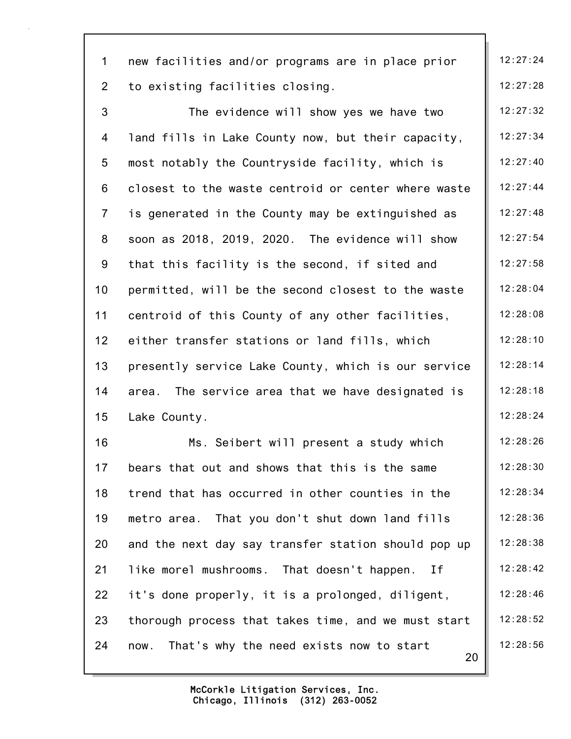new facilities and/or programs are in place prior to existing facilities closing.

The evidence will show yes we have two land fills in Lake County now, but their capacity, most notably the Countryside facility, which is closest to the waste centroid or center where waste is generated in the County may be extinguished as soon as 2018, 2019, 2020. The evidence will show that this facility is the second, if sited and permitted, will be the second closest to the waste centroid of this County of any other facilities, either transfer stations or land fills, which presently service Lake County, which is our service area. The service area that we have designated is Lake County.

Ms. Seibert will present a study which bears that out and shows that this is the same trend that has occurred in other counties in the metro area. That you don't shut down land fills and the next day say transfer station should pop up like morel mushrooms. That doesn't happen. If it's done properly, it is a prolonged, diligent, thorough process that takes time, and we must start now. That's why the need exists now to start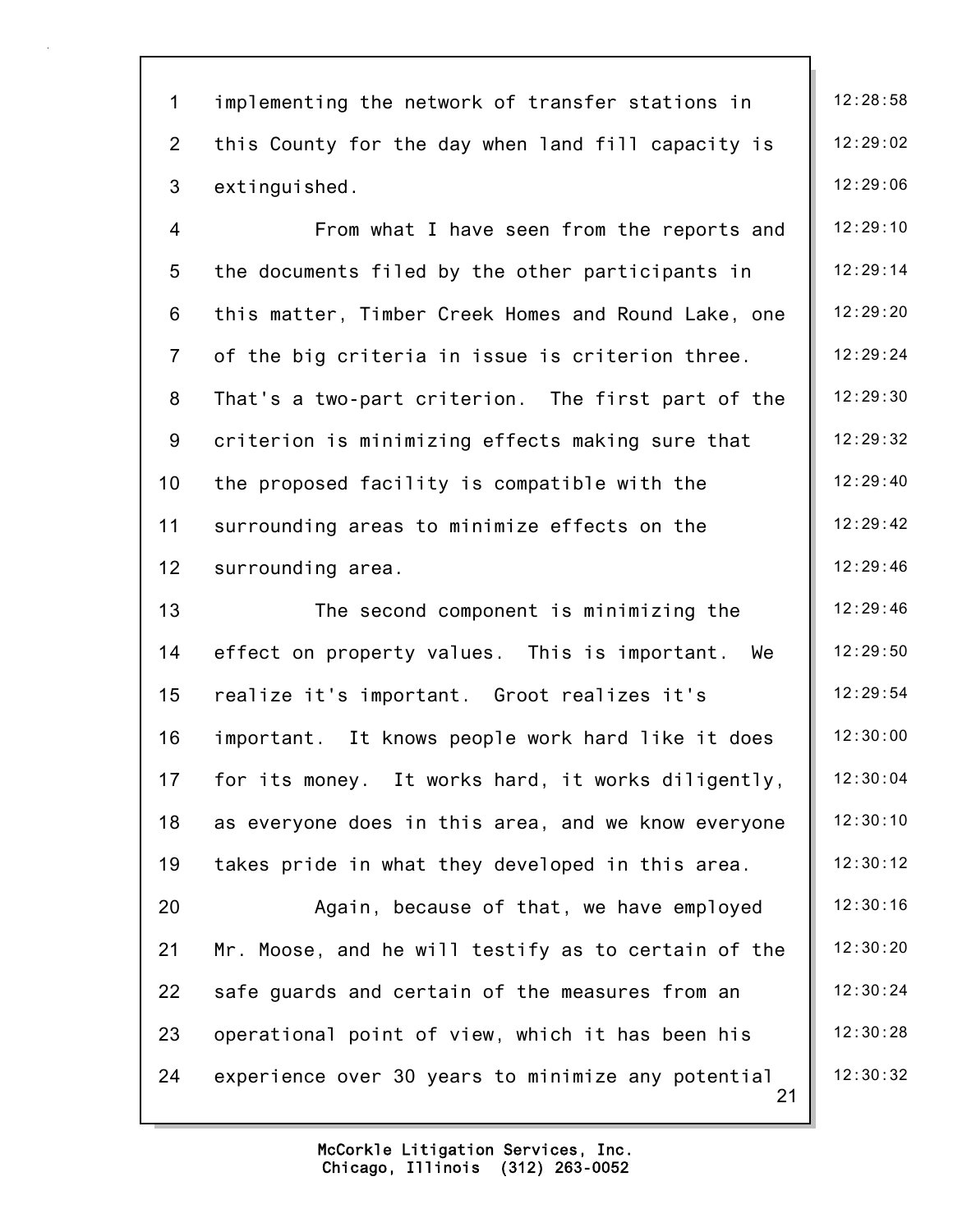implementing the network of transfer stations in this County for the day when land fill capacity is extinguished.

From what I have seen from the reports and the documents filed by the other participants in this matter, Timber Creek Homes and Round Lake, one of the big criteria in issue is criterion three. That's a two-part criterion. The first part of the criterion is minimizing effects making sure that the proposed facility is compatible with the surrounding areas to minimize effects on the surrounding area.

The second component is minimizing the effect on property values. This is important. We realize it's important. Groot realizes it's important. It knows people work hard like it does for its money. It works hard, it works diligently, as everyone does in this area, and we know everyone takes pride in what they developed in this area.

Again, because of that, we have employed Mr. Moose, and he will testify as to certain of the safe guards and certain of the measures from an operational point of view, which it has been his experience over 30 years to minimize any potential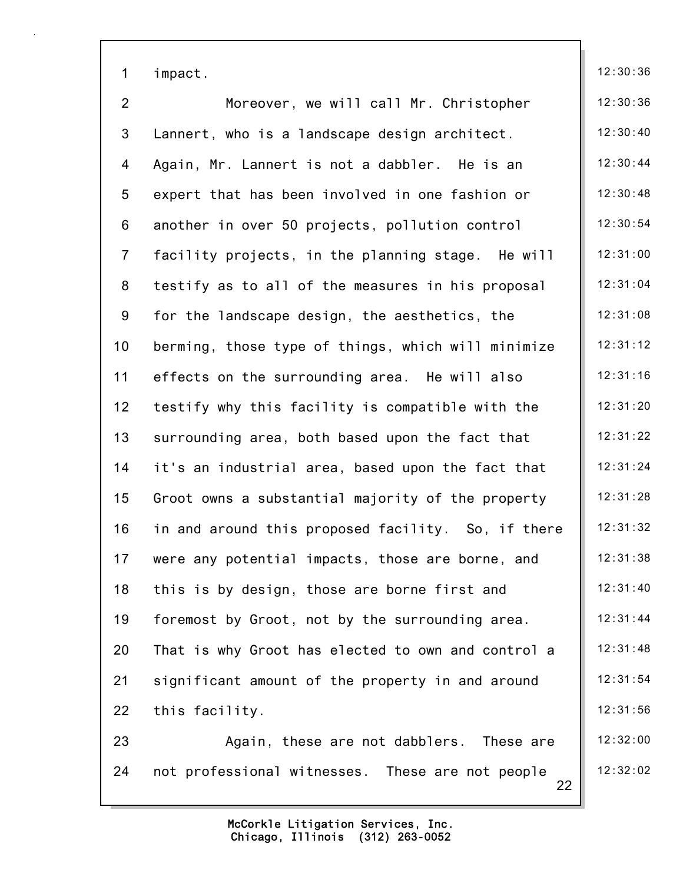impact.

Moreover, we will call Mr. Christopher Lannert, who is a landscape design architect. Again, Mr. Lannert is not a dabbler. He is an expert that has been involved in one fashion or another in over 50 projects, pollution control facility projects, in the planning stage. He will testify as to all of the measures in his proposal for the landscape design, the aesthetics, the berming, those type of things, which will minimize effects on the surrounding area. He will also testify why this facility is compatible with the surrounding area, both based upon the fact that it's an industrial area, based upon the fact that Groot owns a substantial majority of the property in and around this proposed facility. So, if there were any potential impacts, those are borne, and this is by design, those are borne first and foremost by Groot, not by the surrounding area. That is why Groot has elected to own and control a significant amount of the property in and around this facility.

Again, these are not dabblers. These are not professional witnesses. These are not people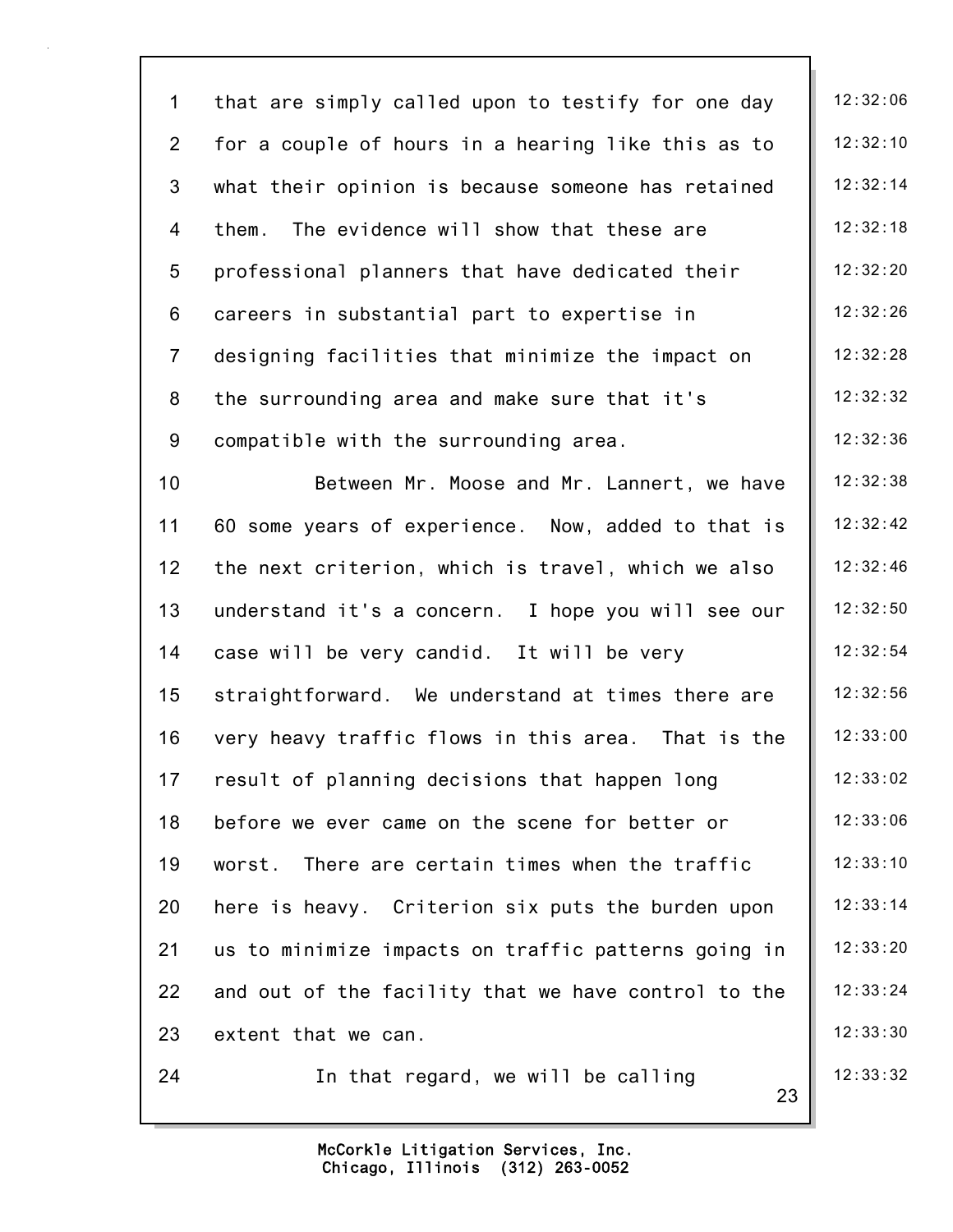1 that are simply called upon to testify for one day 12:32:06
2 for a couple of hours in a hearing like this as to 12:32:10
3 what their opinion is because someone has retained 12:32:14
4 them. The evidence will show that these are 12:32:18
5 professional planners that have dedicated their 12:32:20
6 careers in substantial part to expertise in 12:32:26
7 designing facilities that minimize the impact on 12:32:28
8 the surrounding area and make sure that it's 12:32:32
9 compatible with the surrounding area. 12:32:36
10 Between Mr. Moose and Mr. Lannert, we have 12:32:38
11 60 some years of experience. Now, added to that is 12:32:42
12 the next criterion, which is travel, which we also 12:32:46
13 understand it's a concern. I hope you will see our 12:32:50
14 case will be very candid. It will be very 12:32:54
15 straightforward. We understand at times there are 12:32:56
16 very heavy traffic flows in this area. That is the 12:33:00
17 result of planning decisions that happen long 12:33:02
18 before we ever came on the scene for better or 12:33:06
19 worst. There are certain times when the traffic 12:33:10
20 here is heavy. Criterion six puts the burden upon 12:33:14
21 us to minimize impacts on traffic patterns going in 12:33:20
22 and out of the facility that we have control to the 12:33:24
23 extent that we can. 12:33:30
24 In that regard, we will be calling 12:33:32

McCorkle Litigation Services, Inc.
Chicago, Illinois (312) 263-0052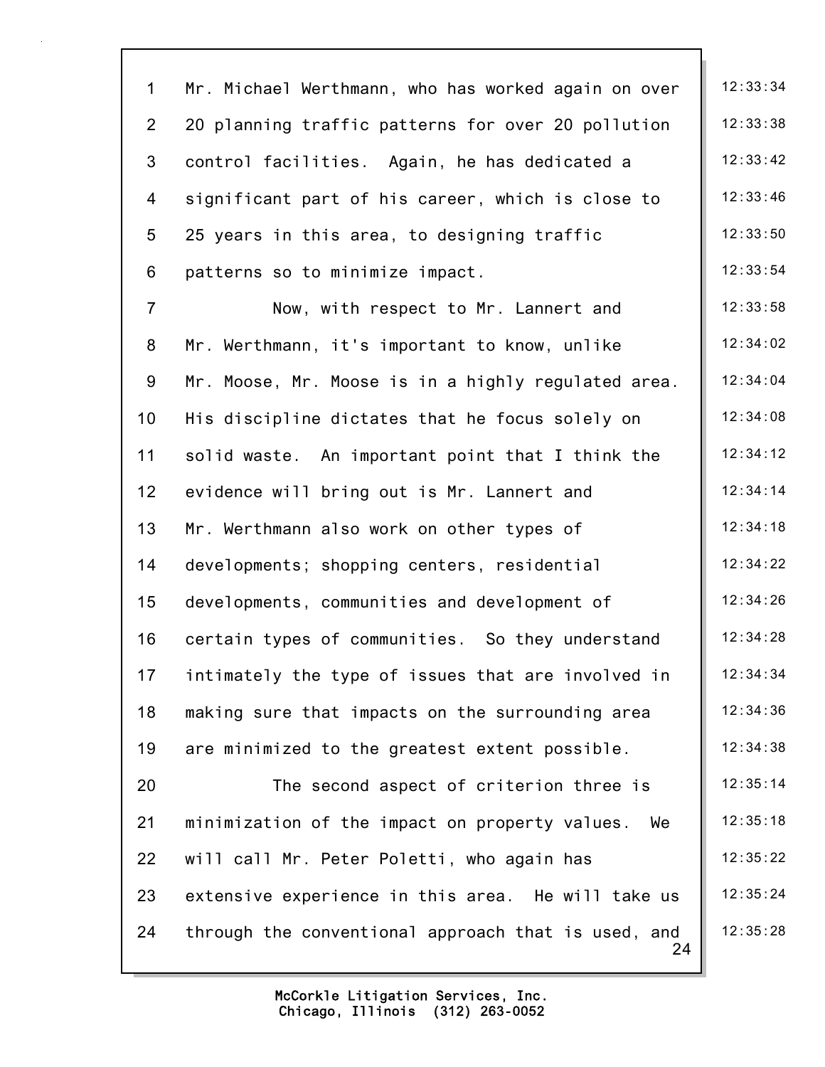Mr. Michael Werthmann, who has worked again on over 20 planning traffic patterns for over 20 pollution control facilities. Again, he has dedicated a significant part of his career, which is close to 25 years in this area, to designing traffic patterns so to minimize impact.

Now, with respect to Mr. Lannert and Mr. Werthmann, it's important to know, unlike Mr. Moose, Mr. Moose is in a highly regulated area. His discipline dictates that he focus solely on solid waste. An important point that I think the evidence will bring out is Mr. Lannert and Mr. Werthmann also work on other types of developments; shopping centers, residential developments, communities and development of certain types of communities. So they understand intimately the type of issues that are involved in making sure that impacts on the surrounding area are minimized to the greatest extent possible.

The second aspect of criterion three is minimization of the impact on property values. We will call Mr. Peter Poletti, who again has extensive experience in this area. He will take us through the conventional approach that is used, and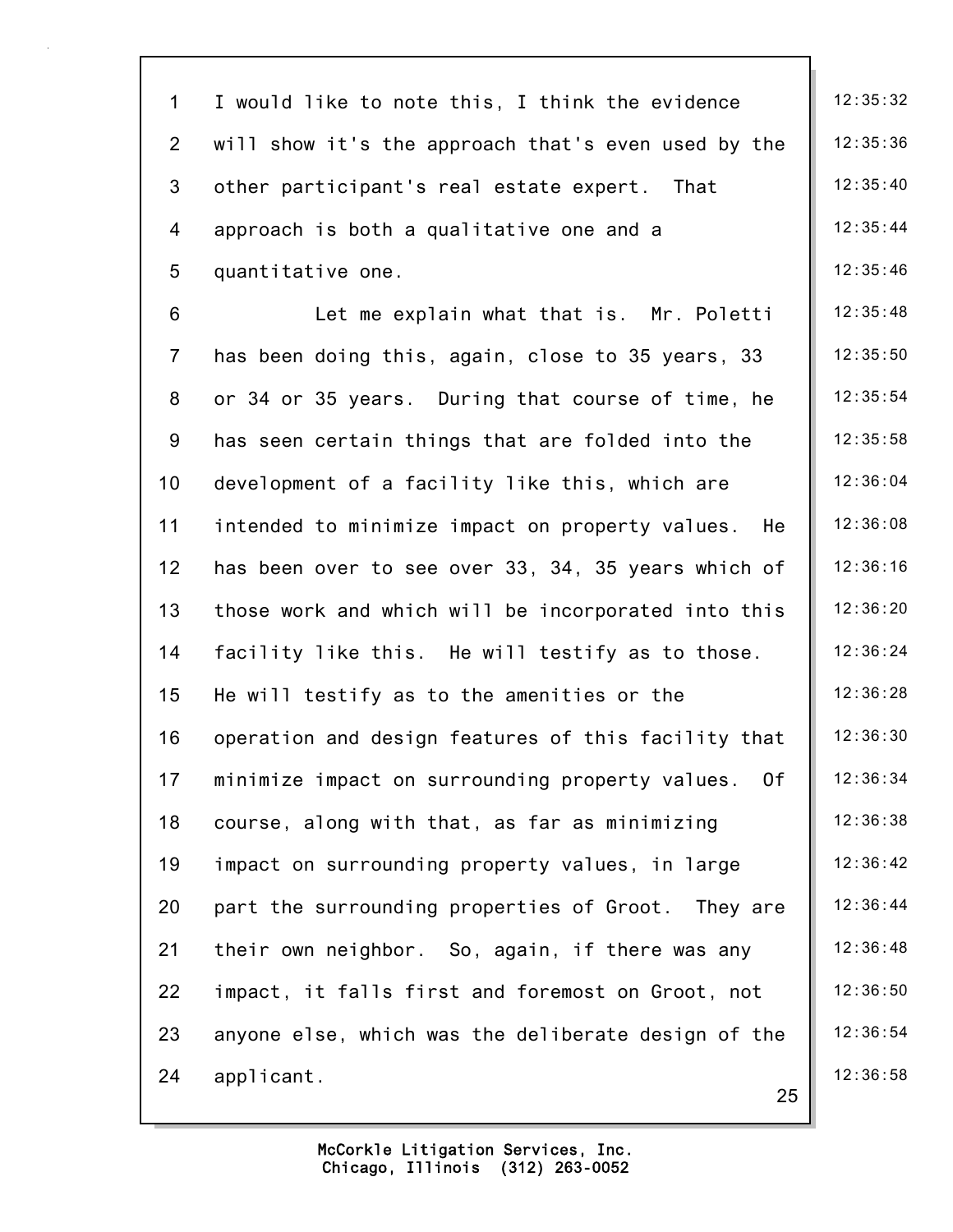I would like to note this, I think the evidence will show it's the approach that's even used by the other participant's real estate expert. That approach is both a qualitative one and a quantitative one.

Let me explain what that is. Mr. Poletti has been doing this, again, close to 35 years, 33 or 34 or 35 years. During that course of time, he has seen certain things that are folded into the development of a facility like this, which are intended to minimize impact on property values. He has been over to see over 33, 34, 35 years which of those work and which will be incorporated into this facility like this. He will testify as to those. He will testify as to the amenities or the operation and design features of this facility that minimize impact on surrounding property values. Of course, along with that, as far as minimizing impact on surrounding property values, in large part the surrounding properties of Groot. They are their own neighbor. So, again, if there was any impact, it falls first and foremost on Groot, not anyone else, which was the deliberate design of the applicant.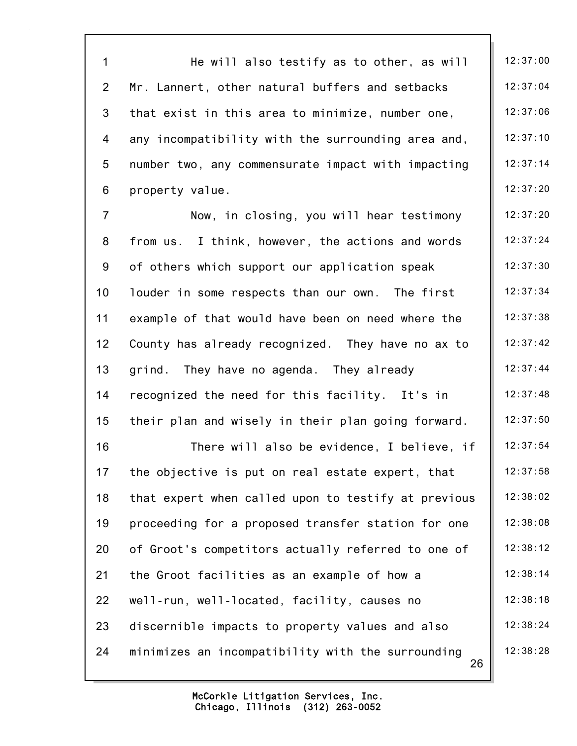He will also testify as to other, as will Mr. Lannert, other natural buffers and setbacks that exist in this area to minimize, number one, any incompatibility with the surrounding area and, number two, any commensurate impact with impacting property value.

Now, in closing, you will hear testimony from us. I think, however, the actions and words of others which support our application speak louder in some respects than our own. The first example of that would have been on need where the County has already recognized. They have no ax to grind. They have no agenda. They already recognized the need for this facility. It's in their plan and wisely in their plan going forward.

There will also be evidence, I believe, if the objective is put on real estate expert, that that expert when called upon to testify at previous proceeding for a proposed transfer station for one of Groot's competitors actually referred to one of the Groot facilities as an example of how a well-run, well-located, facility, causes no discernible impacts to property values and also minimizes an incompatibility with the surrounding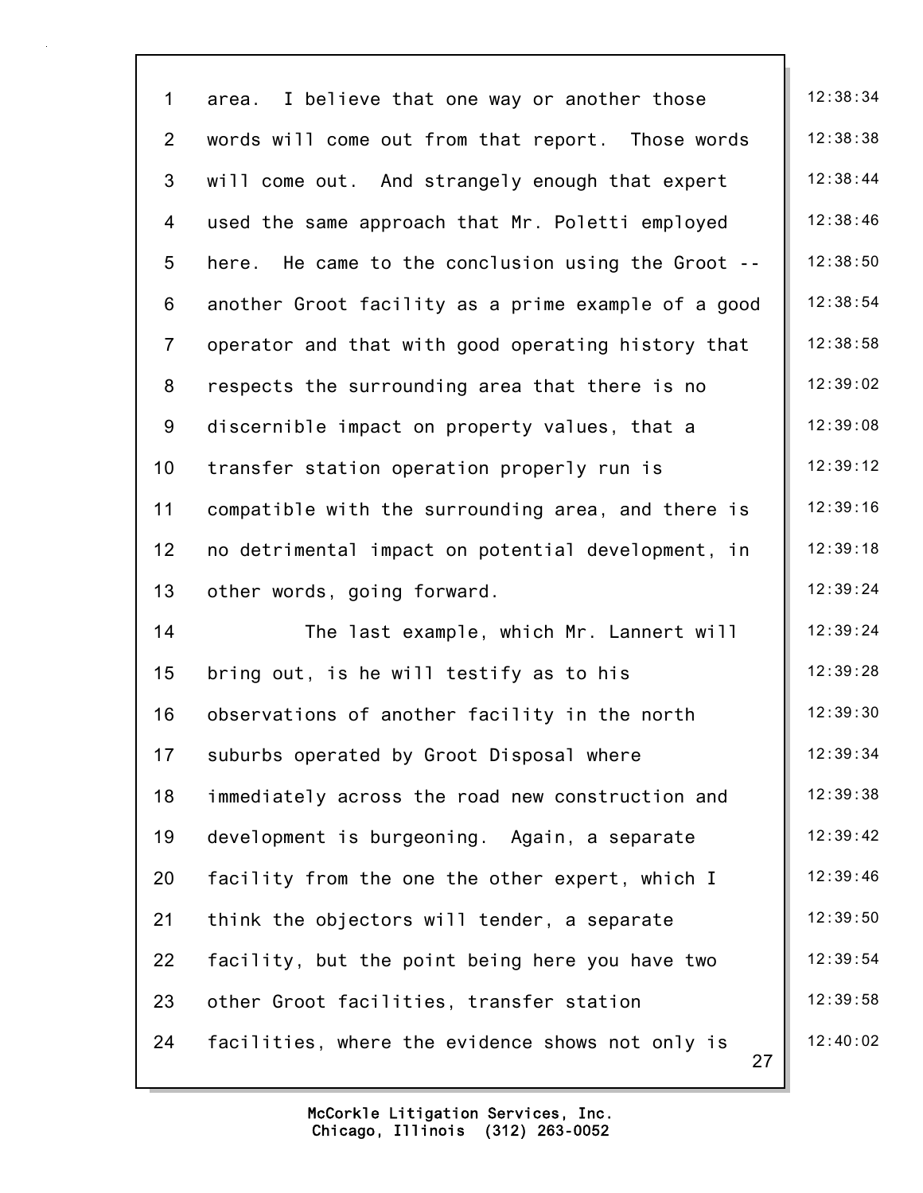area. I believe that one way or another those words will come out from that report. Those words will come out. And strangely enough that expert used the same approach that Mr. Poletti employed here. He came to the conclusion using the Groot -- another Groot facility as a prime example of a good operator and that with good operating history that respects the surrounding area that there is no discernible impact on property values, that a transfer station operation properly run is compatible with the surrounding area, and there is no detrimental impact on potential development, in other words, going forward.

The last example, which Mr. Lannert will bring out, is he will testify as to his observations of another facility in the north suburbs operated by Groot Disposal where immediately across the road new construction and development is burgeoning. Again, a separate facility from the one the other expert, which I think the objectors will tender, a separate facility, but the point being here you have two other Groot facilities, transfer station facilities, where the evidence shows not only is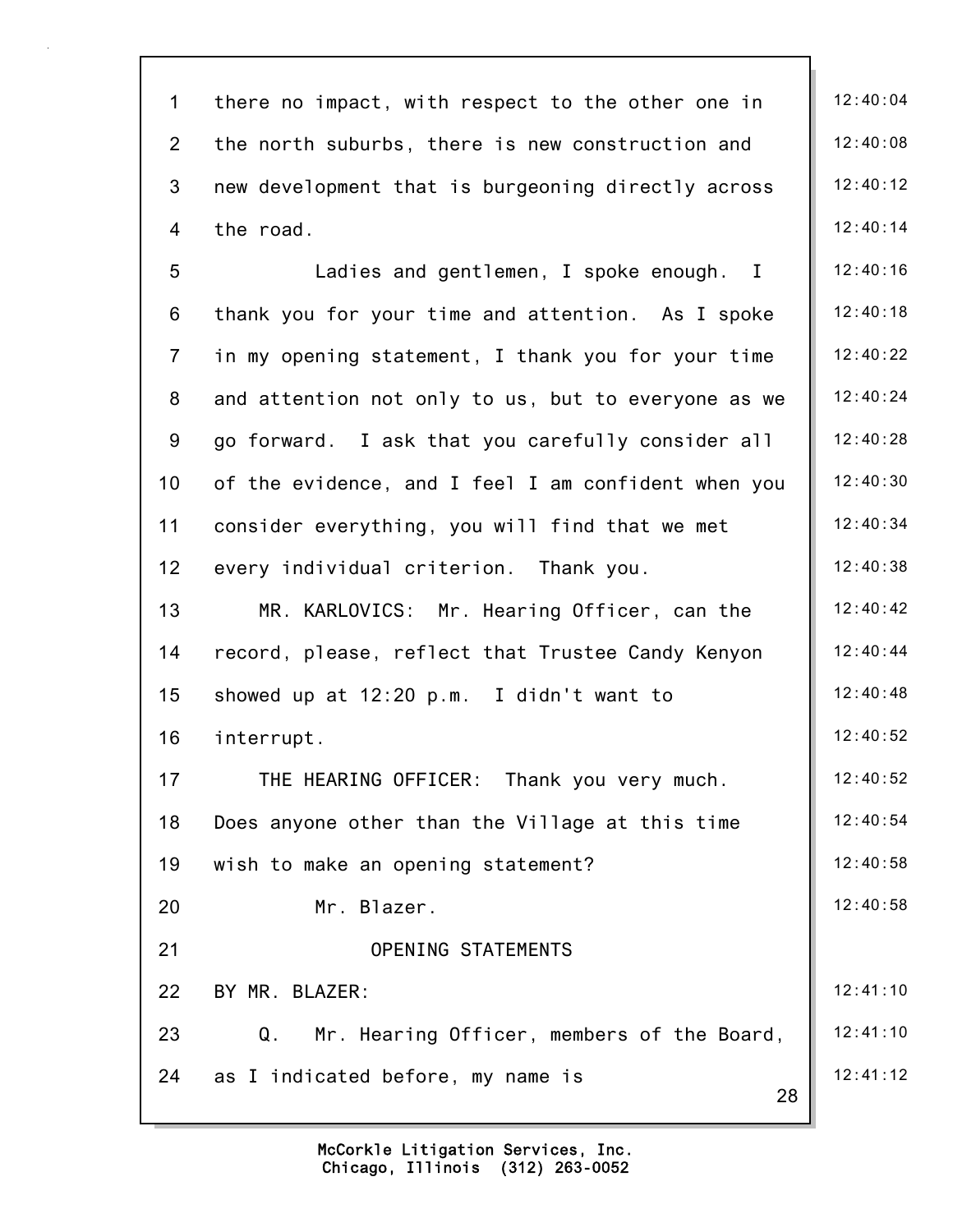there no impact, with respect to the other one in the north suburbs, there is new construction and new development that is burgeoning directly across the road.

Ladies and gentlemen, I spoke enough. I thank you for your time and attention. As I spoke in my opening statement, I thank you for your time and attention not only to us, but to everyone as we go forward. I ask that you carefully consider all of the evidence, and I feel I am confident when you consider everything, you will find that we met every individual criterion. Thank you.

MR. KARLOVICS: Mr. Hearing Officer, can the record, please, reflect that Trustee Candy Kenyon showed up at 12:20 p.m. I didn't want to interrupt.

THE HEARING OFFICER: Thank you very much. Does anyone other than the Village at this time wish to make an opening statement?

Mr. Blazer.

OPENING STATEMENTS

BY MR. BLAZER:

Q. Mr. Hearing Officer, members of the Board, as I indicated before, my name is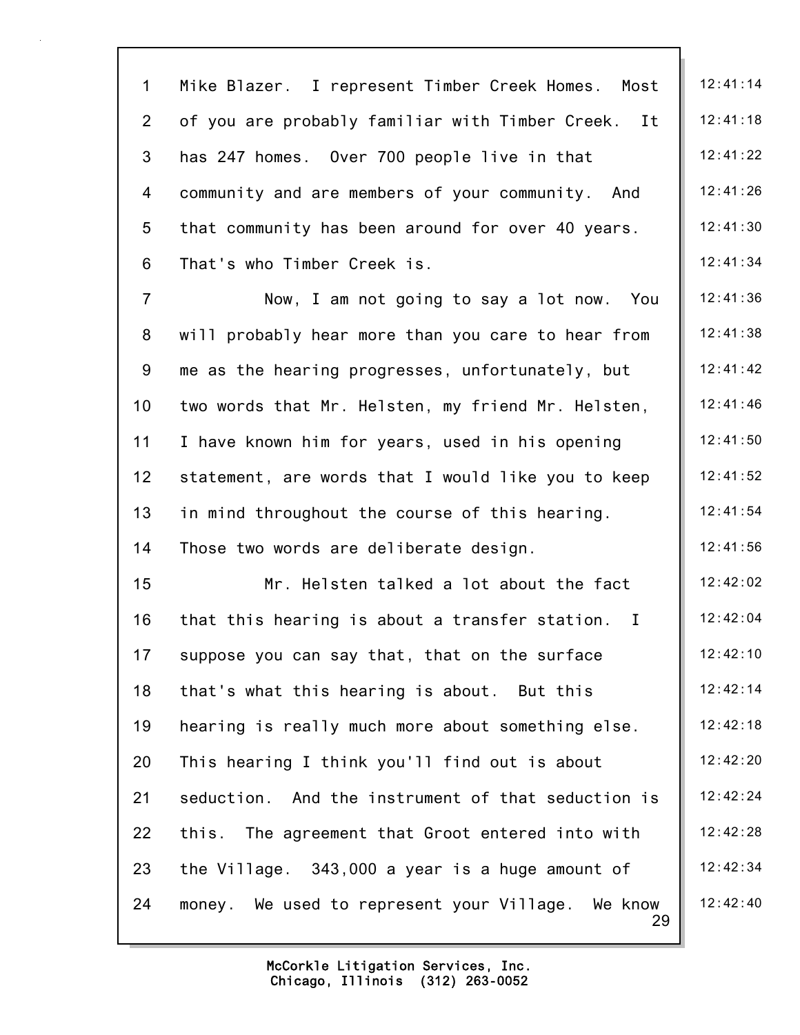Mike Blazer. I represent Timber Creek Homes. Most of you are probably familiar with Timber Creek. It has 247 homes. Over 700 people live in that community and are members of your community. And that community has been around for over 40 years. That's who Timber Creek is.

Now, I am not going to say a lot now. You will probably hear more than you care to hear from me as the hearing progresses, unfortunately, but two words that Mr. Helsten, my friend Mr. Helsten, I have known him for years, used in his opening statement, are words that I would like you to keep in mind throughout the course of this hearing. Those two words are deliberate design.

Mr. Helsten talked a lot about the fact that this hearing is about a transfer station. I suppose you can say that, that on the surface that's what this hearing is about. But this hearing is really much more about something else. This hearing I think you'll find out is about seduction. And the instrument of that seduction is this. The agreement that Groot entered into with the Village. 343,000 a year is a huge amount of money. We used to represent your Village. We know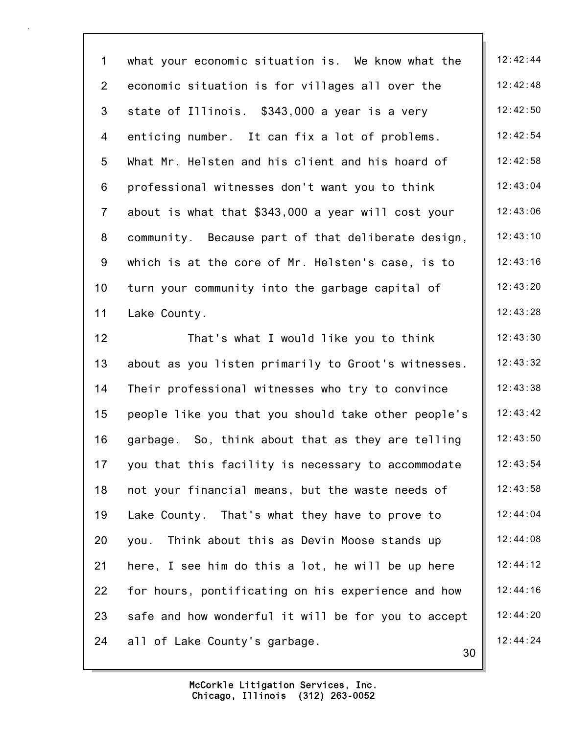what your economic situation is. We know what the economic situation is for villages all over the state of Illinois. $343,000 a year is a very enticing number. It can fix a lot of problems. What Mr. Helsten and his client and his hoard of professional witnesses don't want you to think about is what that $343,000 a year will cost your community. Because part of that deliberate design, which is at the core of Mr. Helsten's case, is to turn your community into the garbage capital of Lake County.

That's what I would like you to think about as you listen primarily to Groot's witnesses. Their professional witnesses who try to convince people like you that you should take other people's garbage. So, think about that as they are telling you that this facility is necessary to accommodate not your financial means, but the waste needs of Lake County. That's what they have to prove to you. Think about this as Devin Moose stands up here, I see him do this a lot, he will be up here for hours, pontificating on his experience and how safe and how wonderful it will be for you to accept all of Lake County's garbage.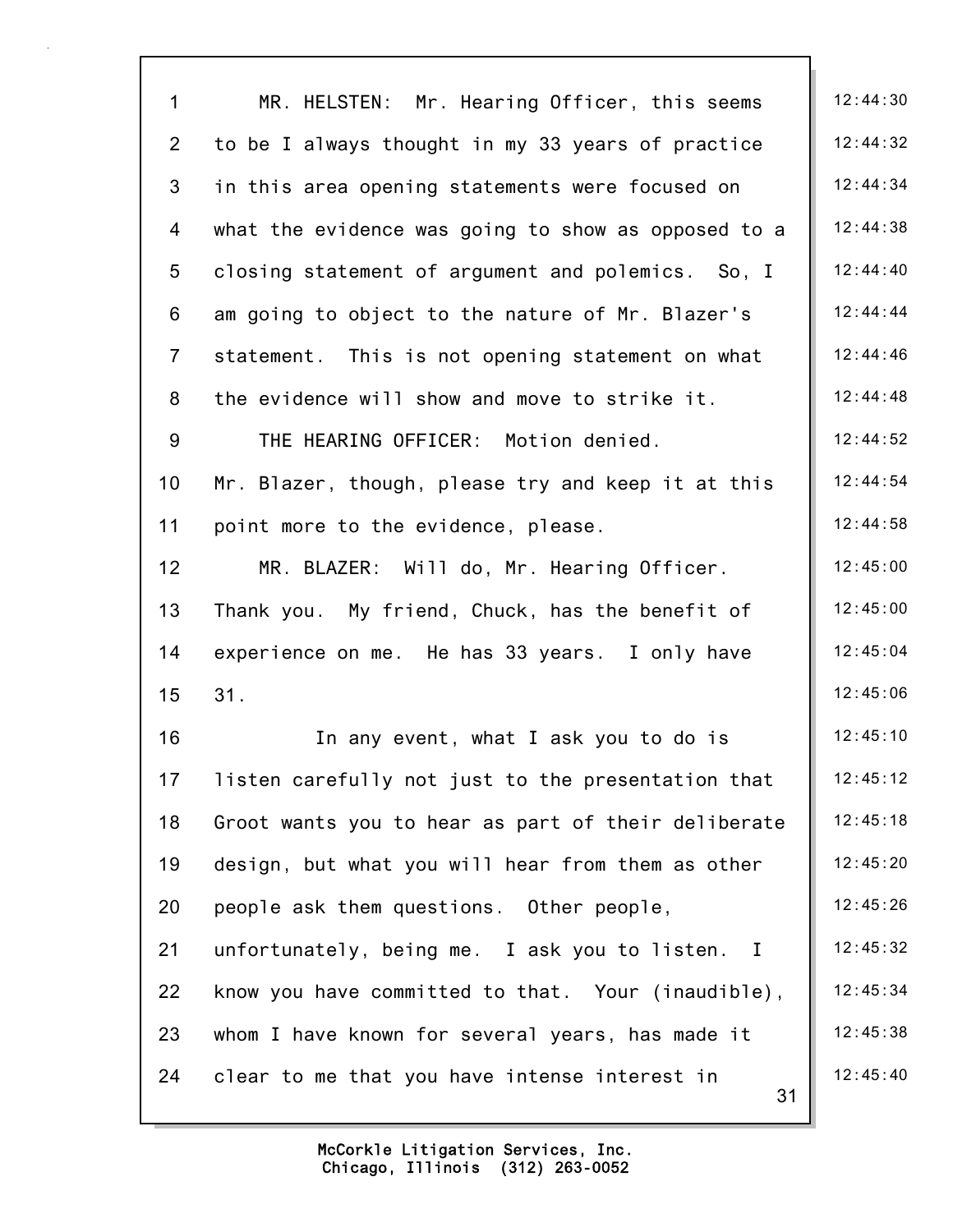MR. HELSTEN: Mr. Hearing Officer, this seems to be I always thought in my 33 years of practice in this area opening statements were focused on what the evidence was going to show as opposed to a closing statement of argument and polemics. So, I am going to object to the nature of Mr. Blazer's statement. This is not opening statement on what the evidence will show and move to strike it.

THE HEARING OFFICER: Motion denied. Mr. Blazer, though, please try and keep it at this point more to the evidence, please.

MR. BLAZER: Will do, Mr. Hearing Officer. Thank you. My friend, Chuck, has the benefit of experience on me. He has 33 years. I only have 31.

In any event, what I ask you to do is listen carefully not just to the presentation that Groot wants you to hear as part of their deliberate design, but what you will hear from them as other people ask them questions. Other people, unfortunately, being me. I ask you to listen. I know you have committed to that. Your (inaudible), whom I have known for several years, has made it clear to me that you have intense interest in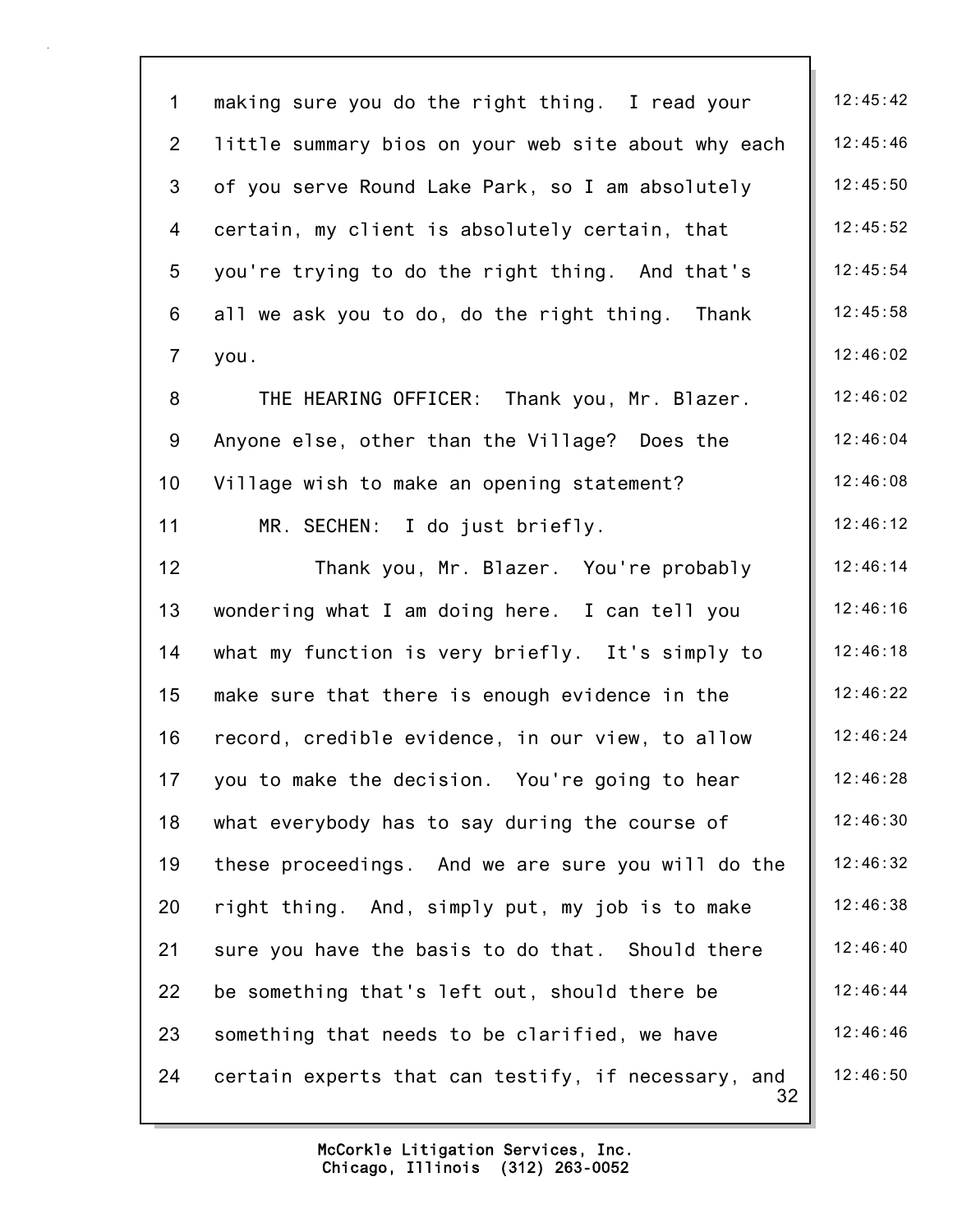making sure you do the right thing. I read your little summary bios on your web site about why each of you serve Round Lake Park, so I am absolutely certain, my client is absolutely certain, that you're trying to do the right thing. And that's all we ask you to do, do the right thing. Thank you.

THE HEARING OFFICER: Thank you, Mr. Blazer. Anyone else, other than the Village? Does the Village wish to make an opening statement?

MR. SECHEN: I do just briefly.

Thank you, Mr. Blazer. You're probably wondering what I am doing here. I can tell you what my function is very briefly. It's simply to make sure that there is enough evidence in the record, credible evidence, in our view, to allow you to make the decision. You're going to hear what everybody has to say during the course of these proceedings. And we are sure you will do the right thing. And, simply put, my job is to make sure you have the basis to do that. Should there be something that's left out, should there be something that needs to be clarified, we have certain experts that can testify, if necessary, and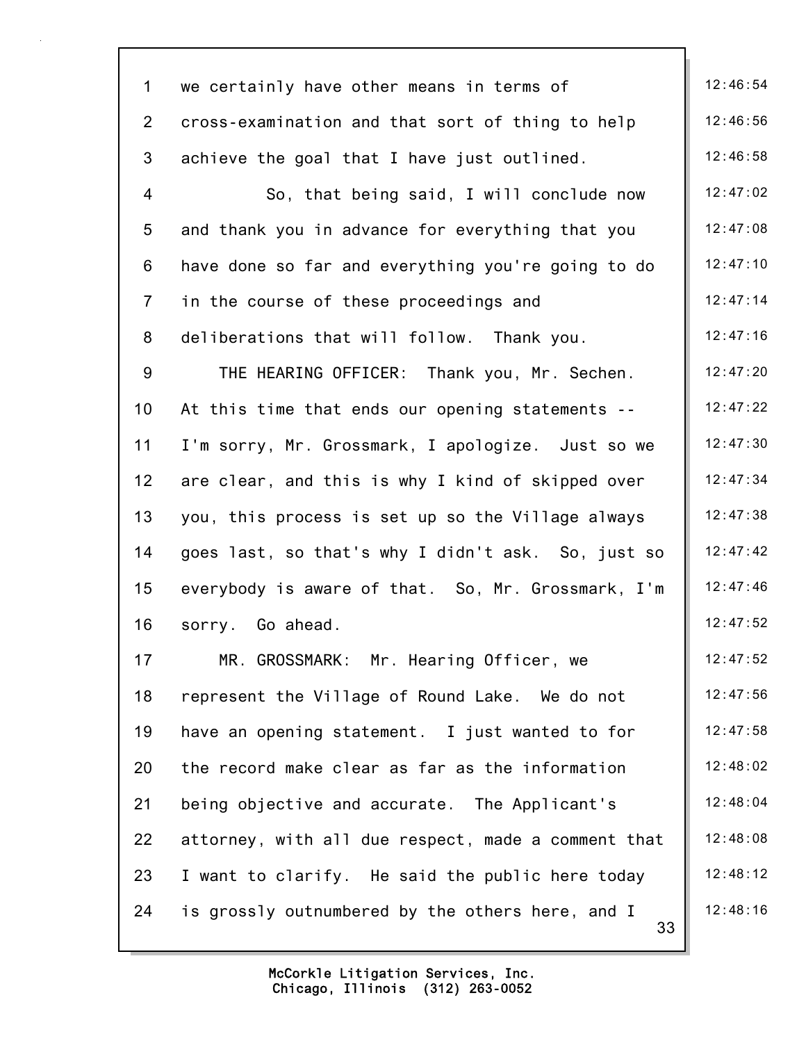we certainly have other means in terms of cross-examination and that sort of thing to help achieve the goal that I have just outlined.

So, that being said, I will conclude now and thank you in advance for everything that you have done so far and everything you're going to do in the course of these proceedings and deliberations that will follow. Thank you.

THE HEARING OFFICER: Thank you, Mr. Sechen. At this time that ends our opening statements -- I'm sorry, Mr. Grossmark, I apologize. Just so we are clear, and this is why I kind of skipped over you, this process is set up so the Village always goes last, so that's why I didn't ask. So, just so everybody is aware of that. So, Mr. Grossmark, I'm sorry. Go ahead.

MR. GROSSMARK: Mr. Hearing Officer, we represent the Village of Round Lake. We do not have an opening statement. I just wanted to for the record make clear as far as the information being objective and accurate. The Applicant's attorney, with all due respect, made a comment that I want to clarify. He said the public here today is grossly outnumbered by the others here, and I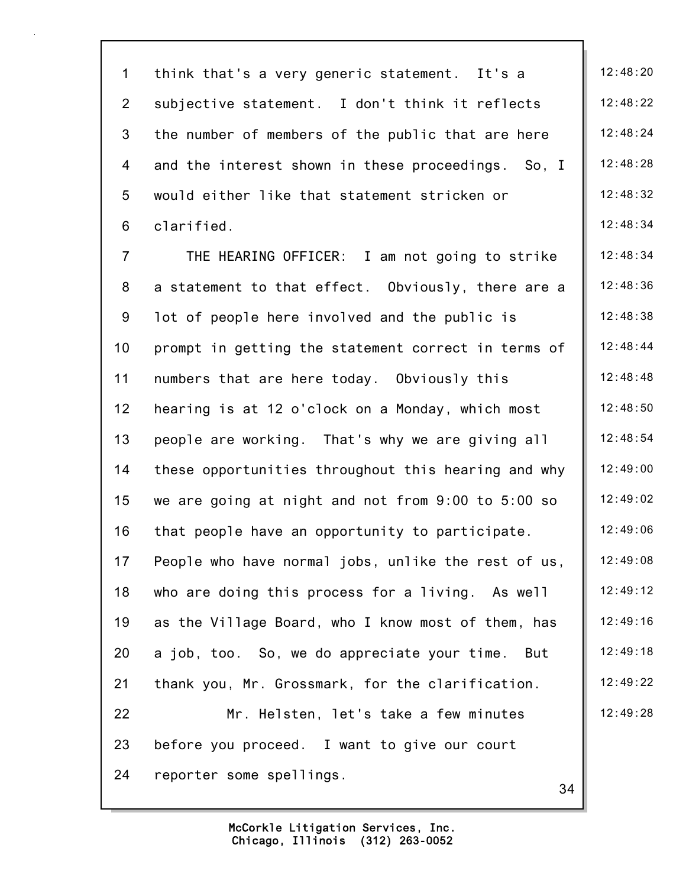think that's a very generic statement. It's a subjective statement. I don't think it reflects the number of members of the public that are here and the interest shown in these proceedings. So, I would either like that statement stricken or clarified.

THE HEARING OFFICER: I am not going to strike a statement to that effect. Obviously, there are a lot of people here involved and the public is prompt in getting the statement correct in terms of numbers that are here today. Obviously this hearing is at 12 o'clock on a Monday, which most people are working. That's why we are giving all these opportunities throughout this hearing and why we are going at night and not from 9:00 to 5:00 so that people have an opportunity to participate. People who have normal jobs, unlike the rest of us, who are doing this process for a living. As well as the Village Board, who I know most of them, has a job, too. So, we do appreciate your time. But thank you, Mr. Grossmark, for the clarification.

Mr. Helsten, let's take a few minutes before you proceed. I want to give our court reporter some spellings.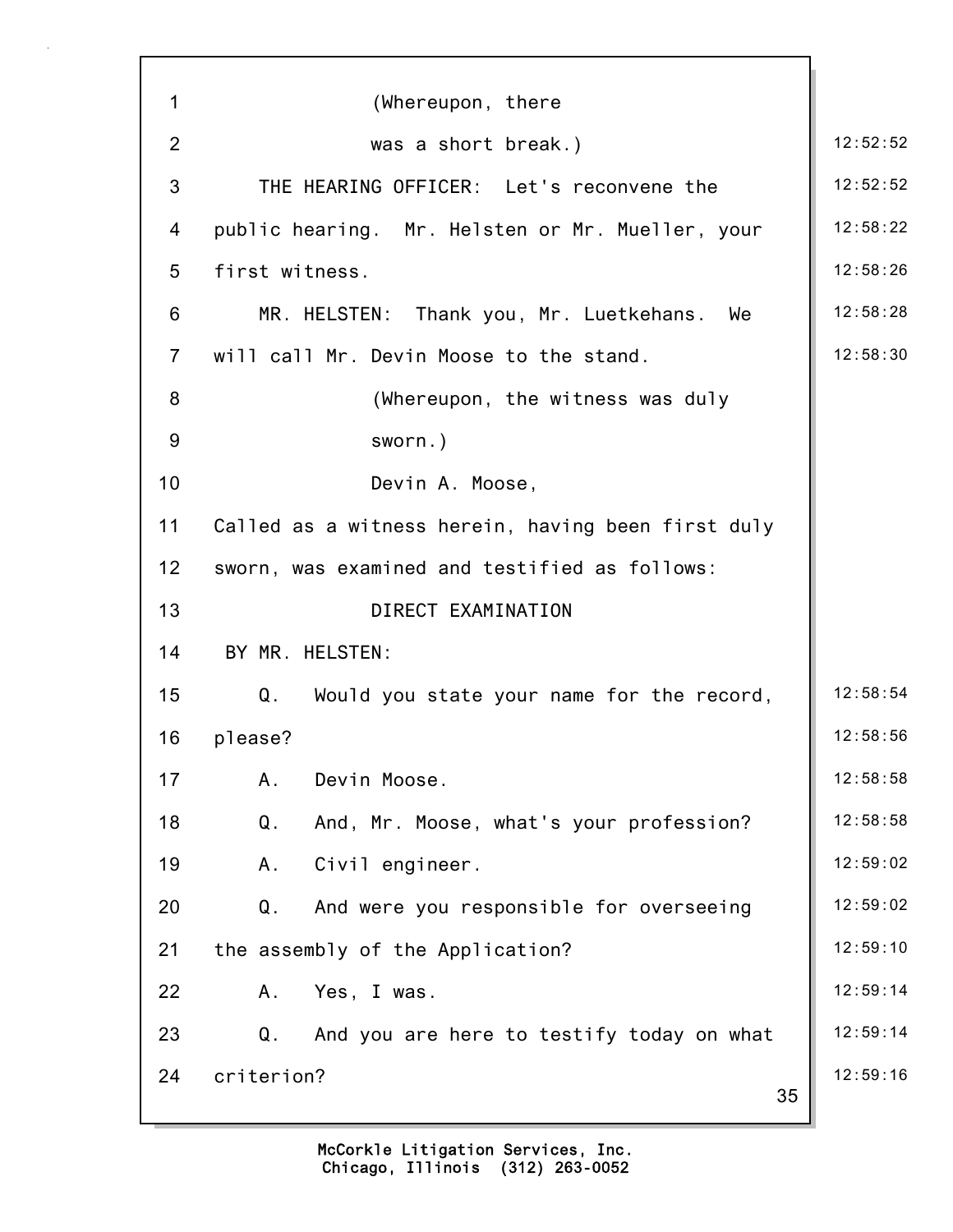(Whereupon, there was a short break.)

THE HEARING OFFICER: Let's reconvene the public hearing. Mr. Helsten or Mr. Mueller, your first witness.

MR. HELSTEN: Thank you, Mr. Luetkehans. We will call Mr. Devin Moose to the stand.

(Whereupon, the witness was duly sworn.)

Devin A. Moose,

Called as a witness herein, having been first duly sworn, was examined and testified as follows:

DIRECT EXAMINATION

BY MR. HELSTEN:

Q. Would you state your name for the record, please?

A. Devin Moose.

Q. And, Mr. Moose, what's your profession?

A. Civil engineer.

Q. And were you responsible for overseeing the assembly of the Application?

A. Yes, I was.

Q. And you are here to testify today on what criterion?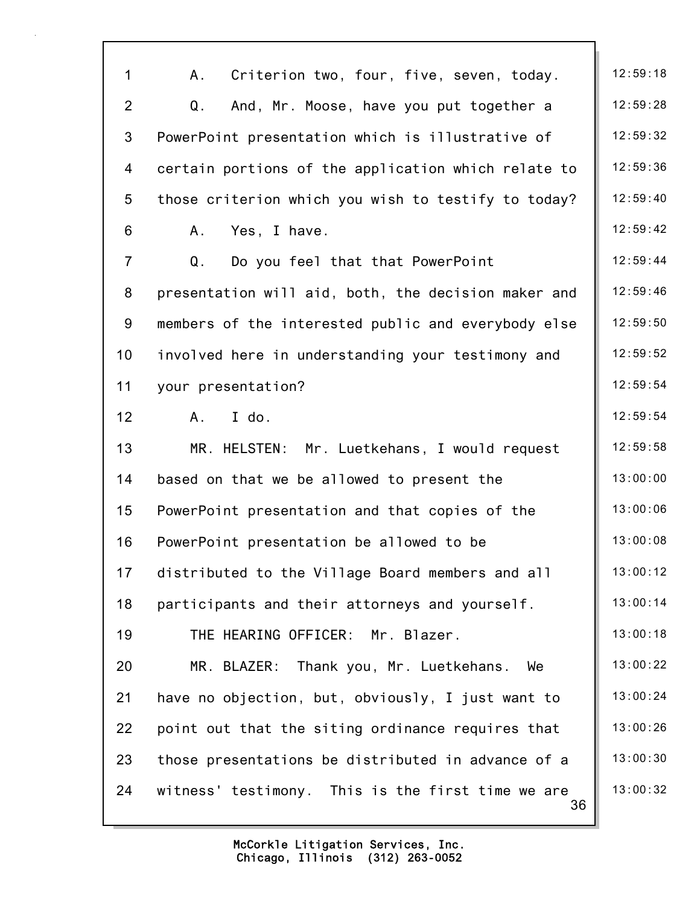A. Criterion two, four, five, seven, today.

Q. And, Mr. Moose, have you put together a PowerPoint presentation which is illustrative of certain portions of the application which relate to those criterion which you wish to testify to today?

A. Yes, I have.

Q. Do you feel that that PowerPoint presentation will aid, both, the decision maker and members of the interested public and everybody else involved here in understanding your testimony and your presentation?

A. I do.

MR. HELSTEN: Mr. Luetkehans, I would request based on that we be allowed to present the PowerPoint presentation and that copies of the PowerPoint presentation be allowed to be distributed to the Village Board members and all participants and their attorneys and yourself.

THE HEARING OFFICER: Mr. Blazer.

MR. BLAZER: Thank you, Mr. Luetkehans. We have no objection, but, obviously, I just want to point out that the siting ordinance requires that those presentations be distributed in advance of a witness' testimony. This is the first time we are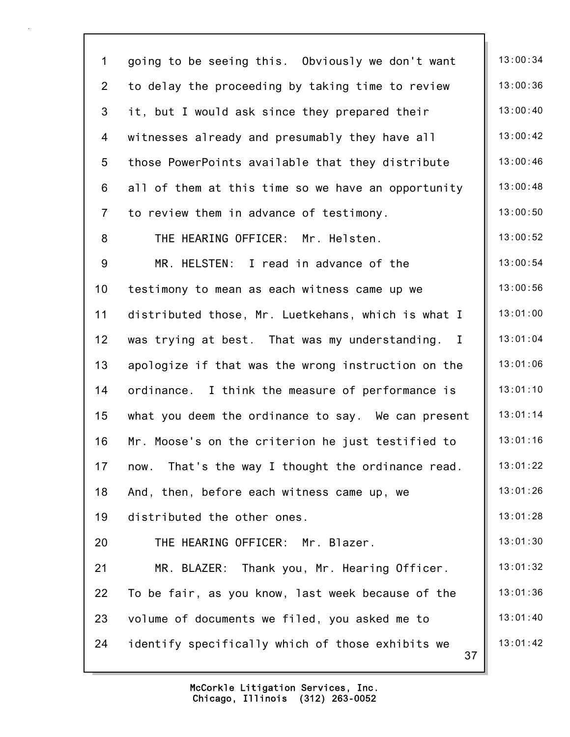going to be seeing this. Obviously we don't want to delay the proceeding by taking time to review it, but I would ask since they prepared their witnesses already and presumably they have all those PowerPoints available that they distribute all of them at this time so we have an opportunity to review them in advance of testimony.

THE HEARING OFFICER: Mr. Helsten.

MR. HELSTEN: I read in advance of the testimony to mean as each witness came up we distributed those, Mr. Luetkehans, which is what I was trying at best. That was my understanding. I apologize if that was the wrong instruction on the ordinance. I think the measure of performance is what you deem the ordinance to say. We can present Mr. Moose's on the criterion he just testified to now. That's the way I thought the ordinance read. And, then, before each witness came up, we distributed the other ones.

THE HEARING OFFICER: Mr. Blazer.

MR. BLAZER: Thank you, Mr. Hearing Officer. To be fair, as you know, last week because of the volume of documents we filed, you asked me to identify specifically which of those exhibits we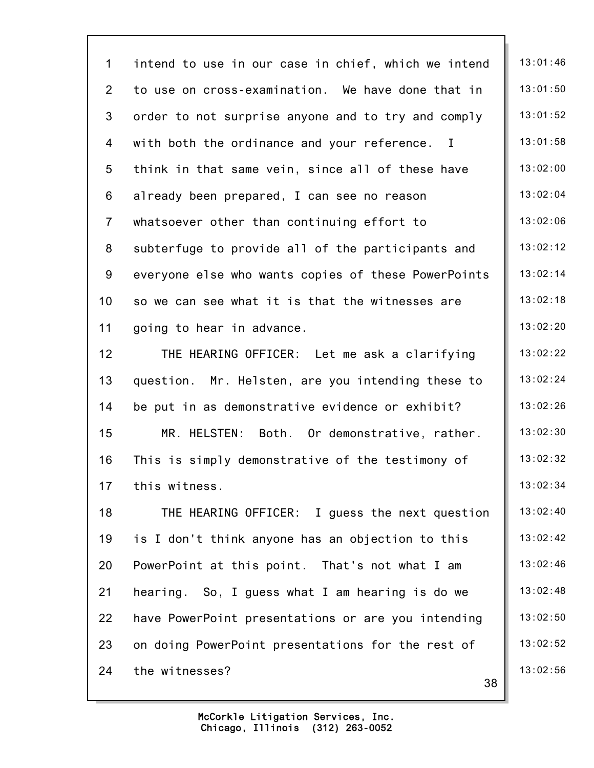intend to use in our case in chief, which we intend to use on cross-examination. We have done that in order to not surprise anyone and to try and comply with both the ordinance and your reference. I think in that same vein, since all of these have already been prepared, I can see no reason whatsoever other than continuing effort to subterfuge to provide all of the participants and everyone else who wants copies of these PowerPoints so we can see what it is that the witnesses are going to hear in advance.

THE HEARING OFFICER: Let me ask a clarifying question. Mr. Helsten, are you intending these to be put in as demonstrative evidence or exhibit?

MR. HELSTEN: Both. Or demonstrative, rather. This is simply demonstrative of the testimony of this witness.

THE HEARING OFFICER: I guess the next question is I don't think anyone has an objection to this PowerPoint at this point. That's not what I am hearing. So, I guess what I am hearing is do we have PowerPoint presentations or are you intending on doing PowerPoint presentations for the rest of the witnesses?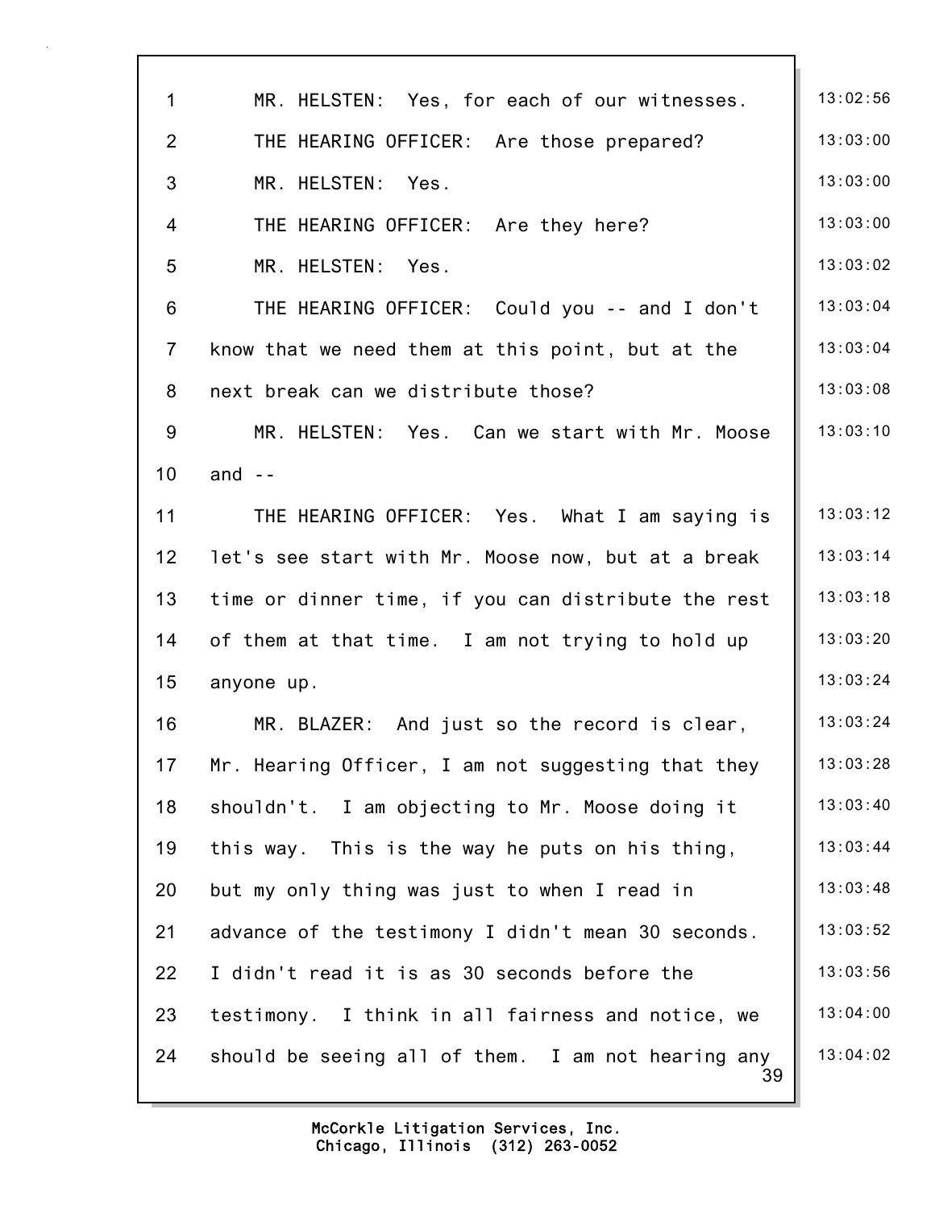1 MR. HELSTEN: Yes, for each of our witnesses. 13:02:56

2 THE HEARING OFFICER: Are those prepared? 13:03:00

3 MR. HELSTEN: Yes. 13:03:00

4 THE HEARING OFFICER: Are they here? 13:03:00

5 MR. HELSTEN: Yes. 13:03:02

6 THE HEARING OFFICER: Could you -- and I don't 13:03:04

7 know that we need them at this point, but at the 13:03:04

8 next break can we distribute those? 13:03:08

9 MR. HELSTEN: Yes. Can we start with Mr. Moose 13:03:10

10 and --

11 THE HEARING OFFICER: Yes. What I am saying is 13:03:12

12 let's see start with Mr. Moose now, but at a break 13:03:14

13 time or dinner time, if you can distribute the rest 13:03:18

14 of them at that time. I am not trying to hold up 13:03:20

15 anyone up. 13:03:24

16 MR. BLAZER: And just so the record is clear, 13:03:24

17 Mr. Hearing Officer, I am not suggesting that they 13:03:28

18 shouldn't. I am objecting to Mr. Moose doing it 13:03:40

19 this way. This is the way he puts on his thing, 13:03:44

20 but my only thing was just to when I read in 13:03:48

21 advance of the testimony I didn't mean 30 seconds. 13:03:52

22 I didn't read it is as 30 seconds before the 13:03:56

23 testimony. I think in all fairness and notice, we 13:04:00

24 should be seeing all of them. I am not hearing any 13:04:02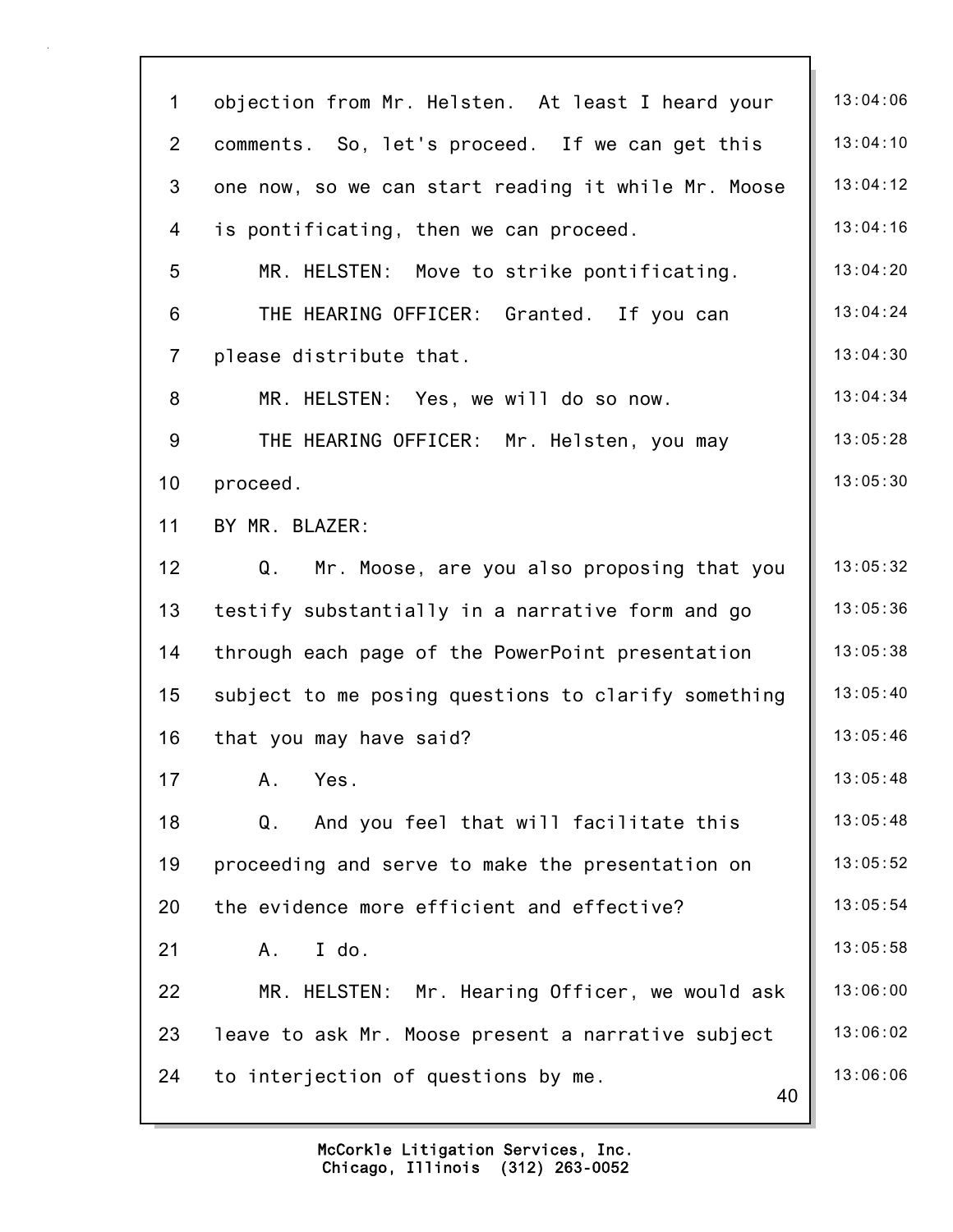objection from Mr. Helsten. At least I heard your comments. So, let's proceed. If we can get this one now, so we can start reading it while Mr. Moose is pontificating, then we can proceed.

MR. HELSTEN: Move to strike pontificating.

THE HEARING OFFICER: Granted. If you can please distribute that.

MR. HELSTEN: Yes, we will do so now.

THE HEARING OFFICER: Mr. Helsten, you may proceed.

BY MR. BLAZER:

Q. Mr. Moose, are you also proposing that you testify substantially in a narrative form and go through each page of the PowerPoint presentation subject to me posing questions to clarify something that you may have said?

A. Yes.

Q. And you feel that will facilitate this proceeding and serve to make the presentation on the evidence more efficient and effective?

A. I do.

MR. HELSTEN: Mr. Hearing Officer, we would ask leave to ask Mr. Moose present a narrative subject to interjection of questions by me.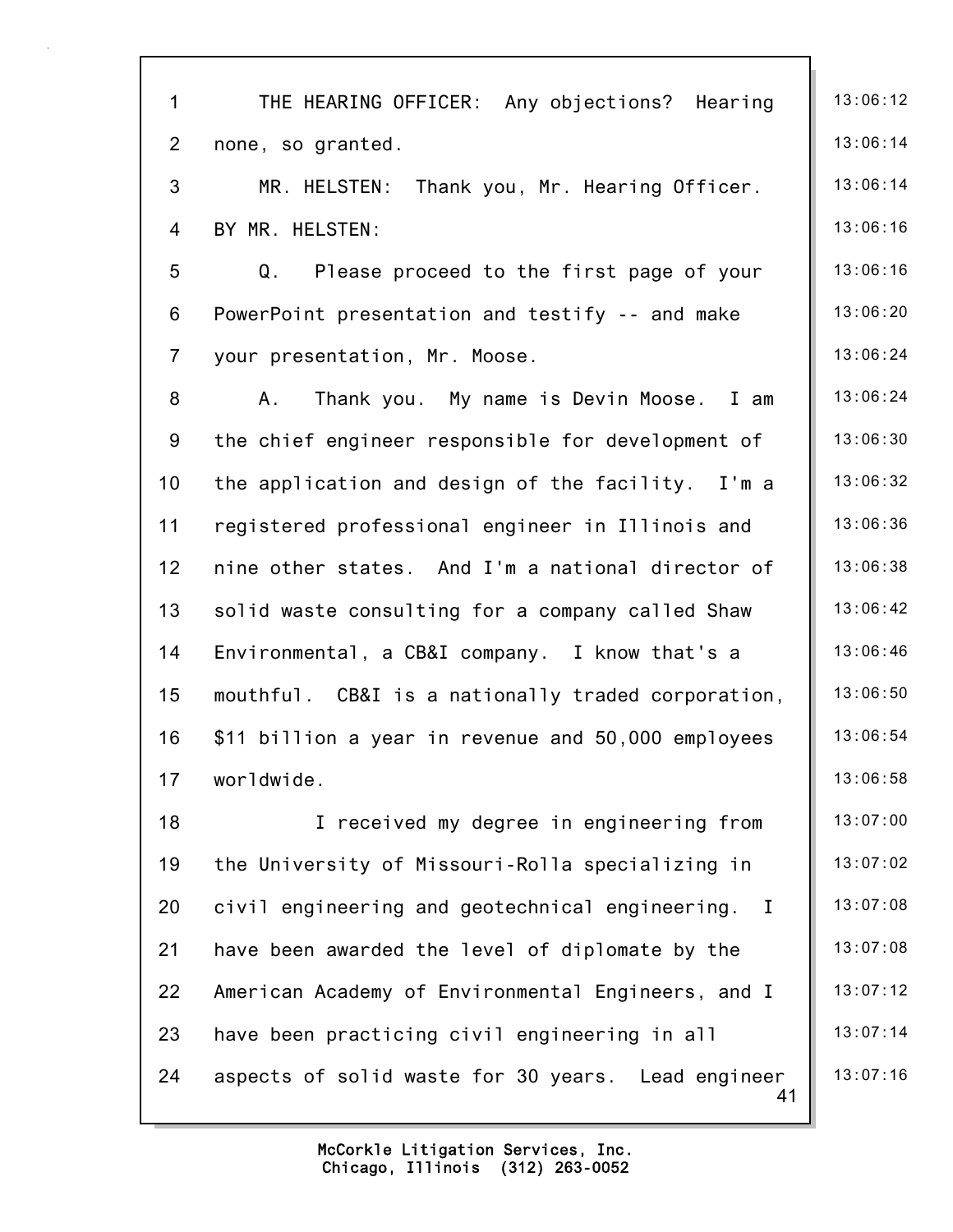THE HEARING OFFICER: Any objections? Hearing none, so granted.

MR. HELSTEN: Thank you, Mr. Hearing Officer.

BY MR. HELSTEN:

Q. Please proceed to the first page of your PowerPoint presentation and testify -- and make your presentation, Mr. Moose.

A. Thank you. My name is Devin Moose. I am the chief engineer responsible for development of the application and design of the facility. I'm a registered professional engineer in Illinois and nine other states. And I'm a national director of solid waste consulting for a company called Shaw Environmental, a CB&I company. I know that's a mouthful. CB&I is a nationally traded corporation, $11 billion a year in revenue and 50,000 employees worldwide.

I received my degree in engineering from the University of Missouri-Rolla specializing in civil engineering and geotechnical engineering. I have been awarded the level of diplomate by the American Academy of Environmental Engineers, and I have been practicing civil engineering in all aspects of solid waste for 30 years. Lead engineer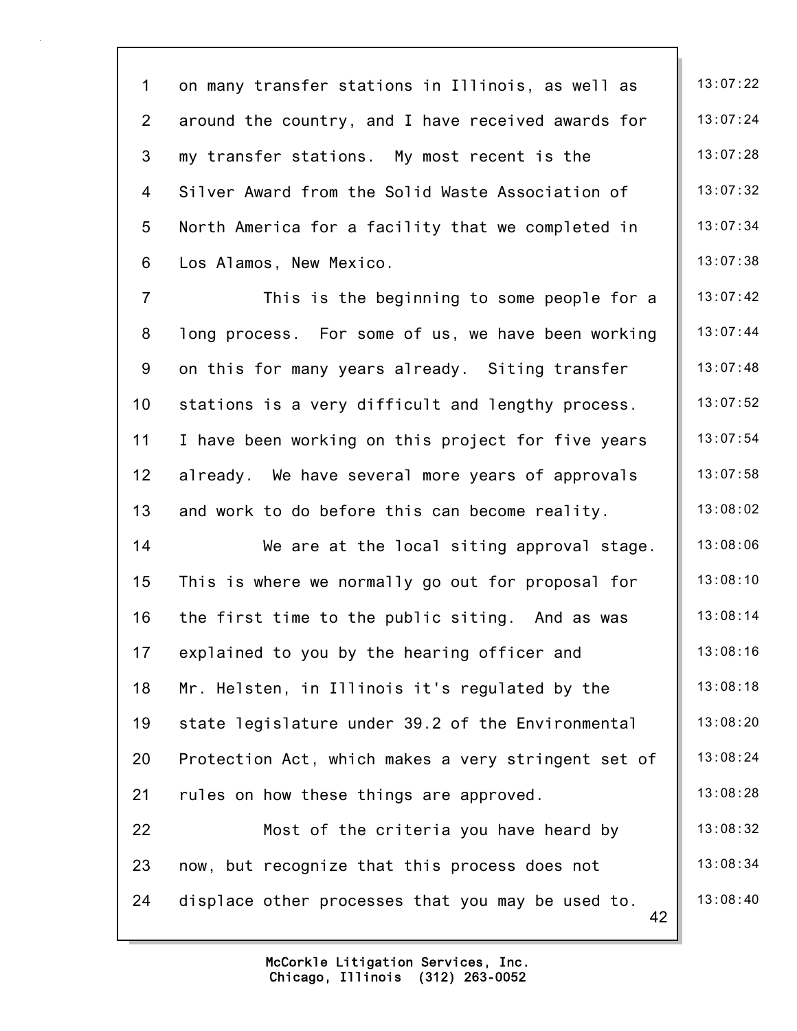on many transfer stations in Illinois, as well as around the country, and I have received awards for my transfer stations. My most recent is the Silver Award from the Solid Waste Association of North America for a facility that we completed in Los Alamos, New Mexico.

This is the beginning to some people for a long process. For some of us, we have been working on this for many years already. Siting transfer stations is a very difficult and lengthy process. I have been working on this project for five years already. We have several more years of approvals and work to do before this can become reality.

We are at the local siting approval stage. This is where we normally go out for proposal for the first time to the public siting. And as was explained to you by the hearing officer and Mr. Helsten, in Illinois it's regulated by the state legislature under 39.2 of the Environmental Protection Act, which makes a very stringent set of rules on how these things are approved.

Most of the criteria you have heard by now, but recognize that this process does not displace other processes that you may be used to.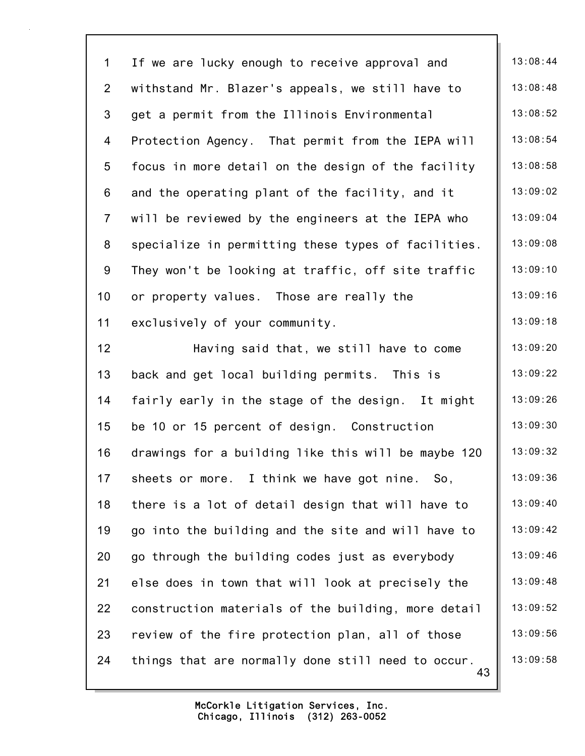If we are lucky enough to receive approval and withstand Mr. Blazer's appeals, we still have to get a permit from the Illinois Environmental Protection Agency. That permit from the IEPA will focus in more detail on the design of the facility and the operating plant of the facility, and it will be reviewed by the engineers at the IEPA who specialize in permitting these types of facilities. They won't be looking at traffic, off site traffic or property values. Those are really the exclusively of your community.

Having said that, we still have to come back and get local building permits. This is fairly early in the stage of the design. It might be 10 or 15 percent of design. Construction drawings for a building like this will be maybe 120 sheets or more. I think we have got nine. So, there is a lot of detail design that will have to go into the building and the site and will have to go through the building codes just as everybody else does in town that will look at precisely the construction materials of the building, more detail review of the fire protection plan, all of those things that are normally done still need to occur.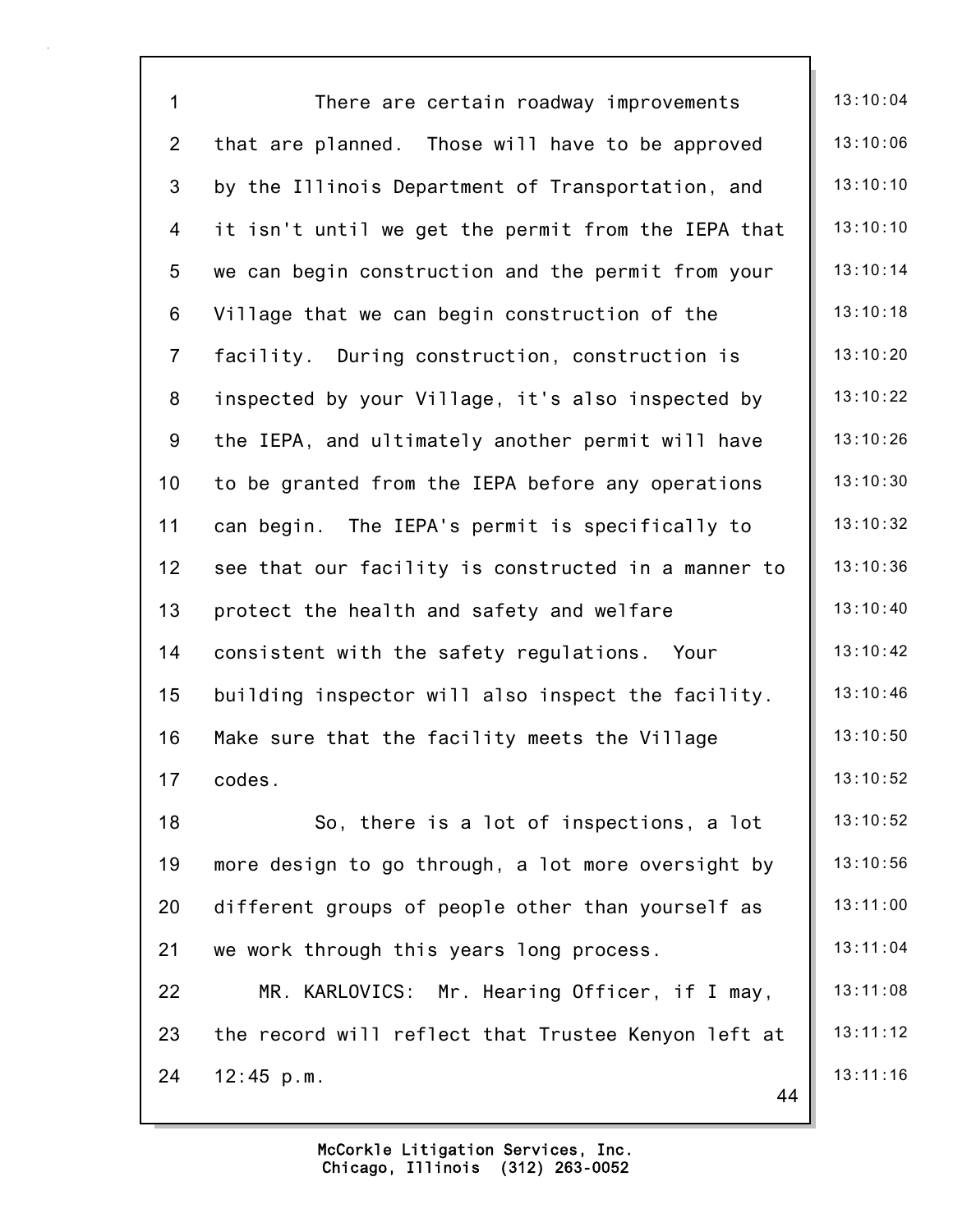There are certain roadway improvements that are planned. Those will have to be approved by the Illinois Department of Transportation, and it isn't until we get the permit from the IEPA that we can begin construction and the permit from your Village that we can begin construction of the facility. During construction, construction is inspected by your Village, it's also inspected by the IEPA, and ultimately another permit will have to be granted from the IEPA before any operations can begin. The IEPA's permit is specifically to see that our facility is constructed in a manner to protect the health and safety and welfare consistent with the safety regulations. Your building inspector will also inspect the facility. Make sure that the facility meets the Village codes.

So, there is a lot of inspections, a lot more design to go through, a lot more oversight by different groups of people other than yourself as we work through this years long process.

MR. KARLOVICS: Mr. Hearing Officer, if I may, the record will reflect that Trustee Kenyon left at 12:45 p.m.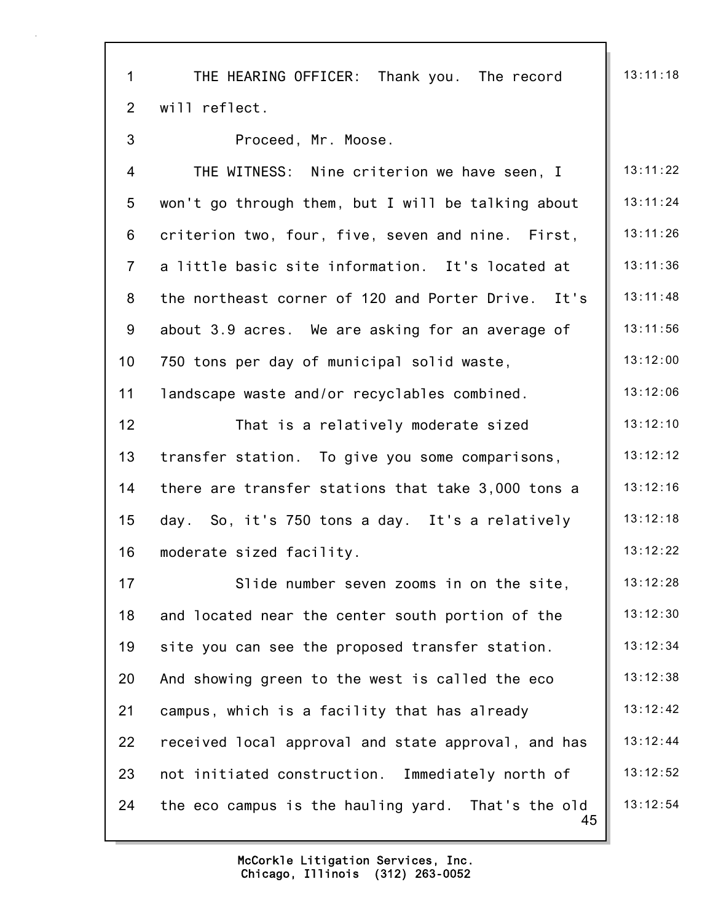1 THE HEARING OFFICER: Thank you. The record will reflect. 13:11:18

3 Proceed, Mr. Moose.

4 THE WITNESS: Nine criterion we have seen, I won't go through them, but I will be talking about criterion two, four, five, seven and nine. First, a little basic site information. It's located at the northeast corner of 120 and Porter Drive. It's about 3.9 acres. We are asking for an average of 750 tons per day of municipal solid waste, landscape waste and/or recyclables combined. 13:11:22 13:11:24 13:11:26 13:11:36 13:11:48 13:11:56 13:12:00 13:12:06

12 That is a relatively moderate sized transfer station. To give you some comparisons, there are transfer stations that take 3,000 tons a day. So, it's 750 tons a day. It's a relatively moderate sized facility. 13:12:10 13:12:12 13:12:16 13:12:18 13:12:22

17 Slide number seven zooms in on the site, and located near the center south portion of the site you can see the proposed transfer station. And showing green to the west is called the eco campus, which is a facility that has already received local approval and state approval, and has not initiated construction. Immediately north of the eco campus is the hauling yard. That's the old 13:12:28 13:12:30 13:12:34 13:12:38 13:12:42 13:12:44 13:12:52 13:12:54

McCorkle Litigation Services, Inc.
Chicago, Illinois (312) 263-0052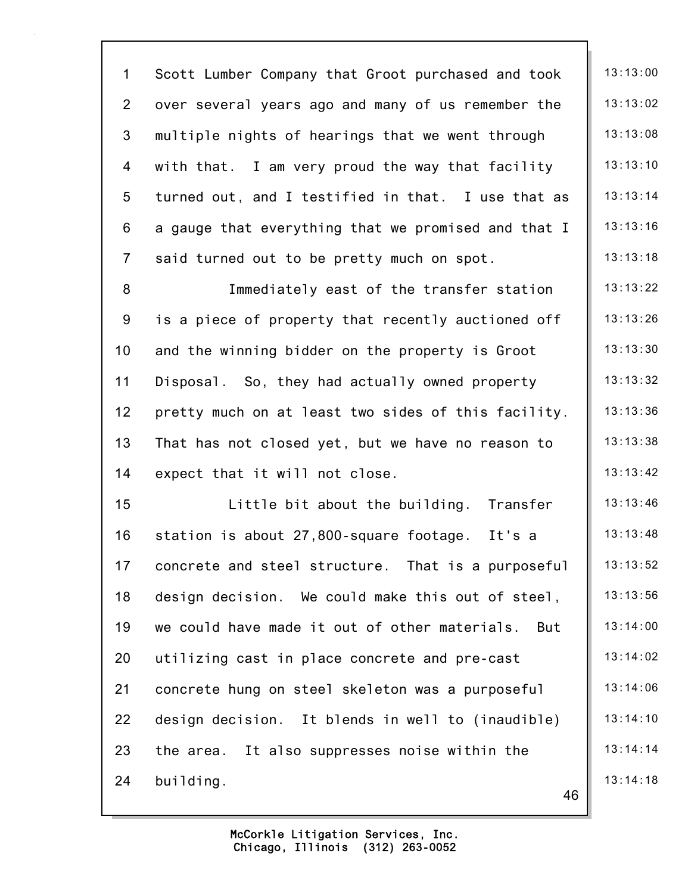Scott Lumber Company that Groot purchased and took over several years ago and many of us remember the multiple nights of hearings that we went through with that. I am very proud the way that facility turned out, and I testified in that. I use that as a gauge that everything that we promised and that I said turned out to be pretty much on spot.

Immediately east of the transfer station is a piece of property that recently auctioned off and the winning bidder on the property is Groot Disposal. So, they had actually owned property pretty much on at least two sides of this facility. That has not closed yet, but we have no reason to expect that it will not close.

Little bit about the building. Transfer station is about 27,800-square footage. It's a concrete and steel structure. That is a purposeful design decision. We could make this out of steel, we could have made it out of other materials. But utilizing cast in place concrete and pre-cast concrete hung on steel skeleton was a purposeful design decision. It blends in well to (inaudible) the area. It also suppresses noise within the building.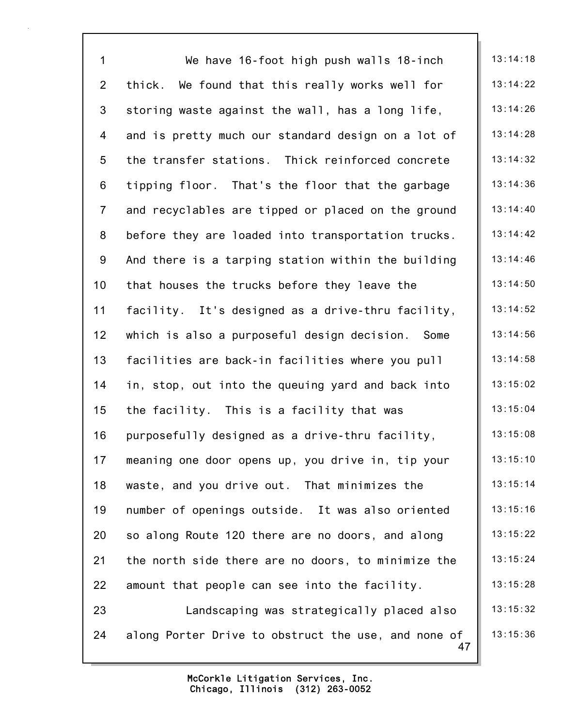We have 16-foot high push walls 18-inch thick. We found that this really works well for storing waste against the wall, has a long life, and is pretty much our standard design on a lot of the transfer stations. Thick reinforced concrete tipping floor. That's the floor that the garbage and recyclables are tipped or placed on the ground before they are loaded into transportation trucks. And there is a tarping station within the building that houses the trucks before they leave the facility. It's designed as a drive-thru facility, which is also a purposeful design decision. Some facilities are back-in facilities where you pull in, stop, out into the queuing yard and back into the facility. This is a facility that was purposefully designed as a drive-thru facility, meaning one door opens up, you drive in, tip your waste, and you drive out. That minimizes the number of openings outside. It was also oriented so along Route 120 there are no doors, and along the north side there are no doors, to minimize the amount that people can see into the facility.

Landscaping was strategically placed also along Porter Drive to obstruct the use, and none of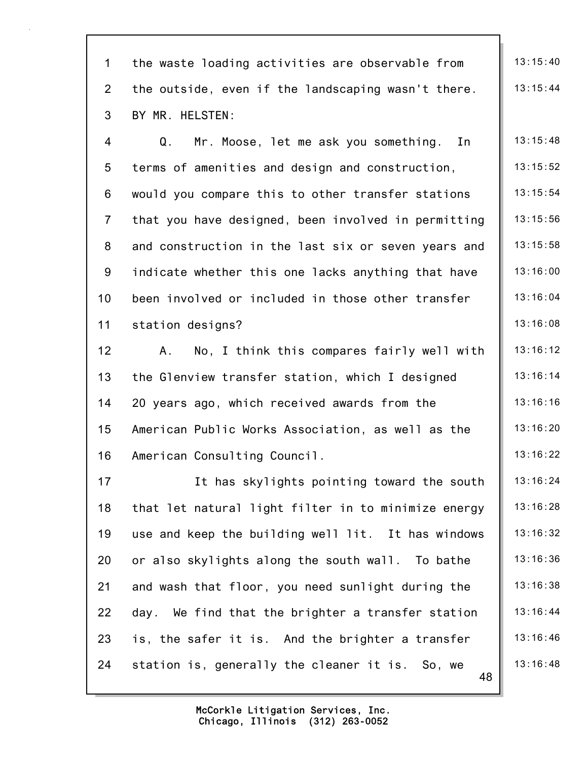the waste loading activities are observable from the outside, even if the landscaping wasn't there.

BY MR. HELSTEN:

Q. Mr. Moose, let me ask you something. In terms of amenities and design and construction, would you compare this to other transfer stations that you have designed, been involved in permitting and construction in the last six or seven years and indicate whether this one lacks anything that have been involved or included in those other transfer station designs?

A. No, I think this compares fairly well with the Glenview transfer station, which I designed 20 years ago, which received awards from the American Public Works Association, as well as the American Consulting Council.

It has skylights pointing toward the south that let natural light filter in to minimize energy use and keep the building well lit. It has windows or also skylights along the south wall. To bathe and wash that floor, you need sunlight during the day. We find that the brighter a transfer station is, the safer it is. And the brighter a transfer station is, generally the cleaner it is. So, we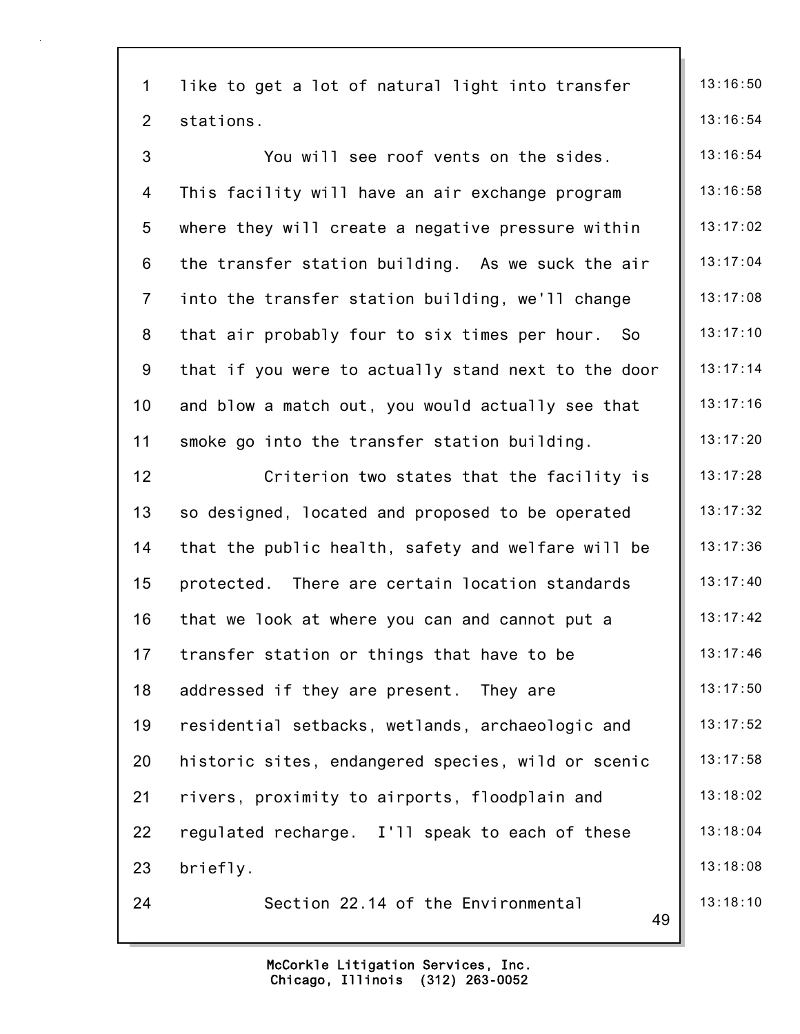like to get a lot of natural light into transfer stations.

You will see roof vents on the sides. This facility will have an air exchange program where they will create a negative pressure within the transfer station building. As we suck the air into the transfer station building, we'll change that air probably four to six times per hour. So that if you were to actually stand next to the door and blow a match out, you would actually see that smoke go into the transfer station building.

Criterion two states that the facility is so designed, located and proposed to be operated that the public health, safety and welfare will be protected. There are certain location standards that we look at where you can and cannot put a transfer station or things that have to be addressed if they are present. They are residential setbacks, wetlands, archaeologic and historic sites, endangered species, wild or scenic rivers, proximity to airports, floodplain and regulated recharge. I'll speak to each of these briefly.

Section 22.14 of the Environmental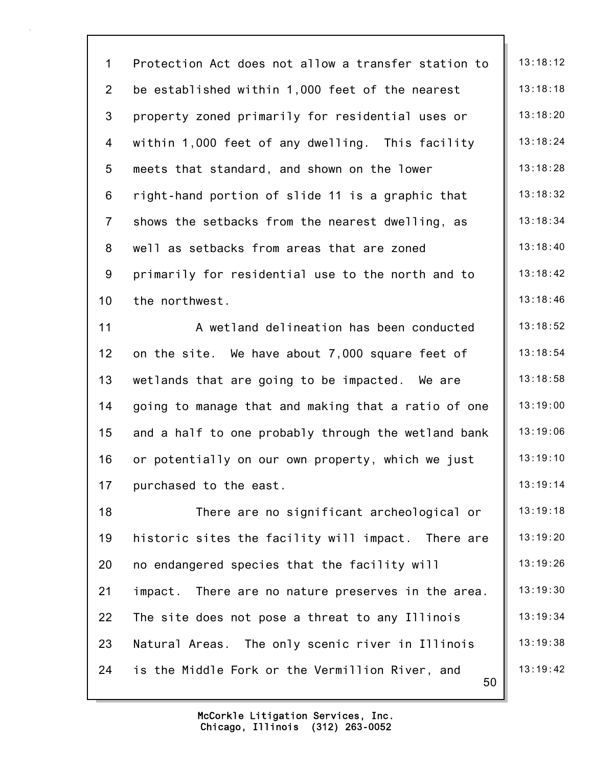Protection Act does not allow a transfer station to be established within 1,000 feet of the nearest property zoned primarily for residential uses or within 1,000 feet of any dwelling. This facility meets that standard, and shown on the lower right-hand portion of slide 11 is a graphic that shows the setbacks from the nearest dwelling, as well as setbacks from areas that are zoned primarily for residential use to the north and to the northwest.

A wetland delineation has been conducted on the site. We have about 7,000 square feet of wetlands that are going to be impacted. We are going to manage that and making that a ratio of one and a half to one probably through the wetland bank or potentially on our own property, which we just purchased to the east.

There are no significant archeological or historic sites the facility will impact. There are no endangered species that the facility will impact. There are no nature preserves in the area. The site does not pose a threat to any Illinois Natural Areas. The only scenic river in Illinois is the Middle Fork or the Vermillion River, and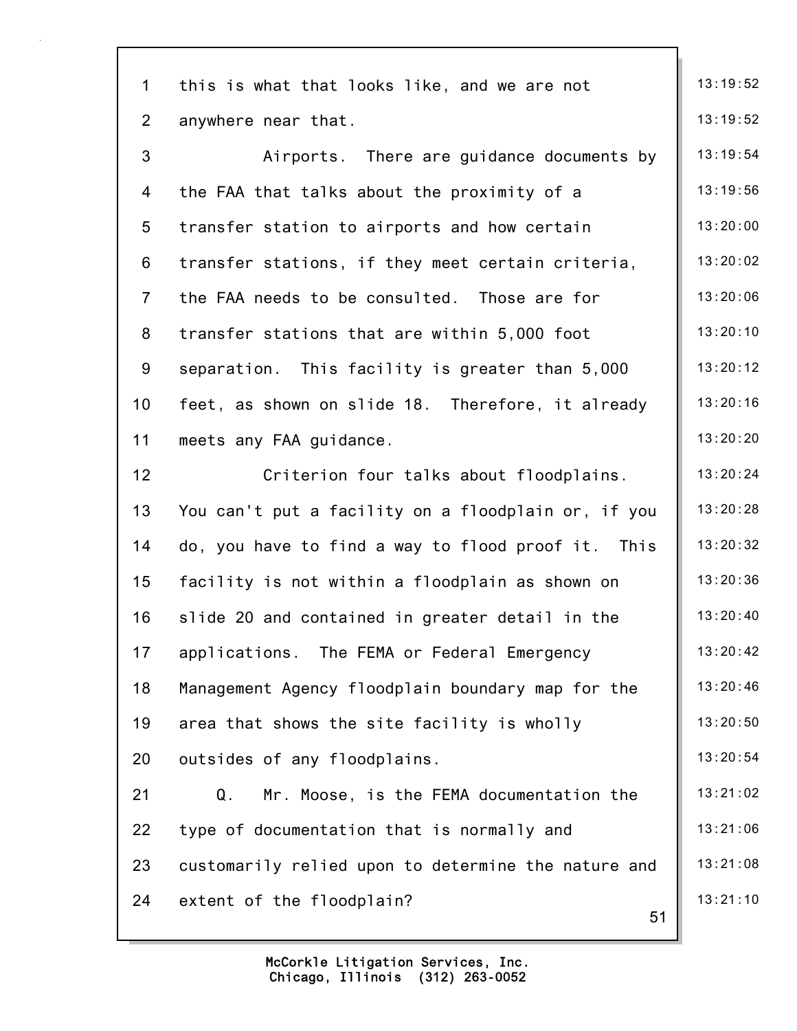this is what that looks like, and we are not anywhere near that.

Airports. There are guidance documents by the FAA that talks about the proximity of a transfer station to airports and how certain transfer stations, if they meet certain criteria, the FAA needs to be consulted. Those are for transfer stations that are within 5,000 foot separation. This facility is greater than 5,000 feet, as shown on slide 18. Therefore, it already meets any FAA guidance.

Criterion four talks about floodplains. You can't put a facility on a floodplain or, if you do, you have to find a way to flood proof it. This facility is not within a floodplain as shown on slide 20 and contained in greater detail in the applications. The FEMA or Federal Emergency Management Agency floodplain boundary map for the area that shows the site facility is wholly outsides of any floodplains.

Q. Mr. Moose, is the FEMA documentation the type of documentation that is normally and customarily relied upon to determine the nature and extent of the floodplain?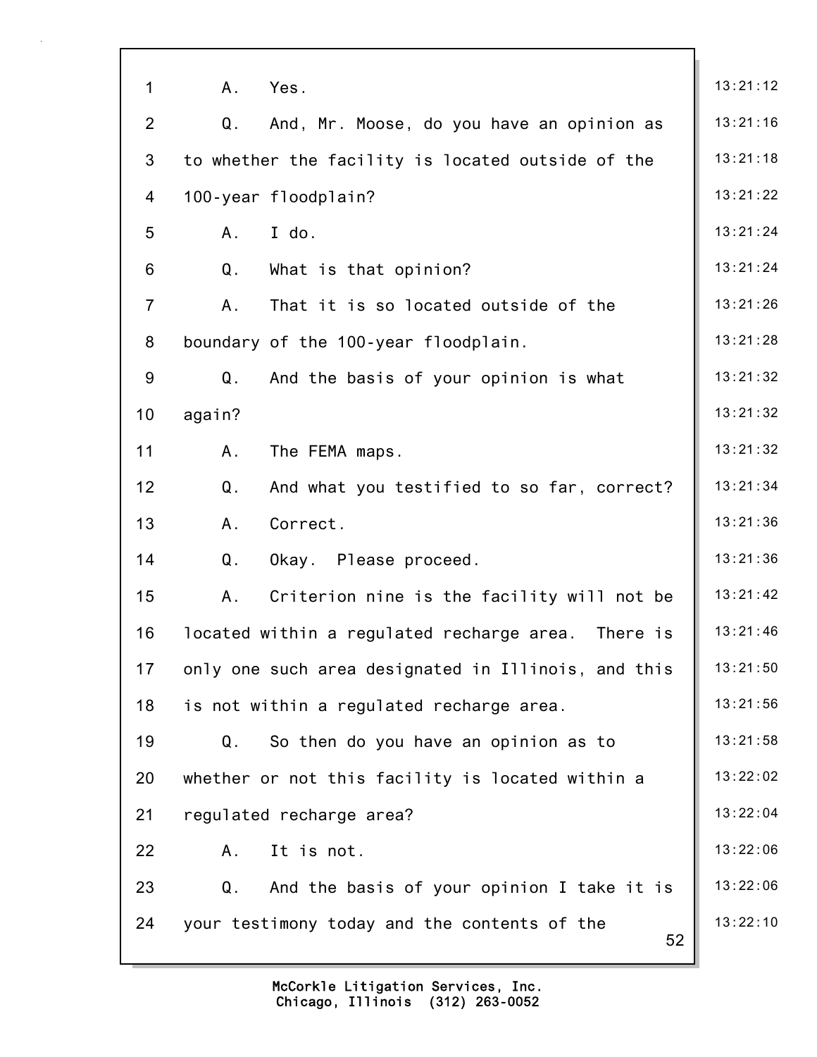1 A. Yes.

2 Q. And, Mr. Moose, do you have an opinion as

3 to whether the facility is located outside of the

4 100-year floodplain?

5 A. I do.

6 Q. What is that opinion?

7 A. That it is so located outside of the

8 boundary of the 100-year floodplain.

9 Q. And the basis of your opinion is what

10 again?

11 A. The FEMA maps.

12 Q. And what you testified to so far, correct?

13 A. Correct.

14 Q. Okay. Please proceed.

15 A. Criterion nine is the facility will not be

16 located within a regulated recharge area. There is

17 only one such area designated in Illinois, and this

18 is not within a regulated recharge area.

19 Q. So then do you have an opinion as to

20 whether or not this facility is located within a

21 regulated recharge area?

22 A. It is not.

23 Q. And the basis of your opinion I take it is

24 your testimony today and the contents of the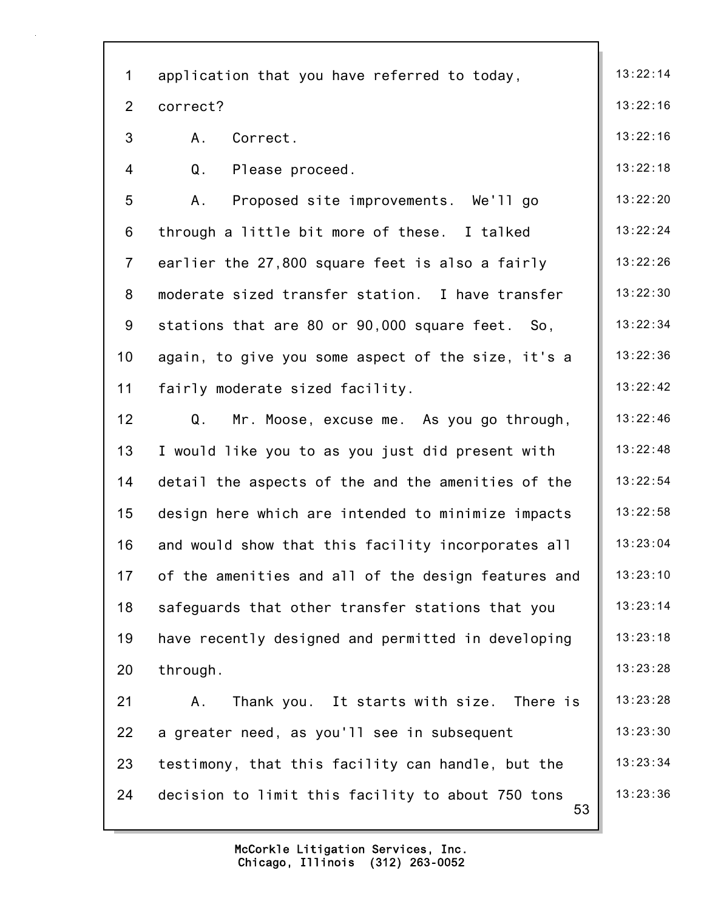application that you have referred to today, correct?

A. Correct.

Q. Please proceed.

A. Proposed site improvements. We'll go through a little bit more of these. I talked earlier the 27,800 square feet is also a fairly moderate sized transfer station. I have transfer stations that are 80 or 90,000 square feet. So, again, to give you some aspect of the size, it's a fairly moderate sized facility.

Q. Mr. Moose, excuse me. As you go through, I would like you to as you just did present with detail the aspects of the and the amenities of the design here which are intended to minimize impacts and would show that this facility incorporates all of the amenities and all of the design features and safeguards that other transfer stations that you have recently designed and permitted in developing through.

A. Thank you. It starts with size. There is a greater need, as you'll see in subsequent testimony, that this facility can handle, but the decision to limit this facility to about 750 tons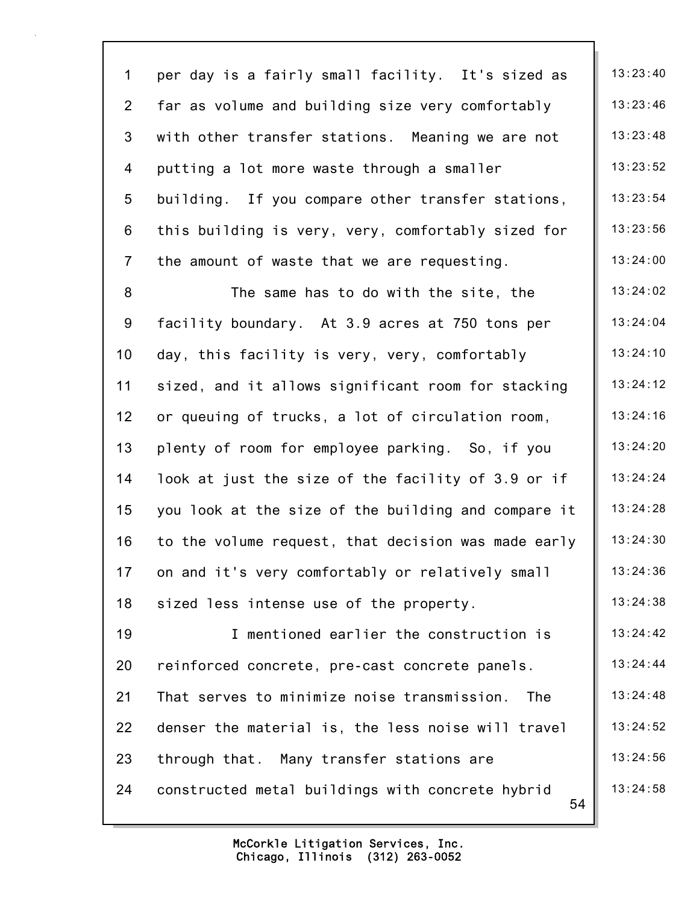per day is a fairly small facility. It's sized as far as volume and building size very comfortably with other transfer stations. Meaning we are not putting a lot more waste through a smaller building. If you compare other transfer stations, this building is very, very, comfortably sized for the amount of waste that we are requesting.

The same has to do with the site, the facility boundary. At 3.9 acres at 750 tons per day, this facility is very, very, comfortably sized, and it allows significant room for stacking or queuing of trucks, a lot of circulation room, plenty of room for employee parking. So, if you look at just the size of the facility of 3.9 or if you look at the size of the building and compare it to the volume request, that decision was made early on and it's very comfortably or relatively small sized less intense use of the property.

I mentioned earlier the construction is reinforced concrete, pre-cast concrete panels. That serves to minimize noise transmission. The denser the material is, the less noise will travel through that. Many transfer stations are constructed metal buildings with concrete hybrid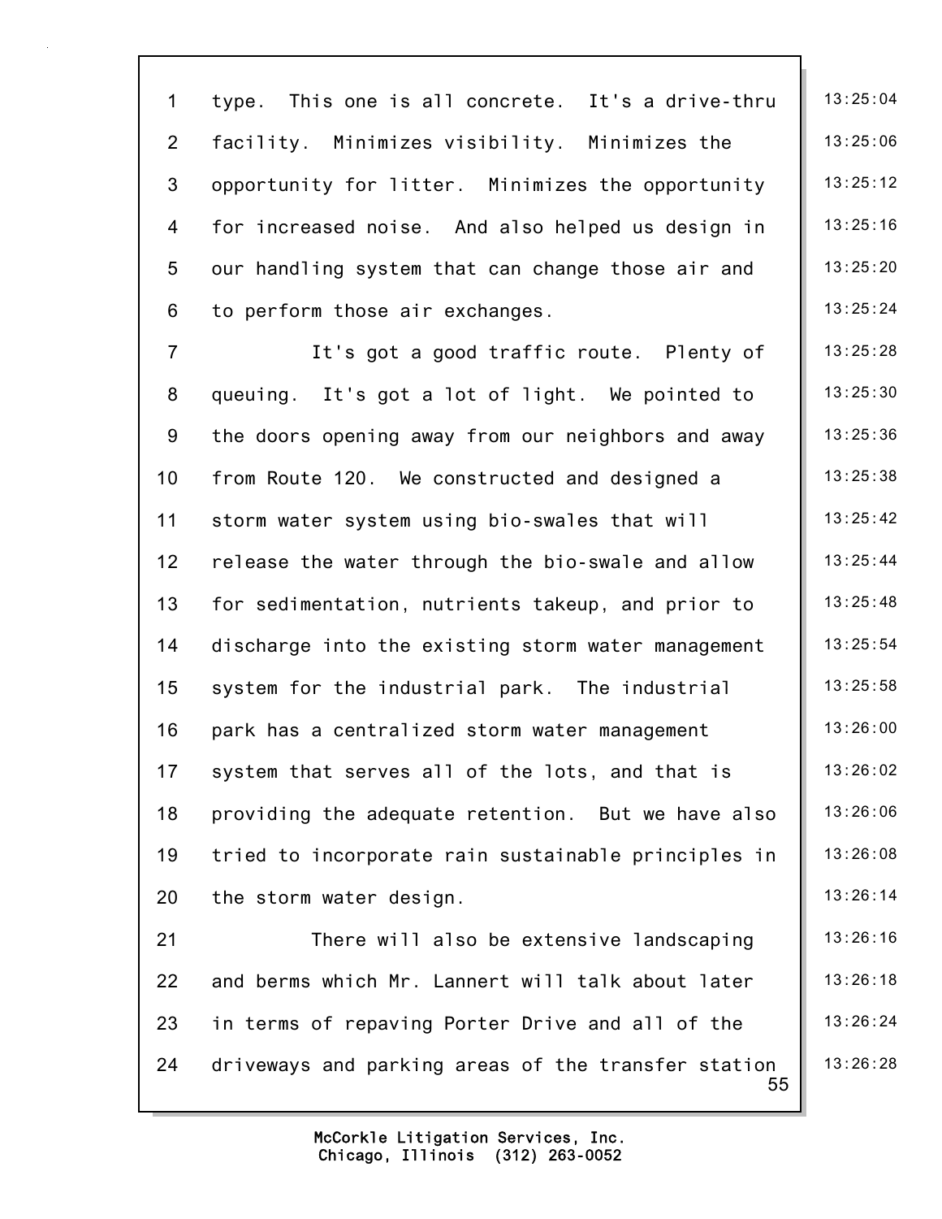type. This one is all concrete. It's a drive-thru facility. Minimizes visibility. Minimizes the opportunity for litter. Minimizes the opportunity for increased noise. And also helped us design in our handling system that can change those air and to perform those air exchanges.

It's got a good traffic route. Plenty of queuing. It's got a lot of light. We pointed to the doors opening away from our neighbors and away from Route 120. We constructed and designed a storm water system using bio-swales that will release the water through the bio-swale and allow for sedimentation, nutrients takeup, and prior to discharge into the existing storm water management system for the industrial park. The industrial park has a centralized storm water management system that serves all of the lots, and that is providing the adequate retention. But we have also tried to incorporate rain sustainable principles in the storm water design.

There will also be extensive landscaping and berms which Mr. Lannert will talk about later in terms of repaving Porter Drive and all of the driveways and parking areas of the transfer station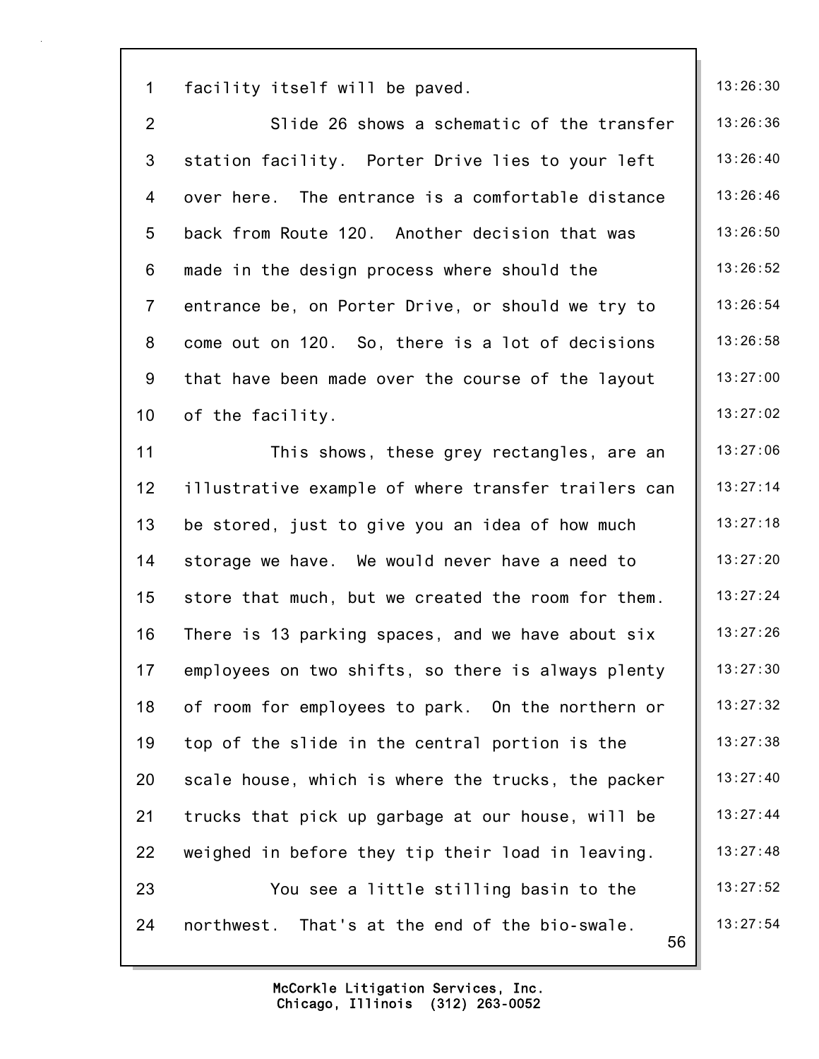1 facility itself will be paved. 13:26:30

2 Slide 26 shows a schematic of the transfer 13:26:36

3 station facility. Porter Drive lies to your left 13:26:40

4 over here. The entrance is a comfortable distance 13:26:46

5 back from Route 120. Another decision that was 13:26:50

6 made in the design process where should the 13:26:52

7 entrance be, on Porter Drive, or should we try to 13:26:54

8 come out on 120. So, there is a lot of decisions 13:26:58

9 that have been made over the course of the layout 13:27:00

10 of the facility. 13:27:02

11 This shows, these grey rectangles, are an 13:27:06

12 illustrative example of where transfer trailers can 13:27:14

13 be stored, just to give you an idea of how much 13:27:18

14 storage we have. We would never have a need to 13:27:20

15 store that much, but we created the room for them. 13:27:24

16 There is 13 parking spaces, and we have about six 13:27:26

17 employees on two shifts, so there is always plenty 13:27:30

18 of room for employees to park. On the northern or 13:27:32

19 top of the slide in the central portion is the 13:27:38

20 scale house, which is where the trucks, the packer 13:27:40

21 trucks that pick up garbage at our house, will be 13:27:44

22 weighed in before they tip their load in leaving. 13:27:48

23 You see a little stilling basin to the 13:27:52

24 northwest. That's at the end of the bio-swale. 13:27:54

McCorkle Litigation Services, Inc.
Chicago, Illinois (312) 263-0052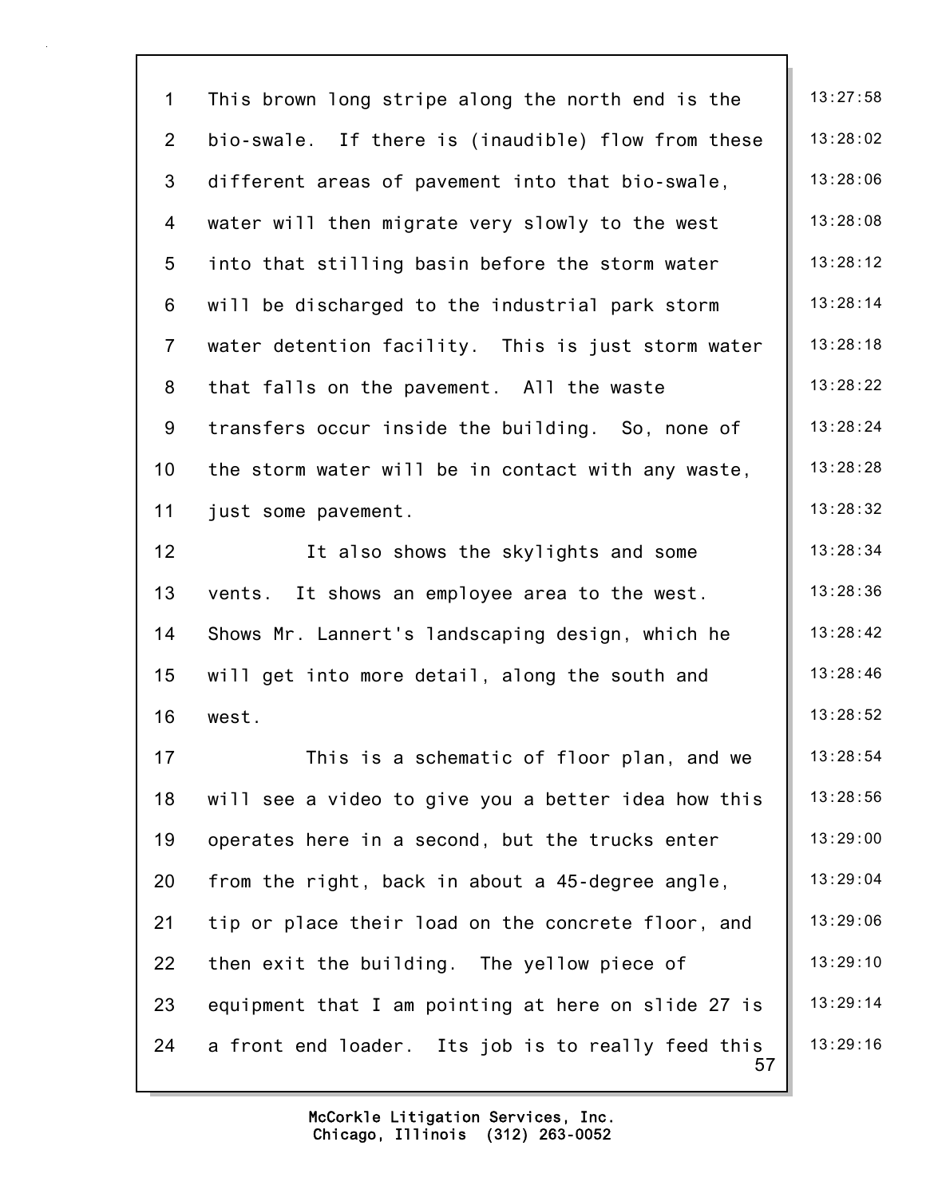This brown long stripe along the north end is the bio-swale. If there is (inaudible) flow from these different areas of pavement into that bio-swale, water will then migrate very slowly to the west into that stilling basin before the storm water will be discharged to the industrial park storm water detention facility. This is just storm water that falls on the pavement. All the waste transfers occur inside the building. So, none of the storm water will be in contact with any waste, just some pavement.

It also shows the skylights and some vents. It shows an employee area to the west. Shows Mr. Lannert's landscaping design, which he will get into more detail, along the south and west.

This is a schematic of floor plan, and we will see a video to give you a better idea how this operates here in a second, but the trucks enter from the right, back in about a 45-degree angle, tip or place their load on the concrete floor, and then exit the building. The yellow piece of equipment that I am pointing at here on slide 27 is a front end loader. Its job is to really feed this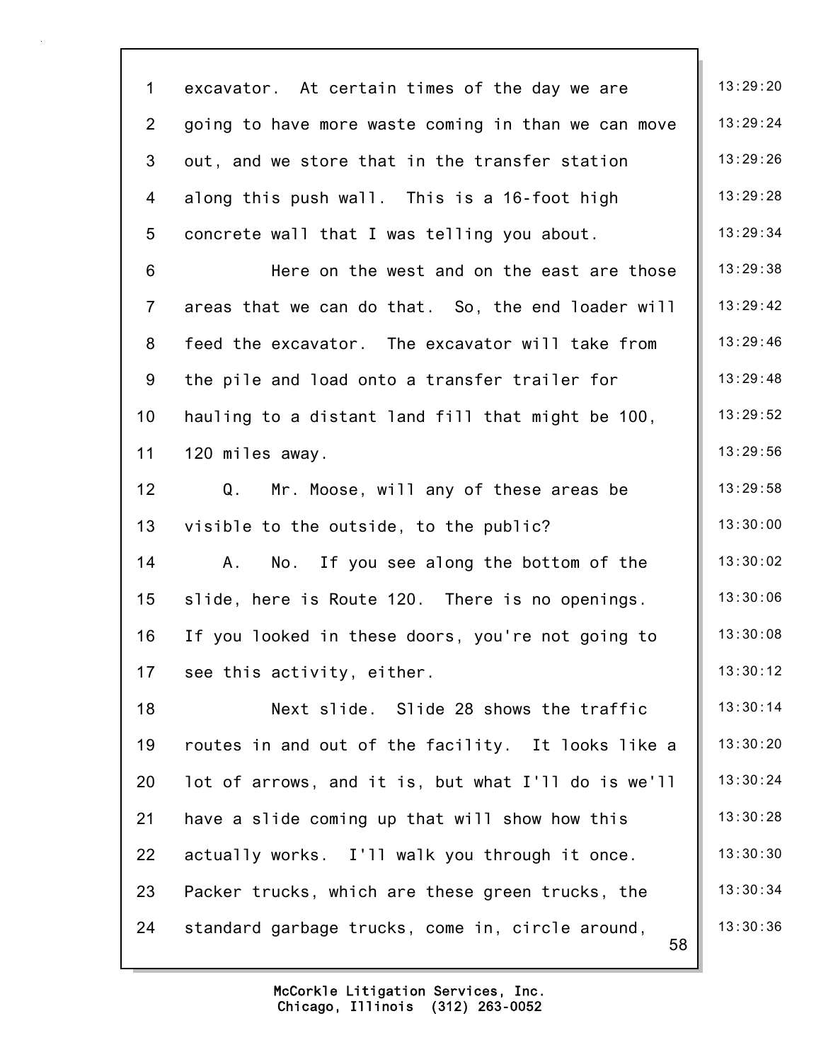excavator. At certain times of the day we are going to have more waste coming in than we can move out, and we store that in the transfer station along this push wall. This is a 16-foot high concrete wall that I was telling you about.

Here on the west and on the east are those areas that we can do that. So, the end loader will feed the excavator. The excavator will take from the pile and load onto a transfer trailer for hauling to a distant land fill that might be 100, 120 miles away.

Q. Mr. Moose, will any of these areas be visible to the outside, to the public?

A. No. If you see along the bottom of the slide, here is Route 120. There is no openings. If you looked in these doors, you're not going to see this activity, either.

Next slide. Slide 28 shows the traffic routes in and out of the facility. It looks like a lot of arrows, and it is, but what I'll do is we'll have a slide coming up that will show how this actually works. I'll walk you through it once. Packer trucks, which are these green trucks, the standard garbage trucks, come in, circle around,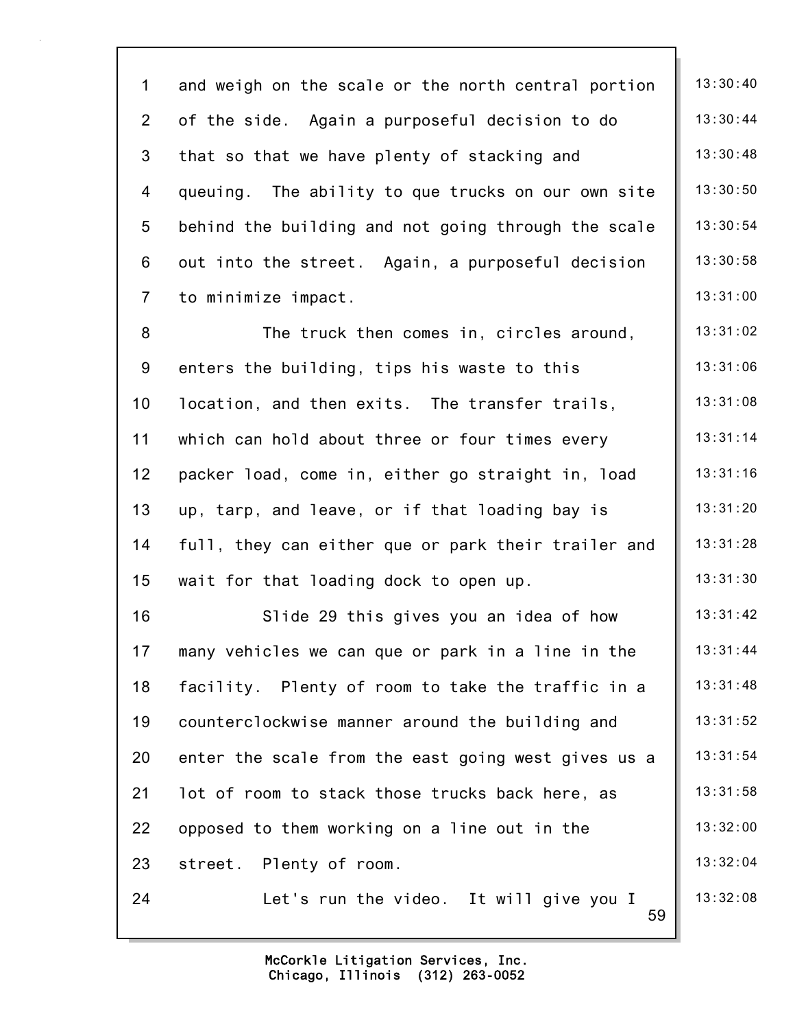1 and weigh on the scale or the north central portion 13:30:40
2 of the side. Again a purposeful decision to do 13:30:44
3 that so that we have plenty of stacking and 13:30:48
4 queuing. The ability to que trucks on our own site 13:30:50
5 behind the building and not going through the scale 13:30:54
6 out into the street. Again, a purposeful decision 13:30:58
7 to minimize impact. 13:31:00
8 The truck then comes in, circles around, 13:31:02
9 enters the building, tips his waste to this 13:31:06
10 location, and then exits. The transfer trails, 13:31:08
11 which can hold about three or four times every 13:31:14
12 packer load, come in, either go straight in, load 13:31:16
13 up, tarp, and leave, or if that loading bay is 13:31:20
14 full, they can either que or park their trailer and 13:31:28
15 wait for that loading dock to open up. 13:31:30
16 Slide 29 this gives you an idea of how 13:31:42
17 many vehicles we can que or park in a line in the 13:31:44
18 facility. Plenty of room to take the traffic in a 13:31:48
19 counterclockwise manner around the building and 13:31:52
20 enter the scale from the east going west gives us a 13:31:54
21 lot of room to stack those trucks back here, as 13:31:58
22 opposed to them working on a line out in the 13:32:00
23 street. Plenty of room. 13:32:04
24 Let's run the video. It will give you I 13:32:08

McCorkle Litigation Services, Inc.
Chicago, Illinois (312) 263-0052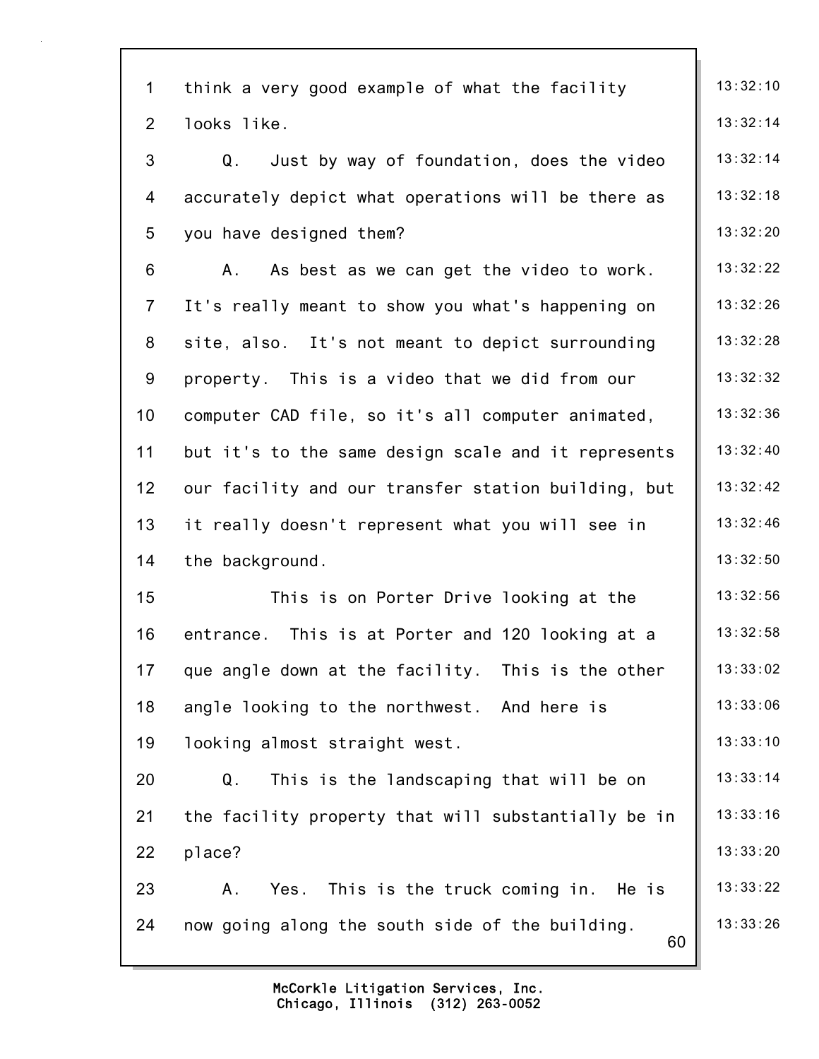think a very good example of what the facility looks like.

Q. Just by way of foundation, does the video accurately depict what operations will be there as you have designed them?

A. As best as we can get the video to work. It's really meant to show you what's happening on site, also. It's not meant to depict surrounding property. This is a video that we did from our computer CAD file, so it's all computer animated, but it's to the same design scale and it represents our facility and our transfer station building, but it really doesn't represent what you will see in the background.

This is on Porter Drive looking at the entrance. This is at Porter and 120 looking at a que angle down at the facility. This is the other angle looking to the northwest. And here is looking almost straight west.

Q. This is the landscaping that will be on the facility property that will substantially be in place?

A. Yes. This is the truck coming in. He is now going along the south side of the building.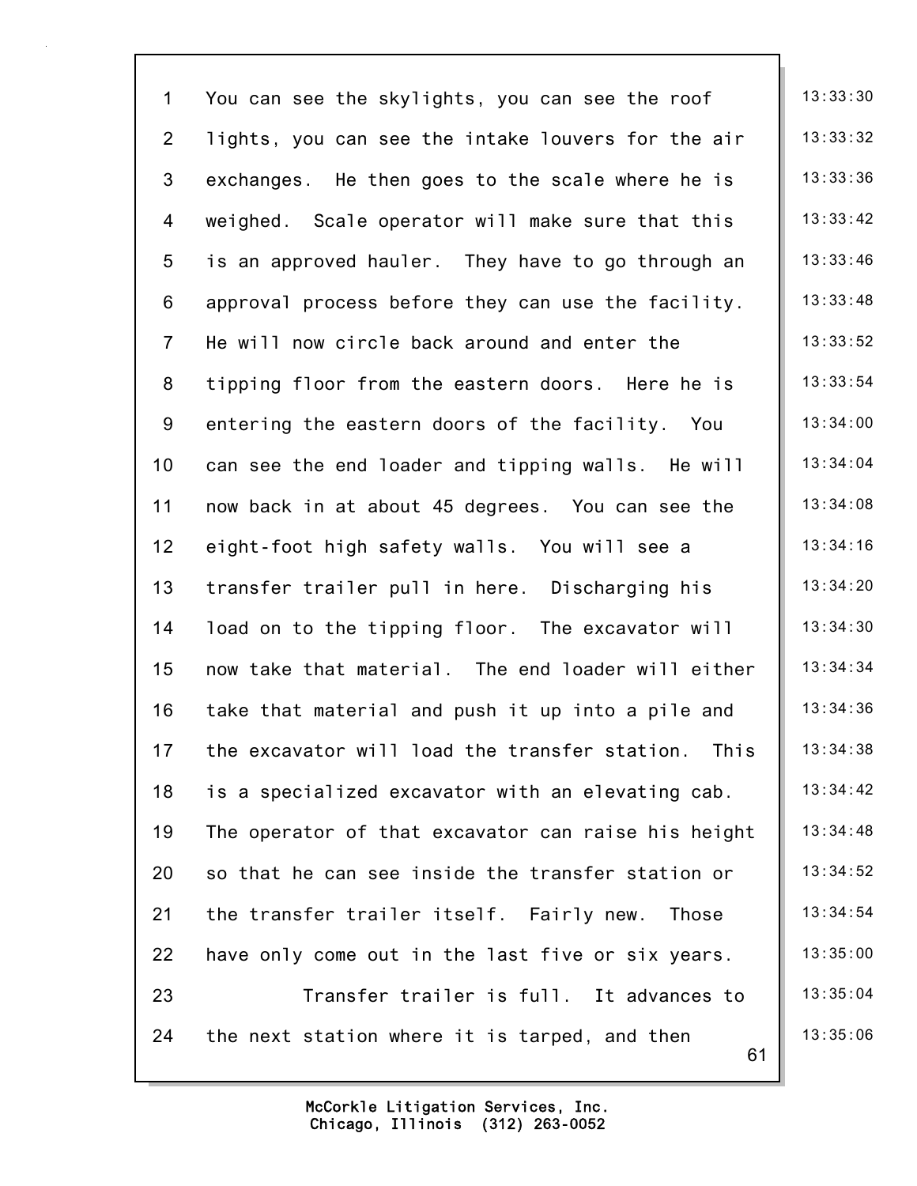You can see the skylights, you can see the roof lights, you can see the intake louvers for the air exchanges. He then goes to the scale where he is weighed. Scale operator will make sure that this is an approved hauler. They have to go through an approval process before they can use the facility. He will now circle back around and enter the tipping floor from the eastern doors. Here he is entering the eastern doors of the facility. You can see the end loader and tipping walls. He will now back in at about 45 degrees. You can see the eight-foot high safety walls. You will see a transfer trailer pull in here. Discharging his load on to the tipping floor. The excavator will now take that material. The end loader will either take that material and push it up into a pile and the excavator will load the transfer station. This is a specialized excavator with an elevating cab. The operator of that excavator can raise his height so that he can see inside the transfer station or the transfer trailer itself. Fairly new. Those have only come out in the last five or six years.

Transfer trailer is full. It advances to the next station where it is tarped, and then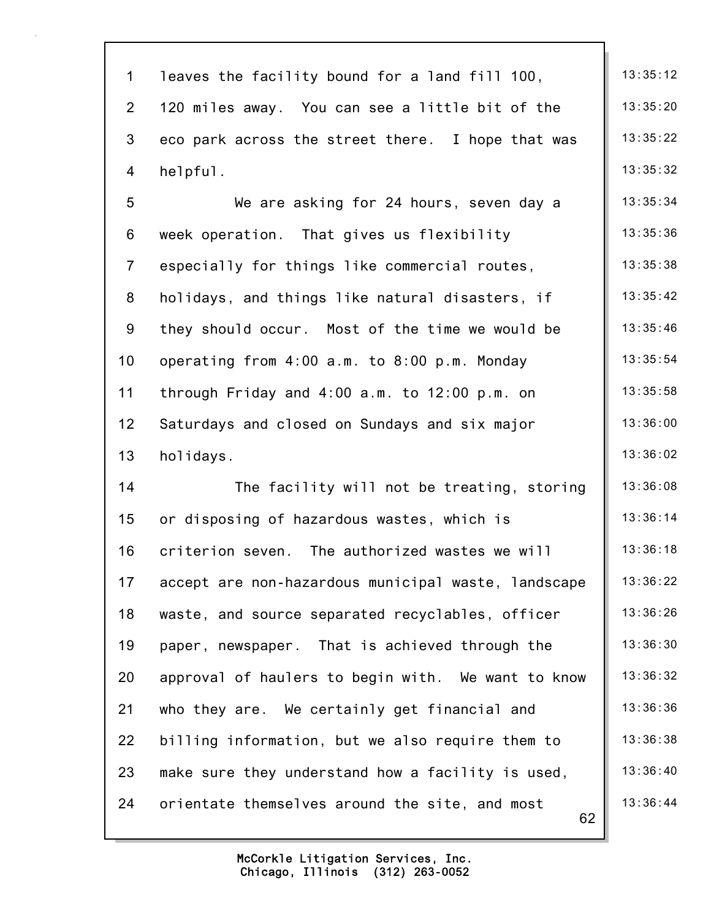leaves the facility bound for a land fill 100, 120 miles away. You can see a little bit of the eco park across the street there. I hope that was helpful.

We are asking for 24 hours, seven day a week operation. That gives us flexibility especially for things like commercial routes, holidays, and things like natural disasters, if they should occur. Most of the time we would be operating from 4:00 a.m. to 8:00 p.m. Monday through Friday and 4:00 a.m. to 12:00 p.m. on Saturdays and closed on Sundays and six major holidays.

The facility will not be treating, storing or disposing of hazardous wastes, which is criterion seven. The authorized wastes we will accept are non-hazardous municipal waste, landscape waste, and source separated recyclables, officer paper, newspaper. That is achieved through the approval of haulers to begin with. We want to know who they are. We certainly get financial and billing information, but we also require them to make sure they understand how a facility is used, orientate themselves around the site, and most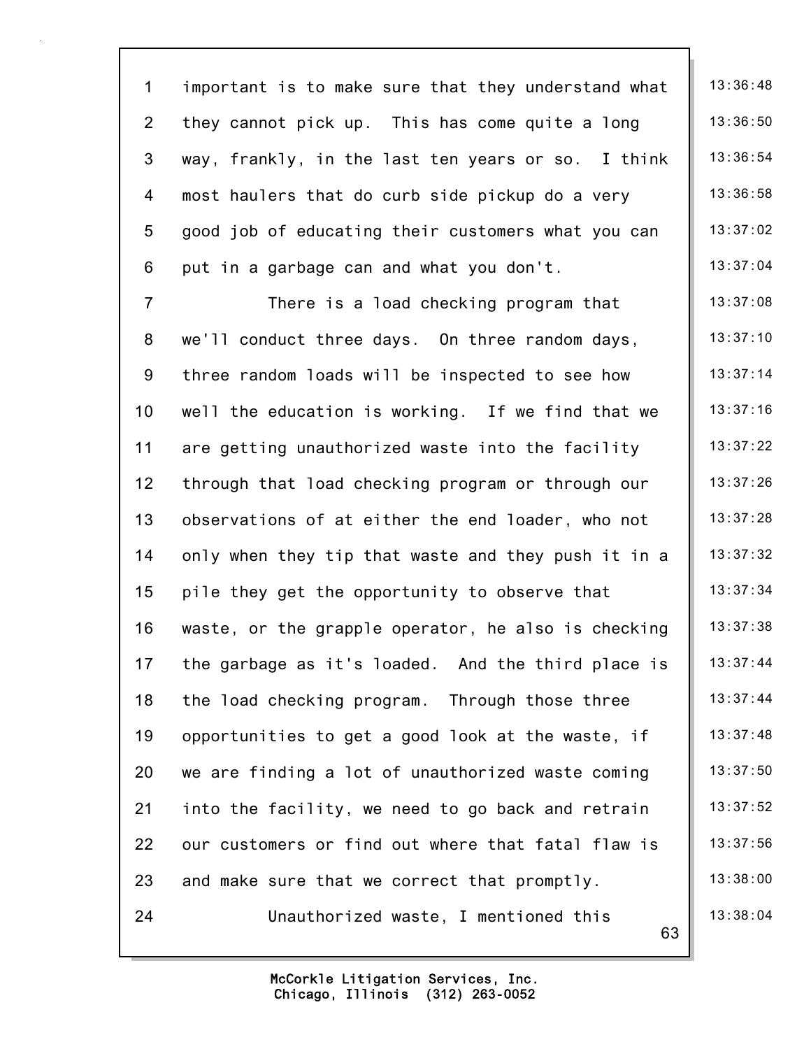important is to make sure that they understand what they cannot pick up. This has come quite a long way, frankly, in the last ten years or so. I think most haulers that do curb side pickup do a very good job of educating their customers what you can put in a garbage can and what you don't.

There is a load checking program that we'll conduct three days. On three random days, three random loads will be inspected to see how well the education is working. If we find that we are getting unauthorized waste into the facility through that load checking program or through our observations of at either the end loader, who not only when they tip that waste and they push it in a pile they get the opportunity to observe that waste, or the grapple operator, he also is checking the garbage as it's loaded. And the third place is the load checking program. Through those three opportunities to get a good look at the waste, if we are finding a lot of unauthorized waste coming into the facility, we need to go back and retrain our customers or find out where that fatal flaw is and make sure that we correct that promptly.

Unauthorized waste, I mentioned this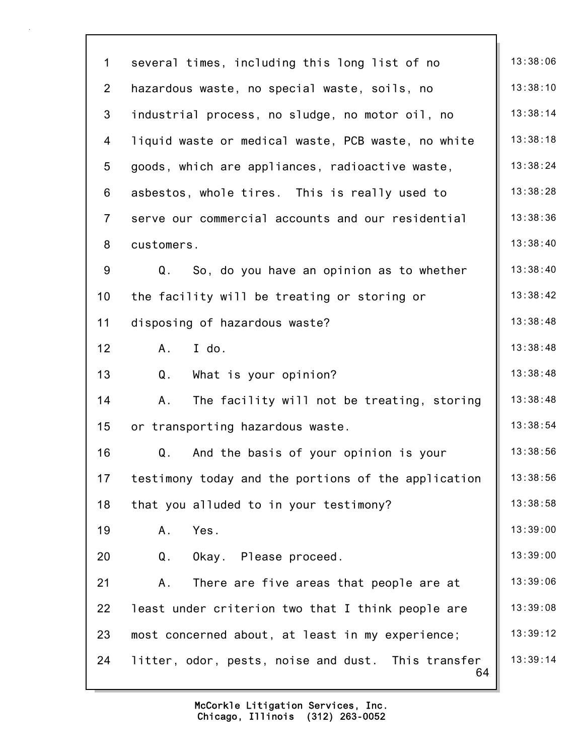several times, including this long list of no hazardous waste, no special waste, soils, no industrial process, no sludge, no motor oil, no liquid waste or medical waste, PCB waste, no white goods, which are appliances, radioactive waste, asbestos, whole tires. This is really used to serve our commercial accounts and our residential customers.

Q. So, do you have an opinion as to whether the facility will be treating or storing or disposing of hazardous waste?

A. I do.

Q. What is your opinion?

A. The facility will not be treating, storing or transporting hazardous waste.

Q. And the basis of your opinion is your testimony today and the portions of the application that you alluded to in your testimony?

A. Yes.

Q. Okay. Please proceed.

A. There are five areas that people are at least under criterion two that I think people are most concerned about, at least in my experience; litter, odor, pests, noise and dust. This transfer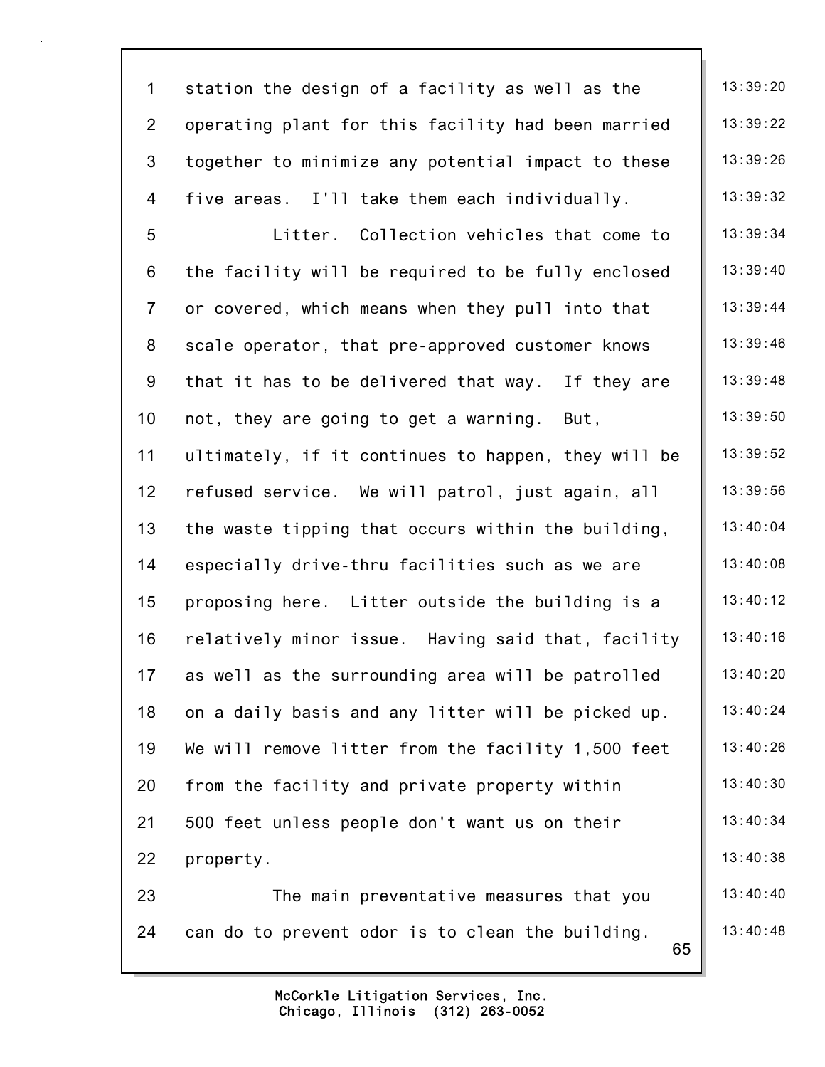station the design of a facility as well as the operating plant for this facility had been married together to minimize any potential impact to these five areas. I'll take them each individually.

Litter. Collection vehicles that come to the facility will be required to be fully enclosed or covered, which means when they pull into that scale operator, that pre-approved customer knows that it has to be delivered that way. If they are not, they are going to get a warning. But, ultimately, if it continues to happen, they will be refused service. We will patrol, just again, all the waste tipping that occurs within the building, especially drive-thru facilities such as we are proposing here. Litter outside the building is a relatively minor issue. Having said that, facility as well as the surrounding area will be patrolled on a daily basis and any litter will be picked up. We will remove litter from the facility 1,500 feet from the facility and private property within 500 feet unless people don't want us on their property.

The main preventative measures that you can do to prevent odor is to clean the building.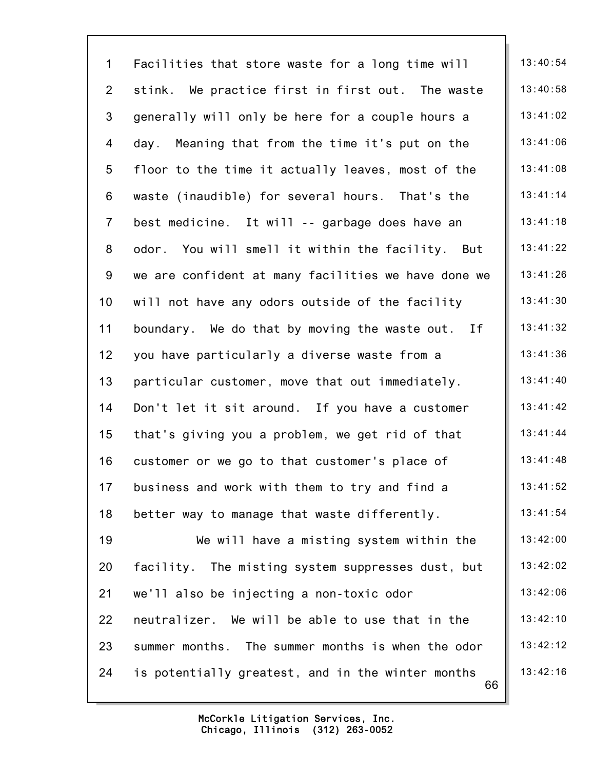Facilities that store waste for a long time will stink. We practice first in first out. The waste generally will only be here for a couple hours a day. Meaning that from the time it's put on the floor to the time it actually leaves, most of the waste (inaudible) for several hours. That's the best medicine. It will -- garbage does have an odor. You will smell it within the facility. But we are confident at many facilities we have done we will not have any odors outside of the facility boundary. We do that by moving the waste out. If you have particularly a diverse waste from a particular customer, move that out immediately. Don't let it sit around. If you have a customer that's giving you a problem, we get rid of that customer or we go to that customer's place of business and work with them to try and find a better way to manage that waste differently.

We will have a misting system within the facility. The misting system suppresses dust, but we'll also be injecting a non-toxic odor neutralizer. We will be able to use that in the summer months. The summer months is when the odor is potentially greatest, and in the winter months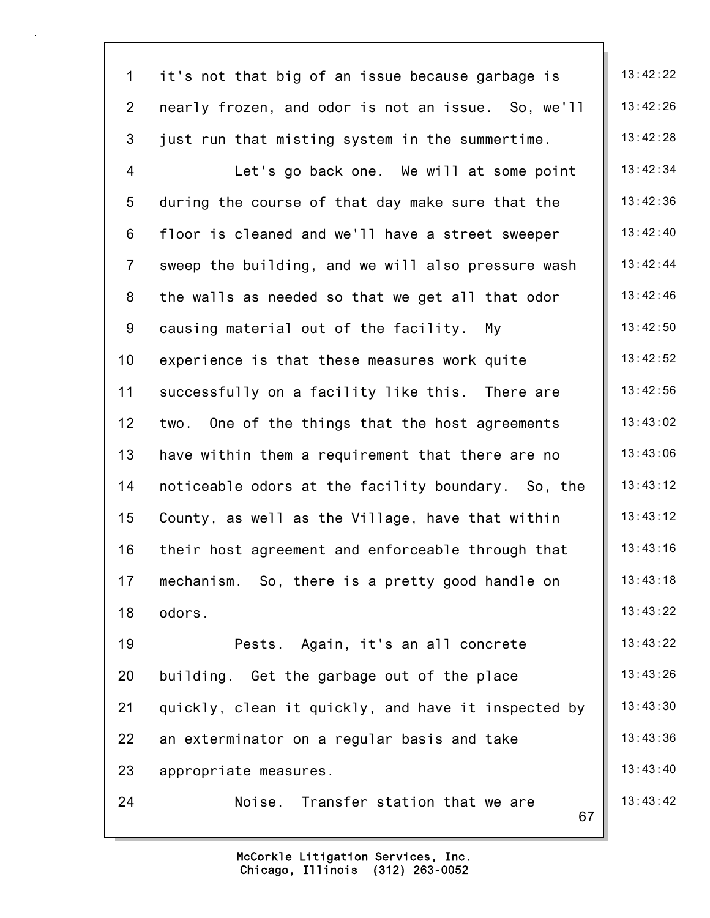it's not that big of an issue because garbage is nearly frozen, and odor is not an issue. So, we'll just run that misting system in the summertime.

Let's go back one. We will at some point during the course of that day make sure that the floor is cleaned and we'll have a street sweeper sweep the building, and we will also pressure wash the walls as needed so that we get all that odor causing material out of the facility. My experience is that these measures work quite successfully on a facility like this. There are two. One of the things that the host agreements have within them a requirement that there are no noticeable odors at the facility boundary. So, the County, as well as the Village, have that within their host agreement and enforceable through that mechanism. So, there is a pretty good handle on odors.

Pests. Again, it's an all concrete building. Get the garbage out of the place quickly, clean it quickly, and have it inspected by an exterminator on a regular basis and take appropriate measures.

Noise. Transfer station that we are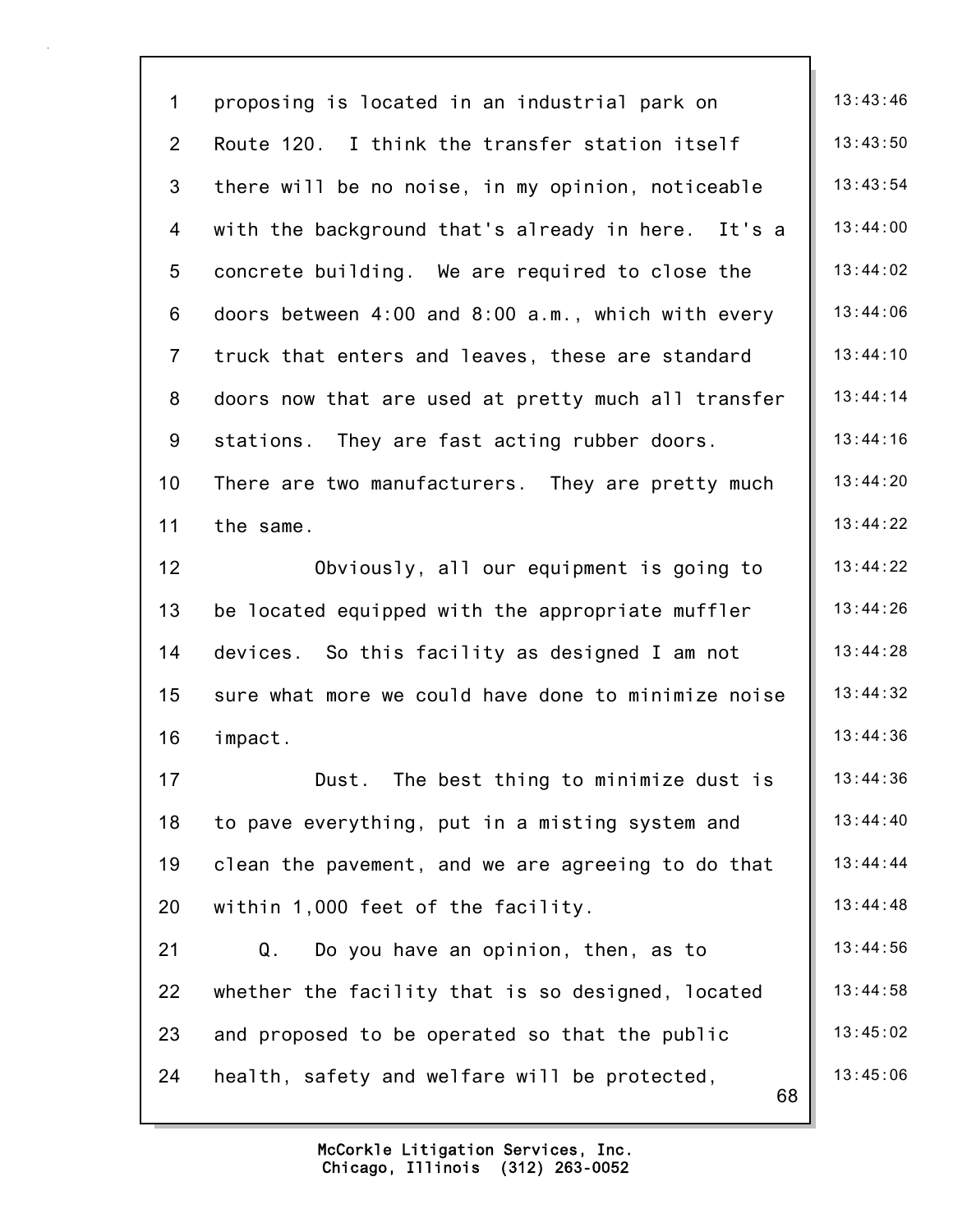proposing is located in an industrial park on Route 120. I think the transfer station itself there will be no noise, in my opinion, noticeable with the background that's already in here. It's a concrete building. We are required to close the doors between 4:00 and 8:00 a.m., which with every truck that enters and leaves, these are standard doors now that are used at pretty much all transfer stations. They are fast acting rubber doors. There are two manufacturers. They are pretty much the same.

Obviously, all our equipment is going to be located equipped with the appropriate muffler devices. So this facility as designed I am not sure what more we could have done to minimize noise impact.

Dust. The best thing to minimize dust is to pave everything, put in a misting system and clean the pavement, and we are agreeing to do that within 1,000 feet of the facility.

Q. Do you have an opinion, then, as to whether the facility that is so designed, located and proposed to be operated so that the public health, safety and welfare will be protected,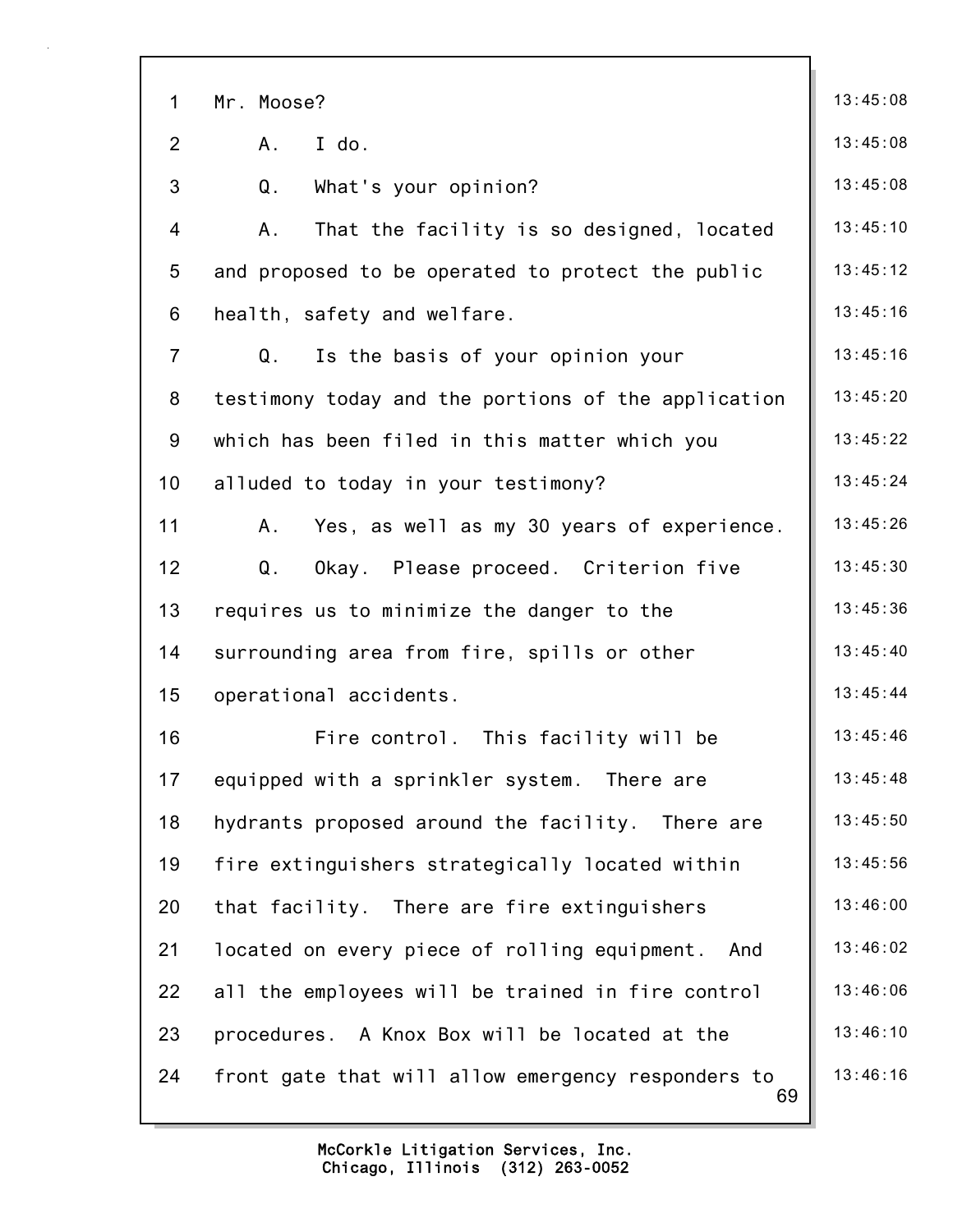Mr. Moose?

A. I do.

Q. What's your opinion?

A. That the facility is so designed, located and proposed to be operated to protect the public health, safety and welfare.

Q. Is the basis of your opinion your testimony today and the portions of the application which has been filed in this matter which you alluded to today in your testimony?

A. Yes, as well as my 30 years of experience.

Q. Okay. Please proceed. Criterion five requires us to minimize the danger to the surrounding area from fire, spills or other operational accidents.

Fire control. This facility will be equipped with a sprinkler system. There are hydrants proposed around the facility. There are fire extinguishers strategically located within that facility. There are fire extinguishers located on every piece of rolling equipment. And all the employees will be trained in fire control procedures. A Knox Box will be located at the front gate that will allow emergency responders to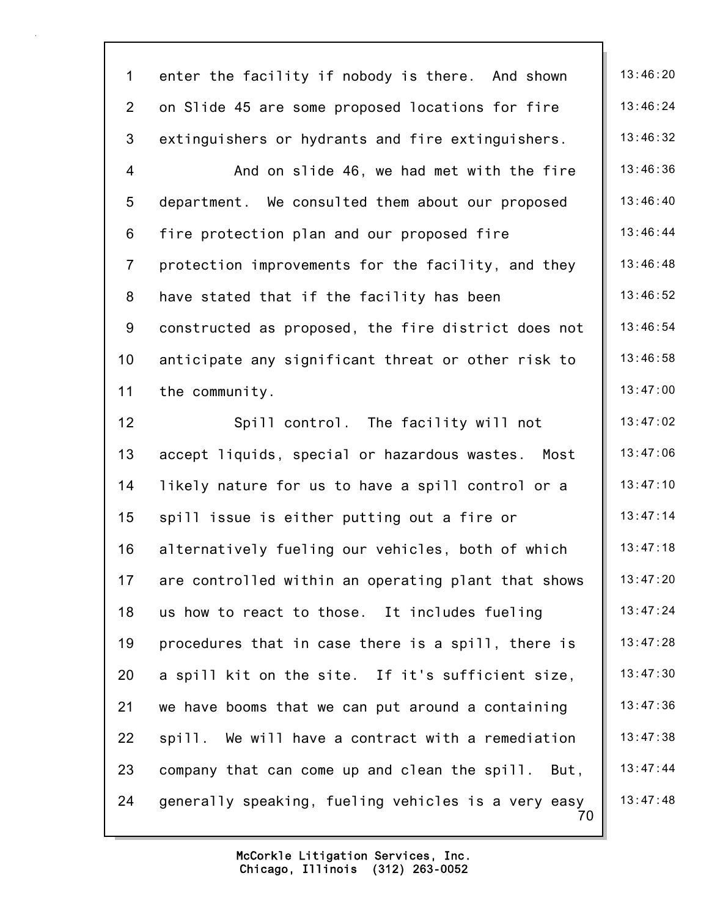enter the facility if nobody is there. And shown on Slide 45 are some proposed locations for fire extinguishers or hydrants and fire extinguishers.

And on slide 46, we had met with the fire department. We consulted them about our proposed fire protection plan and our proposed fire protection improvements for the facility, and they have stated that if the facility has been constructed as proposed, the fire district does not anticipate any significant threat or other risk to the community.

Spill control. The facility will not accept liquids, special or hazardous wastes. Most likely nature for us to have a spill control or a spill issue is either putting out a fire or alternatively fueling our vehicles, both of which are controlled within an operating plant that shows us how to react to those. It includes fueling procedures that in case there is a spill, there is a spill kit on the site. If it's sufficient size, we have booms that we can put around a containing spill. We will have a contract with a remediation company that can come up and clean the spill. But, generally speaking, fueling vehicles is a very easy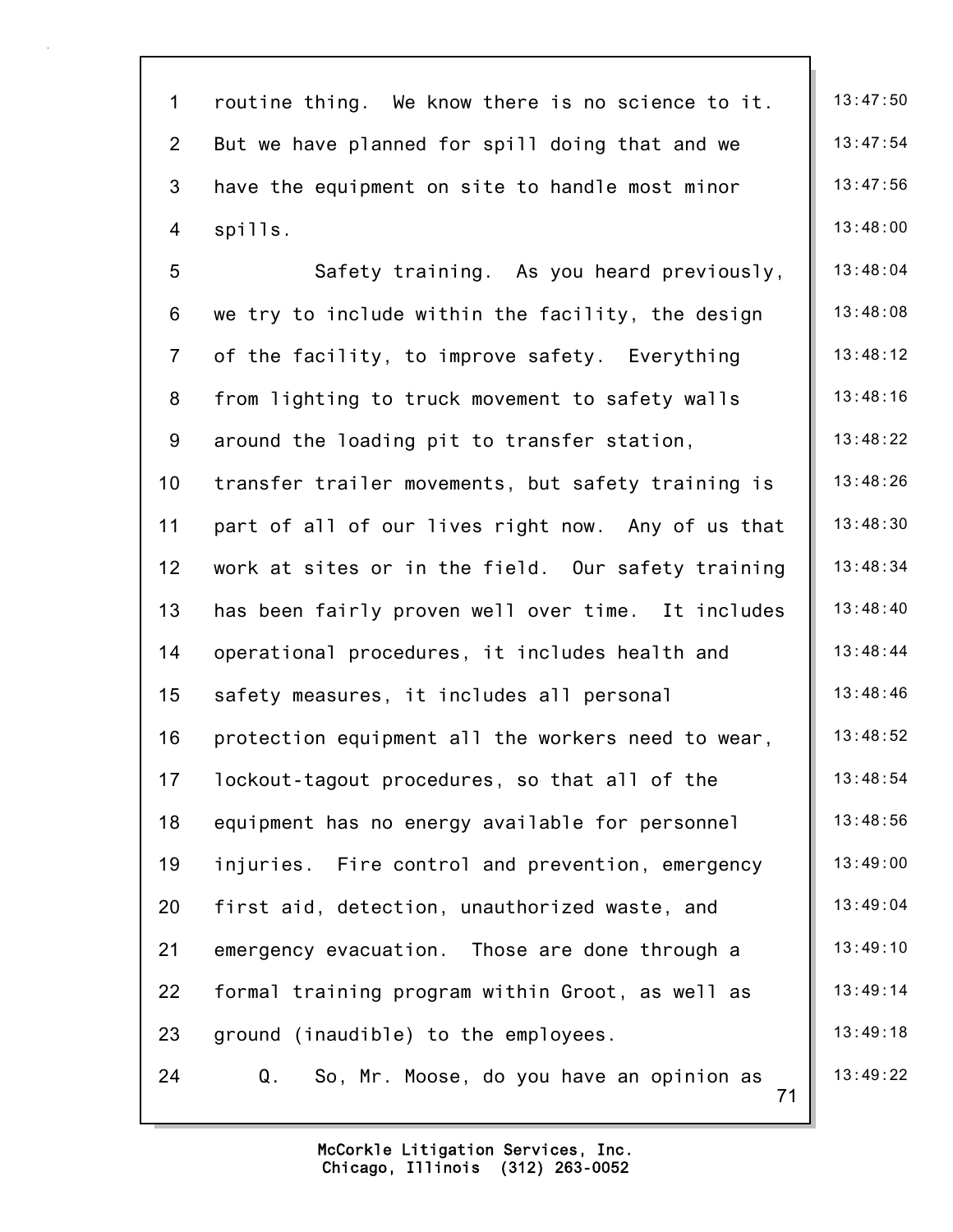routine thing. We know there is no science to it. But we have planned for spill doing that and we have the equipment on site to handle most minor spills.

Safety training. As you heard previously, we try to include within the facility, the design of the facility, to improve safety. Everything from lighting to truck movement to safety walls around the loading pit to transfer station, transfer trailer movements, but safety training is part of all of our lives right now. Any of us that work at sites or in the field. Our safety training has been fairly proven well over time. It includes operational procedures, it includes health and safety measures, it includes all personal protection equipment all the workers need to wear, lockout-tagout procedures, so that all of the equipment has no energy available for personnel injuries. Fire control and prevention, emergency first aid, detection, unauthorized waste, and emergency evacuation. Those are done through a formal training program within Groot, as well as ground (inaudible) to the employees.

Q. So, Mr. Moose, do you have an opinion as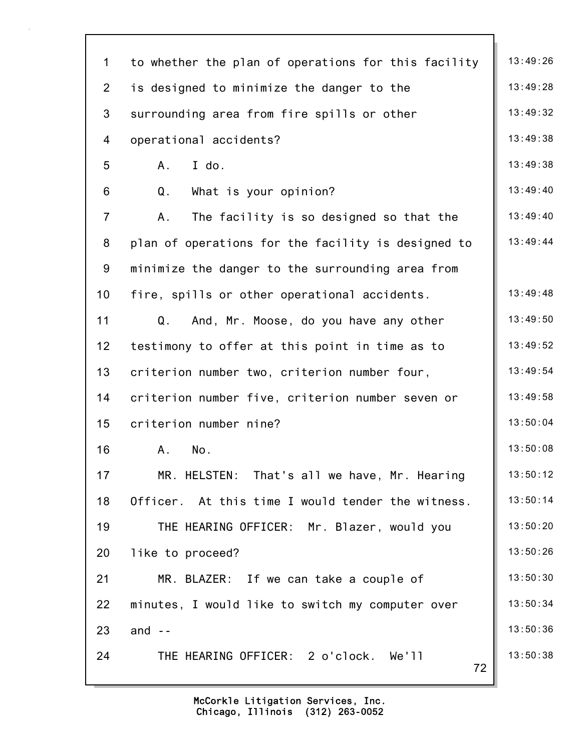to whether the plan of operations for this facility is designed to minimize the danger to the surrounding area from fire spills or other operational accidents?

A. I do.

Q. What is your opinion?

A. The facility is so designed so that the plan of operations for the facility is designed to minimize the danger to the surrounding area from fire, spills or other operational accidents.

Q. And, Mr. Moose, do you have any other testimony to offer at this point in time as to criterion number two, criterion number four, criterion number five, criterion number seven or criterion number nine?

A. No.

MR. HELSTEN: That's all we have, Mr. Hearing Officer. At this time I would tender the witness.

THE HEARING OFFICER: Mr. Blazer, would you like to proceed?

MR. BLAZER: If we can take a couple of minutes, I would like to switch my computer over and --

THE HEARING OFFICER: 2 o'clock. We'll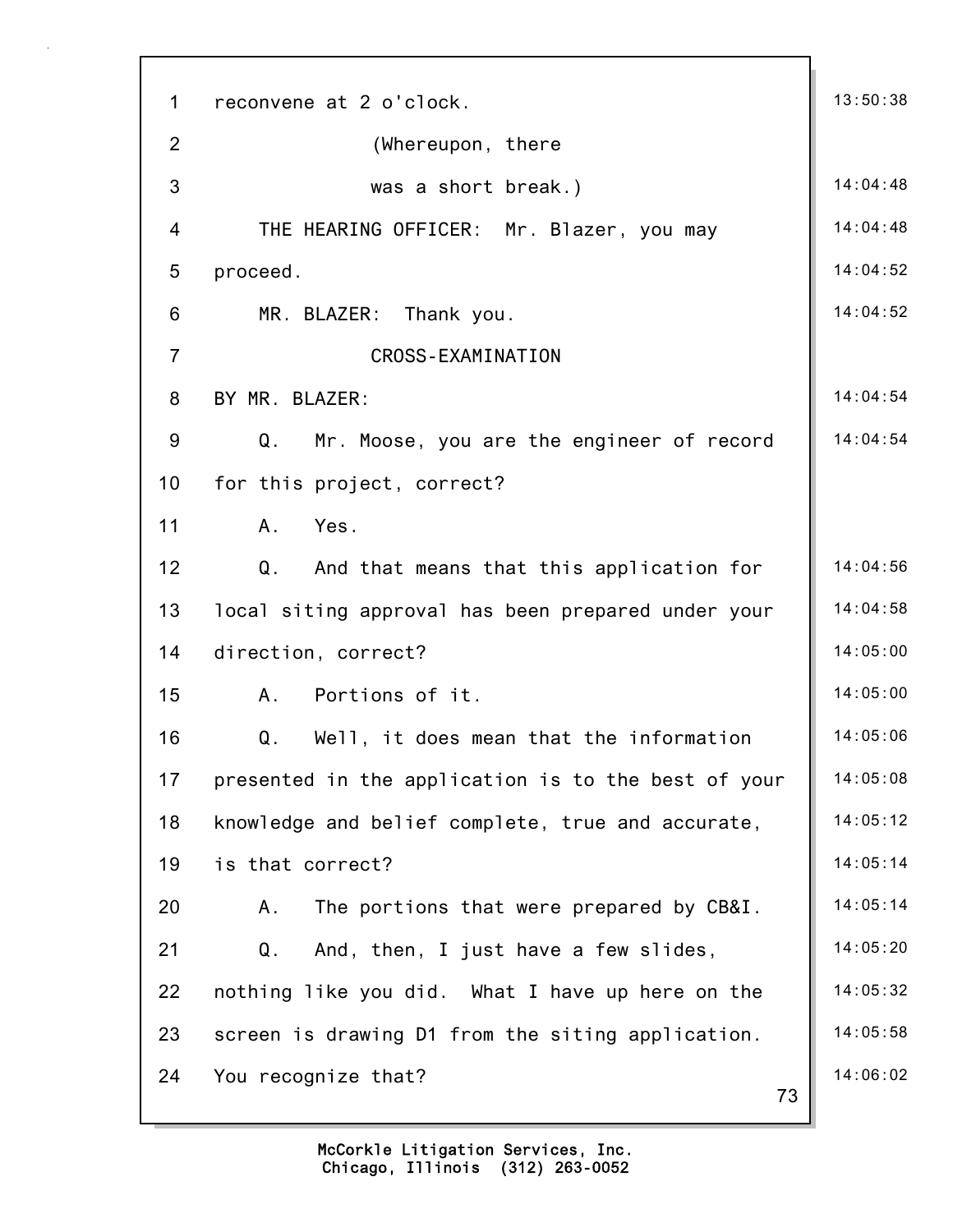reconvene at 2 o'clock.

(Whereupon, there was a short break.)

THE HEARING OFFICER: Mr. Blazer, you may proceed.

MR. BLAZER: Thank you.

CROSS-EXAMINATION

BY MR. BLAZER:

Q. Mr. Moose, you are the engineer of record for this project, correct?

A. Yes.

Q. And that means that this application for local siting approval has been prepared under your direction, correct?

A. Portions of it.

Q. Well, it does mean that the information presented in the application is to the best of your knowledge and belief complete, true and accurate, is that correct?

A. The portions that were prepared by CB&I.

Q. And, then, I just have a few slides, nothing like you did. What I have up here on the screen is drawing D1 from the siting application. You recognize that?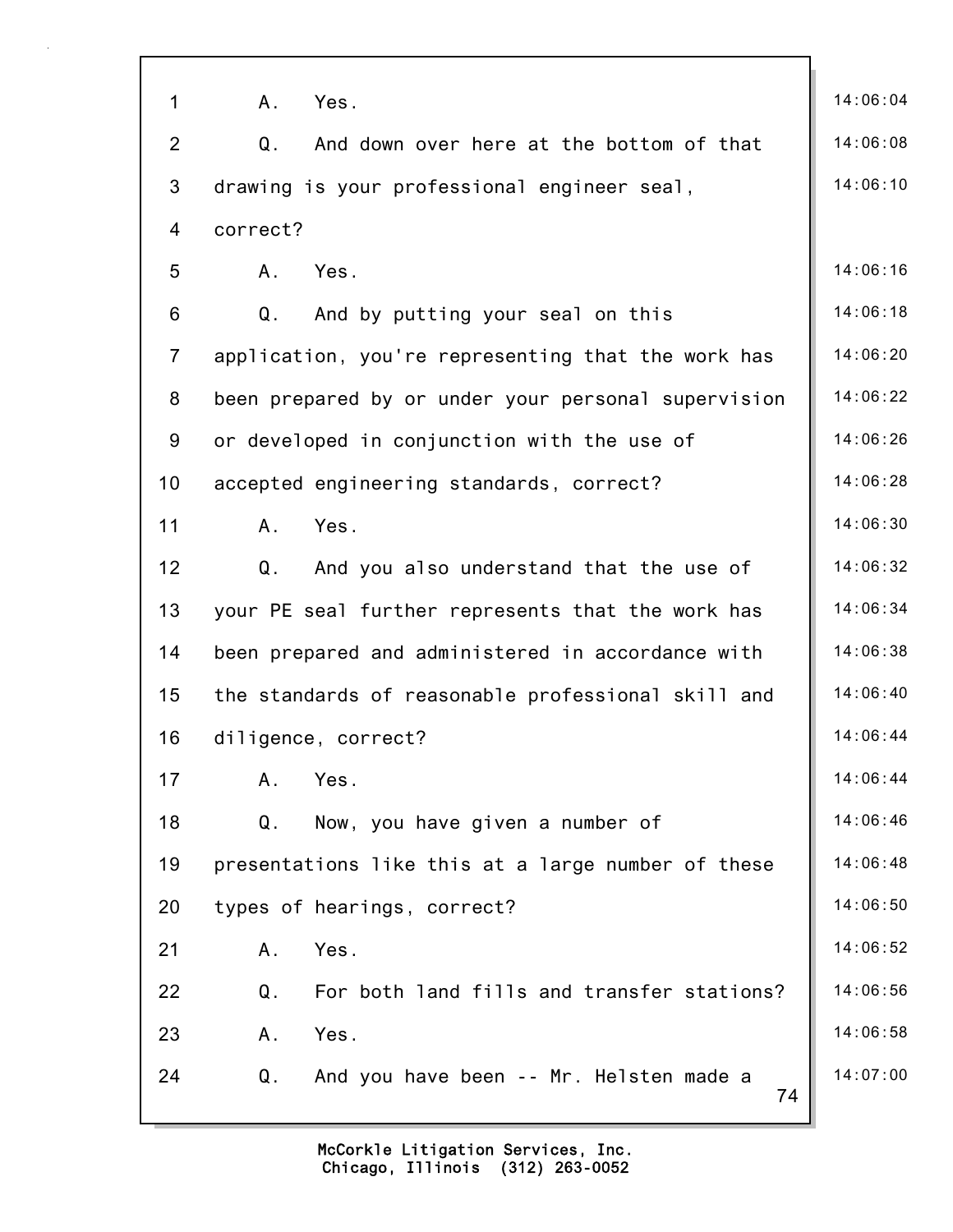1 A. Yes. 14:06:04

2 Q. And down over here at the bottom of that 14:06:08

3 drawing is your professional engineer seal, 14:06:10

4 correct?

5 A. Yes. 14:06:16

6 Q. And by putting your seal on this 14:06:18

7 application, you're representing that the work has 14:06:20

8 been prepared by or under your personal supervision 14:06:22

9 or developed in conjunction with the use of 14:06:26

10 accepted engineering standards, correct? 14:06:28

11 A. Yes. 14:06:30

12 Q. And you also understand that the use of 14:06:32

13 your PE seal further represents that the work has 14:06:34

14 been prepared and administered in accordance with 14:06:38

15 the standards of reasonable professional skill and 14:06:40

16 diligence, correct? 14:06:44

17 A. Yes. 14:06:44

18 Q. Now, you have given a number of 14:06:46

19 presentations like this at a large number of these 14:06:48

20 types of hearings, correct? 14:06:50

21 A. Yes. 14:06:52

22 Q. For both land fills and transfer stations? 14:06:56

23 A. Yes. 14:06:58

24 Q. And you have been -- Mr. Helsten made a 14:07:00

McCorkle Litigation Services, Inc.
Chicago, Illinois (312) 263-0052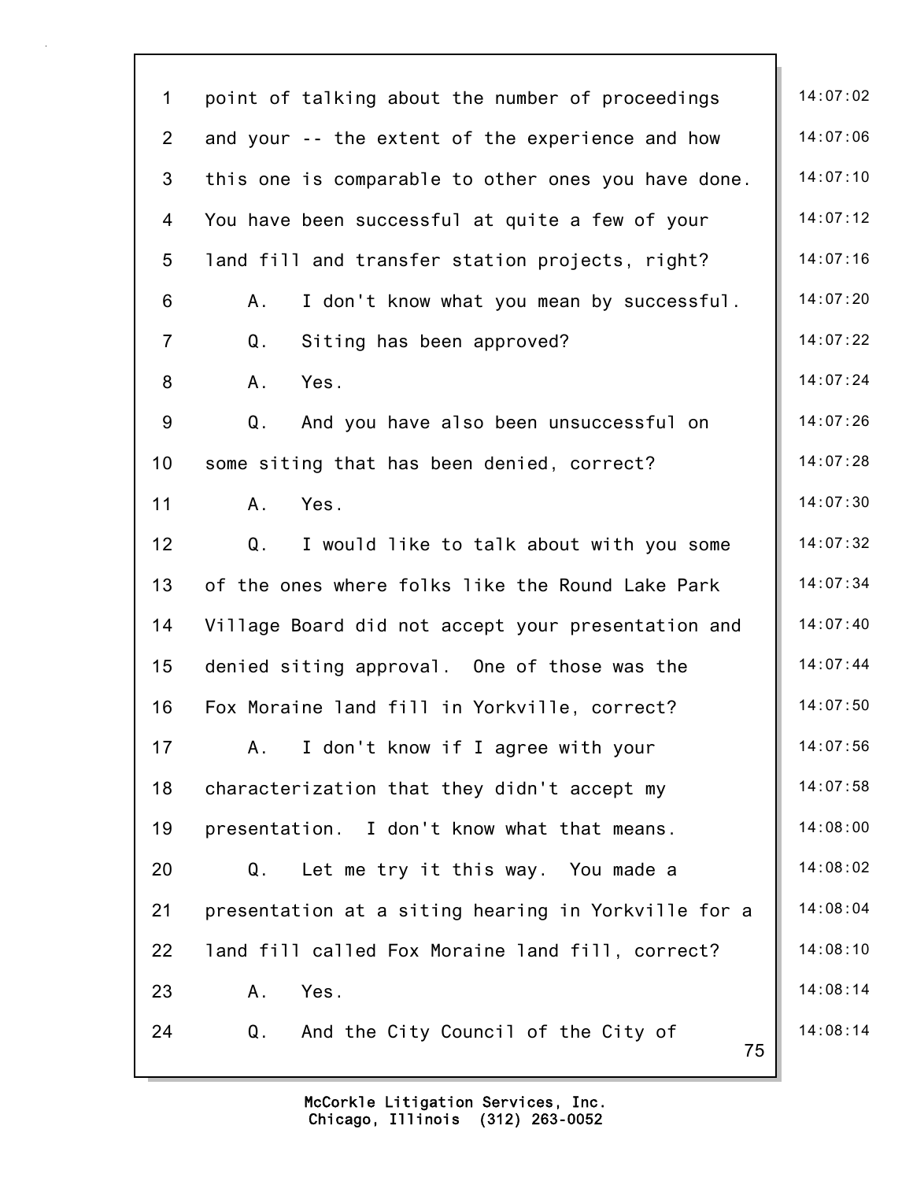point of talking about the number of proceedings and your -- the extent of the experience and how this one is comparable to other ones you have done. You have been successful at quite a few of your land fill and transfer station projects, right?

A. I don't know what you mean by successful.

Q. Siting has been approved?

A. Yes.

Q. And you have also been unsuccessful on some siting that has been denied, correct?

A. Yes.

Q. I would like to talk about with you some of the ones where folks like the Round Lake Park Village Board did not accept your presentation and denied siting approval. One of those was the Fox Moraine land fill in Yorkville, correct?

A. I don't know if I agree with your characterization that they didn't accept my presentation. I don't know what that means.

Q. Let me try it this way. You made a presentation at a siting hearing in Yorkville for a land fill called Fox Moraine land fill, correct?

A. Yes.

Q. And the City Council of the City of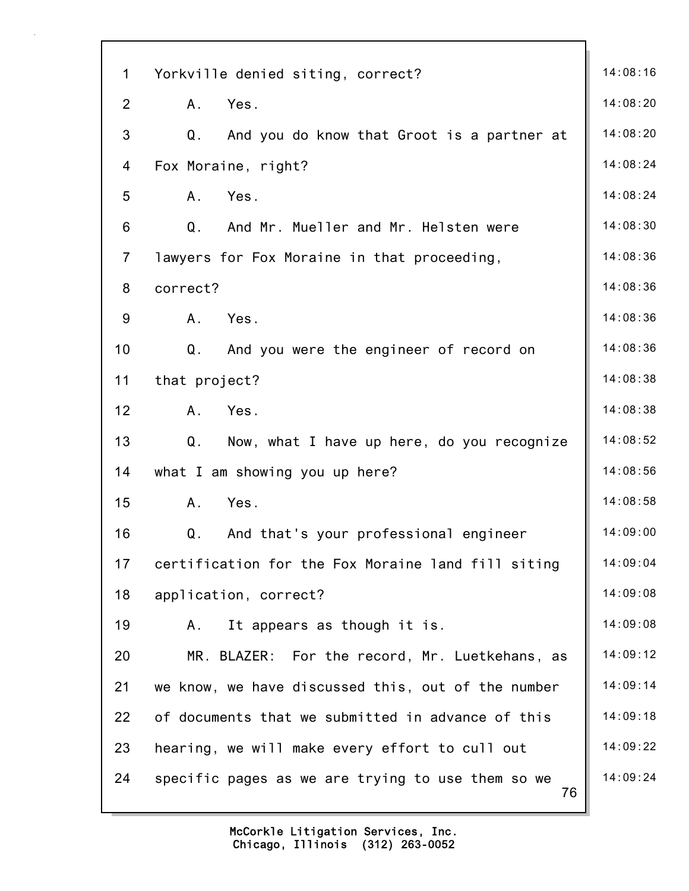1 Yorkville denied siting, correct? 14:08:16

2 A. Yes. 14:08:20

3 Q. And you do know that Groot is a partner at 14:08:20

4 Fox Moraine, right? 14:08:24

5 A. Yes. 14:08:24

6 Q. And Mr. Mueller and Mr. Helsten were 14:08:30

7 lawyers for Fox Moraine in that proceeding, 14:08:36

8 correct? 14:08:36

9 A. Yes. 14:08:36

10 Q. And you were the engineer of record on 14:08:36

11 that project? 14:08:38

12 A. Yes. 14:08:38

13 Q. Now, what I have up here, do you recognize 14:08:52

14 what I am showing you up here? 14:08:56

15 A. Yes. 14:08:58

16 Q. And that's your professional engineer 14:09:00

17 certification for the Fox Moraine land fill siting 14:09:04

18 application, correct? 14:09:08

19 A. It appears as though it is. 14:09:08

20 MR. BLAZER: For the record, Mr. Luetkehans, as 14:09:12

21 we know, we have discussed this, out of the number 14:09:14

22 of documents that we submitted in advance of this 14:09:18

23 hearing, we will make every effort to cull out 14:09:22

24 specific pages as we are trying to use them so we 14:09:24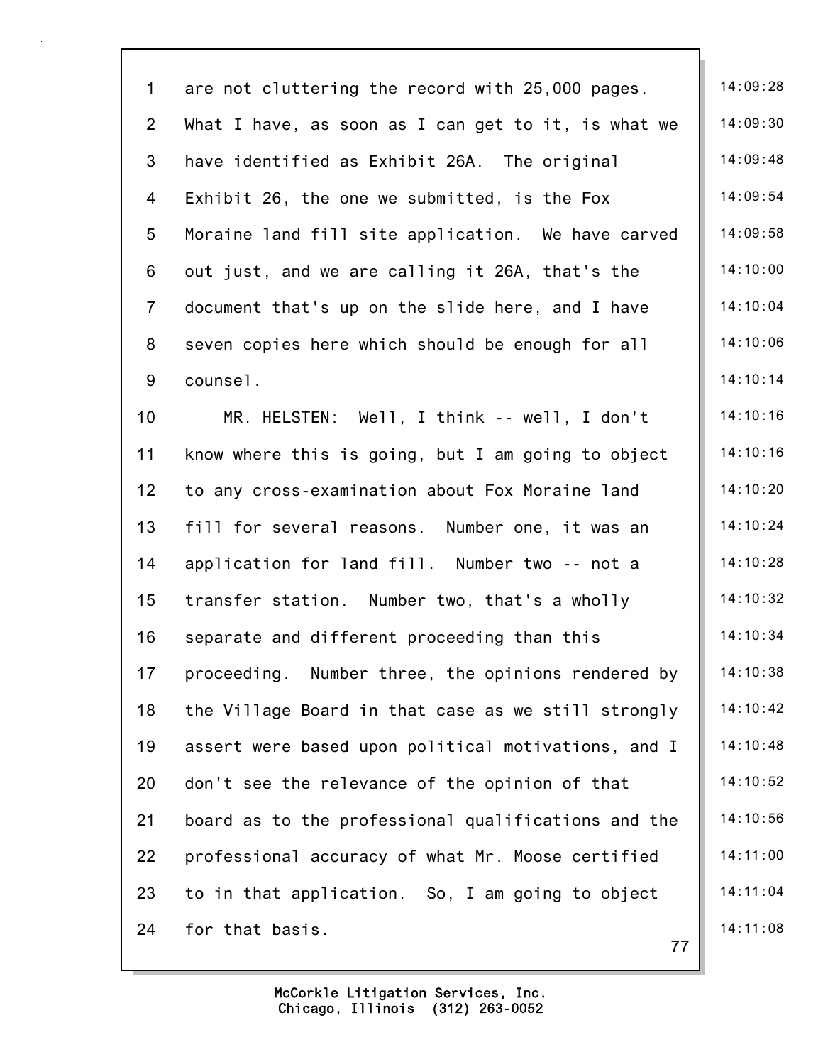are not cluttering the record with 25,000 pages. What I have, as soon as I can get to it, is what we have identified as Exhibit 26A. The original Exhibit 26, the one we submitted, is the Fox Moraine land fill site application. We have carved out just, and we are calling it 26A, that's the document that's up on the slide here, and I have seven copies here which should be enough for all counsel.

MR. HELSTEN: Well, I think -- well, I don't know where this is going, but I am going to object to any cross-examination about Fox Moraine land fill for several reasons. Number one, it was an application for land fill. Number two -- not a transfer station. Number two, that's a wholly separate and different proceeding than this proceeding. Number three, the opinions rendered by the Village Board in that case as we still strongly assert were based upon political motivations, and I don't see the relevance of the opinion of that board as to the professional qualifications and the professional accuracy of what Mr. Moose certified to in that application. So, I am going to object for that basis.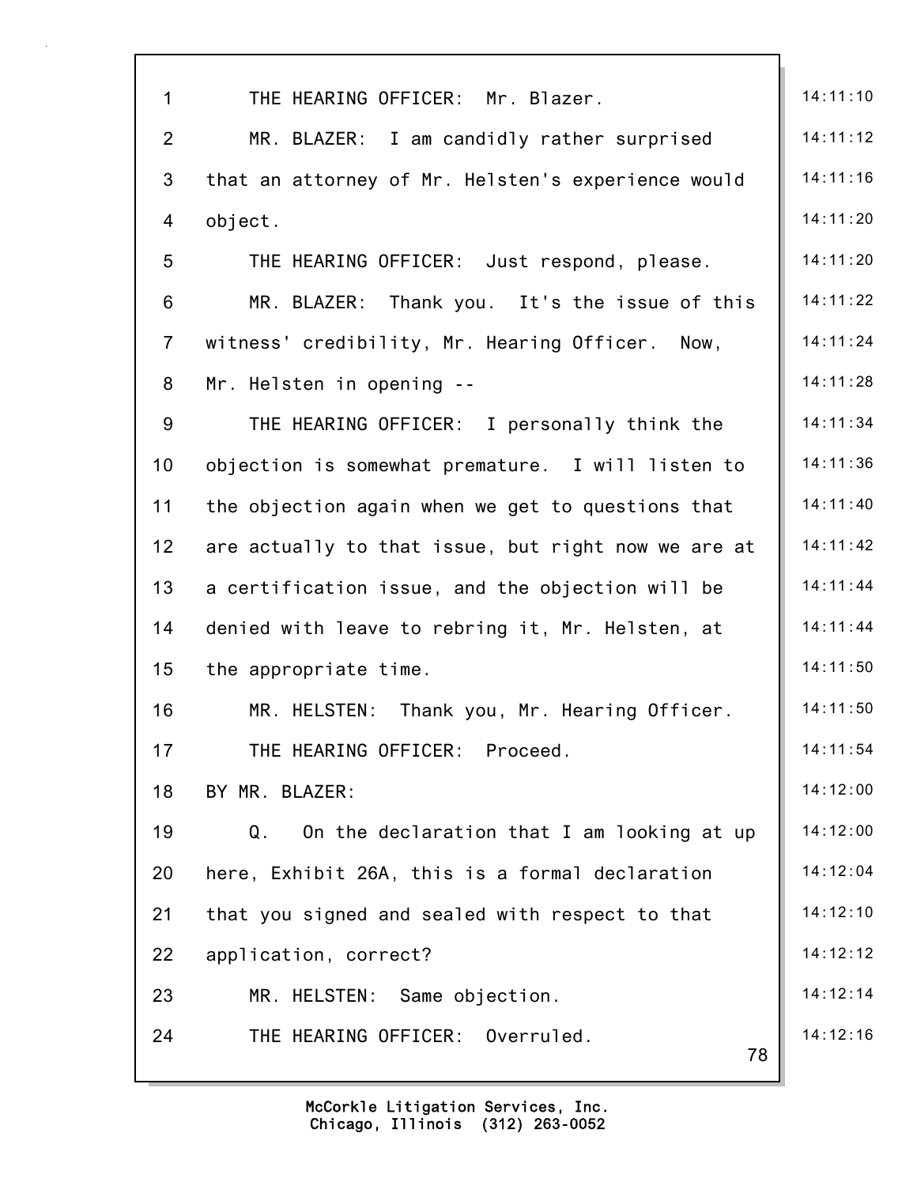THE HEARING OFFICER: Mr. Blazer.

MR. BLAZER: I am candidly rather surprised that an attorney of Mr. Helsten's experience would object.

THE HEARING OFFICER: Just respond, please.

MR. BLAZER: Thank you. It's the issue of this witness' credibility, Mr. Hearing Officer. Now, Mr. Helsten in opening --

THE HEARING OFFICER: I personally think the objection is somewhat premature. I will listen to the objection again when we get to questions that are actually to that issue, but right now we are at a certification issue, and the objection will be denied with leave to rebring it, Mr. Helsten, at the appropriate time.

MR. HELSTEN: Thank you, Mr. Hearing Officer.

THE HEARING OFFICER: Proceed.

BY MR. BLAZER:

Q. On the declaration that I am looking at up here, Exhibit 26A, this is a formal declaration that you signed and sealed with respect to that application, correct?

MR. HELSTEN: Same objection.

THE HEARING OFFICER: Overruled.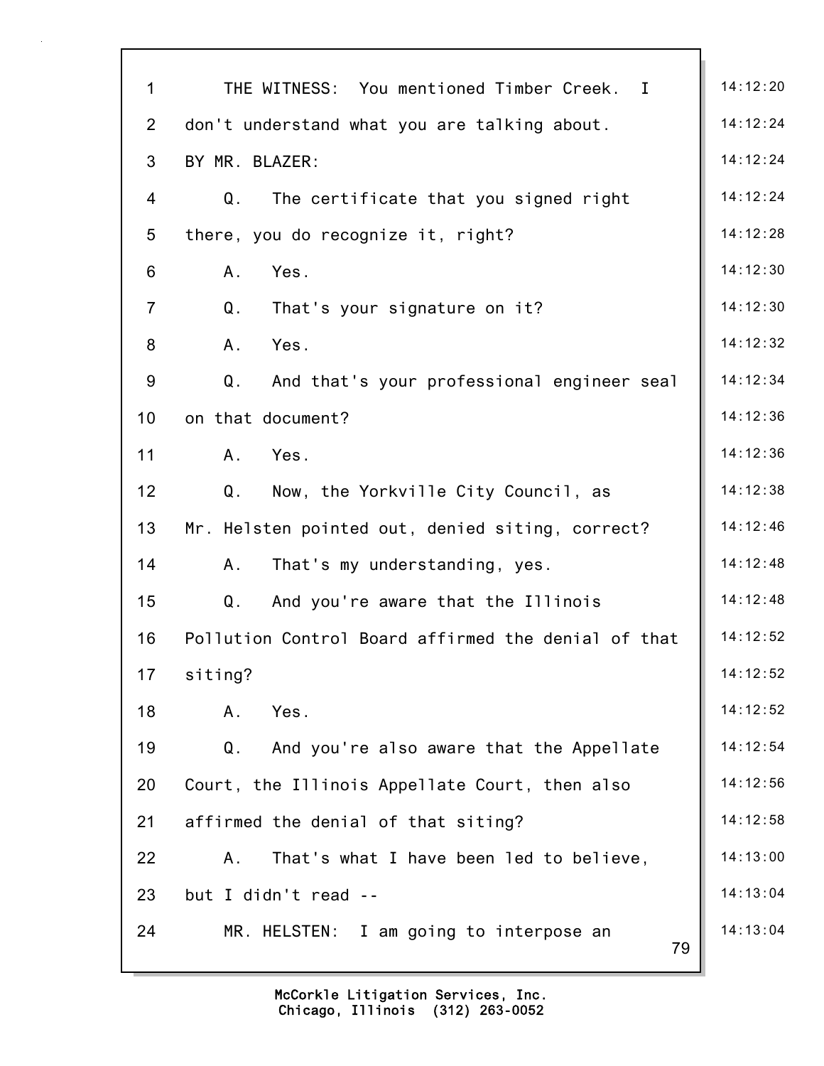1 THE WITNESS: You mentioned Timber Creek. I
2 don't understand what you are talking about.
3 BY MR. BLAZER:
4 Q. The certificate that you signed right
5 there, you do recognize it, right?
6 A. Yes.
7 Q. That's your signature on it?
8 A. Yes.
9 Q. And that's your professional engineer seal
10 on that document?
11 A. Yes.
12 Q. Now, the Yorkville City Council, as
13 Mr. Helsten pointed out, denied siting, correct?
14 A. That's my understanding, yes.
15 Q. And you're aware that the Illinois
16 Pollution Control Board affirmed the denial of that
17 siting?
18 A. Yes.
19 Q. And you're also aware that the Appellate
20 Court, the Illinois Appellate Court, then also
21 affirmed the denial of that siting?
22 A. That's what I have been led to believe,
23 but I didn't read --
24 MR. HELSTEN: I am going to interpose an

14:12:20
14:12:24
14:12:24
14:12:24
14:12:28
14:12:30
14:12:30
14:12:32
14:12:34
14:12:36
14:12:36
14:12:38
14:12:46
14:12:48
14:12:48
14:12:52
14:12:52
14:12:52
14:12:54
14:12:56
14:12:58
14:13:00
14:13:04
14:13:04

McCorkle Litigation Services, Inc.
Chicago, Illinois (312) 263-0052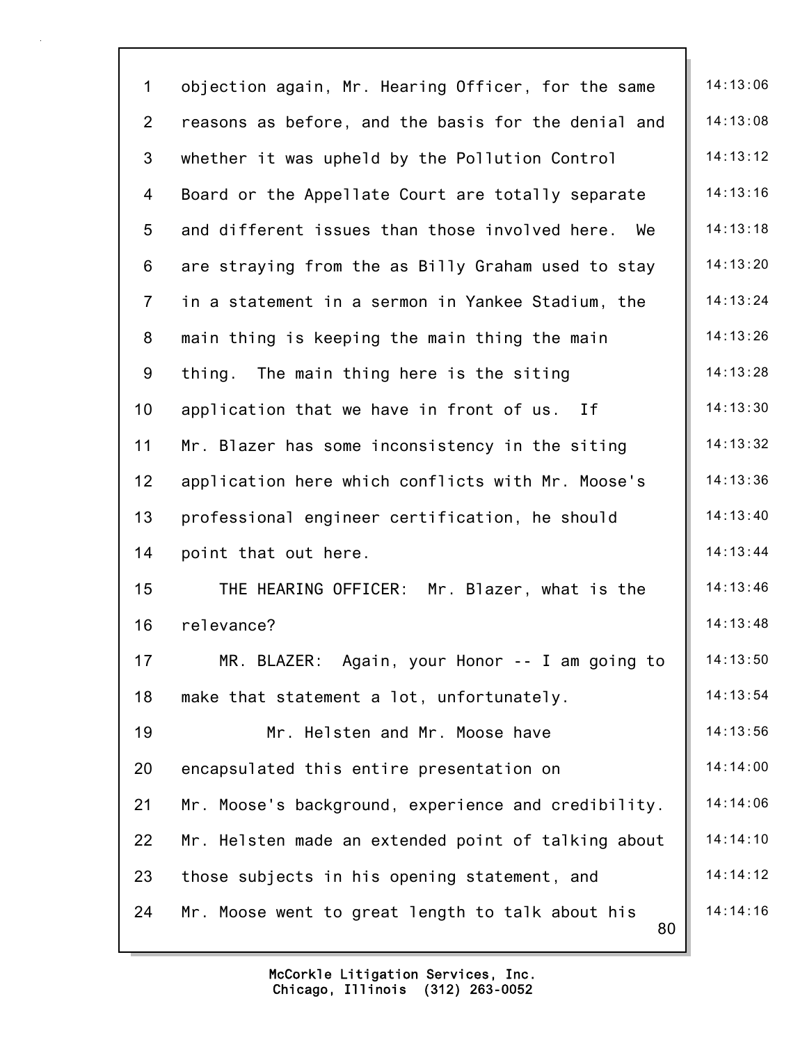objection again, Mr. Hearing Officer, for the same reasons as before, and the basis for the denial and whether it was upheld by the Pollution Control Board or the Appellate Court are totally separate and different issues than those involved here. We are straying from the as Billy Graham used to stay in a statement in a sermon in Yankee Stadium, the main thing is keeping the main thing the main thing. The main thing here is the siting application that we have in front of us. If Mr. Blazer has some inconsistency in the siting application here which conflicts with Mr. Moose's professional engineer certification, he should point that out here.

THE HEARING OFFICER: Mr. Blazer, what is the relevance?

MR. BLAZER: Again, your Honor -- I am going to make that statement a lot, unfortunately.

Mr. Helsten and Mr. Moose have encapsulated this entire presentation on Mr. Moose's background, experience and credibility. Mr. Helsten made an extended point of talking about those subjects in his opening statement, and Mr. Moose went to great length to talk about his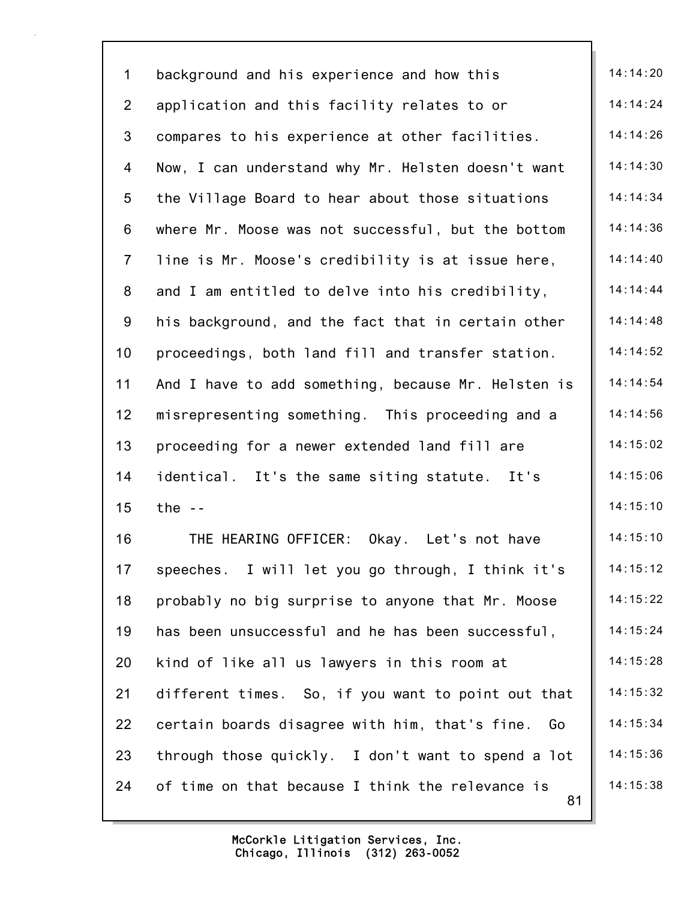background and his experience and how this application and this facility relates to or compares to his experience at other facilities. Now, I can understand why Mr. Helsten doesn't want the Village Board to hear about those situations where Mr. Moose was not successful, but the bottom line is Mr. Moose's credibility is at issue here, and I am entitled to delve into his credibility, his background, and the fact that in certain other proceedings, both land fill and transfer station. And I have to add something, because Mr. Helsten is misrepresenting something. This proceeding and a proceeding for a newer extended land fill are identical. It's the same siting statute. It's the --

THE HEARING OFFICER: Okay. Let's not have speeches. I will let you go through, I think it's probably no big surprise to anyone that Mr. Moose has been unsuccessful and he has been successful, kind of like all us lawyers in this room at different times. So, if you want to point out that certain boards disagree with him, that's fine. Go through those quickly. I don't want to spend a lot of time on that because I think the relevance is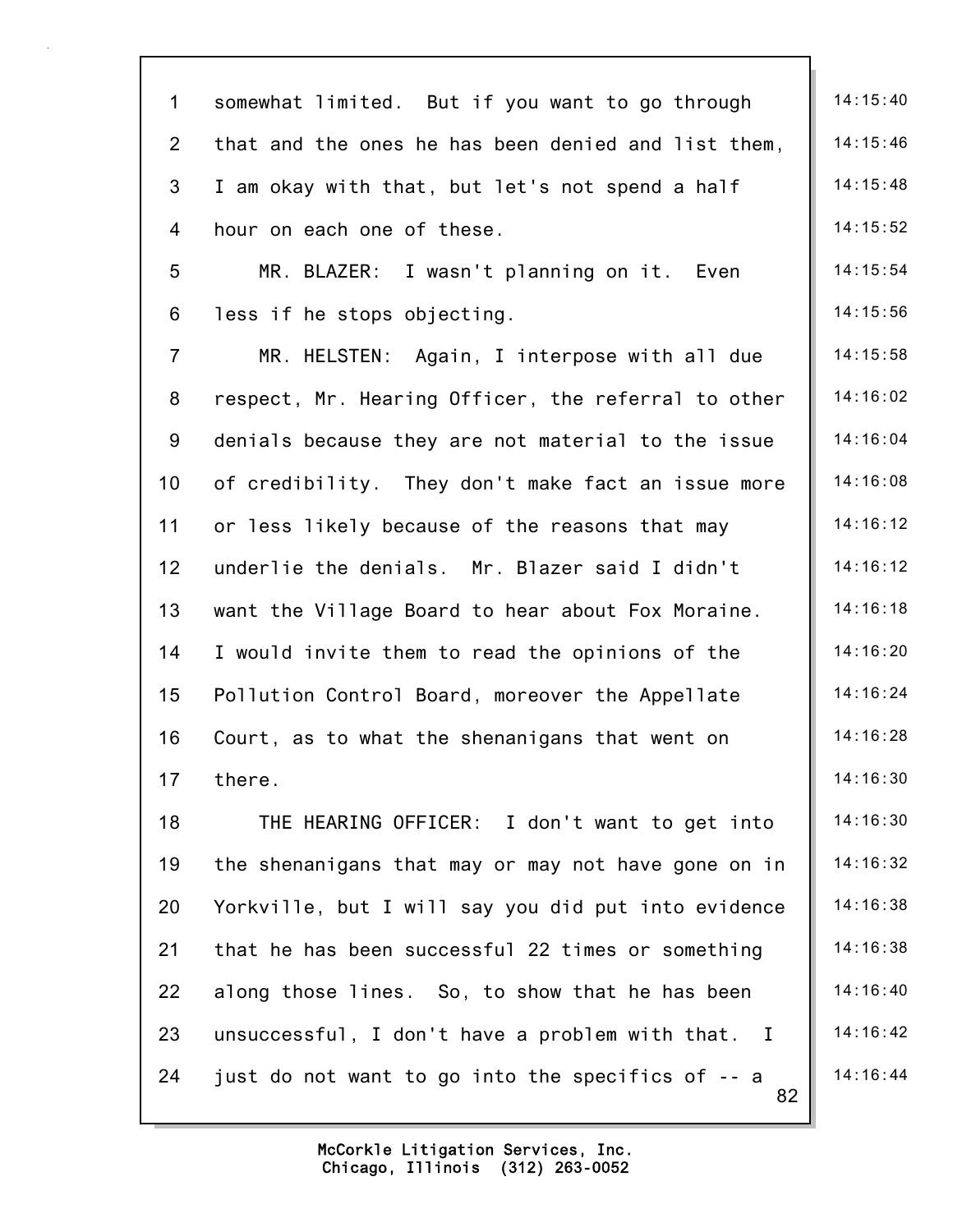somewhat limited. But if you want to go through that and the ones he has been denied and list them, I am okay with that, but let's not spend a half hour on each one of these.

MR. BLAZER: I wasn't planning on it. Even less if he stops objecting.

MR. HELSTEN: Again, I interpose with all due respect, Mr. Hearing Officer, the referral to other denials because they are not material to the issue of credibility. They don't make fact an issue more or less likely because of the reasons that may underlie the denials. Mr. Blazer said I didn't want the Village Board to hear about Fox Moraine. I would invite them to read the opinions of the Pollution Control Board, moreover the Appellate Court, as to what the shenanigans that went on there.

THE HEARING OFFICER: I don't want to get into the shenanigans that may or may not have gone on in Yorkville, but I will say you did put into evidence that he has been successful 22 times or something along those lines. So, to show that he has been unsuccessful, I don't have a problem with that. I just do not want to go into the specifics of -- a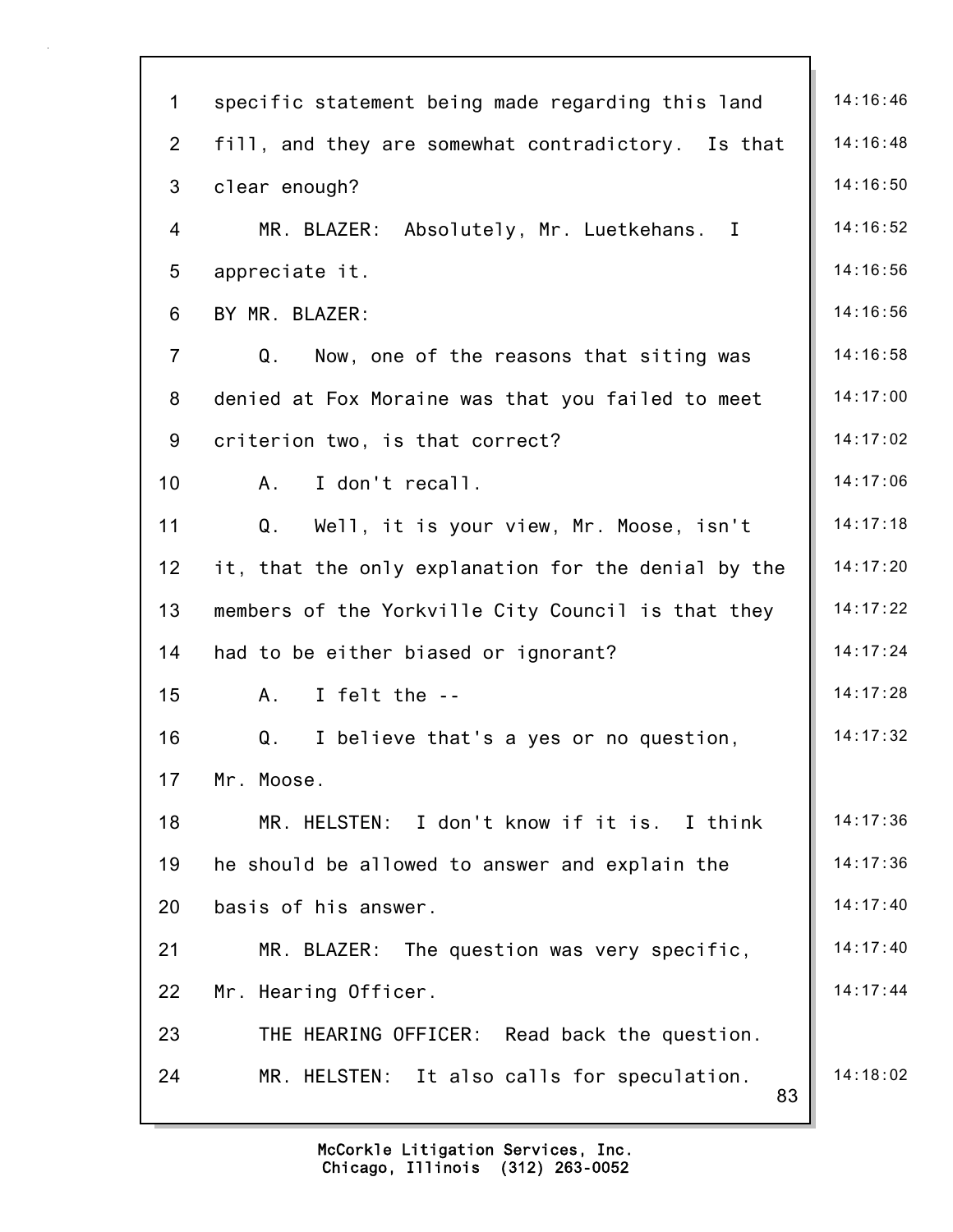1 specific statement being made regarding this land 14:16:46
2 fill, and they are somewhat contradictory. Is that 14:16:48
3 clear enough? 14:16:50
4 MR. BLAZER: Absolutely, Mr. Luetkehans. I 14:16:52
5 appreciate it. 14:16:56
6 BY MR. BLAZER: 14:16:56
7 Q. Now, one of the reasons that siting was 14:16:58
8 denied at Fox Moraine was that you failed to meet 14:17:00
9 criterion two, is that correct? 14:17:02
10 A. I don't recall. 14:17:06
11 Q. Well, it is your view, Mr. Moose, isn't 14:17:18
12 it, that the only explanation for the denial by the 14:17:20
13 members of the Yorkville City Council is that they 14:17:22
14 had to be either biased or ignorant? 14:17:24
15 A. I felt the -- 14:17:28
16 Q. I believe that's a yes or no question, 14:17:32
17 Mr. Moose.
18 MR. HELSTEN: I don't know if it is. I think 14:17:36
19 he should be allowed to answer and explain the 14:17:36
20 basis of his answer. 14:17:40
21 MR. BLAZER: The question was very specific, 14:17:40
22 Mr. Hearing Officer. 14:17:44
23 THE HEARING OFFICER: Read back the question.
24 MR. HELSTEN: It also calls for speculation. 14:18:02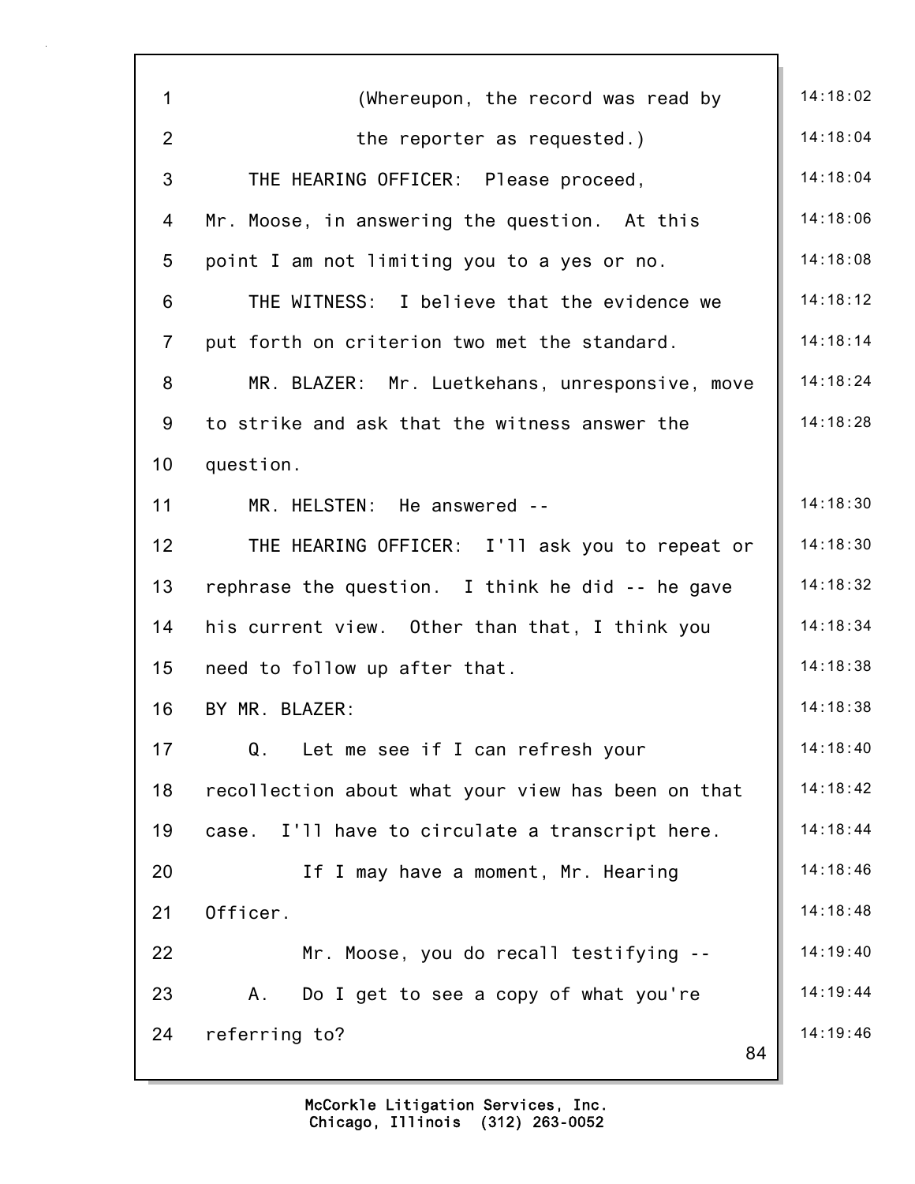(Whereupon, the record was read by the reporter as requested.)

THE HEARING OFFICER: Please proceed, Mr. Moose, in answering the question. At this point I am not limiting you to a yes or no.

THE WITNESS: I believe that the evidence we put forth on criterion two met the standard.

MR. BLAZER: Mr. Luetkehans, unresponsive, move to strike and ask that the witness answer the question.

MR. HELSTEN: He answered --

THE HEARING OFFICER: I'll ask you to repeat or rephrase the question. I think he did -- he gave his current view. Other than that, I think you need to follow up after that.

BY MR. BLAZER:

Q. Let me see if I can refresh your recollection about what your view has been on that case. I'll have to circulate a transcript here.

If I may have a moment, Mr. Hearing Officer.

Mr. Moose, you do recall testifying --

A. Do I get to see a copy of what you're referring to?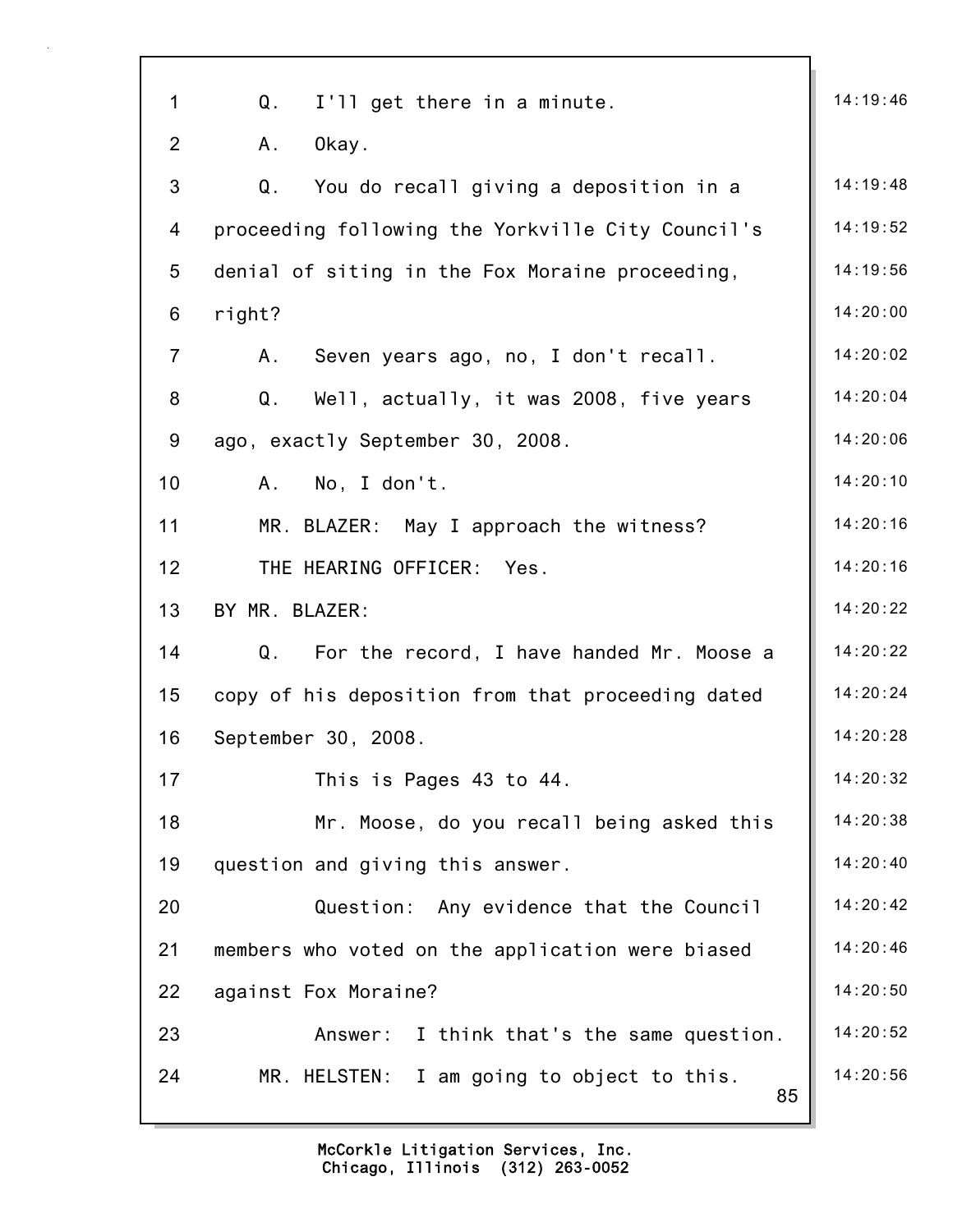Q. I'll get there in a minute.

A. Okay.

Q. You do recall giving a deposition in a proceeding following the Yorkville City Council's denial of siting in the Fox Moraine proceeding, right?

A. Seven years ago, no, I don't recall.

Q. Well, actually, it was 2008, five years ago, exactly September 30, 2008.

A. No, I don't.

MR. BLAZER: May I approach the witness?

THE HEARING OFFICER: Yes.

BY MR. BLAZER:

Q. For the record, I have handed Mr. Moose a copy of his deposition from that proceeding dated September 30, 2008.

This is Pages 43 to 44.

Mr. Moose, do you recall being asked this question and giving this answer.

Question: Any evidence that the Council members who voted on the application were biased against Fox Moraine?

Answer: I think that's the same question.

MR. HELSTEN: I am going to object to this.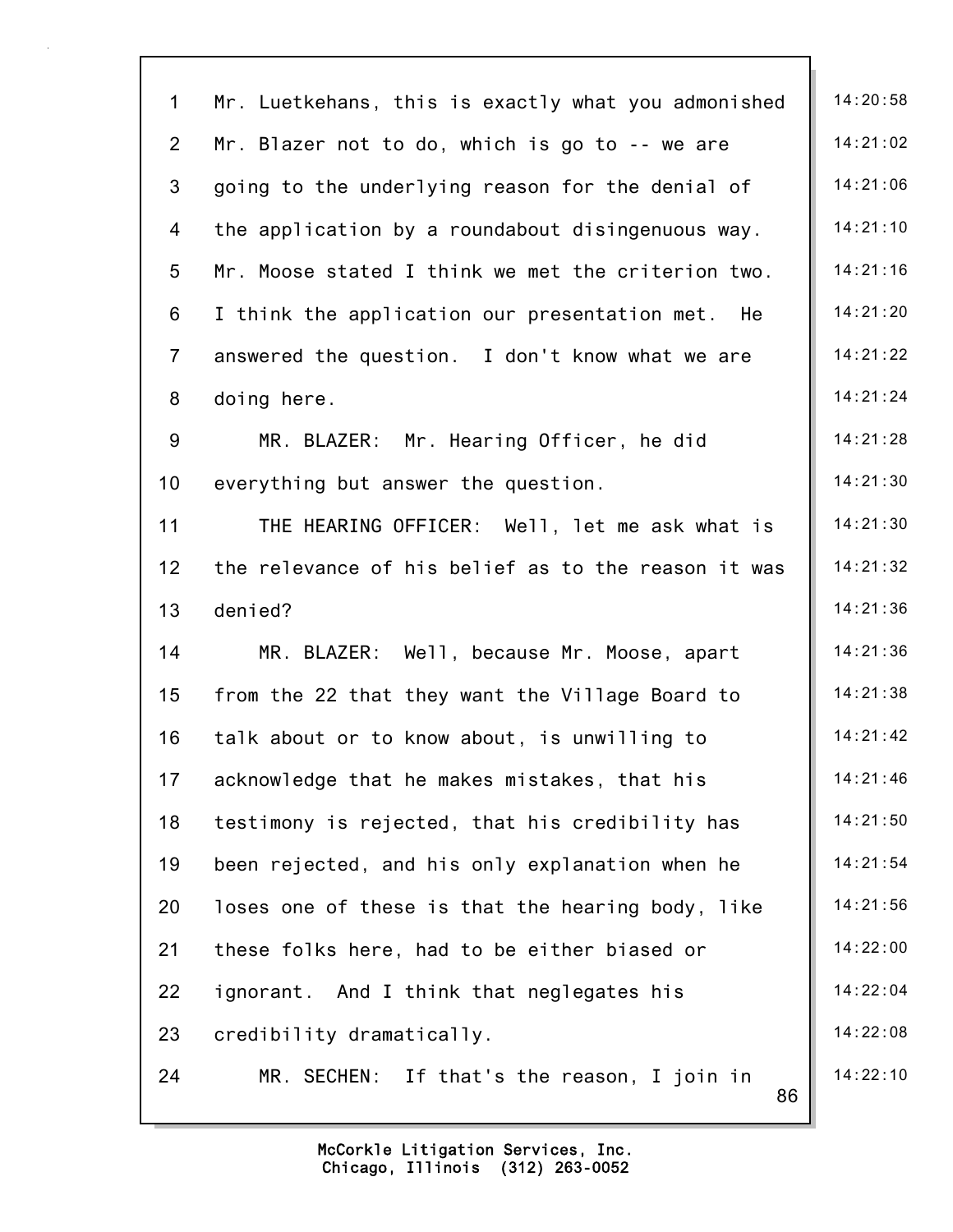Mr. Luetkehans, this is exactly what you admonished Mr. Blazer not to do, which is go to -- we are going to the underlying reason for the denial of the application by a roundabout disingenuous way. Mr. Moose stated I think we met the criterion two. I think the application our presentation met. He answered the question. I don't know what we are doing here.

MR. BLAZER: Mr. Hearing Officer, he did everything but answer the question.

THE HEARING OFFICER: Well, let me ask what is the relevance of his belief as to the reason it was denied?

MR. BLAZER: Well, because Mr. Moose, apart from the 22 that they want the Village Board to talk about or to know about, is unwilling to acknowledge that he makes mistakes, that his testimony is rejected, that his credibility has been rejected, and his only explanation when he loses one of these is that the hearing body, like these folks here, had to be either biased or ignorant. And I think that neglegates his credibility dramatically.

MR. SECHEN: If that's the reason, I join in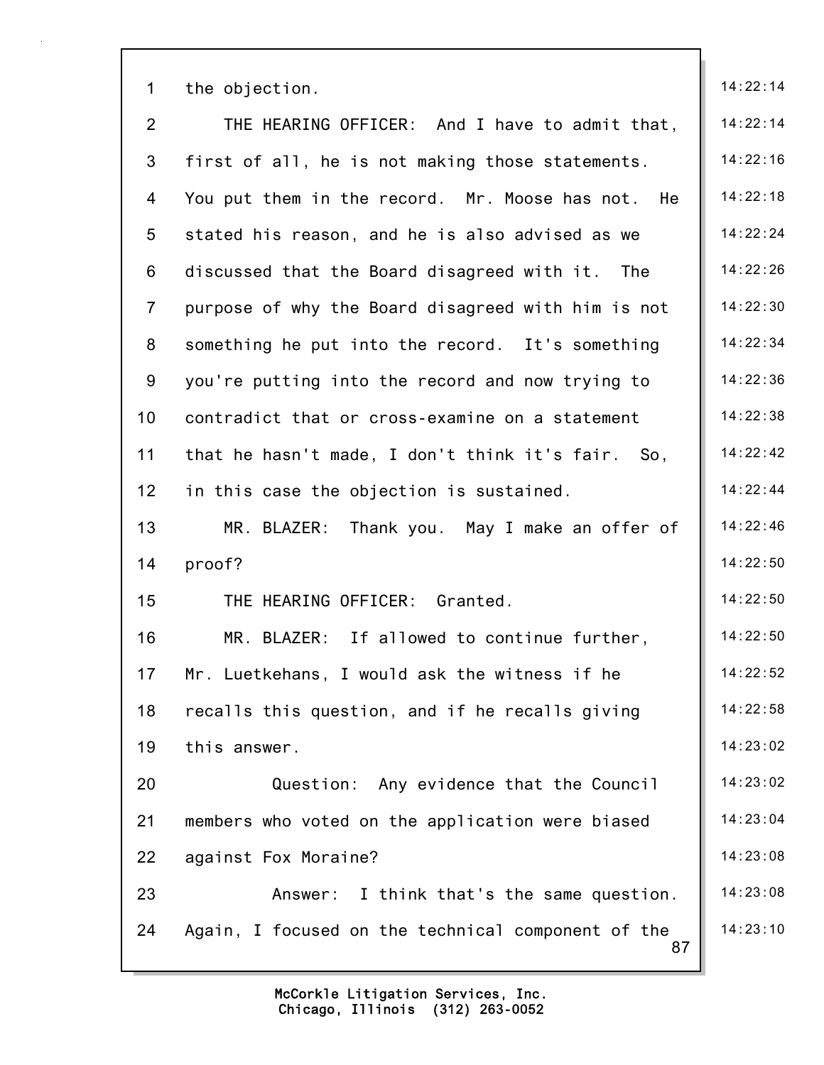the objection.

THE HEARING OFFICER: And I have to admit that, first of all, he is not making those statements. You put them in the record. Mr. Moose has not. He stated his reason, and he is also advised as we discussed that the Board disagreed with it. The purpose of why the Board disagreed with him is not something he put into the record. It's something you're putting into the record and now trying to contradict that or cross-examine on a statement that he hasn't made, I don't think it's fair. So, in this case the objection is sustained.

MR. BLAZER: Thank you. May I make an offer of proof?

THE HEARING OFFICER: Granted.

MR. BLAZER: If allowed to continue further, Mr. Luetkehans, I would ask the witness if he recalls this question, and if he recalls giving this answer.

Question: Any evidence that the Council members who voted on the application were biased against Fox Moraine?

Answer: I think that's the same question. Again, I focused on the technical component of the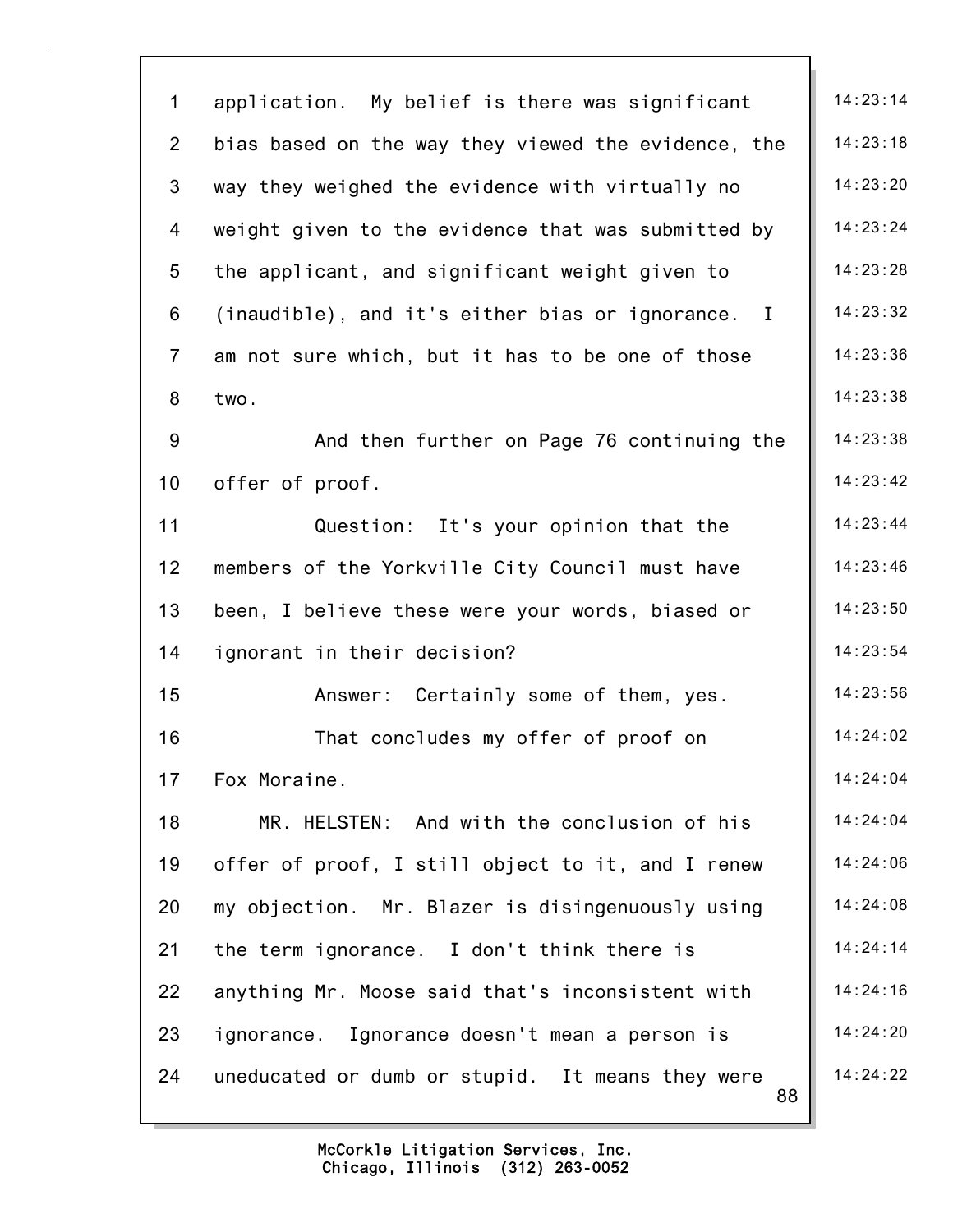1 application. My belief is there was significant
2 bias based on the way they viewed the evidence, the
3 way they weighed the evidence with virtually no
4 weight given to the evidence that was submitted by
5 the applicant, and significant weight given to
6 (inaudible), and it's either bias or ignorance. I
7 am not sure which, but it has to be one of those
8 two.
9 And then further on Page 76 continuing the
10 offer of proof.
11 Question: It's your opinion that the
12 members of the Yorkville City Council must have
13 been, I believe these were your words, biased or
14 ignorant in their decision?
15 Answer: Certainly some of them, yes.
16 That concludes my offer of proof on
17 Fox Moraine.
18 MR. HELSTEN: And with the conclusion of his
19 offer of proof, I still object to it, and I renew
20 my objection. Mr. Blazer is disingenuously using
21 the term ignorance. I don't think there is
22 anything Mr. Moose said that's inconsistent with
23 ignorance. Ignorance doesn't mean a person is
24 uneducated or dumb or stupid. It means they were

14:23:14
14:23:18
14:23:20
14:23:24
14:23:28
14:23:32
14:23:36
14:23:38
14:23:38
14:23:42
14:23:44
14:23:46
14:23:50
14:23:54
14:23:56
14:24:02
14:24:04
14:24:04
14:24:06
14:24:08
14:24:14
14:24:16
14:24:20
14:24:22

McCorkle Litigation Services, Inc.
Chicago, Illinois (312) 263-0052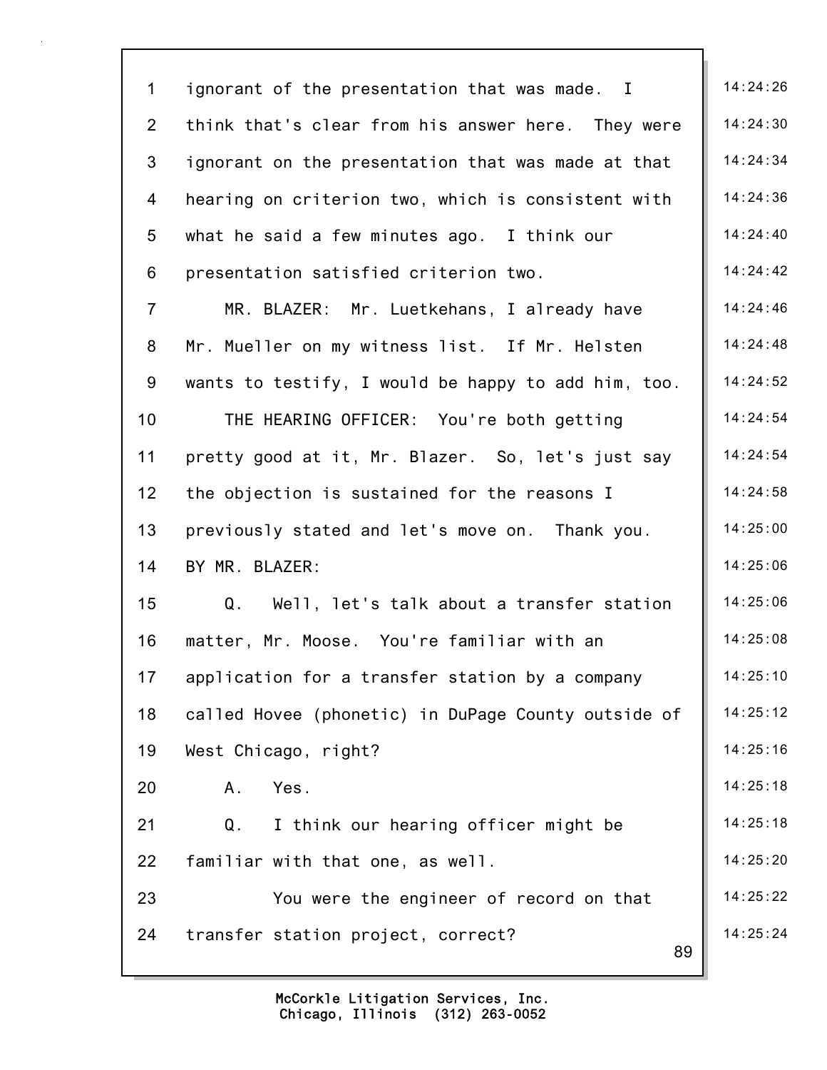1 ignorant of the presentation that was made. I 14:24:26

2 think that's clear from his answer here. They were 14:24:30

3 ignorant on the presentation that was made at that 14:24:34

4 hearing on criterion two, which is consistent with 14:24:36

5 what he said a few minutes ago. I think our 14:24:40

6 presentation satisfied criterion two. 14:24:42

7 MR. BLAZER: Mr. Luetkehans, I already have 14:24:46

8 Mr. Mueller on my witness list. If Mr. Helsten 14:24:48

9 wants to testify, I would be happy to add him, too. 14:24:52

10 THE HEARING OFFICER: You're both getting 14:24:54

11 pretty good at it, Mr. Blazer. So, let's just say 14:24:54

12 the objection is sustained for the reasons I 14:24:58

13 previously stated and let's move on. Thank you. 14:25:00

14 BY MR. BLAZER: 14:25:06

15 Q. Well, let's talk about a transfer station 14:25:06

16 matter, Mr. Moose. You're familiar with an 14:25:08

17 application for a transfer station by a company 14:25:10

18 called Hovee (phonetic) in DuPage County outside of 14:25:12

19 West Chicago, right? 14:25:16

20 A. Yes. 14:25:18

21 Q. I think our hearing officer might be 14:25:18

22 familiar with that one, as well. 14:25:20

23 You were the engineer of record on that 14:25:22

24 transfer station project, correct? 14:25:24

McCorkle Litigation Services, Inc.
Chicago, Illinois (312) 263-0052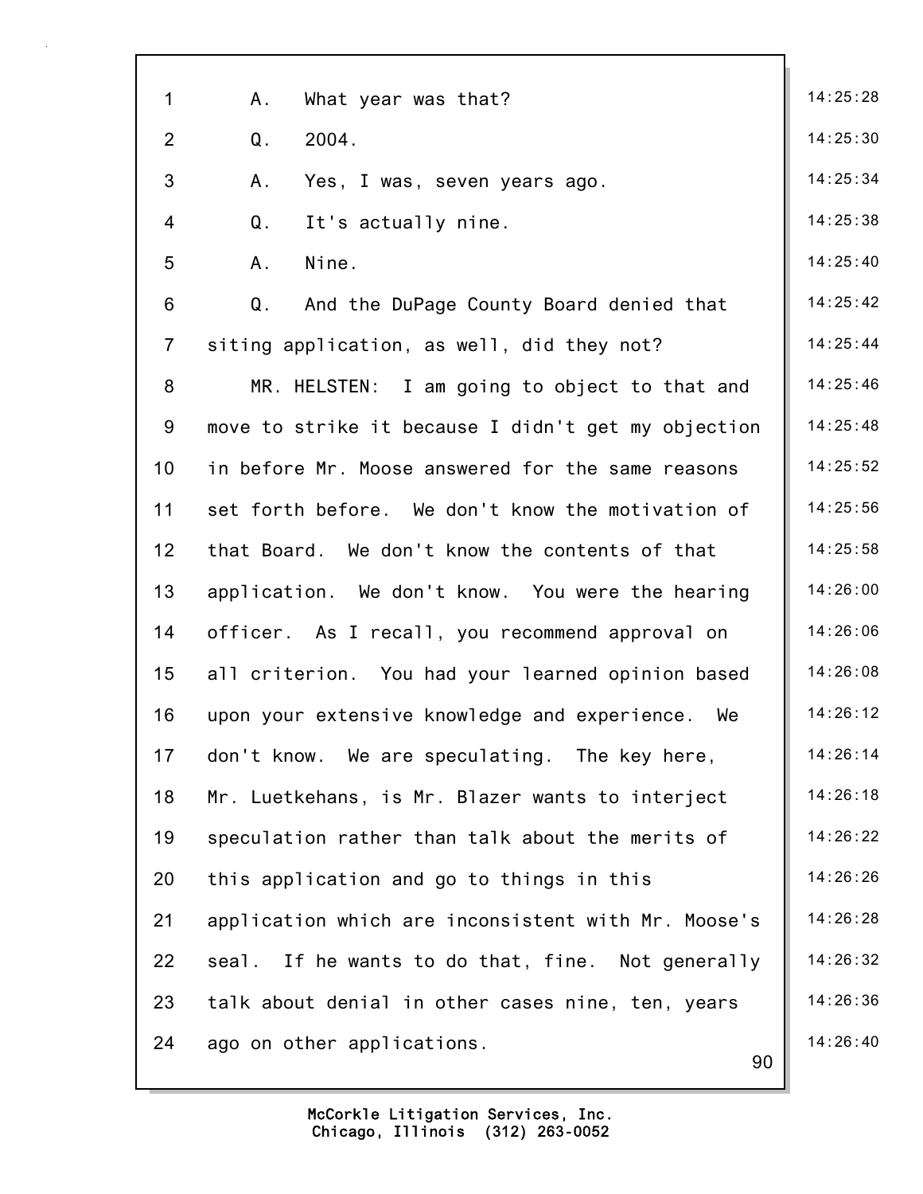1 A. What year was that?

2 Q. 2004.

3 A. Yes, I was, seven years ago.

4 Q. It's actually nine.

5 A. Nine.

6 Q. And the DuPage County Board denied that

7 siting application, as well, did they not?

8 MR. HELSTEN: I am going to object to that and

9 move to strike it because I didn't get my objection

10 in before Mr. Moose answered for the same reasons

11 set forth before. We don't know the motivation of

12 that Board. We don't know the contents of that

13 application. We don't know. You were the hearing

14 officer. As I recall, you recommend approval on

15 all criterion. You had your learned opinion based

16 upon your extensive knowledge and experience. We

17 don't know. We are speculating. The key here,

18 Mr. Luetkehans, is Mr. Blazer wants to interject

19 speculation rather than talk about the merits of

20 this application and go to things in this

21 application which are inconsistent with Mr. Moose's

22 seal. If he wants to do that, fine. Not generally

23 talk about denial in other cases nine, ten, years

24 ago on other applications.

14:25:28
14:25:30
14:25:34
14:25:38
14:25:40
14:25:42
14:25:44
14:25:46
14:25:48
14:25:52
14:25:56
14:25:58
14:26:00
14:26:06
14:26:08
14:26:12
14:26:14
14:26:18
14:26:22
14:26:26
14:26:28
14:26:32
14:26:36
14:26:40

McCorkle Litigation Services, Inc.
Chicago, Illinois (312) 263-0052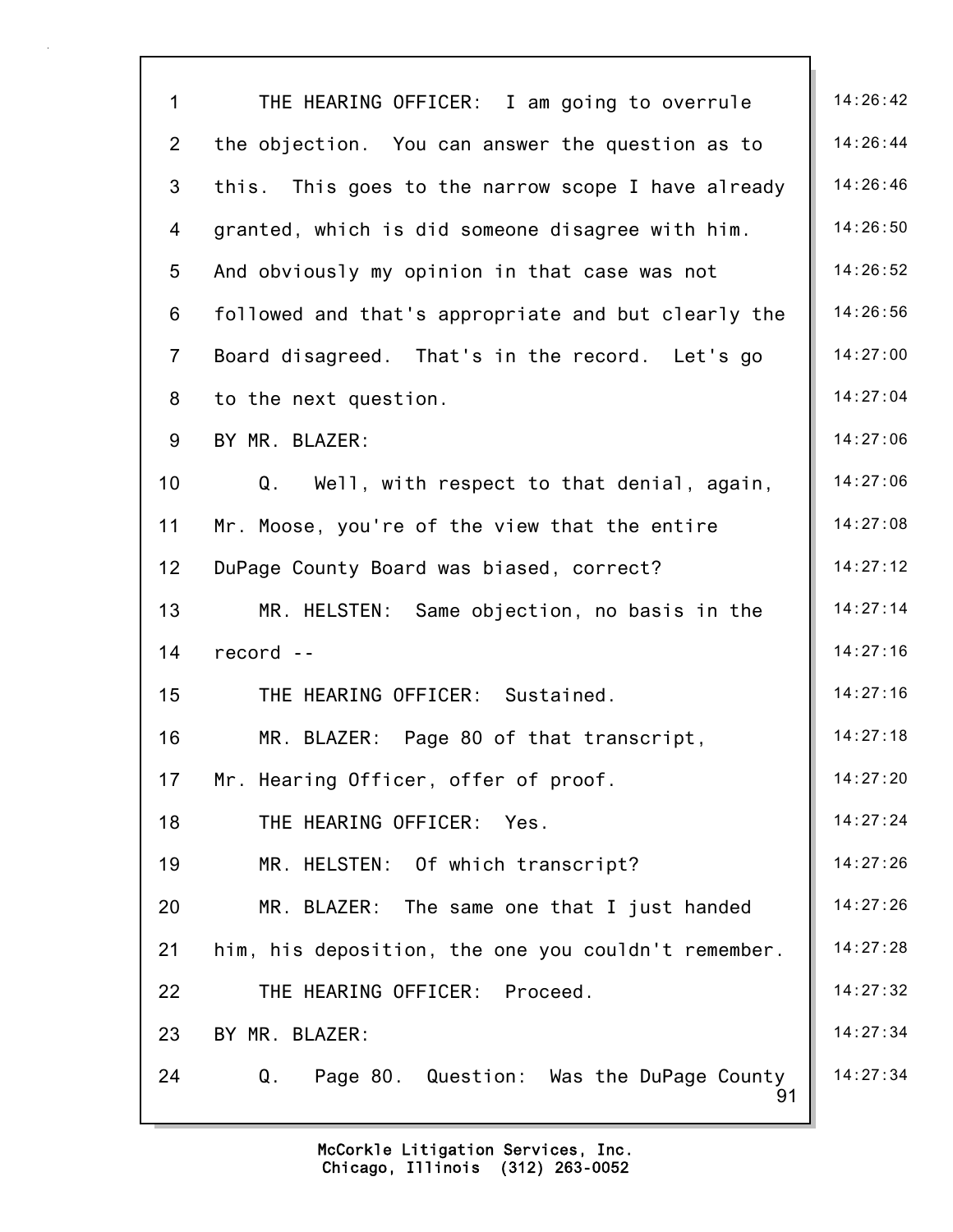THE HEARING OFFICER: I am going to overrule the objection. You can answer the question as to this. This goes to the narrow scope I have already granted, which is did someone disagree with him. And obviously my opinion in that case was not followed and that's appropriate and but clearly the Board disagreed. That's in the record. Let's go to the next question.

BY MR. BLAZER:

Q. Well, with respect to that denial, again, Mr. Moose, you're of the view that the entire DuPage County Board was biased, correct?

MR. HELSTEN: Same objection, no basis in the record --

THE HEARING OFFICER: Sustained.

MR. BLAZER: Page 80 of that transcript, Mr. Hearing Officer, offer of proof.

THE HEARING OFFICER: Yes.

MR. HELSTEN: Of which transcript?

MR. BLAZER: The same one that I just handed him, his deposition, the one you couldn't remember.

THE HEARING OFFICER: Proceed.

BY MR. BLAZER:

Q. Page 80. Question: Was the DuPage County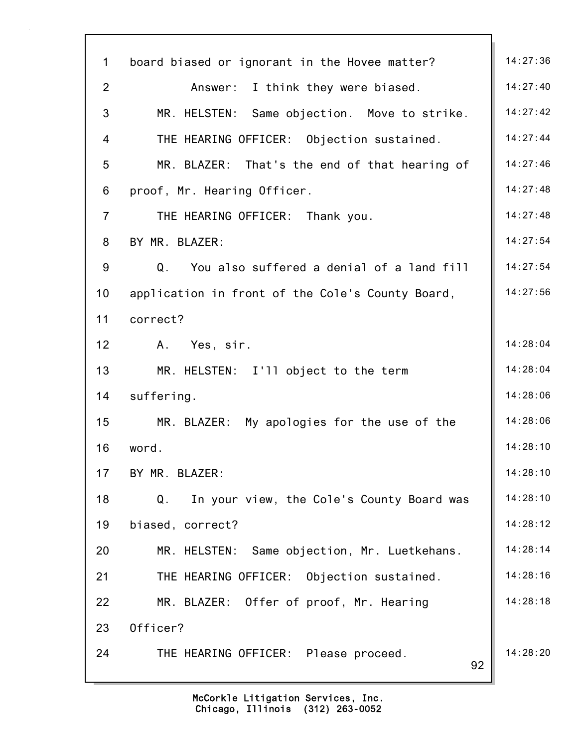board biased or ignorant in the Hovee matter?

Answer: I think they were biased.

MR. HELSTEN: Same objection. Move to strike.

THE HEARING OFFICER: Objection sustained.

MR. BLAZER: That's the end of that hearing of proof, Mr. Hearing Officer.

THE HEARING OFFICER: Thank you.

BY MR. BLAZER:

Q. You also suffered a denial of a land fill application in front of the Cole's County Board, correct?

A. Yes, sir.

MR. HELSTEN: I'll object to the term suffering.

MR. BLAZER: My apologies for the use of the word.

BY MR. BLAZER:

Q. In your view, the Cole's County Board was biased, correct?

MR. HELSTEN: Same objection, Mr. Luetkehans.

THE HEARING OFFICER: Objection sustained.

MR. BLAZER: Offer of proof, Mr. Hearing Officer?

THE HEARING OFFICER: Please proceed.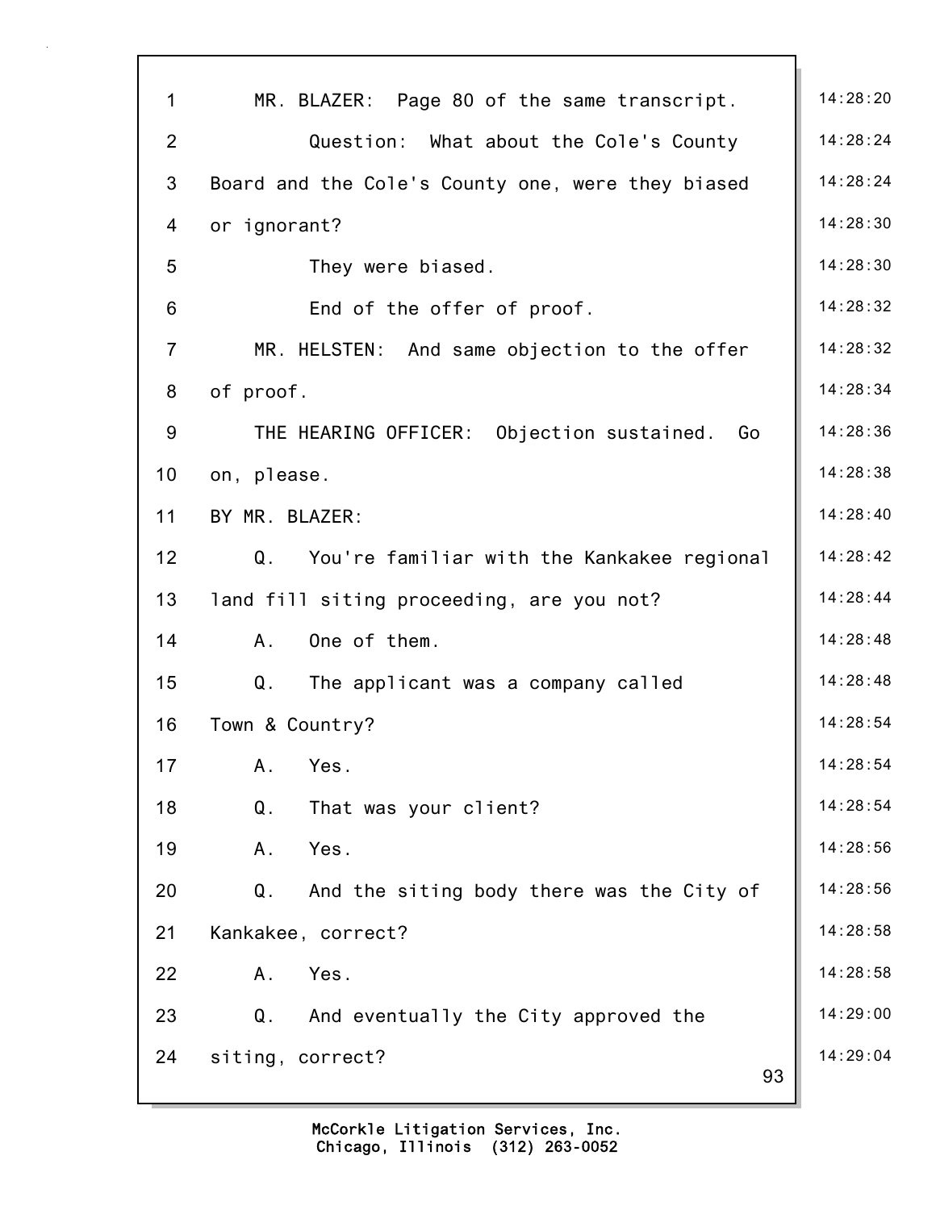MR. BLAZER: Page 80 of the same transcript.

Question: What about the Cole's County Board and the Cole's County one, were they biased or ignorant?

They were biased.

End of the offer of proof.

MR. HELSTEN: And same objection to the offer of proof.

THE HEARING OFFICER: Objection sustained. Go on, please.

BY MR. BLAZER:

Q. You're familiar with the Kankakee regional land fill siting proceeding, are you not?

A. One of them.

Q. The applicant was a company called Town & Country?

A. Yes.

Q. That was your client?

A. Yes.

Q. And the siting body there was the City of Kankakee, correct?

A. Yes.

Q. And eventually the City approved the siting, correct?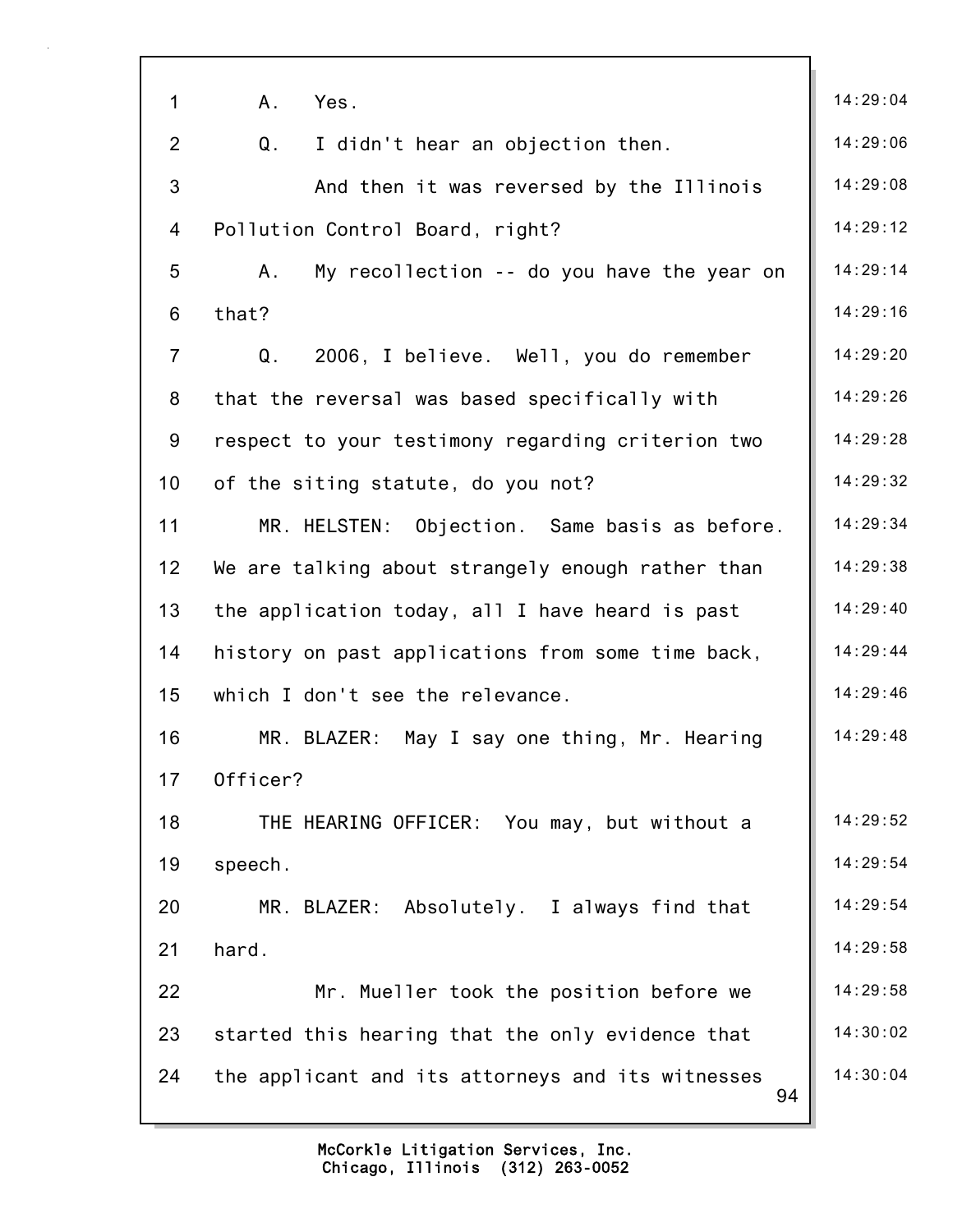1 A. Yes.

2 Q. I didn't hear an objection then.

3 And then it was reversed by the Illinois

4 Pollution Control Board, right?

5 A. My recollection -- do you have the year on

6 that?

7 Q. 2006, I believe. Well, you do remember

8 that the reversal was based specifically with

9 respect to your testimony regarding criterion two

10 of the siting statute, do you not?

11 MR. HELSTEN: Objection. Same basis as before.

12 We are talking about strangely enough rather than

13 the application today, all I have heard is past

14 history on past applications from some time back,

15 which I don't see the relevance.

16 MR. BLAZER: May I say one thing, Mr. Hearing

17 Officer?

18 THE HEARING OFFICER: You may, but without a

19 speech.

20 MR. BLAZER: Absolutely. I always find that

21 hard.

22 Mr. Mueller took the position before we

23 started this hearing that the only evidence that

24 the applicant and its attorneys and its witnesses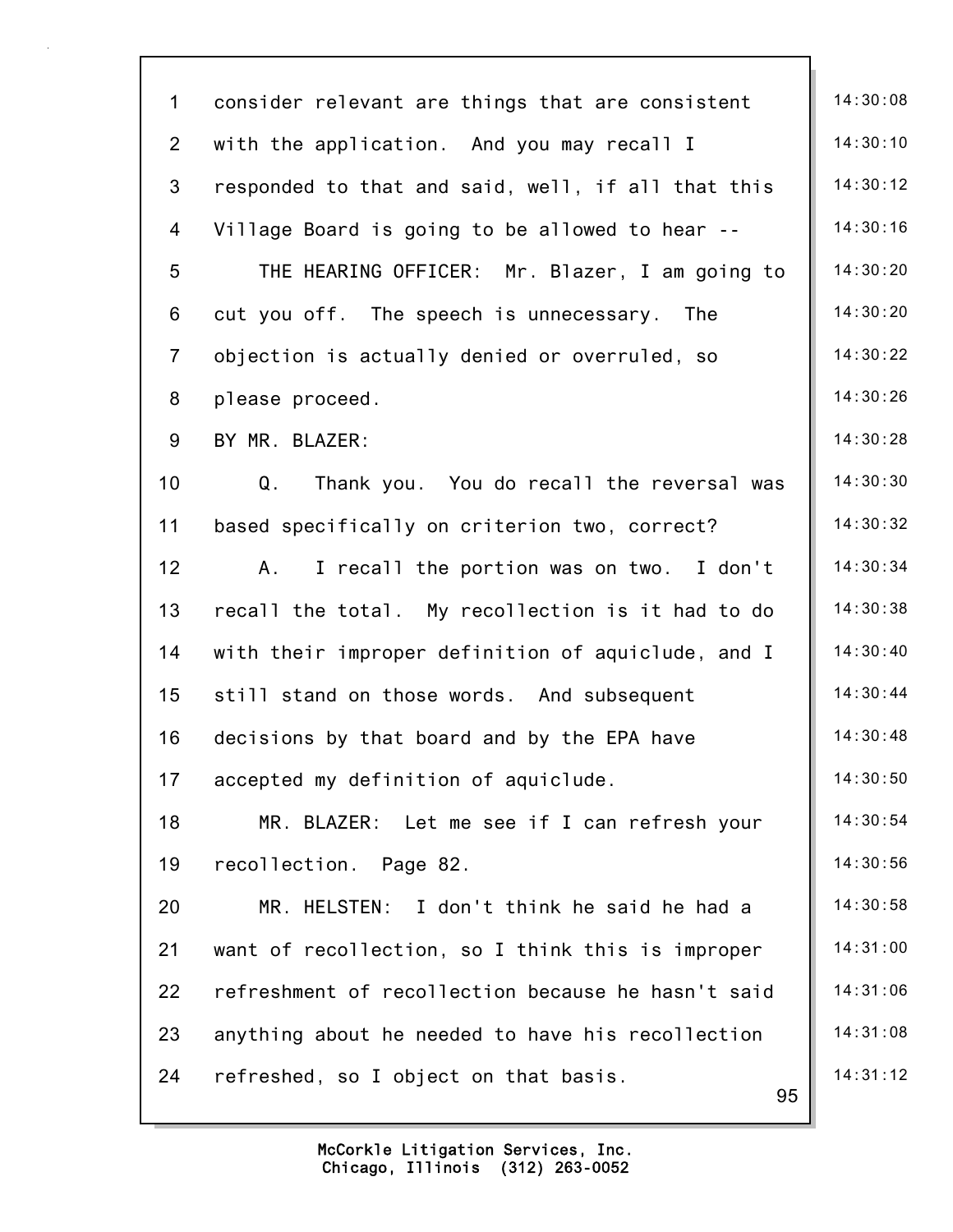consider relevant are things that are consistent with the application. And you may recall I responded to that and said, well, if all that this Village Board is going to be allowed to hear --

THE HEARING OFFICER: Mr. Blazer, I am going to cut you off. The speech is unnecessary. The objection is actually denied or overruled, so please proceed.

BY MR. BLAZER:

Q. Thank you. You do recall the reversal was based specifically on criterion two, correct?

A. I recall the portion was on two. I don't recall the total. My recollection is it had to do with their improper definition of aquiclude, and I still stand on those words. And subsequent decisions by that board and by the EPA have accepted my definition of aquiclude.

MR. BLAZER: Let me see if I can refresh your recollection. Page 82.

MR. HELSTEN: I don't think he said he had a want of recollection, so I think this is improper refreshment of recollection because he hasn't said anything about he needed to have his recollection refreshed, so I object on that basis.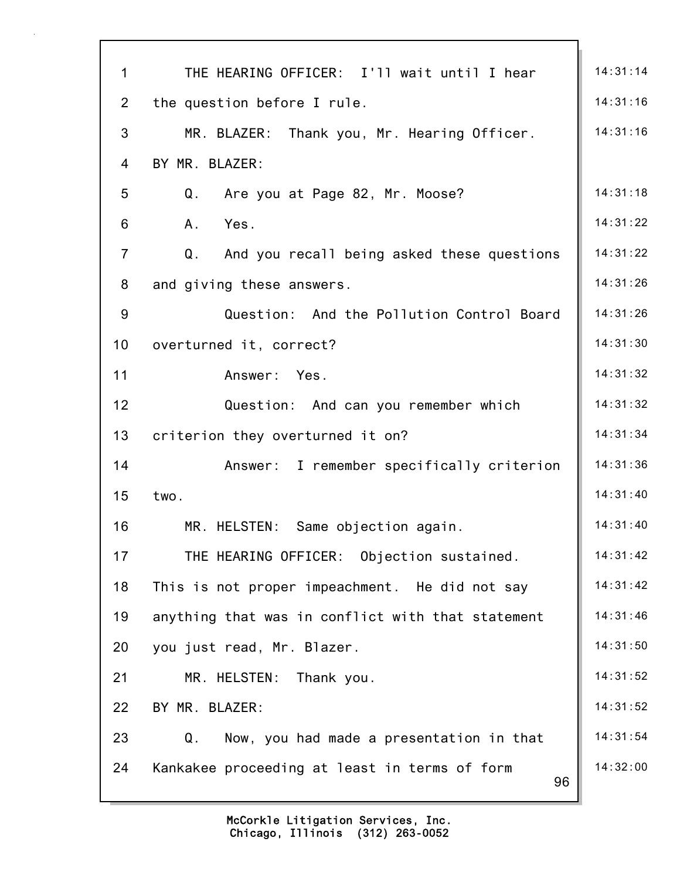1 THE HEARING OFFICER: I'll wait until I hear 14:31:14
2 the question before I rule. 14:31:16
3 MR. BLAZER: Thank you, Mr. Hearing Officer. 14:31:16
4 BY MR. BLAZER:
5 Q. Are you at Page 82, Mr. Moose? 14:31:18
6 A. Yes. 14:31:22
7 Q. And you recall being asked these questions 14:31:22
8 and giving these answers. 14:31:26
9 Question: And the Pollution Control Board 14:31:26
10 overturned it, correct? 14:31:30
11 Answer: Yes. 14:31:32
12 Question: And can you remember which 14:31:32
13 criterion they overturned it on? 14:31:34
14 Answer: I remember specifically criterion 14:31:36
15 two. 14:31:40
16 MR. HELSTEN: Same objection again. 14:31:40
17 THE HEARING OFFICER: Objection sustained. 14:31:42
18 This is not proper impeachment. He did not say 14:31:42
19 anything that was in conflict with that statement 14:31:46
20 you just read, Mr. Blazer. 14:31:50
21 MR. HELSTEN: Thank you. 14:31:52
22 BY MR. BLAZER: 14:31:52
23 Q. Now, you had made a presentation in that 14:31:54
24 Kankakee proceeding at least in terms of form 14:32:00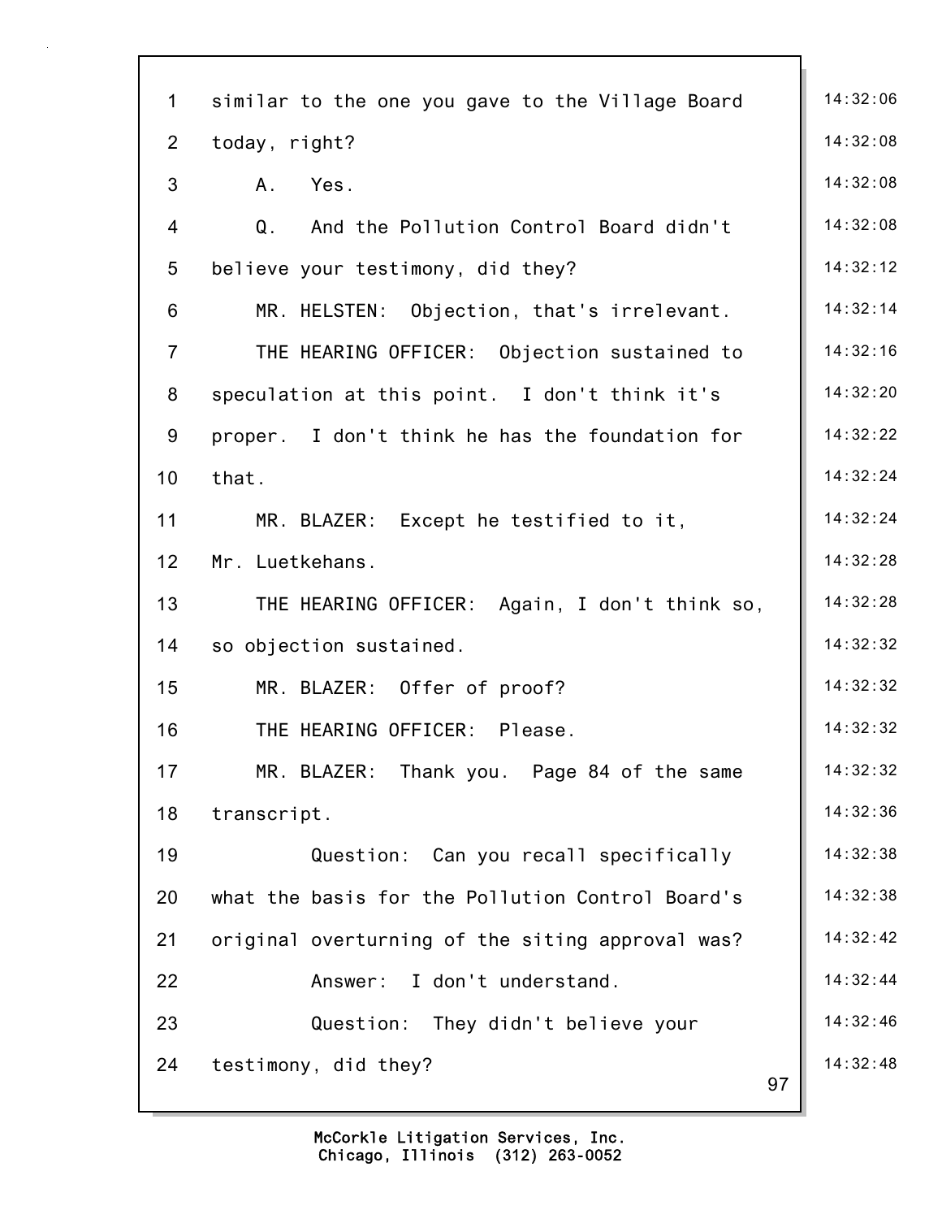1 similar to the one you gave to the Village Board 14:32:06

2 today, right? 14:32:08

3 A. Yes. 14:32:08

4 Q. And the Pollution Control Board didn't 14:32:08

5 believe your testimony, did they? 14:32:12

6 MR. HELSTEN: Objection, that's irrelevant. 14:32:14

7 THE HEARING OFFICER: Objection sustained to 14:32:16

8 speculation at this point. I don't think it's 14:32:20

9 proper. I don't think he has the foundation for 14:32:22

10 that. 14:32:24

11 MR. BLAZER: Except he testified to it, 14:32:24

12 Mr. Luetkehans. 14:32:28

13 THE HEARING OFFICER: Again, I don't think so, 14:32:28

14 so objection sustained. 14:32:32

15 MR. BLAZER: Offer of proof? 14:32:32

16 THE HEARING OFFICER: Please. 14:32:32

17 MR. BLAZER: Thank you. Page 84 of the same 14:32:32

18 transcript. 14:32:36

19 Question: Can you recall specifically 14:32:38

20 what the basis for the Pollution Control Board's 14:32:38

21 original overturning of the siting approval was? 14:32:42

22 Answer: I don't understand. 14:32:44

23 Question: They didn't believe your 14:32:46

24 testimony, did they? 14:32:48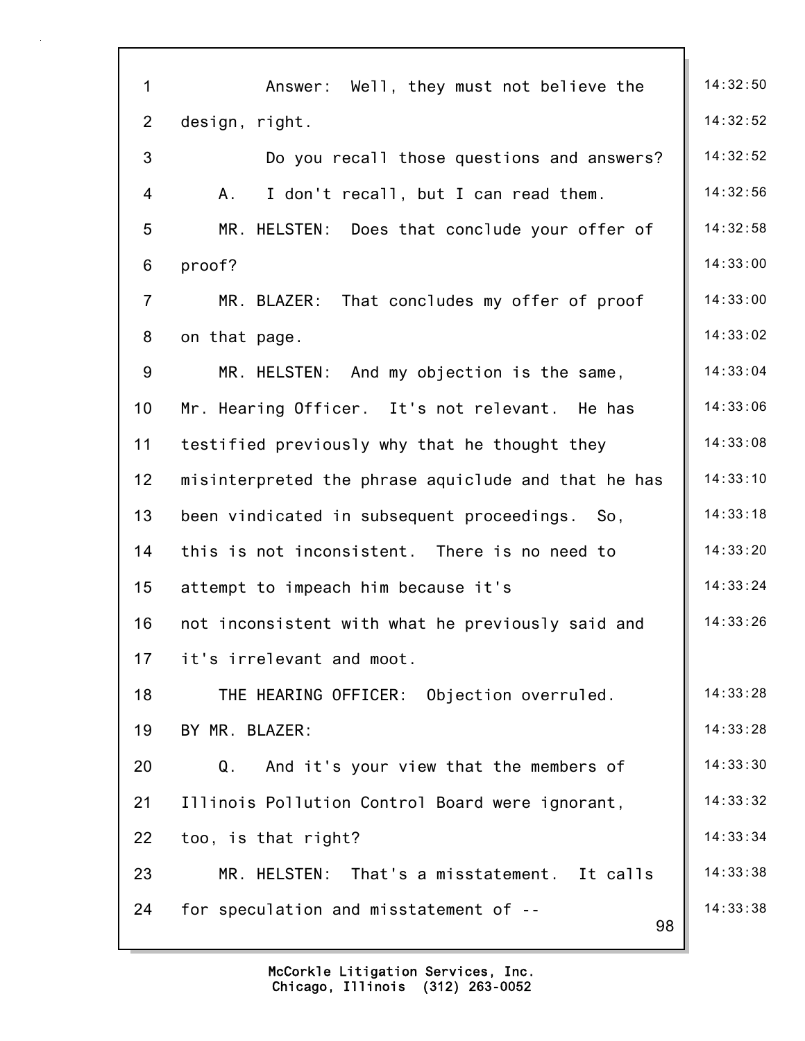Answer: Well, they must not believe the design, right.

Do you recall those questions and answers?

A. I don't recall, but I can read them.

MR. HELSTEN: Does that conclude your offer of proof?

MR. BLAZER: That concludes my offer of proof on that page.

MR. HELSTEN: And my objection is the same, Mr. Hearing Officer. It's not relevant. He has testified previously why that he thought they misinterpreted the phrase aquiclude and that he has been vindicated in subsequent proceedings. So, this is not inconsistent. There is no need to attempt to impeach him because it's not inconsistent with what he previously said and it's irrelevant and moot.

THE HEARING OFFICER: Objection overruled.

BY MR. BLAZER:

Q. And it's your view that the members of Illinois Pollution Control Board were ignorant, too, is that right?

MR. HELSTEN: That's a misstatement. It calls for speculation and misstatement of --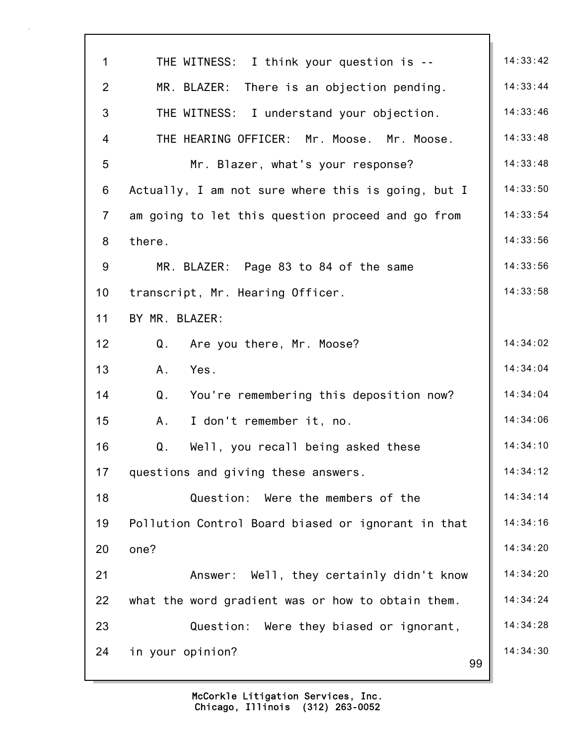THE WITNESS: I think your question is --

MR. BLAZER: There is an objection pending.

THE WITNESS: I understand your objection.

THE HEARING OFFICER: Mr. Moose. Mr. Moose.

Mr. Blazer, what's your response? Actually, I am not sure where this is going, but I am going to let this question proceed and go from there.

MR. BLAZER: Page 83 to 84 of the same transcript, Mr. Hearing Officer.

BY MR. BLAZER:

Q. Are you there, Mr. Moose?

A. Yes.

Q. You're remembering this deposition now?

A. I don't remember it, no.

Q. Well, you recall being asked these questions and giving these answers.

Question: Were the members of the Pollution Control Board biased or ignorant in that one?

Answer: Well, they certainly didn't know what the word gradient was or how to obtain them.

Question: Were they biased or ignorant, in your opinion?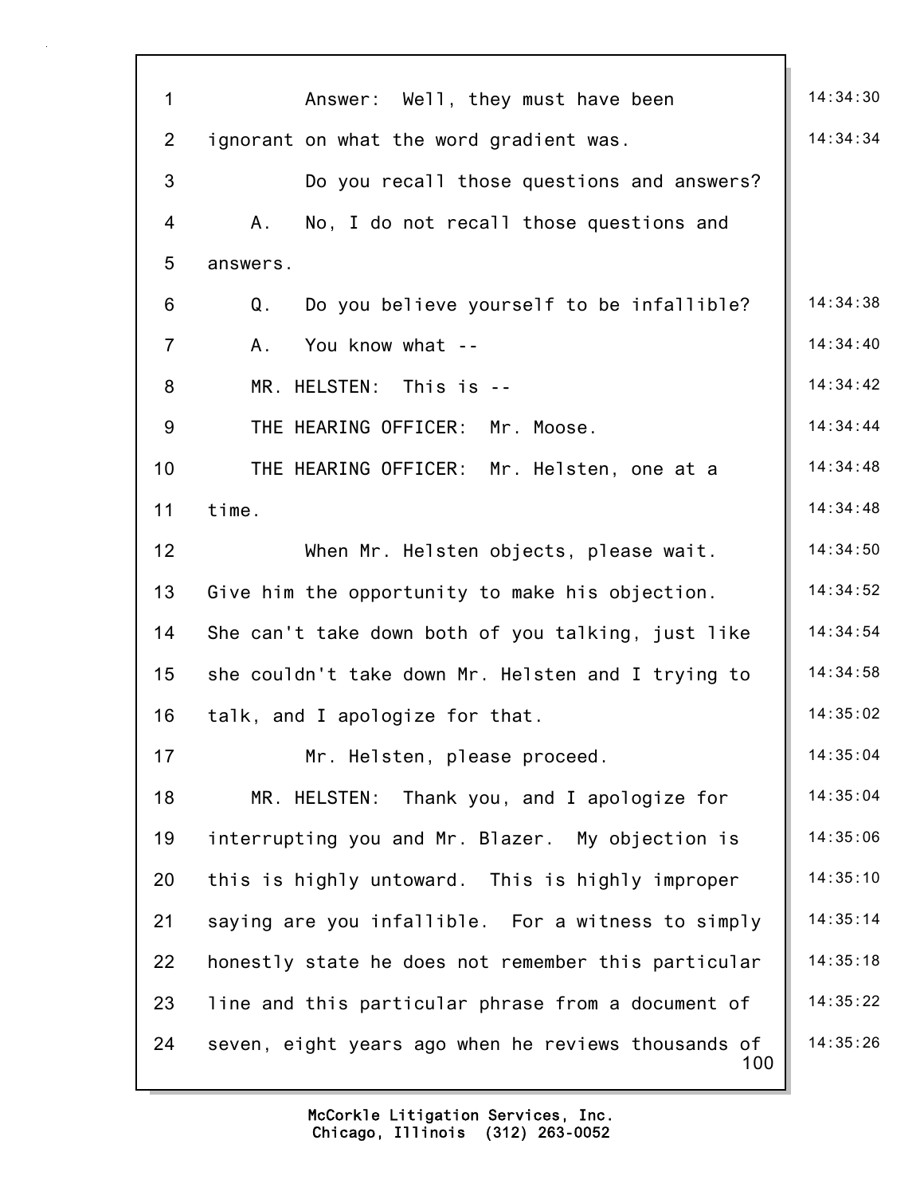Answer: Well, they must have been ignorant on what the word gradient was.

Do you recall those questions and answers?

A. No, I do not recall those questions and answers.

Q. Do you believe yourself to be infallible?

A. You know what --

MR. HELSTEN: This is --

THE HEARING OFFICER: Mr. Moose.

THE HEARING OFFICER: Mr. Helsten, one at a time.

When Mr. Helsten objects, please wait. Give him the opportunity to make his objection. She can't take down both of you talking, just like she couldn't take down Mr. Helsten and I trying to talk, and I apologize for that.

Mr. Helsten, please proceed.

MR. HELSTEN: Thank you, and I apologize for interrupting you and Mr. Blazer. My objection is this is highly untoward. This is highly improper saying are you infallible. For a witness to simply honestly state he does not remember this particular line and this particular phrase from a document of seven, eight years ago when he reviews thousands of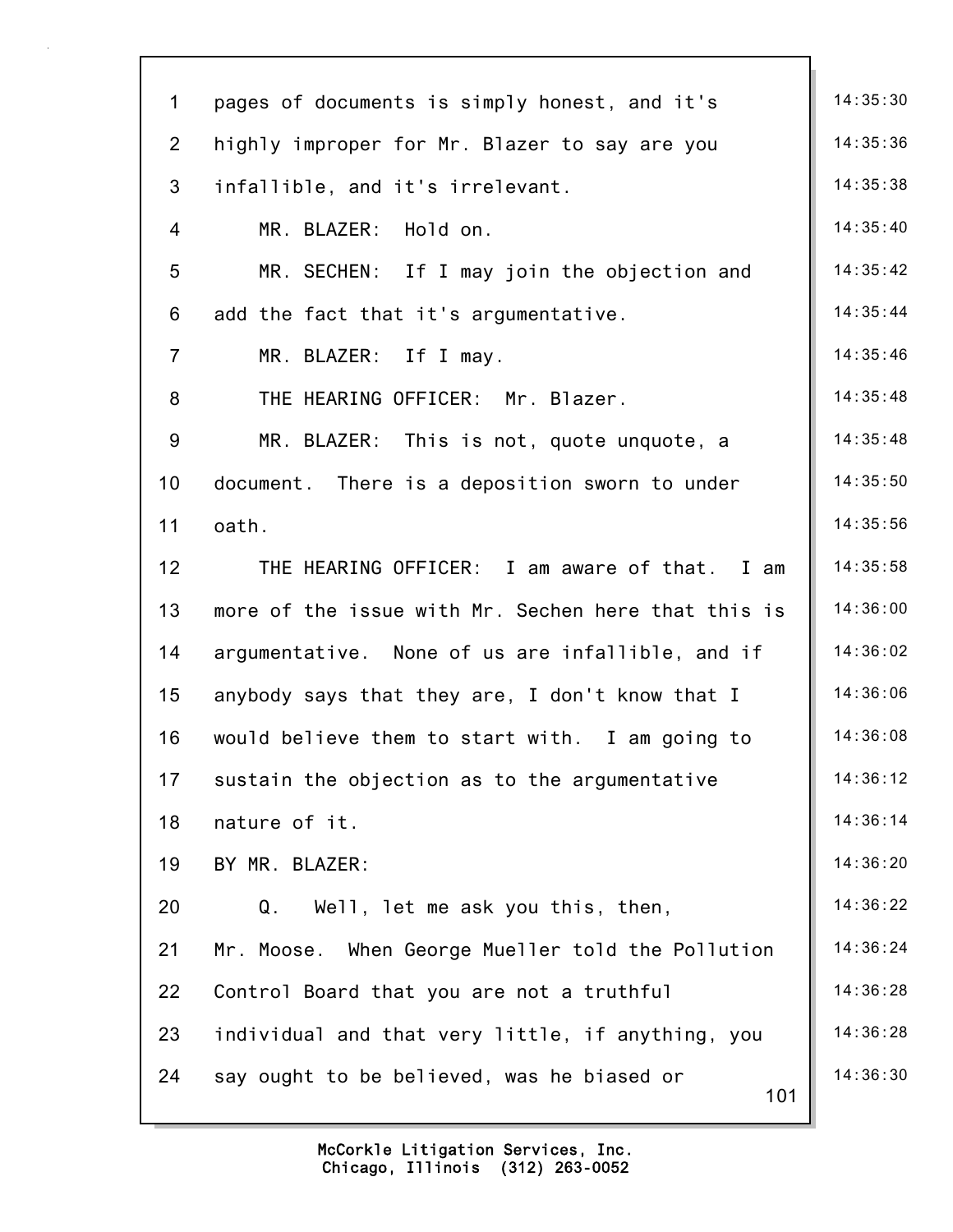pages of documents is simply honest, and it's highly improper for Mr. Blazer to say are you infallible, and it's irrelevant.

MR. BLAZER: Hold on.

MR. SECHEN: If I may join the objection and add the fact that it's argumentative.

MR. BLAZER: If I may.

THE HEARING OFFICER: Mr. Blazer.

MR. BLAZER: This is not, quote unquote, a document. There is a deposition sworn to under oath.

THE HEARING OFFICER: I am aware of that. I am more of the issue with Mr. Sechen here that this is argumentative. None of us are infallible, and if anybody says that they are, I don't know that I would believe them to start with. I am going to sustain the objection as to the argumentative nature of it.

BY MR. BLAZER:

Q. Well, let me ask you this, then, Mr. Moose. When George Mueller told the Pollution Control Board that you are not a truthful individual and that very little, if anything, you say ought to be believed, was he biased or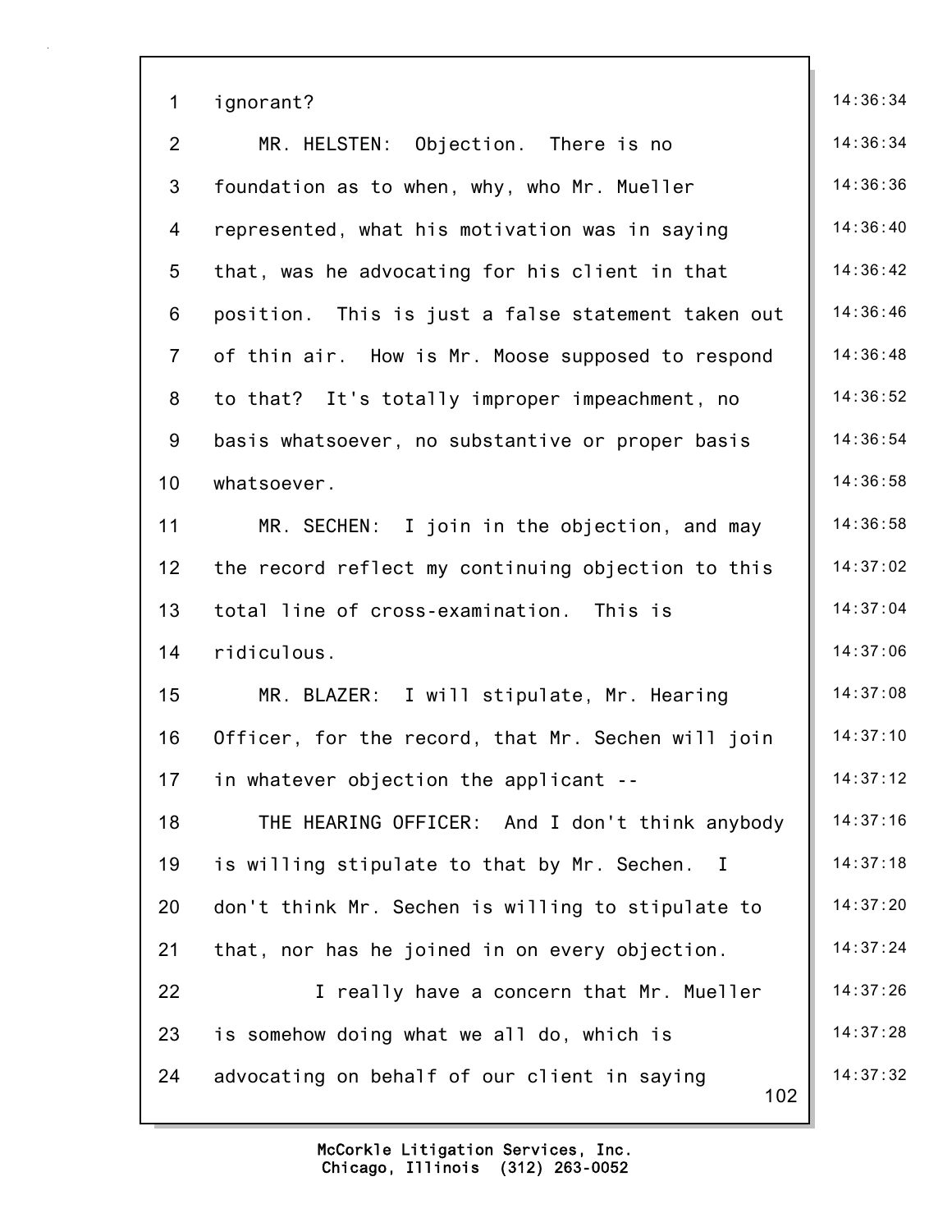1 ignorant?

2 MR. HELSTEN: Objection. There is no
3 foundation as to when, why, who Mr. Mueller
4 represented, what his motivation was in saying
5 that, was he advocating for his client in that
6 position. This is just a false statement taken out
7 of thin air. How is Mr. Moose supposed to respond
8 to that? It's totally improper impeachment, no
9 basis whatsoever, no substantive or proper basis
10 whatsoever.

11 MR. SECHEN: I join in the objection, and may
12 the record reflect my continuing objection to this
13 total line of cross-examination. This is
14 ridiculous.

15 MR. BLAZER: I will stipulate, Mr. Hearing
16 Officer, for the record, that Mr. Sechen will join
17 in whatever objection the applicant --

18 THE HEARING OFFICER: And I don't think anybody
19 is willing stipulate to that by Mr. Sechen. I
20 don't think Mr. Sechen is willing to stipulate to
21 that, nor has he joined in on every objection.

22 I really have a concern that Mr. Mueller
23 is somehow doing what we all do, which is
24 advocating on behalf of our client in saying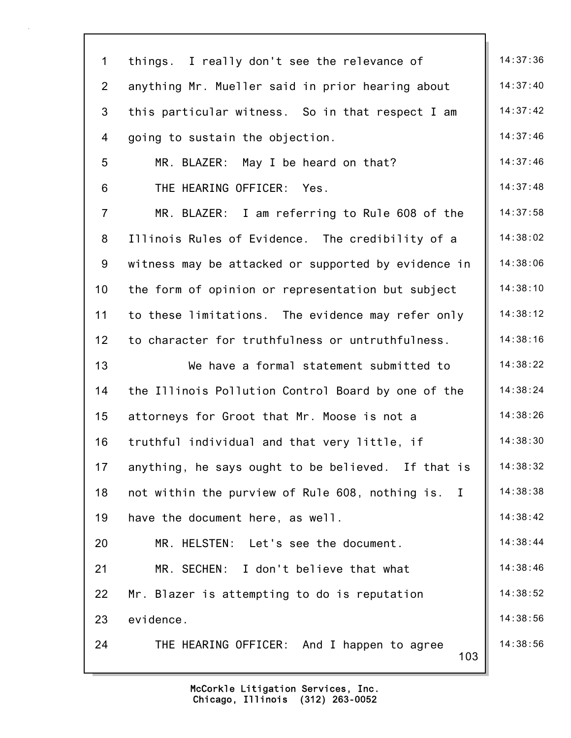things. I really don't see the relevance of anything Mr. Mueller said in prior hearing about this particular witness. So in that respect I am going to sustain the objection.

MR. BLAZER: May I be heard on that?

THE HEARING OFFICER: Yes.

MR. BLAZER: I am referring to Rule 608 of the Illinois Rules of Evidence. The credibility of a witness may be attacked or supported by evidence in the form of opinion or representation but subject to these limitations. The evidence may refer only to character for truthfulness or untruthfulness.

We have a formal statement submitted to the Illinois Pollution Control Board by one of the attorneys for Groot that Mr. Moose is not a truthful individual and that very little, if anything, he says ought to be believed. If that is not within the purview of Rule 608, nothing is. I have the document here, as well.

MR. HELSTEN: Let's see the document.

MR. SECHEN: I don't believe that what Mr. Blazer is attempting to do is reputation evidence.

THE HEARING OFFICER: And I happen to agree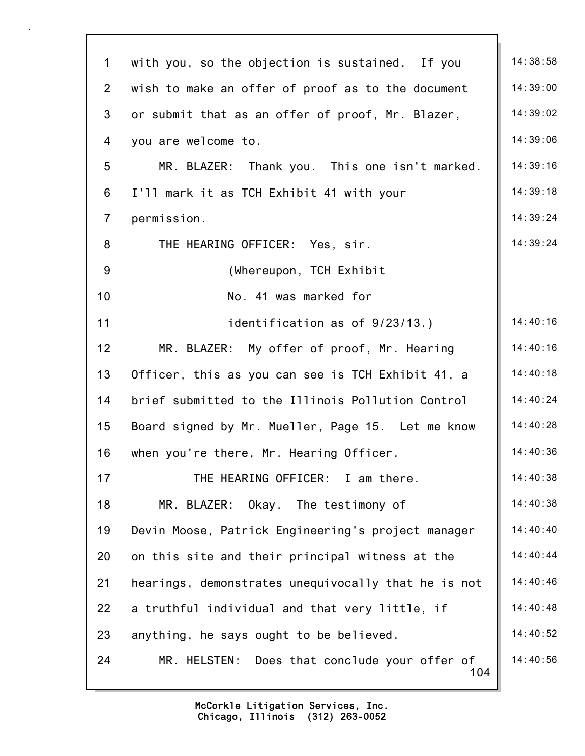with you, so the objection is sustained. If you wish to make an offer of proof as to the document or submit that as an offer of proof, Mr. Blazer, you are welcome to.

MR. BLAZER: Thank you. This one isn't marked. I'll mark it as TCH Exhibit 41 with your permission.

THE HEARING OFFICER: Yes, sir.

(Whereupon, TCH Exhibit No. 41 was marked for identification as of 9/23/13.)

MR. BLAZER: My offer of proof, Mr. Hearing Officer, this as you can see is TCH Exhibit 41, a brief submitted to the Illinois Pollution Control Board signed by Mr. Mueller, Page 15. Let me know when you're there, Mr. Hearing Officer.

THE HEARING OFFICER: I am there.

MR. BLAZER: Okay. The testimony of Devin Moose, Patrick Engineering's project manager on this site and their principal witness at the hearings, demonstrates unequivocally that he is not a truthful individual and that very little, if anything, he says ought to be believed.

MR. HELSTEN: Does that conclude your offer of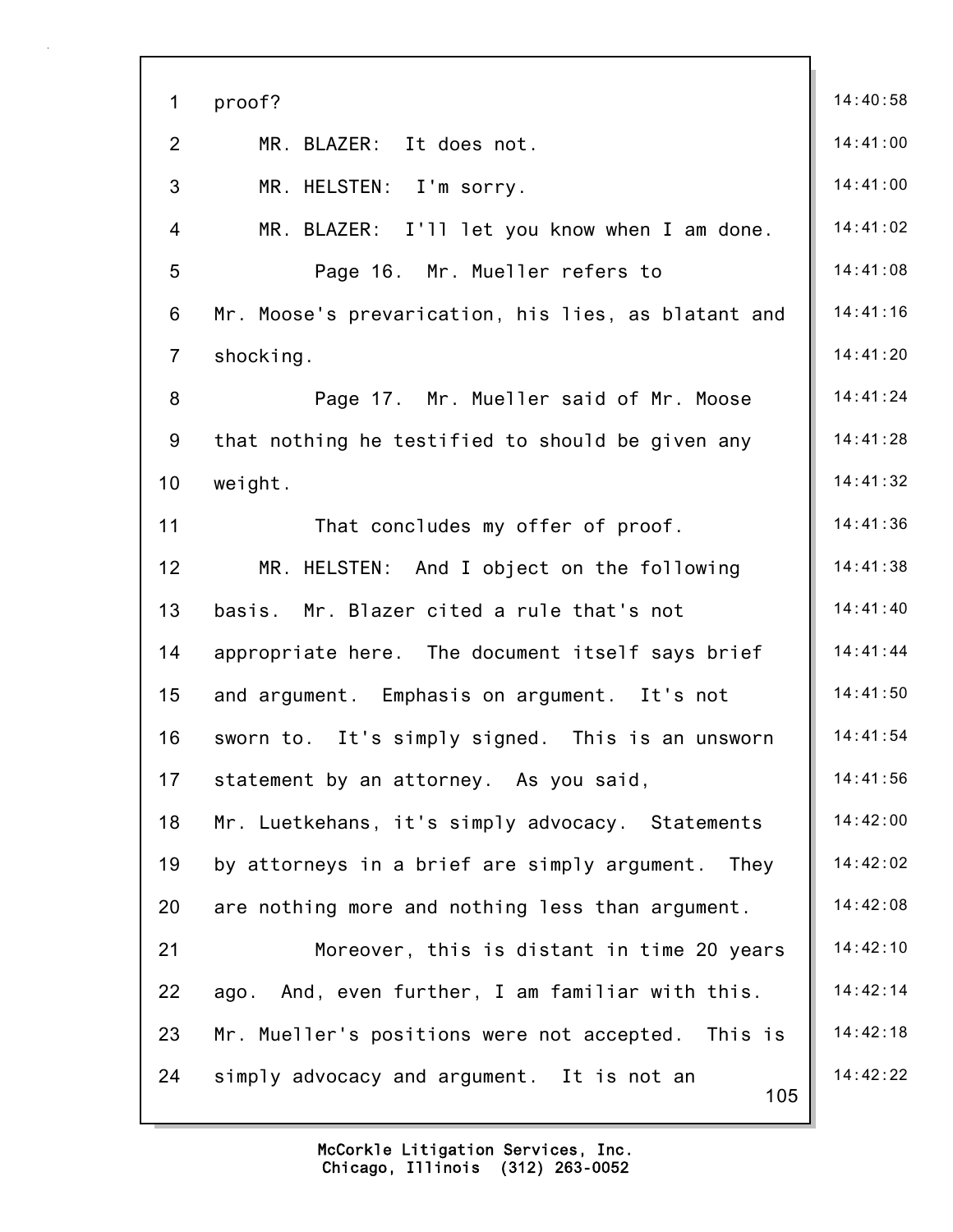proof?

MR. BLAZER: It does not.

MR. HELSTEN: I'm sorry.

MR. BLAZER: I'll let you know when I am done.

Page 16. Mr. Mueller refers to Mr. Moose's prevarication, his lies, as blatant and shocking.

Page 17. Mr. Mueller said of Mr. Moose that nothing he testified to should be given any weight.

That concludes my offer of proof.

MR. HELSTEN: And I object on the following basis. Mr. Blazer cited a rule that's not appropriate here. The document itself says brief and argument. Emphasis on argument. It's not sworn to. It's simply signed. This is an unsworn statement by an attorney. As you said, Mr. Luetkehans, it's simply advocacy. Statements by attorneys in a brief are simply argument. They are nothing more and nothing less than argument.

Moreover, this is distant in time 20 years ago. And, even further, I am familiar with this. Mr. Mueller's positions were not accepted. This is simply advocacy and argument. It is not an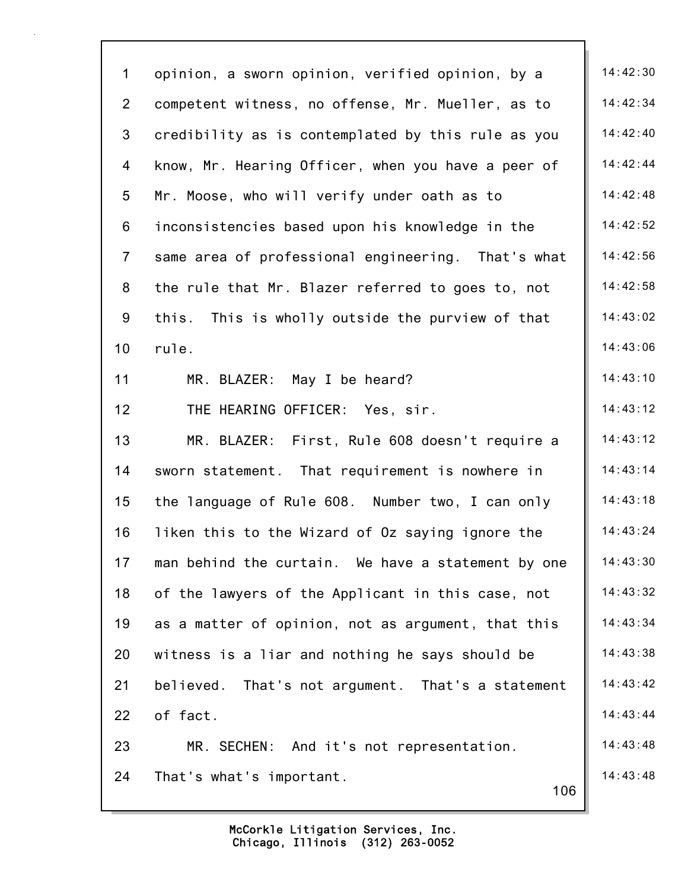1 opinion, a sworn opinion, verified opinion, by a 14:42:30
2 competent witness, no offense, Mr. Mueller, as to 14:42:34
3 credibility as is contemplated by this rule as you 14:42:40
4 know, Mr. Hearing Officer, when you have a peer of 14:42:44
5 Mr. Moose, who will verify under oath as to 14:42:48
6 inconsistencies based upon his knowledge in the 14:42:52
7 same area of professional engineering. That's what 14:42:56
8 the rule that Mr. Blazer referred to goes to, not 14:42:58
9 this. This is wholly outside the purview of that 14:43:02
10 rule. 14:43:06
11 MR. BLAZER: May I be heard? 14:43:10
12 THE HEARING OFFICER: Yes, sir. 14:43:12
13 MR. BLAZER: First, Rule 608 doesn't require a 14:43:12
14 sworn statement. That requirement is nowhere in 14:43:14
15 the language of Rule 608. Number two, I can only 14:43:18
16 liken this to the Wizard of Oz saying ignore the 14:43:24
17 man behind the curtain. We have a statement by one 14:43:30
18 of the lawyers of the Applicant in this case, not 14:43:32
19 as a matter of opinion, not as argument, that this 14:43:34
20 witness is a liar and nothing he says should be 14:43:38
21 believed. That's not argument. That's a statement 14:43:42
22 of fact. 14:43:44
23 MR. SECHEN: And it's not representation. 14:43:48
24 That's what's important. 14:43:48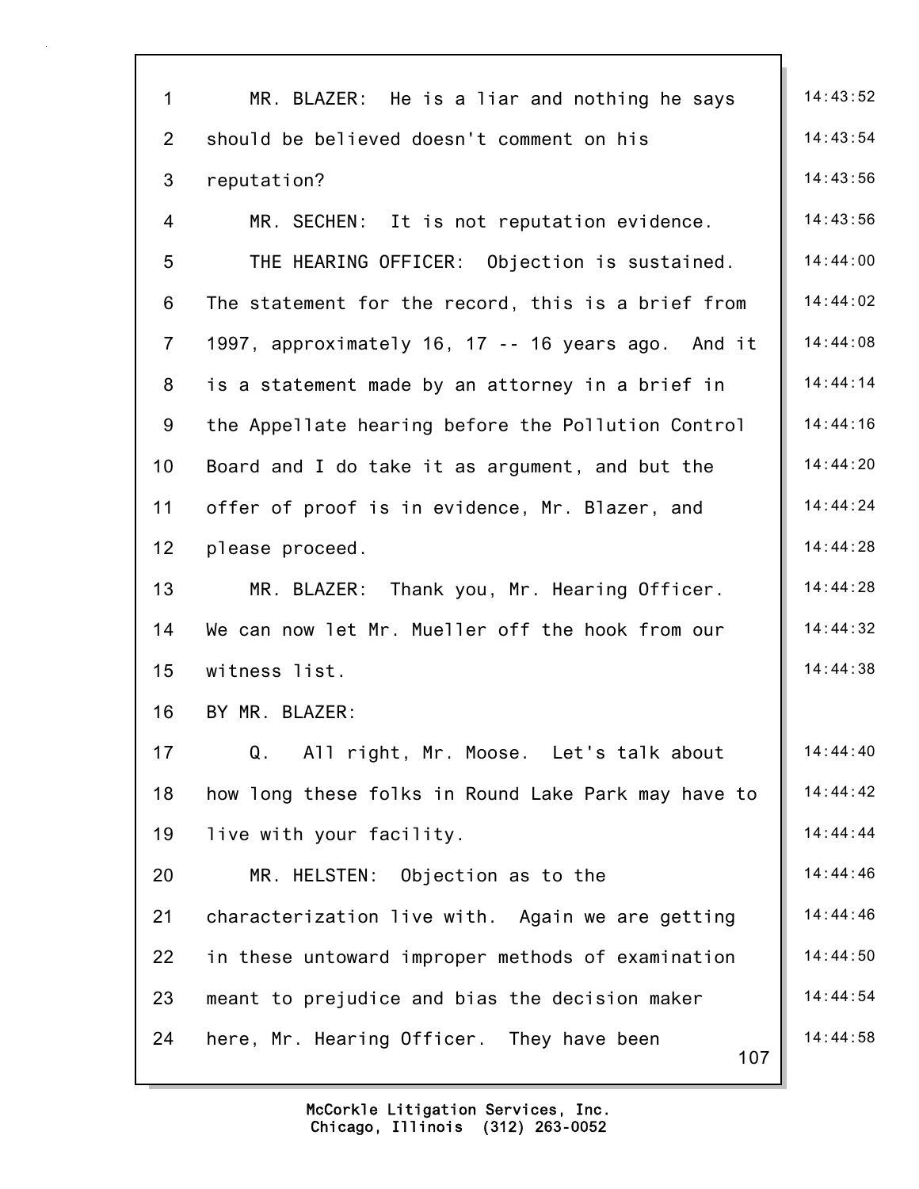MR. BLAZER: He is a liar and nothing he says should be believed doesn't comment on his reputation?

MR. SECHEN: It is not reputation evidence.

THE HEARING OFFICER: Objection is sustained. The statement for the record, this is a brief from 1997, approximately 16, 17 -- 16 years ago. And it is a statement made by an attorney in a brief in the Appellate hearing before the Pollution Control Board and I do take it as argument, and but the offer of proof is in evidence, Mr. Blazer, and please proceed.

MR. BLAZER: Thank you, Mr. Hearing Officer. We can now let Mr. Mueller off the hook from our witness list.

BY MR. BLAZER:

Q. All right, Mr. Moose. Let's talk about how long these folks in Round Lake Park may have to live with your facility.

MR. HELSTEN: Objection as to the characterization live with. Again we are getting in these untoward improper methods of examination meant to prejudice and bias the decision maker here, Mr. Hearing Officer. They have been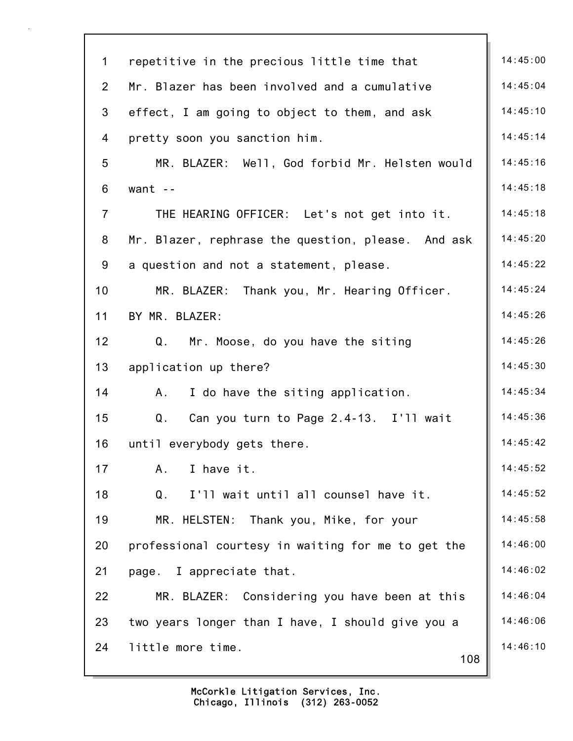1 repetitive in the precious little time that 14:45:00

2 Mr. Blazer has been involved and a cumulative 14:45:04

3 effect, I am going to object to them, and ask 14:45:10

4 pretty soon you sanction him. 14:45:14

5 MR. BLAZER: Well, God forbid Mr. Helsten would 14:45:16

6 want -- 14:45:18

7 THE HEARING OFFICER: Let's not get into it. 14:45:18

8 Mr. Blazer, rephrase the question, please. And ask 14:45:20

9 a question and not a statement, please. 14:45:22

10 MR. BLAZER: Thank you, Mr. Hearing Officer. 14:45:24

11 BY MR. BLAZER: 14:45:26

12 Q. Mr. Moose, do you have the siting 14:45:26

13 application up there? 14:45:30

14 A. I do have the siting application. 14:45:34

15 Q. Can you turn to Page 2.4-13. I'll wait 14:45:36

16 until everybody gets there. 14:45:42

17 A. I have it. 14:45:52

18 Q. I'll wait until all counsel have it. 14:45:52

19 MR. HELSTEN: Thank you, Mike, for your 14:45:58

20 professional courtesy in waiting for me to get the 14:46:00

21 page. I appreciate that. 14:46:02

22 MR. BLAZER: Considering you have been at this 14:46:04

23 two years longer than I have, I should give you a 14:46:06

24 little more time. 14:46:10

McCorkle Litigation Services, Inc.
Chicago, Illinois (312) 263-0052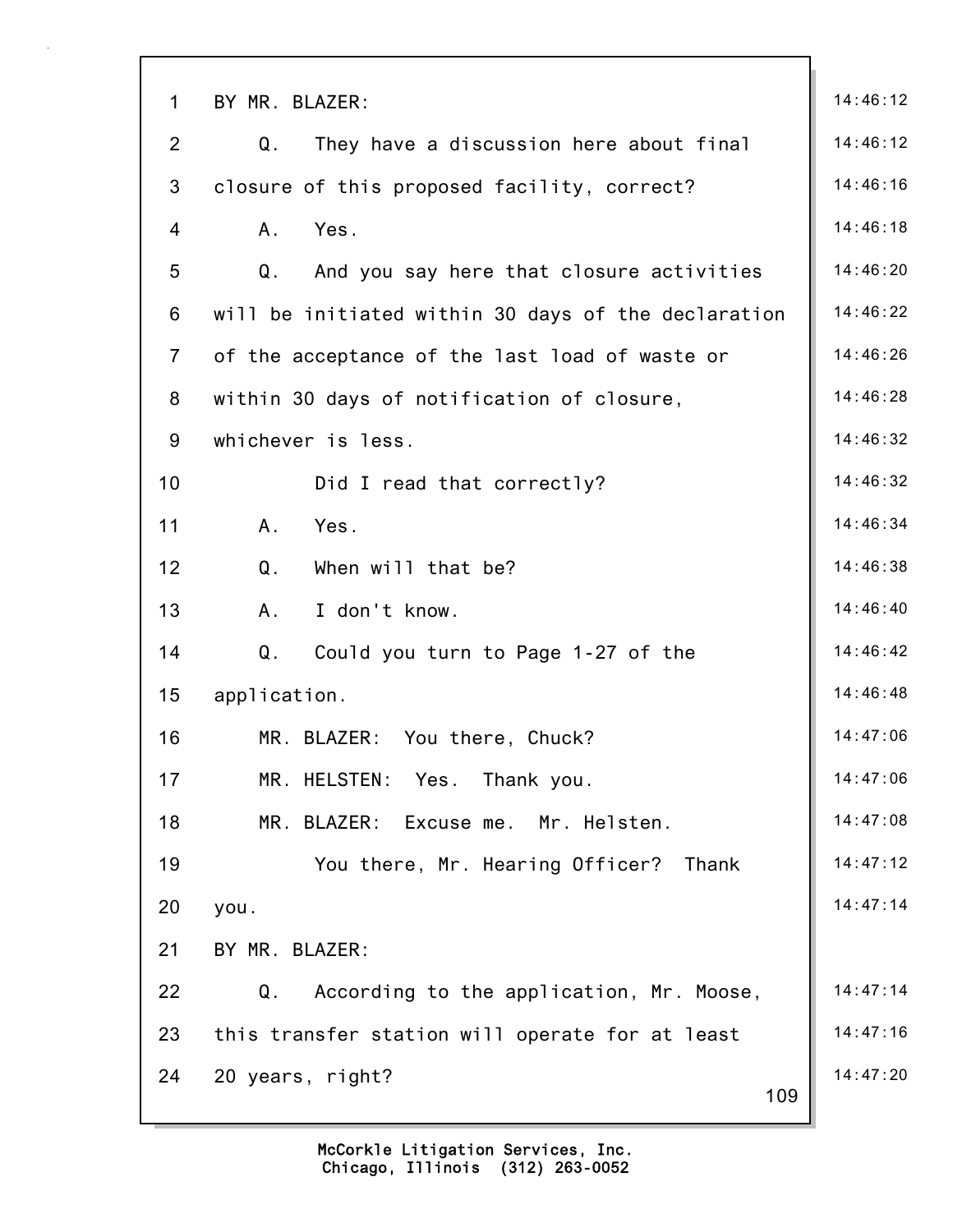BY MR. BLAZER:

Q. They have a discussion here about final closure of this proposed facility, correct?

A. Yes.

Q. And you say here that closure activities will be initiated within 30 days of the declaration of the acceptance of the last load of waste or within 30 days of notification of closure, whichever is less.

Did I read that correctly?

A. Yes.

Q. When will that be?

A. I don't know.

Q. Could you turn to Page 1-27 of the application.

MR. BLAZER: You there, Chuck?

MR. HELSTEN: Yes. Thank you.

MR. BLAZER: Excuse me. Mr. Helsten.

You there, Mr. Hearing Officer? Thank you.

BY MR. BLAZER:

Q. According to the application, Mr. Moose, this transfer station will operate for at least 20 years, right?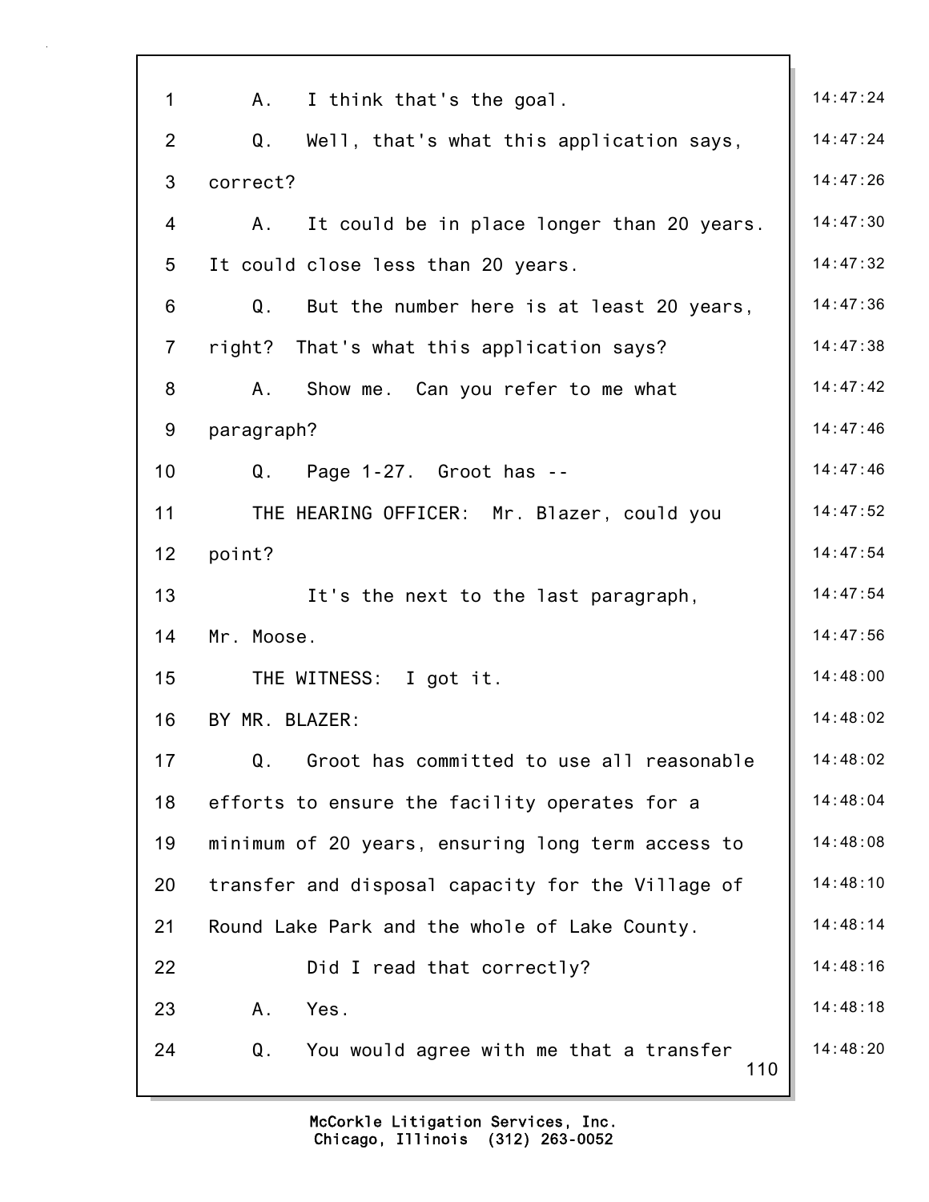1 A. I think that's the goal.
2 Q. Well, that's what this application says,
3 correct?
4 A. It could be in place longer than 20 years.
5 It could close less than 20 years.
6 Q. But the number here is at least 20 years,
7 right? That's what this application says?
8 A. Show me. Can you refer to me what
9 paragraph?
10 Q. Page 1-27. Groot has --
11 THE HEARING OFFICER: Mr. Blazer, could you
12 point?
13 It's the next to the last paragraph,
14 Mr. Moose.
15 THE WITNESS: I got it.
16 BY MR. BLAZER:
17 Q. Groot has committed to use all reasonable
18 efforts to ensure the facility operates for a
19 minimum of 20 years, ensuring long term access to
20 transfer and disposal capacity for the Village of
21 Round Lake Park and the whole of Lake County.
22 Did I read that correctly?
23 A. Yes.
24 Q. You would agree with me that a transfer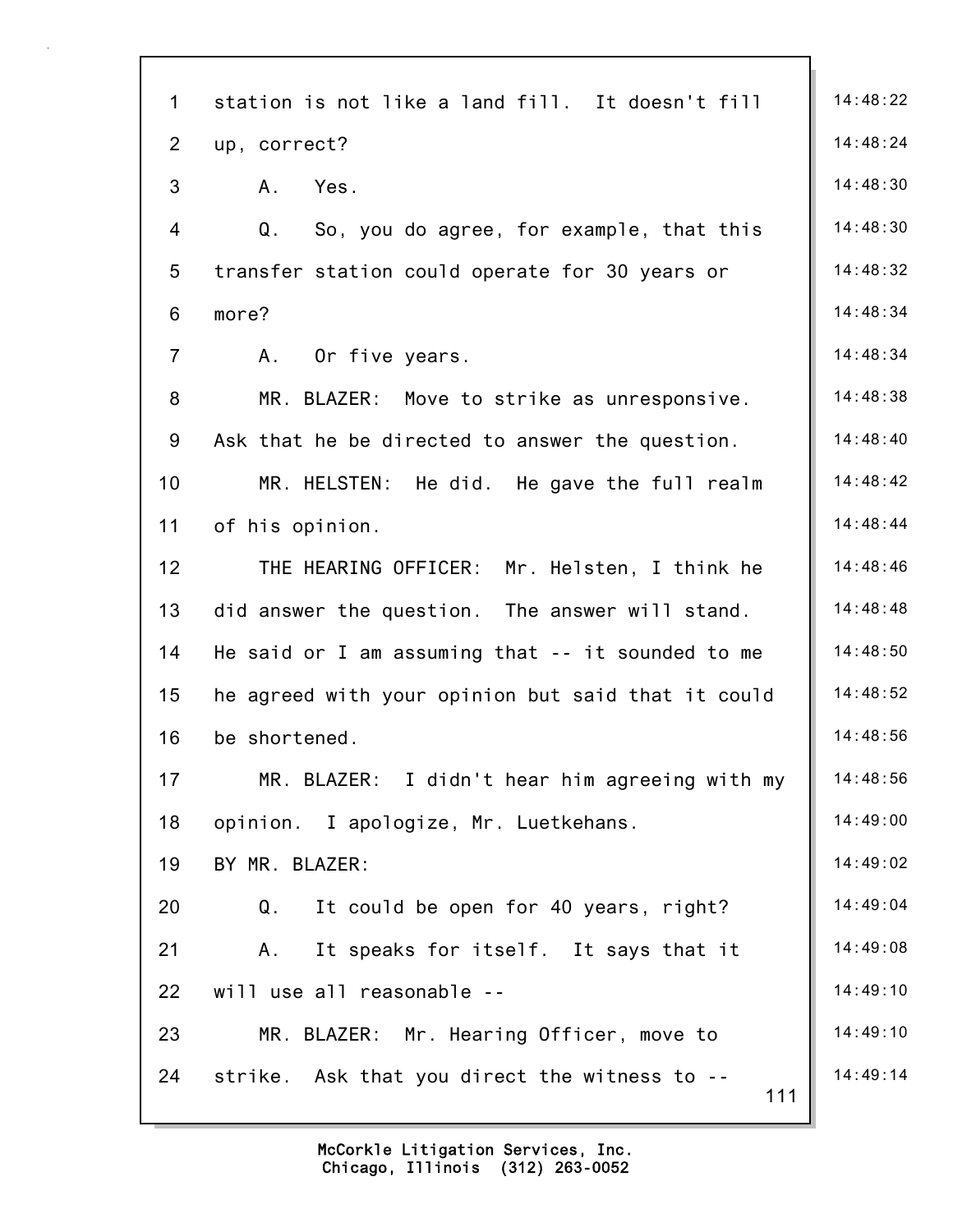station is not like a land fill. It doesn't fill up, correct?

A. Yes.

Q. So, you do agree, for example, that this transfer station could operate for 30 years or more?

A. Or five years.

MR. BLAZER: Move to strike as unresponsive. Ask that he be directed to answer the question.

MR. HELSTEN: He did. He gave the full realm of his opinion.

THE HEARING OFFICER: Mr. Helsten, I think he did answer the question. The answer will stand. He said or I am assuming that -- it sounded to me he agreed with your opinion but said that it could be shortened.

MR. BLAZER: I didn't hear him agreeing with my opinion. I apologize, Mr. Luetkehans.

BY MR. BLAZER:

Q. It could be open for 40 years, right?

A. It speaks for itself. It says that it will use all reasonable --

MR. BLAZER: Mr. Hearing Officer, move to strike. Ask that you direct the witness to --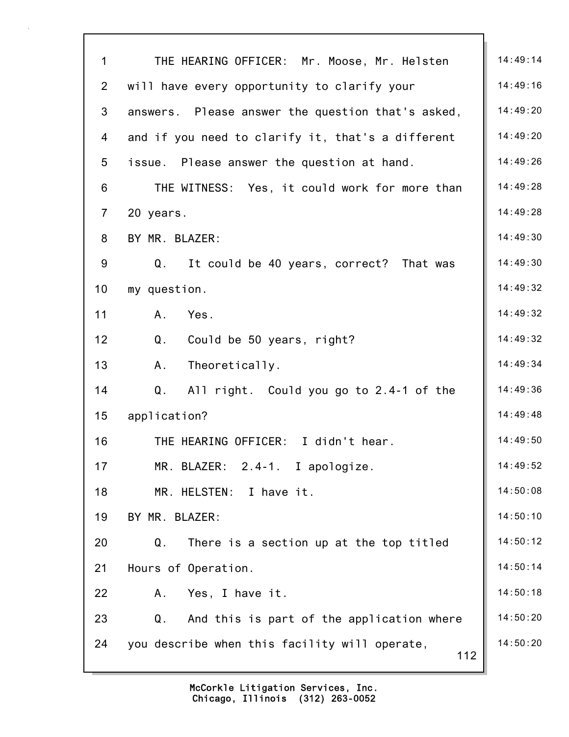1 THE HEARING OFFICER: Mr. Moose, Mr. Helsten 14:49:14

2 will have every opportunity to clarify your 14:49:16

3 answers. Please answer the question that's asked, 14:49:20

4 and if you need to clarify it, that's a different 14:49:20

5 issue. Please answer the question at hand. 14:49:26

6 THE WITNESS: Yes, it could work for more than 14:49:28

7 20 years. 14:49:28

8 BY MR. BLAZER: 14:49:30

9 Q. It could be 40 years, correct? That was 14:49:30

10 my question. 14:49:32

11 A. Yes. 14:49:32

12 Q. Could be 50 years, right? 14:49:32

13 A. Theoretically. 14:49:34

14 Q. All right. Could you go to 2.4-1 of the 14:49:36

15 application? 14:49:48

16 THE HEARING OFFICER: I didn't hear. 14:49:50

17 MR. BLAZER: 2.4-1. I apologize. 14:49:52

18 MR. HELSTEN: I have it. 14:50:08

19 BY MR. BLAZER: 14:50:10

20 Q. There is a section up at the top titled 14:50:12

21 Hours of Operation. 14:50:14

22 A. Yes, I have it. 14:50:18

23 Q. And this is part of the application where 14:50:20

24 you describe when this facility will operate, 14:50:20

McCorkle Litigation Services, Inc.
Chicago, Illinois (312) 263-0052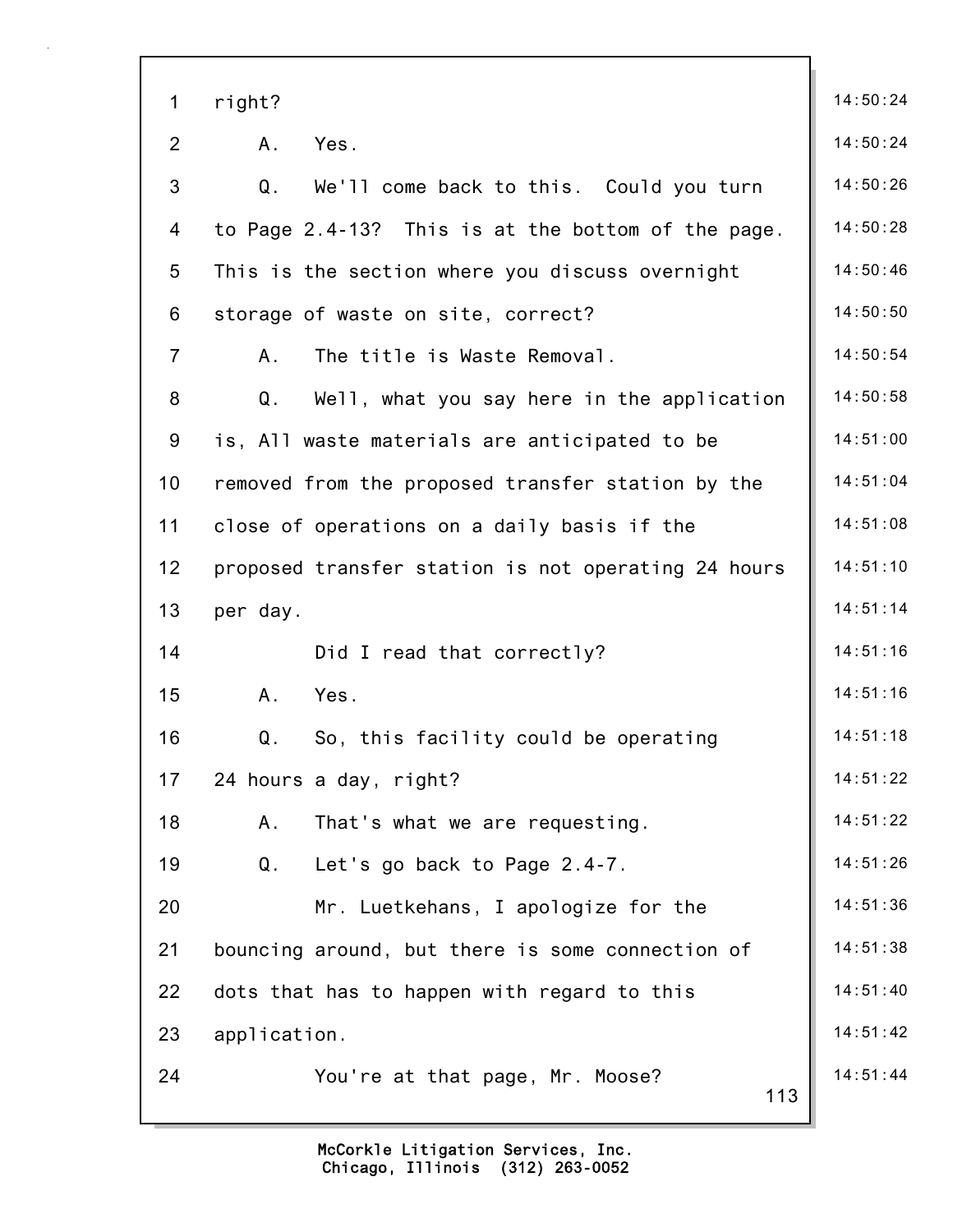1 right? 14:50:24

2 A. Yes. 14:50:24

3 Q. We'll come back to this. Could you turn 14:50:26

4 to Page 2.4-13? This is at the bottom of the page. 14:50:28

5 This is the section where you discuss overnight 14:50:46

6 storage of waste on site, correct? 14:50:50

7 A. The title is Waste Removal. 14:50:54

8 Q. Well, what you say here in the application 14:50:58

9 is, All waste materials are anticipated to be 14:51:00

10 removed from the proposed transfer station by the 14:51:04

11 close of operations on a daily basis if the 14:51:08

12 proposed transfer station is not operating 24 hours 14:51:10

13 per day. 14:51:14

14 Did I read that correctly? 14:51:16

15 A. Yes. 14:51:16

16 Q. So, this facility could be operating 14:51:18

17 24 hours a day, right? 14:51:22

18 A. That's what we are requesting. 14:51:22

19 Q. Let's go back to Page 2.4-7. 14:51:26

20 Mr. Luetkehans, I apologize for the 14:51:36

21 bouncing around, but there is some connection of 14:51:38

22 dots that has to happen with regard to this 14:51:40

23 application. 14:51:42

24 You're at that page, Mr. Moose? 14:51:44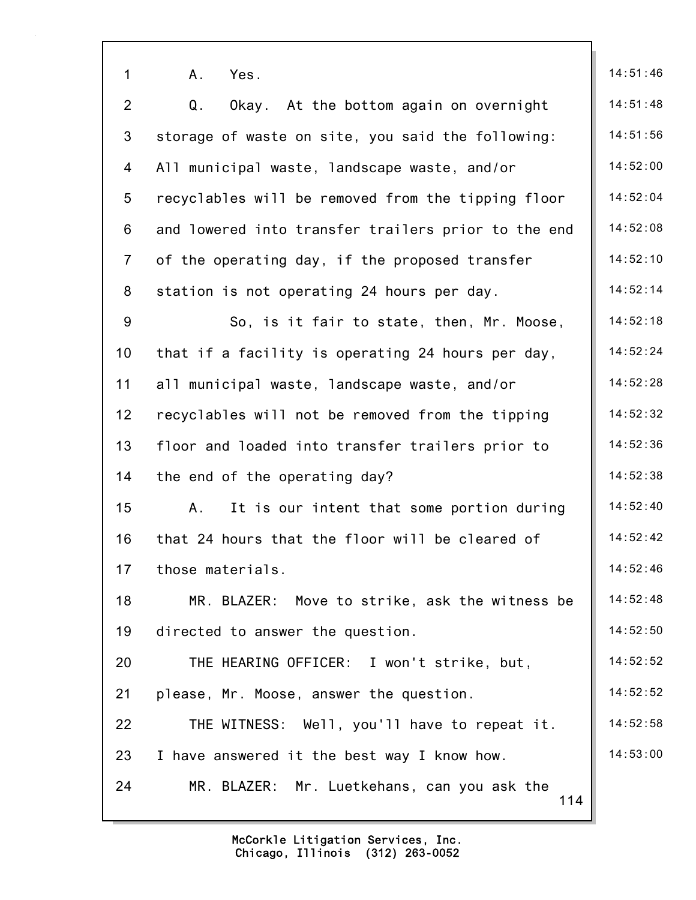A. Yes.

Q. Okay. At the bottom again on overnight storage of waste on site, you said the following: All municipal waste, landscape waste, and/or recyclables will be removed from the tipping floor and lowered into transfer trailers prior to the end of the operating day, if the proposed transfer station is not operating 24 hours per day.

So, is it fair to state, then, Mr. Moose, that if a facility is operating 24 hours per day, all municipal waste, landscape waste, and/or recyclables will not be removed from the tipping floor and loaded into transfer trailers prior to the end of the operating day?

A. It is our intent that some portion during that 24 hours that the floor will be cleared of those materials.

MR. BLAZER: Move to strike, ask the witness be directed to answer the question.

THE HEARING OFFICER: I won't strike, but, please, Mr. Moose, answer the question.

THE WITNESS: Well, you'll have to repeat it. I have answered it the best way I know how.

MR. BLAZER: Mr. Luetkehans, can you ask the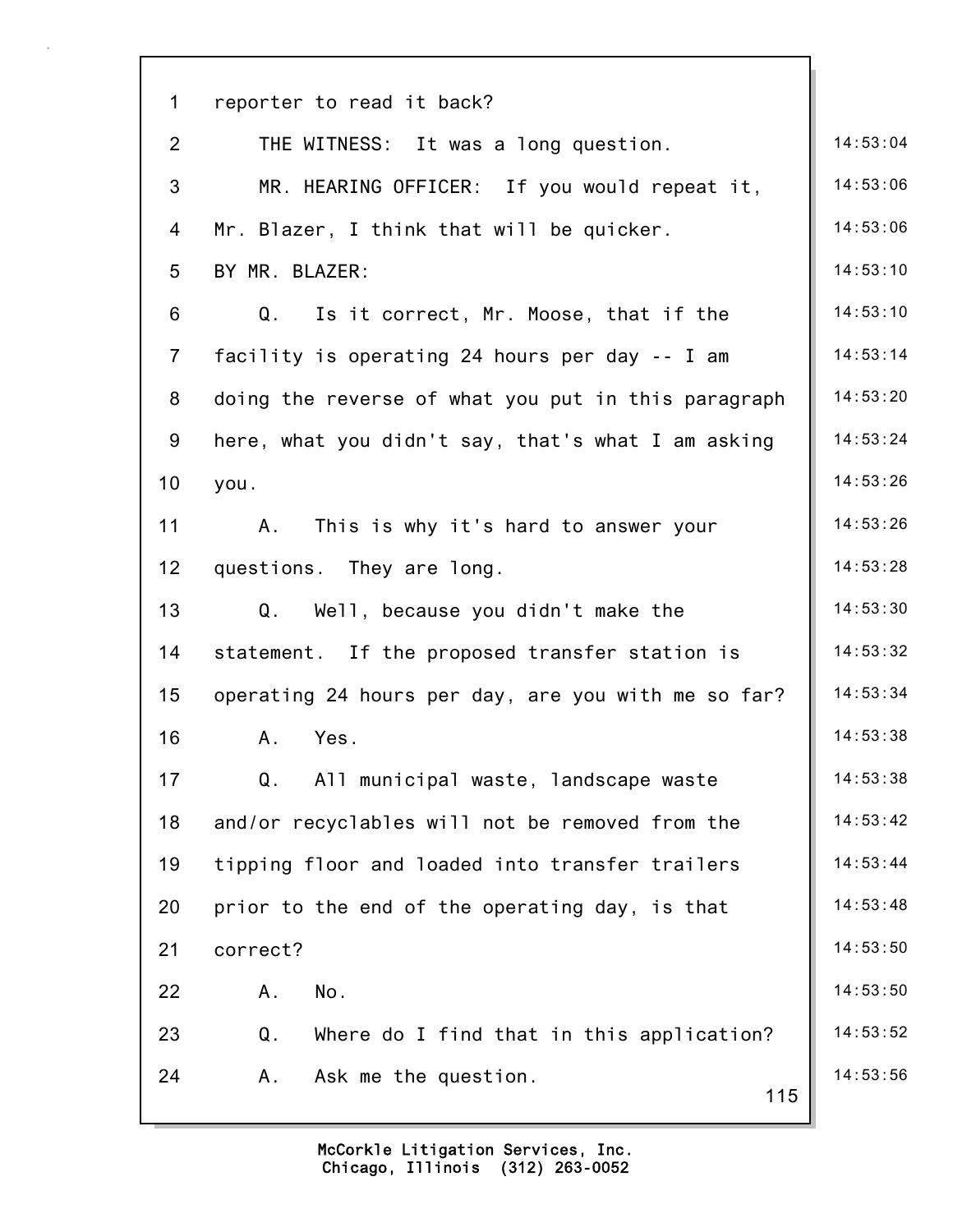reporter to read it back?

THE WITNESS: It was a long question.

MR. HEARING OFFICER: If you would repeat it, Mr. Blazer, I think that will be quicker.

BY MR. BLAZER:

Q. Is it correct, Mr. Moose, that if the facility is operating 24 hours per day -- I am doing the reverse of what you put in this paragraph here, what you didn't say, that's what I am asking you.

A. This is why it's hard to answer your questions. They are long.

Q. Well, because you didn't make the statement. If the proposed transfer station is operating 24 hours per day, are you with me so far?

A. Yes.

Q. All municipal waste, landscape waste and/or recyclables will not be removed from the tipping floor and loaded into transfer trailers prior to the end of the operating day, is that correct?

A. No.

Q. Where do I find that in this application?

A. Ask me the question.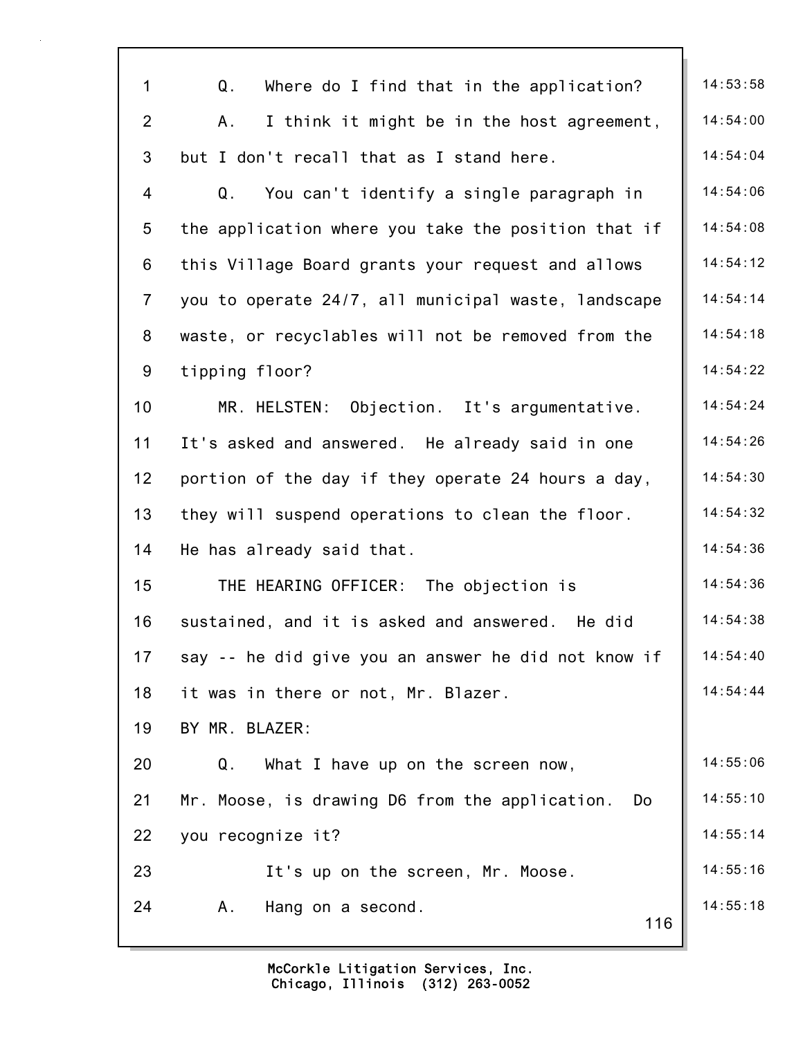Q. Where do I find that in the application?

A. I think it might be in the host agreement, but I don't recall that as I stand here.

Q. You can't identify a single paragraph in the application where you take the position that if this Village Board grants your request and allows you to operate 24/7, all municipal waste, landscape waste, or recyclables will not be removed from the tipping floor?

MR. HELSTEN: Objection. It's argumentative. It's asked and answered. He already said in one portion of the day if they operate 24 hours a day, they will suspend operations to clean the floor. He has already said that.

THE HEARING OFFICER: The objection is sustained, and it is asked and answered. He did say -- he did give you an answer he did not know if it was in there or not, Mr. Blazer.

BY MR. BLAZER:

Q. What I have up on the screen now, Mr. Moose, is drawing D6 from the application. Do you recognize it?

It's up on the screen, Mr. Moose.

A. Hang on a second.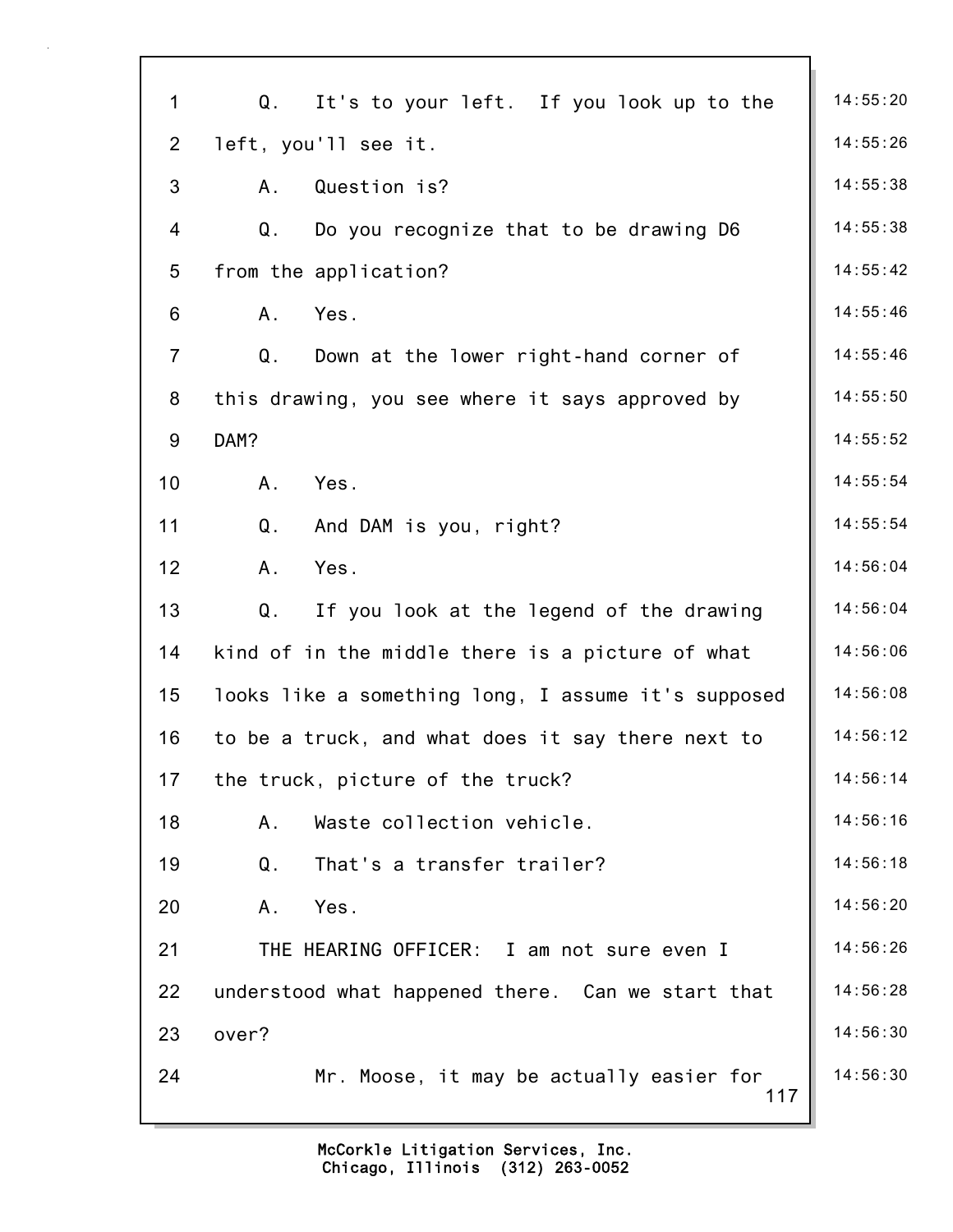1 Q. It's to your left. If you look up to the 14:55:20
2 left, you'll see it. 14:55:26
3 A. Question is? 14:55:38
4 Q. Do you recognize that to be drawing D6 14:55:38
5 from the application? 14:55:42
6 A. Yes. 14:55:46
7 Q. Down at the lower right-hand corner of 14:55:46
8 this drawing, you see where it says approved by 14:55:50
9 DAM? 14:55:52
10 A. Yes. 14:55:54
11 Q. And DAM is you, right? 14:55:54
12 A. Yes. 14:56:04
13 Q. If you look at the legend of the drawing 14:56:04
14 kind of in the middle there is a picture of what 14:56:06
15 looks like a something long, I assume it's supposed 14:56:08
16 to be a truck, and what does it say there next to 14:56:12
17 the truck, picture of the truck? 14:56:14
18 A. Waste collection vehicle. 14:56:16
19 Q. That's a transfer trailer? 14:56:18
20 A. Yes. 14:56:20
21 THE HEARING OFFICER: I am not sure even I 14:56:26
22 understood what happened there. Can we start that 14:56:28
23 over? 14:56:30
24 Mr. Moose, it may be actually easier for 14:56:30

McCorkle Litigation Services, Inc.
Chicago, Illinois (312) 263-0052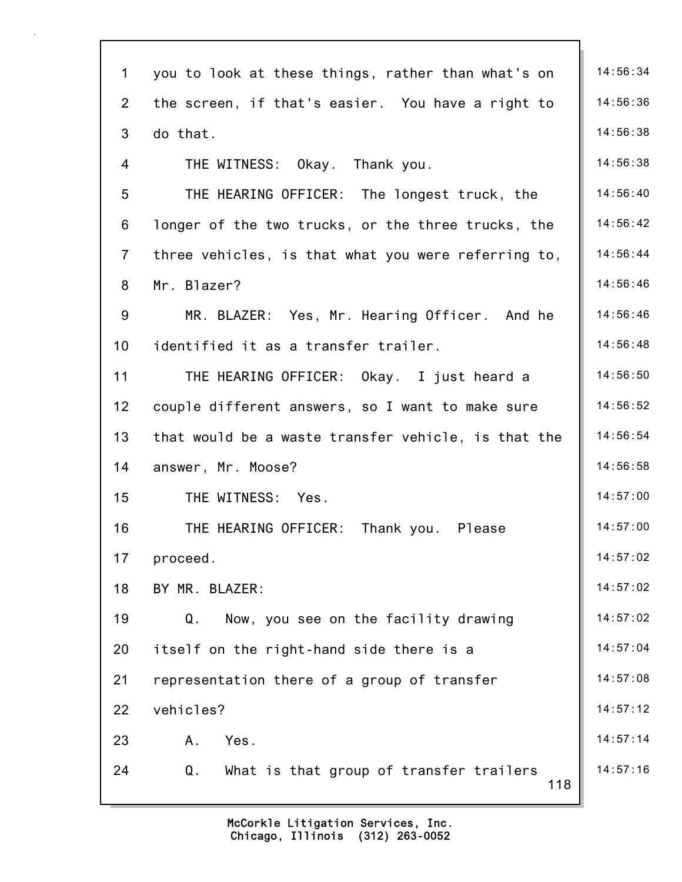1 you to look at these things, rather than what's on 14:56:34
2 the screen, if that's easier. You have a right to 14:56:36
3 do that. 14:56:38
4 THE WITNESS: Okay. Thank you. 14:56:38
5 THE HEARING OFFICER: The longest truck, the 14:56:40
6 longer of the two trucks, or the three trucks, the 14:56:42
7 three vehicles, is that what you were referring to, 14:56:44
8 Mr. Blazer? 14:56:46
9 MR. BLAZER: Yes, Mr. Hearing Officer. And he 14:56:46
10 identified it as a transfer trailer. 14:56:48
11 THE HEARING OFFICER: Okay. I just heard a 14:56:50
12 couple different answers, so I want to make sure 14:56:52
13 that would be a waste transfer vehicle, is that the 14:56:54
14 answer, Mr. Moose? 14:56:58
15 THE WITNESS: Yes. 14:57:00
16 THE HEARING OFFICER: Thank you. Please 14:57:00
17 proceed. 14:57:02
18 BY MR. BLAZER: 14:57:02
19 Q. Now, you see on the facility drawing 14:57:02
20 itself on the right-hand side there is a 14:57:04
21 representation there of a group of transfer 14:57:08
22 vehicles? 14:57:12
23 A. Yes. 14:57:14
24 Q. What is that group of transfer trailers 14:57:16

McCorkle Litigation Services, Inc.
Chicago, Illinois (312) 263-0052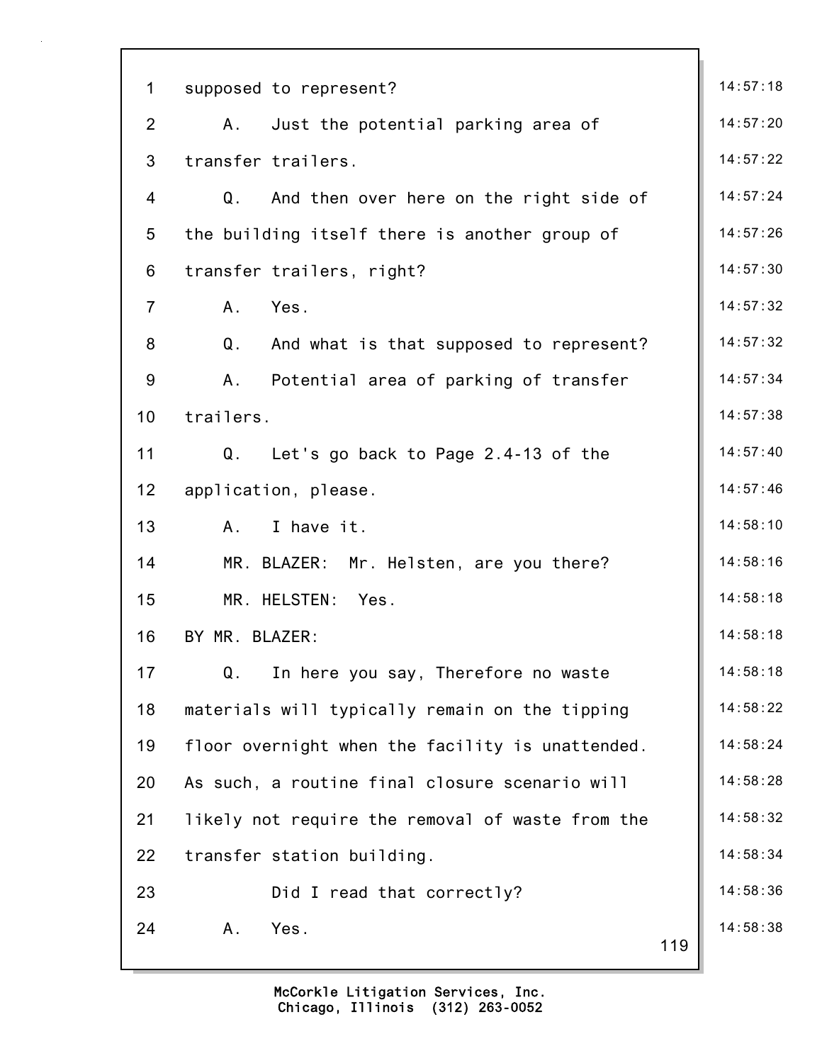1 supposed to represent? 14:57:18

2 A. Just the potential parking area of 14:57:20

3 transfer trailers. 14:57:22

4 Q. And then over here on the right side of 14:57:24

5 the building itself there is another group of 14:57:26

6 transfer trailers, right? 14:57:30

7 A. Yes. 14:57:32

8 Q. And what is that supposed to represent? 14:57:32

9 A. Potential area of parking of transfer 14:57:34

10 trailers. 14:57:38

11 Q. Let's go back to Page 2.4-13 of the 14:57:40

12 application, please. 14:57:46

13 A. I have it. 14:58:10

14 MR. BLAZER: Mr. Helsten, are you there? 14:58:16

15 MR. HELSTEN: Yes. 14:58:18

16 BY MR. BLAZER: 14:58:18

17 Q. In here you say, Therefore no waste 14:58:18

18 materials will typically remain on the tipping 14:58:22

19 floor overnight when the facility is unattended. 14:58:24

20 As such, a routine final closure scenario will 14:58:28

21 likely not require the removal of waste from the 14:58:32

22 transfer station building. 14:58:34

23 Did I read that correctly? 14:58:36

24 A. Yes. 14:58:38

McCorkle Litigation Services, Inc.
Chicago, Illinois (312) 263-0052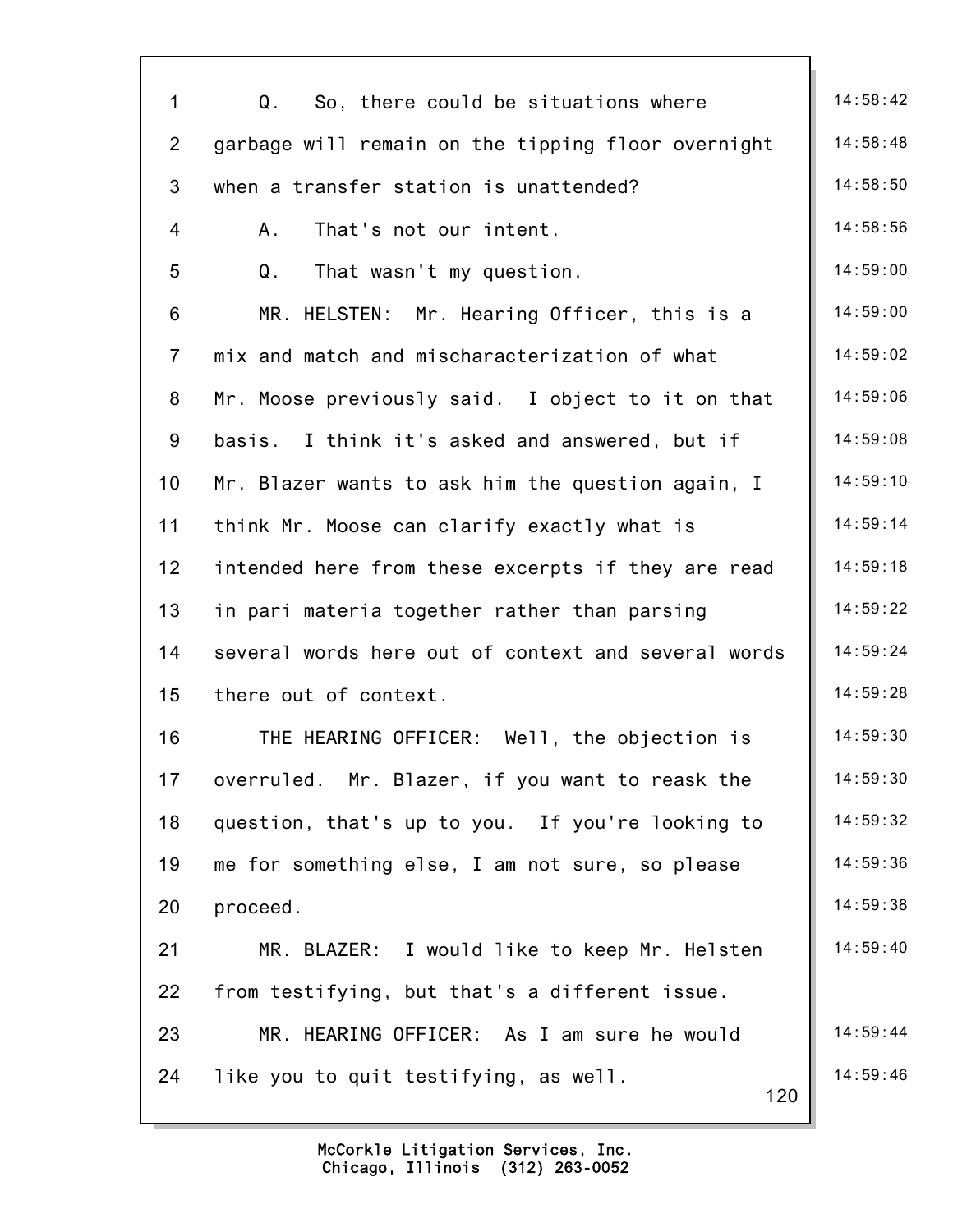Q. So, there could be situations where garbage will remain on the tipping floor overnight when a transfer station is unattended?

A. That's not our intent.

Q. That wasn't my question.

MR. HELSTEN: Mr. Hearing Officer, this is a mix and match and mischaracterization of what Mr. Moose previously said. I object to it on that basis. I think it's asked and answered, but if Mr. Blazer wants to ask him the question again, I think Mr. Moose can clarify exactly what is intended here from these excerpts if they are read in pari materia together rather than parsing several words here out of context and several words there out of context.

THE HEARING OFFICER: Well, the objection is overruled. Mr. Blazer, if you want to reask the question, that's up to you. If you're looking to me for something else, I am not sure, so please proceed.

MR. BLAZER: I would like to keep Mr. Helsten from testifying, but that's a different issue.

MR. HEARING OFFICER: As I am sure he would like you to quit testifying, as well.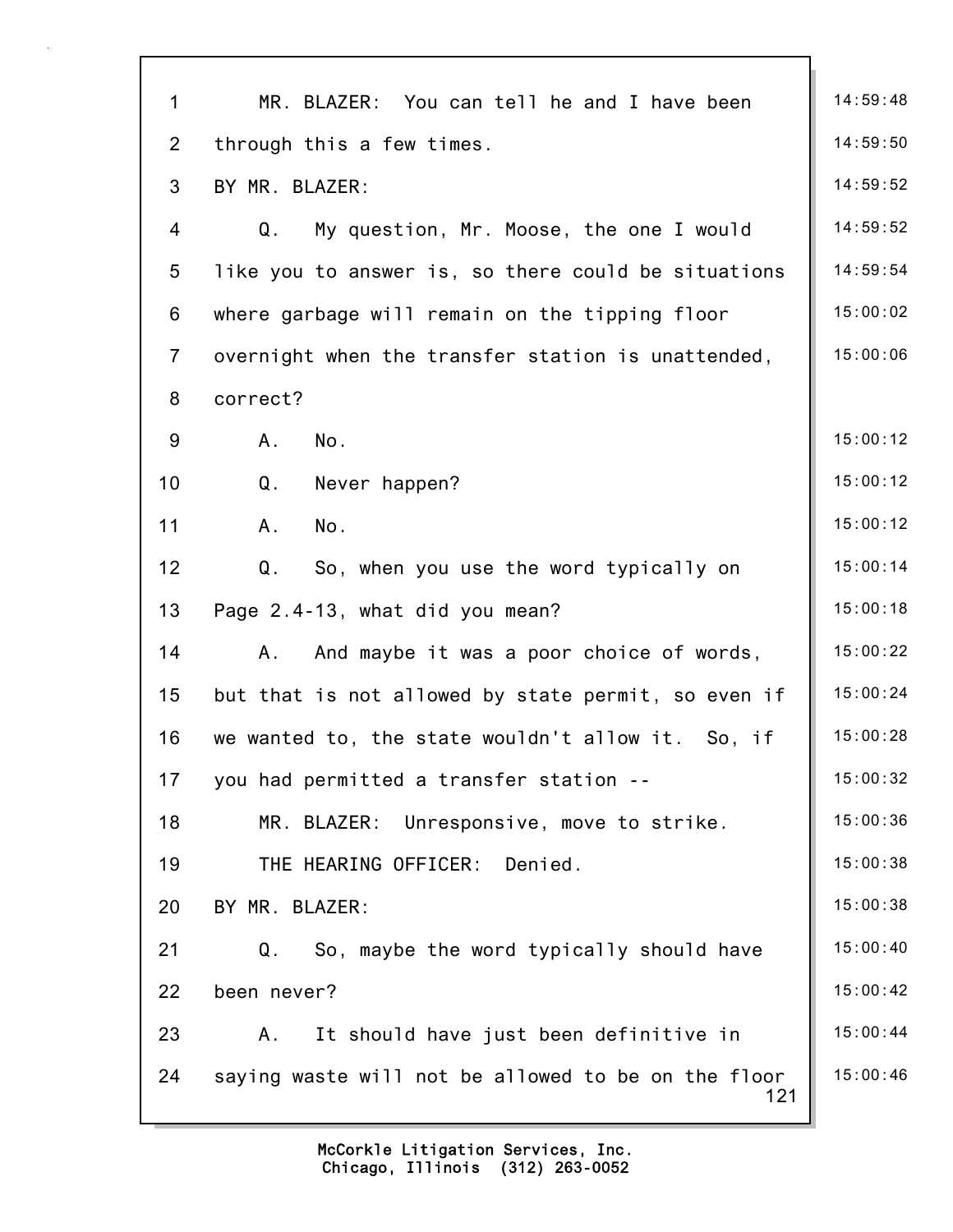1 MR. BLAZER: You can tell he and I have been 14:59:48
2 through this a few times. 14:59:50
3 BY MR. BLAZER: 14:59:52
4 Q. My question, Mr. Moose, the one I would 14:59:52
5 like you to answer is, so there could be situations 14:59:54
6 where garbage will remain on the tipping floor 15:00:02
7 overnight when the transfer station is unattended, 15:00:06
8 correct?
9 A. No. 15:00:12
10 Q. Never happen? 15:00:12
11 A. No. 15:00:12
12 Q. So, when you use the word typically on 15:00:14
13 Page 2.4-13, what did you mean? 15:00:18
14 A. And maybe it was a poor choice of words, 15:00:22
15 but that is not allowed by state permit, so even if 15:00:24
16 we wanted to, the state wouldn't allow it. So, if 15:00:28
17 you had permitted a transfer station -- 15:00:32
18 MR. BLAZER: Unresponsive, move to strike. 15:00:36
19 THE HEARING OFFICER: Denied. 15:00:38
20 BY MR. BLAZER: 15:00:38
21 Q. So, maybe the word typically should have 15:00:40
22 been never? 15:00:42
23 A. It should have just been definitive in 15:00:44
24 saying waste will not be allowed to be on the floor 15:00:46

McCorkle Litigation Services, Inc.
Chicago, Illinois (312) 263-0052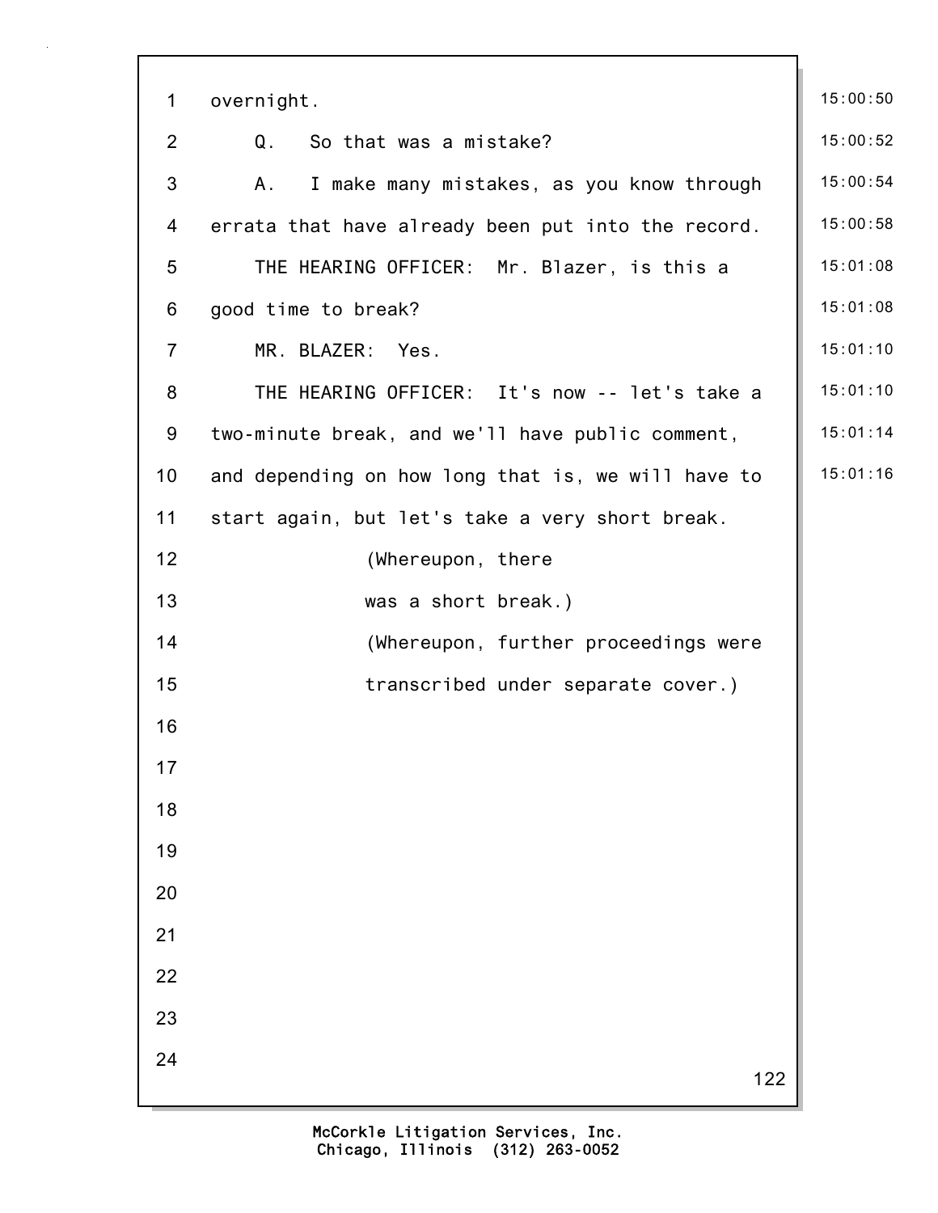overnight.

Q. So that was a mistake?

A. I make many mistakes, as you know through errata that have already been put into the record.

THE HEARING OFFICER: Mr. Blazer, is this a good time to break?

MR. BLAZER: Yes.

THE HEARING OFFICER: It's now -- let's take a two-minute break, and we'll have public comment, and depending on how long that is, we will have to start again, but let's take a very short break.

(Whereupon, there was a short break.)

(Whereupon, further proceedings were transcribed under separate cover.)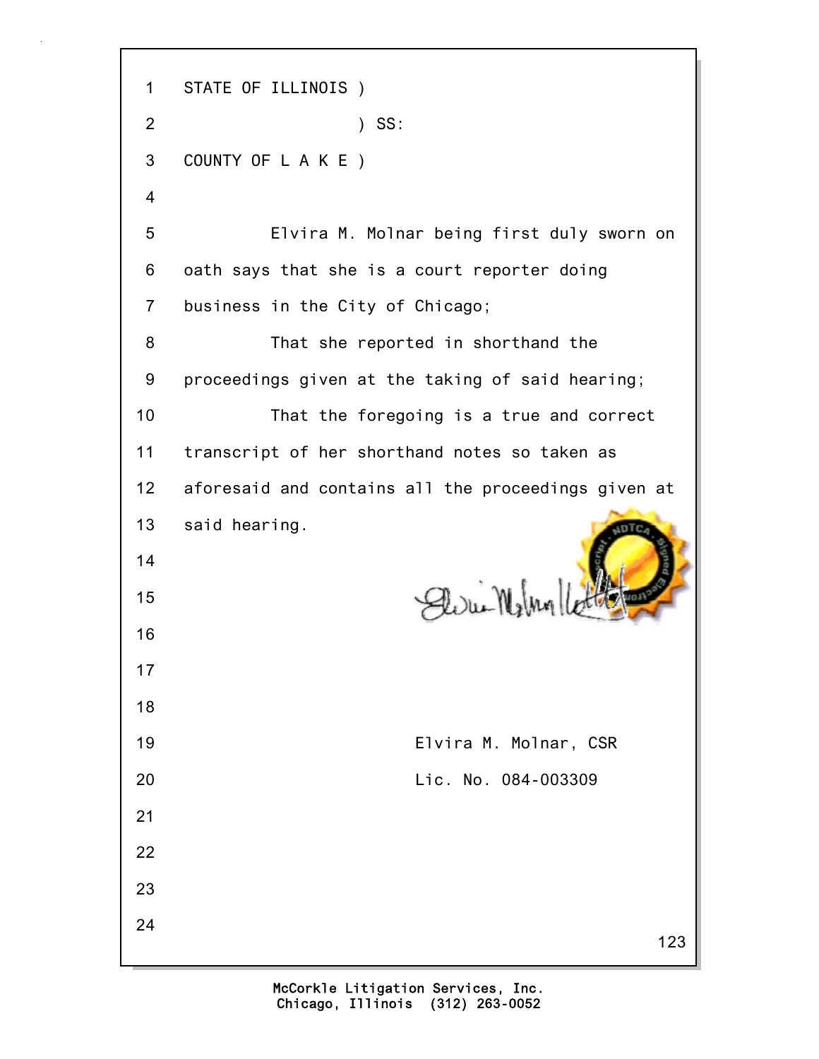STATE OF ILLINOIS )

) SS:

COUNTY OF L A K E )

Elvira M. Molnar being first duly sworn on oath says that she is a court reporter doing business in the City of Chicago;

That she reported in shorthand the proceedings given at the taking of said hearing;

That the foregoing is a true and correct transcript of her shorthand notes so taken as aforesaid and contains all the proceedings given at said hearing.

Elvira M. Molnar, CSR

Lic. No. 084-003309

McCorkle Litigation Services, Inc.
Chicago, Illinois (312) 263-0052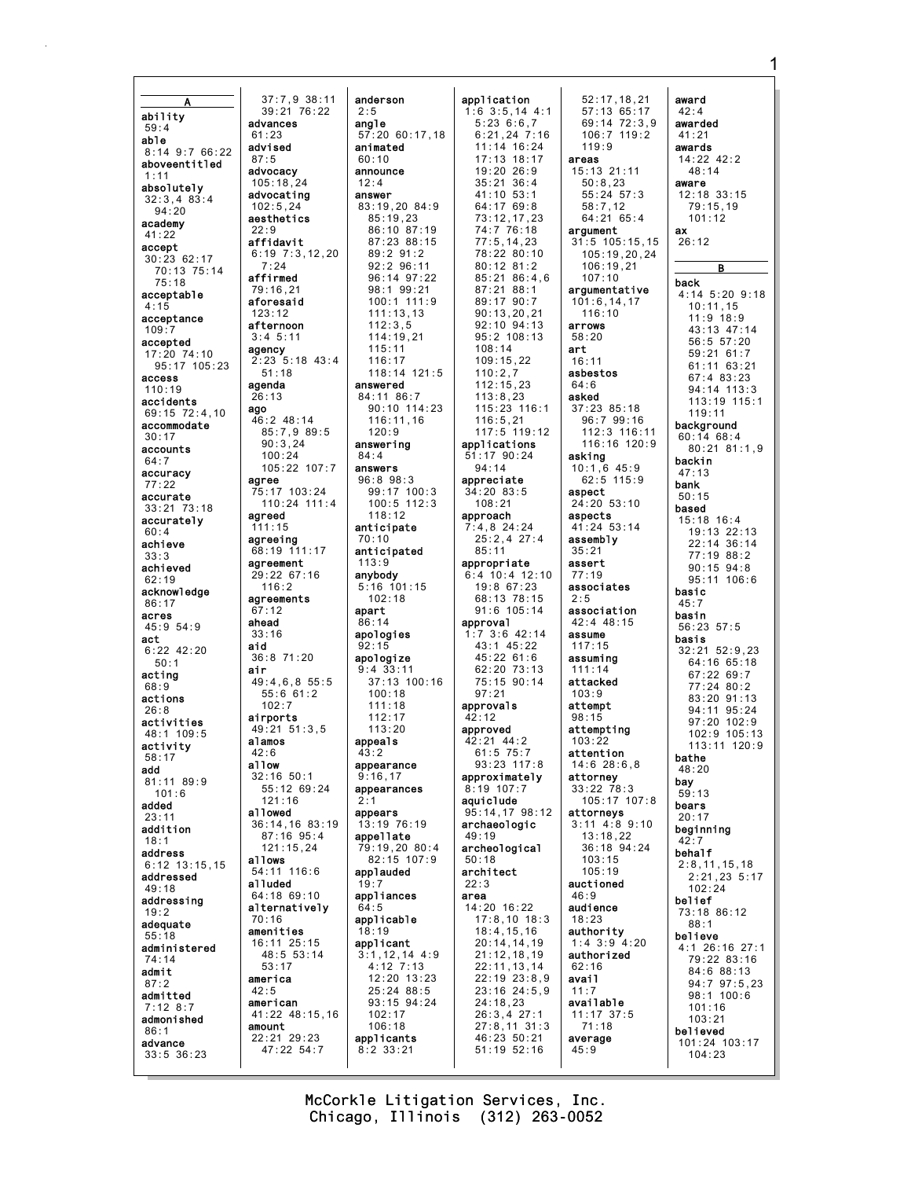## A

**ability**
59:4

**able**
8:14 9:7 66:22

**aboveentitled**
1:11

**absolutely**
32:3,4 83:4
94:20

**academy**
41:22

**accept**
30:23 62:17
70:13 75:14
75:18

**acceptable**
4:15

**acceptance**
109:7

**accepted**
17:20 74:10
95:17 105:23

**access**
110:19

**accidents**
69:15 72:4,10

**accommodate**
30:17

**accounts**
64:7

**accuracy**
77:22

**accurate**
33:21 73:18

**accurately**
60:4

**achieve**
33:3

**achieved**
62:19

**acknowledge**
86:17

**acres**
45:9 54:9

**act**
6:22 42:20
50:1

**acting**
68:9

**actions**
26:8

**activities**
48:1 109:5

**activity**
58:17

**add**
81:11 89:9
101:6

**added**
23:11

**addition**
18:1

**address**
6:12 13:15,15

**addressed**
49:18

**addressing**
19:2

**adequate**
55:18

**administered**
74:14

**admit**
87:2

**admitted**
7:12 8:7

**admonished**
86:1

**advance**
33:5 36:23
37:7,9 38:11
39:21 76:22

**advances**
61:23

**advised**
87:5

**advocacy**
105:18,24

**advocating**
102:5,24

**aesthetics**
22:9

**affidavit**
6:19 7:3,12,20
7:24

**affirmed**
79:16,21

**aforesaid**
123:12

**afternoon**
3:4 5:11

**agency**
2:23 5:18 43:4
51:18

**agenda**
26:13

**ago**
46:2 48:14
85:7,9 89:5
90:3,24
100:24
105:22 107:7

**agree**
75:17 103:24
110:24 111:4

**agreed**
111:15

**agreeing**
68:19 111:17

**agreement**
29:22 67:16
116:2

**agreements**
67:12

**ahead**
33:16

**aid**
36:8 71:20

**air**
49:4,6,8 55:5
55:6 61:2
102:7

**airports**
49:21 51:3,5

**alamos**
42:6

**allow**
32:16 50:1
55:12 69:24
121:16

**allowed**
36:14,16 83:19
87:16 95:4
121:15,24

**allows**
54:11 116:6

**alluded**
64:18 69:10

**alternatively**
70:16

**amenities**
16:11 25:15
48:5 53:14
53:17

**america**
42:5

**american**
41:22 48:15,16

**amount**
22:21 29:23
47:22 54:7

**anderson**
2:5

**angle**
57:20 60:17,18

**animated**
60:10

**announce**
12:4

**answer**
83:19,20 84:9
85:19,23
86:10 87:19
87:23 88:15
89:2 91:2
92:2 96:11
96:14 97:22
98:1 99:21
100:1 111:9
111:13,13
112:3,5
114:19,21
115:11
116:17
118:14 121:5

**answered**
84:11 86:7
90:10 114:23
116:11,16
120:9

**answering**
84:4

**answers**
96:8 98:3
99:17 100:3
100:5 112:3
118:12

**anticipate**
70:10

**anticipated**
113:9

**anybody**
5:16 101:15
102:18

**apart**
86:14

**apologies**
92:15

**apologize**
9:4 33:11
37:13 100:16
100:18
111:18
112:17
113:20

**appeals**
43:2

**appearance**
9:16,17

**appearances**
2:1

**appears**
13:19 76:19

**appellate**
79:19,20 80:4
82:15 107:9

**applauded**
19:7

**appliances**
64:5

**applicable**
18:19

**applicant**
3:1,12,14 4:9
4:12 7:13
12:20 13:23
25:24 88:5
93:15 94:24
102:17
106:18

**applicants**
8:2 33:21

**application**
1:6 3:5,14 4:1
5:23 6:6,7
6:21,24 7:16
11:14 16:24
17:13 18:17
19:20 26:9
35:21 36:4
41:10 53:1
64:17 69:8
73:12,17,23
74:7 76:18
77:5,14,23
78:22 80:10
80:12 81:2
85:21 86:4,6
87:21 88:1
89:17 90:7
90:13,20,21
92:10 94:13
95:2 108:13
108:14
109:15,22
110:2,7
112:15,23
113:8,23
115:23 116:1
116:5,21
117:5 119:12

**applications**
51:17 90:24
94:14

**appreciate**
34:20 83:5
108:21

**approach**
7:4,8 24:24
25:2,4 27:4
85:11

**appropriate**
6:4 10:4 12:10
19:8 67:23
68:13 78:15
91:6 105:14

**approval**
1:7 3:6 42:14
43:1 45:22
45:22 61:6
62:20 73:13
75:15 90:14
97:21

**approvals**
42:12

**approved**
42:21 44:2
61:5 75:7
93:23 117:8

**approximately**
8:19 107:7

**aquiclude**
95:14,17 98:12

**archaeologic**
49:19

**archeological**
50:18

**architect**
22:3

**area**
14:20 16:22
17:8,10 18:3
18:4,15,16
20:14,14,19
21:12,18,19
22:11,13,14
22:19 23:8,9
23:16 24:5,9
24:18,23
26:3,4 27:1
27:8,11 31:3
46:23 50:21
51:19 52:16
52:17,18,21
57:13 65:17
69:14 72:3,9
106:7 119:2
119:9

**areas**
15:13 21:11
50:8,23
55:24 57:3
58:7,12
64:21 65:4

**argument**
31:5 105:15,15
105:19,20,24
106:19,21
107:10

**argumentative**
101:6,14,17
116:10

**arrows**
58:20

**art**
16:11

**asbestos**
64:6

**asked**
37:23 85:18
96:7 99:16
112:3 116:11
116:16 120:9

**asking**
10:1,6 45:9
62:5 115:9

**aspect**
24:20 53:10

**aspects**
41:24 53:14

**assembly**
35:21

**assert**
77:19

**associates**
2:5

**association**
42:4 48:15

**assume**
117:15

**assuming**
111:14

**attacked**
103:9

**attempt**
98:15

**attempting**
103:22

**attention**
14:6 28:6,8

**attorney**
33:22 78:3
105:17 107:8

**attorneys**
3:11 4:8 9:10
13:18,22
36:18 94:24
103:15
105:19

**auctioned**
46:9

**audience**
18:23

**authority**
1:4 3:9 4:20

**authorized**
62:16

**avail**
11:7

**available**
11:17 37:5
71:18

**average**
45:9

**award**
42:4

**awarded**
41:21

**awards**
14:22 42:2
48:14

**aware**
12:18 33:15
79:15,19
101:12

**ax**
26:12

## B

**back**
4:14 5:20 9:18
10:11,15
11:9 18:9
43:13 47:14
56:5 57:20
59:21 61:7
61:11 63:21
67:4 83:23
94:14 113:3
113:19 115:1
119:11

**background**
60:14 68:4
80:21 81:1,9

**backin**
47:13

**bank**
50:15

**based**
15:18 16:4
19:13 22:13
22:14 36:14
77:19 88:2
90:15 94:8
95:11 106:6

**basic**
45:7

**basin**
56:23 57:5

**basis**
32:21 52:9,23
64:16 65:18
67:22 69:7
77:24 80:2
83:20 91:13
94:11 95:24
97:20 102:9
102:9 105:13
113:11 120:9

**bathe**
48:20

**bay**
59:13

**bears**
20:17

**beginning**
42:7

**behalf**
2:8,11,15,18
2:21,23 5:17
102:24

**belief**
73:18 86:12
88:1

**believe**
4:1 26:16 27:1
79:22 83:16
84:6 88:13
94:7 97:5,23
98:1 100:6
101:16
103:21

**believed**
101:24 103:17
104:23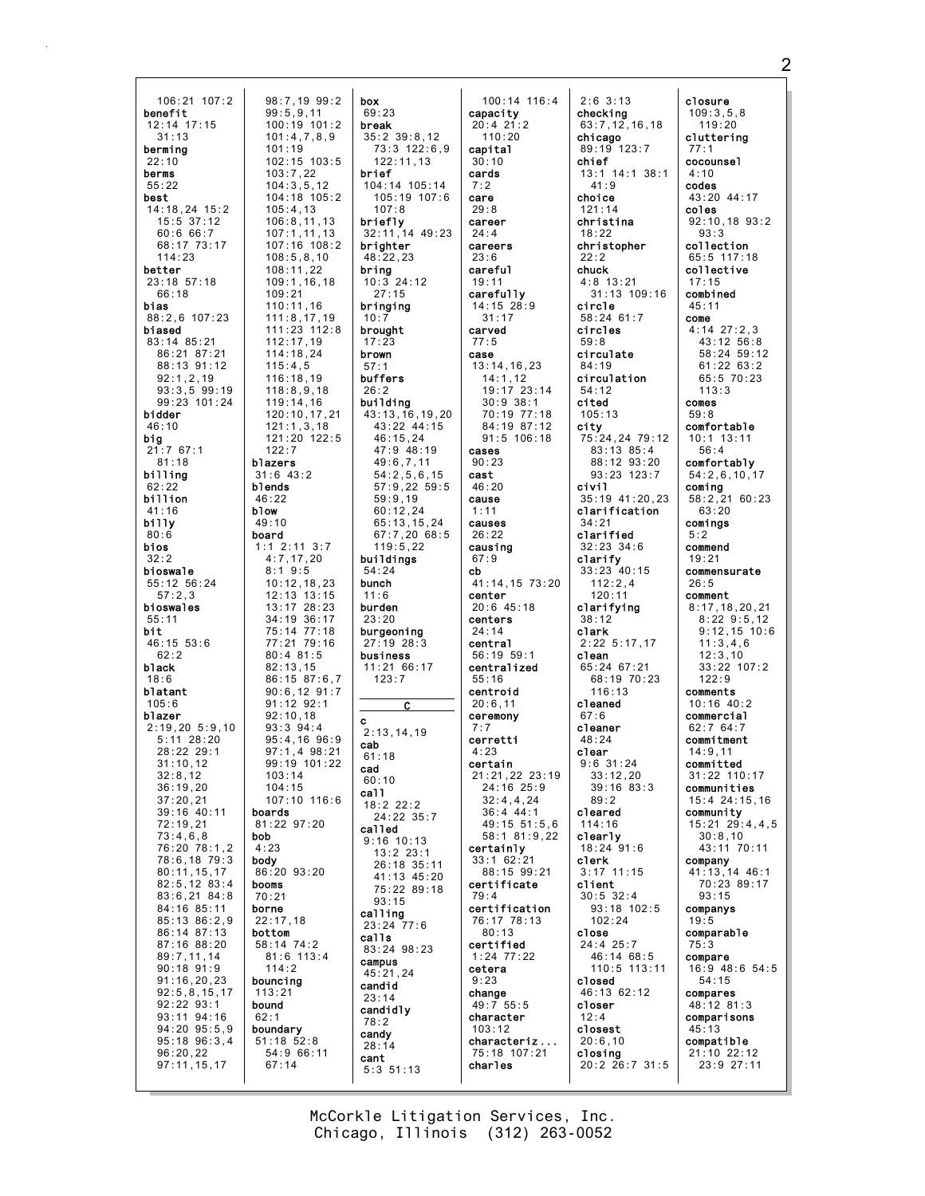106:21 107:2
**benefit**
12:14 17:15
31:13
**berming**
22:10
**berms**
55:22
**best**
14:18,24 15:2
15:5 37:12
60:6 66:7
68:17 73:17
114:23
**better**
23:18 57:18
66:18
**bias**
88:2,6 107:23
**biased**
83:14 85:21
86:21 87:21
88:13 91:12
92:1,2,19
93:3,5 99:19
99:23 101:24
**bidder**
46:10
**big**
21:7 67:1
81:18
**billing**
62:22
**billion**
41:16
**billy**
80:6
**bios**
32:2
**bioswale**
55:12 56:24
57:2,3
**bioswales**
55:11
**bit**
46:15 53:6
62:2
**black**
18:6
**blatant**
105:6
**blazer**
2:19,20 5:9,10
5:11 28:20
28:22 29:1
31:10,12
32:8,12
36:19,20
37:20,21
39:16 40:11
72:19,21
73:4,6,8
76:20 78:1,2
78:6,18 79:3
80:11,15,17
82:5,12 83:4
83:6,21 84:8
84:16 85:11
85:13 86:2,9
86:14 87:13
87:16 88:20
89:7,11,14
90:18 91:9
91:16,20,23
92:5,8,15,17
92:22 93:1
93:11 94:16
94:20 95:5,9
95:18 96:3,4
96:20,22
97:11,15,17

98:7,19 99:2
99:5,9,11
100:19 101:2
101:4,7,8,9
101:19
102:15 103:5
103:7,22
104:3,5,12
104:18 105:2
105:4,13
106:8,11,13
107:1,11,13
107:16 108:2
108:5,8,10
108:11,22
109:1,16,18
109:21
110:11,16
111:8,17,19
111:23 112:8
112:17,19
114:18,24
115:4,5
116:18,19
118:8,9,18
119:14,16
120:10,17,21
121:1,3,18
121:20 122:5
122:7
**blazers**
31:6 43:2
**blends**
46:22
**blow**
49:10
**board**
1:1 2:11 3:7
4:7,17,20
8:1 9:5
10:12,18,23
12:13 13:15
13:17 28:23
34:19 36:17
75:14 77:18
77:21 79:16
80:4 81:5
82:13,15
86:15 87:6,7
90:6,12 91:7
91:12 92:1
92:10,18
93:3 94:4
95:4,16 96:9
97:1,4 98:21
99:19 101:22
103:14
104:15
107:10 116:6
**boards**
81:22 97:20
**bob**
4:23
**body**
86:20 93:20
**booms**
70:21
**borne**
22:17,18
**bottom**
58:14 74:2
81:6 113:4
114:2
**bouncing**
113:21
**bound**
62:1
**boundary**
51:18 52:8
54:9 66:11
67:14

**box**
69:23
**break**
35:2 39:8,12
73:3 122:6,9
122:11,13
**brief**
104:14 105:14
105:19 107:6
107:8
**briefly**
32:11,14 49:23
**brighter**
48:22,23
**bring**
10:3 24:12
27:15
**bringing**
10:7
**brought**
17:23
**brown**
57:1
**buffers**
26:2
**building**
43:13,16,19,20
43:22 44:15
46:15,24
47:9 48:19
49:6,7,11
54:2,5,6,15
57:9,22 59:5
59:9,19
60:12,24
65:13,15,24
67:7,20 68:5
119:5,22
**buildings**
54:24
**bunch**
11:6
**burden**
23:20
**burgeoning**
27:19 28:3
**business**
11:21 66:17
123:7

**C**

**c**
2:13,14,19
**cab**
61:18
**cad**
60:10
**call**
18:2 22:2
24:22 35:7
**called**
9:16 10:13
13:2 23:1
26:18 35:11
41:13 45:20
75:22 89:18
93:15
**calling**
23:24 77:6
**calls**
83:24 98:23
**campus**
45:21,24
**candid**
23:14
**candidly**
78:2
**candy**
28:14
**cant**
5:3 51:13

100:14 116:4
**capacity**
20:4 21:2
110:20
**capital**
30:10
**cards**
7:2
**care**
29:8
**career**
24:4
**careers**
23:6
**careful**
19:11
**carefully**
14:15 28:9
31:17
**carved**
77:5
**case**
13:14,16,23
14:1,12
19:17 23:14
30:9 38:1
70:19 77:18
84:19 87:12
91:5 106:18
**cases**
90:23
**cast**
46:20
**cause**
1:11
**causes**
26:22
**causing**
67:9
**cb**
41:14,15 73:20
**center**
20:6 45:18
**centers**
24:14
**central**
56:19 59:1
**centralized**
55:16
**centroid**
20:6,11
**ceremony**
7:7
**cerretti**
4:23
**certain**
21:21,22 23:19
24:16 25:9
32:4,4,24
36:4 44:1
49:15 51:5,6
58:1 81:9,22
**certainly**
33:1 62:21
88:15 99:21
**certificate**
79:4
**certification**
76:17 78:13
80:13
**certified**
1:24 77:22
**cetera**
9:23
**change**
49:7 55:5
**character**
103:12
**characteriz...**
75:18 107:21
**charles**

2:6 3:13
**checking**
63:7,12,16,18
**chicago**
89:19 123:7
**chief**
13:1 14:1 38:1
41:9
**choice**
121:14
**christina**
18:22
**christopher**
22:2
**chuck**
4:8 13:21
31:13 109:16
**circle**
58:24 61:7
**circles**
59:8
**circulate**
84:19
**circulation**
54:12
**cited**
105:13
**city**
75:24,24 79:12
83:13 85:4
88:12 93:20
93:23 123:7
**civil**
35:19 41:20,23
**clarification**
34:21
**clarified**
32:23 34:6
**clarify**
33:23 40:15
112:2,4
120:11
**clarifying**
38:12
**clark**
2:22 5:17,17
**clean**
65:24 67:21
68:19 70:23
116:13
**cleaned**
67:6
**cleaner**
48:24
**clear**
9:6 31:24
33:12,20
39:16 83:3
89:2
**cleared**
114:16
**clearly**
18:24 91:6
**clerk**
3:17 11:15
**client**
30:5 32:4
93:18 102:5
102:24
**close**
24:4 25:7
46:14 68:5
110:5 113:11
**closed**
46:13 62:12
**closer**
12:4
**closest**
20:6,10
**closing**
20:2 26:7 31:5

**closure**
109:3,5,8
119:20
**cluttering**
77:1
**cocounsel**
4:10
**codes**
43:20 44:17
**coles**
92:10,18 93:2
93:3
**collection**
65:5 117:18
**collective**
17:15
**combined**
45:11
**come**
4:14 27:2,3
43:12 56:8
58:24 59:12
61:22 63:2
65:5 70:23
113:3
**comes**
59:8
**comfortable**
10:1 13:11
56:4
**comfortably**
54:2,6,10,17
**coming**
58:2,21 60:23
63:20
**comings**
5:2
**commend**
19:21
**commensurate**
26:5
**comment**
8:17,18,20,21
8:22 9:5,12
9:12,15 10:6
11:3,4,6
12:3,10
33:22 107:2
122:9
**comments**
10:16 40:2
**commercial**
62:7 64:7
**commitment**
14:9,11
**committed**
31:22 110:17
**communities**
15:4 24:15,16
**community**
15:21 29:4,4,5
30:8,10
43:11 70:11
**company**
41:13,14 46:1
70:23 89:17
93:15
**companys**
19:5
**comparable**
75:3
**compare**
16:9 48:6 54:5
54:15
**compares**
48:12 81:3
**comparisons**
45:13
**compatible**
21:10 22:12
23:9 27:11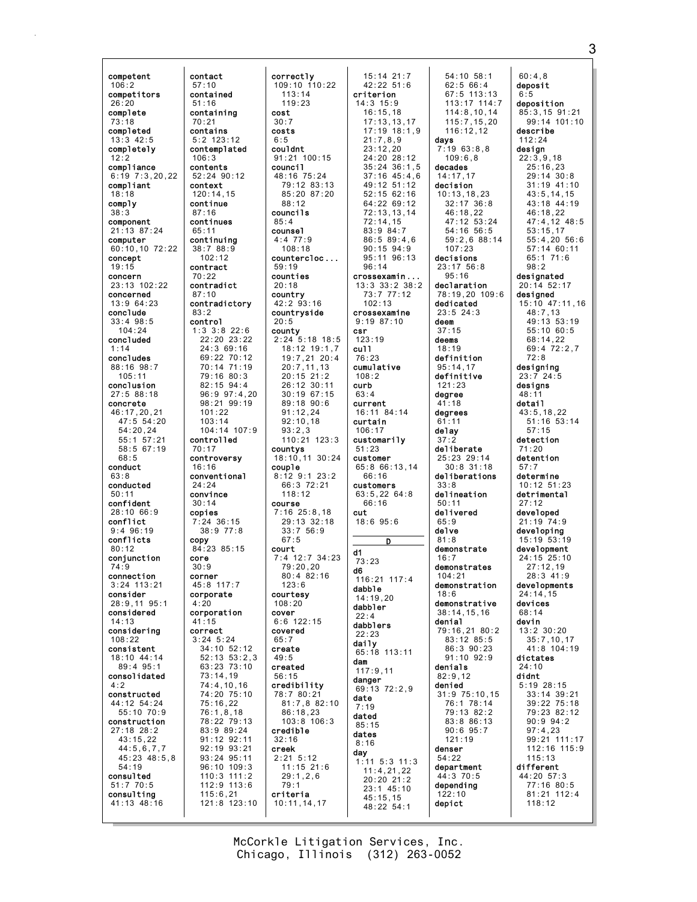competent
106:2
competitors
26:20
complete
73:18
completed
13:3 42:5
completely
12:2
compliance
6:19 7:3,20,22
compliant
18:18
comply
38:3
component
21:13 87:24
computer
60:10,10 72:22
concept
19:15
concern
23:13 102:22
concerned
13:9 64:23
conclude
33:4 98:5
104:24
concluded
1:14
concludes
88:16 98:7
105:11
conclusion
27:5 88:18
concrete
46:17,20,21
47:5 54:20
54:20,24
55:1 57:21
58:5 67:19
68:5
conduct
63:8
conducted
50:11
confident
28:10 66:9
conflict
9:4 96:19
conflicts
80:12
conjunction
74:9
connection
3:24 113:21
consider
28:9,11 95:1
considered
14:13
considering
108:22
consistent
18:10 44:14
89:4 95:1
consolidated
4:2
constructed
44:12 54:24
55:10 70:9
construction
27:18 28:2
43:15,22
44:5,6,7,7
45:23 48:5,8
54:19
consulted
51:7 70:5
consulting
41:13 48:16

contact
57:10
contained
51:16
containing
70:21
contains
5:2 123:12
contemplated
106:3
contents
52:24 90:12
context
120:14,15
continue
87:16
continues
65:11
continuing
38:7 88:9
102:12
contract
70:22
contradict
87:10
contradictory
83:2
control
1:3 3:8 22:6
22:20 23:22
24:3 69:16
69:22 70:12
70:14 71:19
79:16 80:3
82:15 94:4
96:9 97:4,20
98:21 99:19
101:22
103:14
104:14 107:9
controlled
70:17
controversy
16:16
conventional
24:24
convince
30:14
copies
7:24 36:15
38:9 77:8
copy
84:23 85:15
core
30:9
corner
45:8 117:7
corporate
4:20
corporation
41:15
correct
3:24 5:24
34:10 52:12
52:13 53:2,3
63:23 73:10
73:14,19
74:4,10,16
74:20 75:10
75:16,22
76:1,8,18
78:22 79:13
83:9 89:24
91:12 92:11
92:19 93:21
93:24 95:11
96:10 109:3
110:3 111:2
112:9 113:6
115:6,21
121:8 123:10

correctly
109:10 110:22
113:14
119:23
cost
30:7
costs
6:5
couldnt
91:21 100:15
council
48:16 75:24
79:12 83:13
85:20 87:20
88:12
councils
85:4
counsel
4:4 77:9
108:18
countercloc...
59:19
counties
20:18
country
42:2 93:16
countryside
20:5
county
2:24 5:18 18:5
18:12 19:1,7
19:7,21 20:4
20:7,11,13
20:15 21:2
26:12 30:11
30:19 67:15
89:18 90:6
91:12,24
92:10,18
93:2,3
110:21 123:3
countys
18:10,11 30:24
couple
8:12 9:1 23:2
66:3 72:21
118:12
course
7:16 25:8,18
29:13 32:18
33:7 56:9
67:5
court
7:4 12:7 34:23
79:20,20
80:4 82:16
123:6
courtesy
108:20
cover
6:6 122:15
covered
65:7
create
49:5
created
56:15
credibility
78:7 80:21
81:7,8 82:10
86:18,23
103:8 106:3
credible
32:16
creek
2:21 5:12
11:15 21:6
29:1,2,6
79:1
criteria
10:11,14,17

15:14 21:7
42:22 51:6
criterion
14:3 15:9
16:15,18
17:13,13,17
17:19 18:1,9
21:7,8,9
23:12,20
24:20 28:12
35:24 36:1,5
37:16 45:4,6
49:12 51:12
52:15 62:16
64:22 69:12
72:13,13,14
72:14,15
83:9 84:7
86:5 89:4,6
90:15 94:9
95:11 96:13
96:14
crossexamin...
13:3 33:2 38:2
73:7 77:12
102:13
crossexamine
9:19 87:10
csr
123:19
cull
76:23
cumulative
108:2
curb
63:4
current
16:11 84:14
curtain
106:17
customarily
51:23
customer
65:8 66:13,14
66:16
customers
63:5,22 64:8
66:16
cut
18:6 95:6

D

d1
73:23
d6
116:21 117:4
dabble
14:19,20
dabbler
22:4
dabblers
22:23
daily
65:18 113:11
dam
117:9,11
danger
69:13 72:2,9
date
7:19
dated
85:15
dates
8:16
day
1:11 5:3 11:3
11:4,21,22
20:20 21:2
23:1 45:10
45:15,15
48:22 54:1

54:10 58:1
62:5 66:4
67:5 113:13
113:17 114:7
114:8,10,14
115:7,15,20
116:12,12
days
7:19 63:8,8
109:6,8
decades
14:17,17
decision
10:13,18,23
32:17 36:8
46:18,22
47:12 53:24
54:16 56:5
59:2,6 88:14
107:23
decisions
23:17 56:8
95:16
declaration
78:19,20 109:6
dedicated
23:5 24:3
deem
37:15
deems
18:19
definition
95:14,17
definitive
121:23
degree
41:18
degrees
61:11
delay
37:2
deliberate
25:23 29:14
30:8 31:18
deliberations
33:8
delineation
50:11
delivered
65:9
delve
81:8
demonstrate
16:7
demonstrates
104:21
demonstration
18:6
demonstrative
38:14,15,16
denial
79:16,21 80:2
83:12 85:5
86:3 90:23
91:10 92:9
denials
82:9,12
denied
31:9 75:10,15
76:1 78:14
79:13 82:2
83:8 86:13
90:6 95:7
121:19
denser
54:22
department
44:3 70:5
depending
122:10
depict

60:4,8
deposit
6:5
deposition
85:3,15 91:21
99:14 101:10
describe
112:24
design
22:3,9,18
25:16,23
29:14 30:8
31:19 41:10
43:5,14,15
43:18 44:19
46:18,22
47:4,12 48:5
53:15,17
55:4,20 56:6
57:14 60:11
65:1 71:6
98:2
designated
20:14 52:17
designed
15:10 47:11,16
48:7,13
49:13 53:19
55:10 60:5
68:14,22
69:4 72:2,7
72:8
designing
23:7 24:5
designs
48:11
detail
43:5,18,22
51:16 53:14
57:15
detection
71:20
detention
57:7
determine
10:12 51:23
detrimental
27:12
developed
21:19 74:9
developing
15:19 53:19
development
24:15 25:10
27:12,19
28:3 41:9
developments
24:14,15
devices
68:14
devin
13:2 30:20
35:7,10,17
41:8 104:19
dictates
24:10
didnt
5:19 28:15
33:14 39:21
39:22 75:18
79:23 82:12
90:9 94:2
97:4,23
99:21 111:17
112:16 115:9
115:13
different
44:20 57:3
77:16 80:5
81:21 112:4
118:12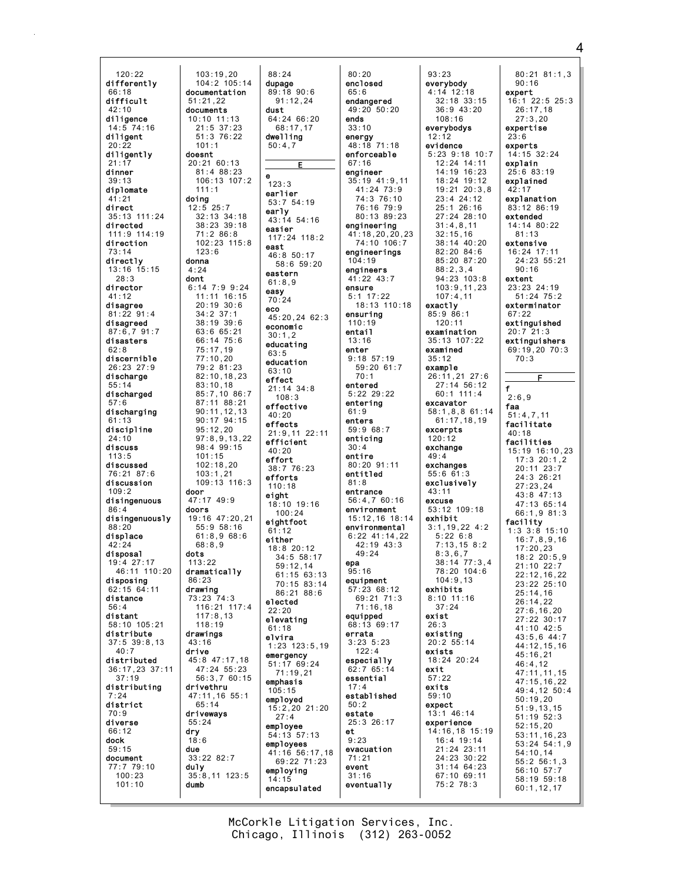120:22
**differently**
66:18
**difficult**
42:10
**diligence**
14:5 74:16
**diligent**
20:22
**diligently**
21:17
**dinner**
39:13
**diplomate**
41:21
**direct**
35:13 111:24
**directed**
111:9 114:19
**direction**
73:14
**directly**
13:16 15:15
28:3
**director**
41:12
**disagree**
81:22 91:4
**disagreed**
87:6,7 91:7
**disasters**
62:8
**discernible**
26:23 27:9
**discharge**
55:14
**discharged**
57:6
**discharging**
61:13
**discipline**
24:10
**discuss**
113:5
**discussed**
76:21 87:6
**discussion**
109:2
**disingenuous**
86:4
**disingenuously**
88:20
**displace**
42:24
**disposal**
19:4 27:17
46:11 110:20
**disposing**
62:15 64:11
**distance**
56:4
**distant**
58:10 105:21
**distribute**
37:5 39:8,13
40:7
**distributed**
36:17,23 37:11
37:19
**distributing**
7:24
**district**
70:9
**diverse**
66:12
**dock**
59:15
**document**
77:7 79:10
100:23
101:10

103:19,20
104:2 105:14
**documentation**
51:21,22
**documents**
10:10 11:13
21:5 37:23
51:3 76:22
101:1
**doesnt**
20:21 60:13
81:4 88:23
106:13 107:2
111:1
**doing**
12:5 25:7
32:13 34:18
38:23 39:18
71:2 86:8
102:23 115:8
123:6
**donna**
4:24
**dont**
6:14 7:9 9:24
11:11 16:15
20:19 30:6
34:2 37:1
38:19 39:6
63:6 65:21
66:14 75:6
75:17,19
77:10,20
79:2 81:23
82:10,18,23
83:10,18
85:7,10 86:7
87:11 88:21
90:11,12,13
90:17 94:15
95:12,20
97:8,9,13,22
98:4 99:15
101:15
102:18,20
103:1,21
109:13 116:3
**door**
47:17 49:9
**doors**
19:16 47:20,21
55:9 58:16
61:8,9 68:6
68:8,9
**dots**
113:22
**dramatically**
86:23
**drawing**
73:23 74:3
116:21 117:4
117:8,13
118:19
**drawings**
43:16
**drive**
45:8 47:17,18
47:24 55:23
56:3,7 60:15
**drivethru**
47:11,16 55:1
65:14
**driveways**
55:24
**dry**
18:6
**due**
33:22 82:7
**duly**
35:8,11 123:5
**dumb**

88:24
**dupage**
89:18 90:6
91:12,24
**dust**
64:24 66:20
68:17,17
**dwelling**
50:4,7

## E

**e**
123:3
**earlier**
53:7 54:19
**early**
43:14 54:16
**easier**
117:24 118:2
**east**
46:8 50:17
58:6 59:20
**eastern**
61:8,9
**easy**
70:24
**eco**
45:20,24 62:3
**economic**
30:1,2
**educating**
63:5
**education**
63:10
**effect**
21:14 34:8
108:3
**effective**
40:20
**effects**
21:9,11 22:11
**efficient**
40:20
**effort**
38:7 76:23
**efforts**
110:18
**eight**
18:10 19:16
100:24
**eightfoot**
61:12
**either**
18:8 20:12
34:5 58:17
59:12,14
61:15 63:13
70:15 83:14
86:21 88:6
**elected**
22:20
**elevating**
61:18
**elvira**
1:23 123:5,19
**emergency**
51:17 69:24
71:19,21
**emphasis**
105:15
**employed**
15:2,20 21:20
27:4
**employee**
54:13 57:13
**employees**
41:16 56:17,18
69:22 71:23
**employing**
14:15
**encapsulated**

80:20
**enclosed**
65:6
**endangered**
49:20 50:20
**ends**
33:10
**energy**
48:18 71:18
**enforceable**
67:16
**engineer**
35:19 41:9,11
41:24 73:9
74:3 76:10
76:16 79:9
80:13 89:23
**engineering**
41:18,20,20,23
74:10 106:7
**engineerings**
104:19
**engineers**
41:22 43:7
**ensure**
5:1 17:22
18:13 110:18
**ensuring**
110:19
**entail**
13:16
**enter**
9:18 57:19
59:20 61:7
70:1
**entered**
5:22 29:22
**entering**
61:9
**enters**
59:9 68:7
**enticing**
30:4
**entire**
80:20 91:11
**entitled**
81:8
**entrance**
56:4,7 60:16
**environment**
15:12,16 18:14
**environmental**
6:22 41:14,22
42:19 43:3
49:24
**epa**
95:16
**equipment**
57:23 68:12
69:21 71:3
71:16,18
**equipped**
68:13 69:17
**errata**
3:23 5:23
122:4
**especially**
62:7 65:14
**essential**
17:4
**established**
50:2
**estate**
25:3 26:17
**et**
9:23
**evacuation**
71:21
**event**
31:16
**eventually**

93:23
**everybody**
4:14 12:18
32:18 33:15
36:9 43:20
108:16
**everybodys**
12:12
**evidence**
5:23 9:18 10:7
12:24 14:11
14:19 16:23
18:24 19:12
19:21 20:3,8
23:4 24:12
25:1 26:16
27:24 28:10
31:4,8,11
32:15,16
38:14 40:20
82:20 84:6
85:20 87:20
88:2,3,4
94:23 103:8
103:9,11,23
107:4,11
**exactly**
85:9 86:1
120:11
**examination**
35:13 107:22
**examined**
35:12
**example**
26:11,21 27:6
27:14 56:12
60:1 111:4
**excavator**
58:1,8,8 61:14
61:17,18,19
**excerpts**
120:12
**exchange**
49:4
**exchanges**
55:6 61:3
**exclusively**
43:11
**excuse**
53:12 109:18
**exhibit**
3:1,19,22 4:2
5:22 6:8
7:13,15 8:2
8:3,6,7
38:14 77:3,4
78:20 104:6
104:9,13
**exhibits**
8:10 11:16
37:24
**exist**
26:3
**existing**
20:2 55:14
**exists**
18:24 20:24
**exit**
57:22
**exits**
59:10
**expect**
13:1 46:14
**experience**
14:16,18 15:19
16:4 19:14
21:24 23:11
24:23 30:22
31:14 64:23
67:10 69:11
75:2 78:3

80:21 81:1,3
90:16
**expert**
16:1 22:5 25:3
26:17,18
27:3,20
**expertise**
23:6
**experts**
14:15 32:24
**explain**
25:6 83:19
**explained**
42:17
**explanation**
83:12 86:19
**extended**
14:14 80:22
81:13
**extensive**
16:24 17:11
24:23 55:21
90:16
**extent**
23:23 24:19
51:24 75:2
**exterminator**
67:22
**extinguished**
20:7 21:3
**extinguishers**
69:19,20 70:3
70:3

## F

**f**
2:6,9
**faa**
51:4,7,11
**facilitate**
40:18
**facilities**
15:19 16:10,23
17:3 20:1,2
20:11 23:7
24:3 26:21
27:23,24
43:8 47:13
47:13 65:14
66:1,9 81:3
**facility**
1:3 3:8 15:10
16:7,8,9,16
17:20,23
18:2 20:5,9
21:10 22:7
22:12,16,22
23:22 25:10
25:14,16
26:14,22
27:6,16,20
27:22 30:17
41:10 42:5
43:5,6 44:7
44:12,15,16
45:16,21
46:4,12
47:11,11,15
47:15,16,22
49:4,12 50:4
50:19,20
51:9,13,15
51:19 52:3
52:15,20
53:11,16,23
53:24 54:1,9
54:10,14
55:2 56:1,3
56:10 57:7
58:19 59:18
60:1,12,17

McCorkle Litigation Services, Inc.
Chicago, Illinois (312) 263-0052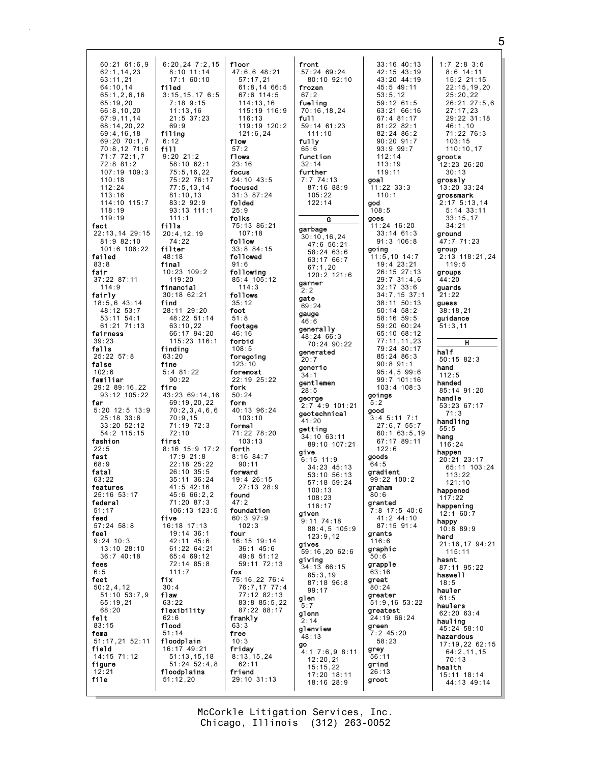60:21 61:6,9
62:1,14,23
63:11,21
64:10,14
65:1,2,6,16
65:19,20
66:8,10,20
67:9,11,14
68:14,20,22
69:4,16,18
69:20 70:1,7
70:8,12 71:6
71:7 72:1,7
72:8 81:2
107:19 109:3
110:18
112:24
113:16
114:10 115:7
118:19
119:19

**fact**
22:13,14 29:15
81:9 82:10
101:6 106:22

**failed**
83:8

**fair**
37:22 87:11
114:9

**fairly**
18:5,6 43:14
48:12 53:7
53:11 54:1
61:21 71:13

**fairness**
39:23

**falls**
25:22 57:8

**false**
102:6

**familiar**
29:2 89:16,22
93:12 105:22

**far**
5:20 12:5 13:9
25:18 33:6
33:20 52:12
54:2 115:15

**fashion**
22:5

**fast**
68:9

**fatal**
63:22

**features**
25:16 53:17

**federal**
51:17

**feed**
57:24 58:8

**feel**
9:24 10:3
13:10 28:10
36:7 40:18

**fees**
6:5

**feet**
50:2,4,12
51:10 53:7,9
65:19,21
68:20

**felt**
83:15

**fema**
51:17,21 52:11

**field**
14:15 71:12

**figure**
12:21

**file**
6:20,24 7:2,15
8:10 11:14
17:1 60:10

**filed**
3:15,15,17 6:5
7:18 9:15
11:13,16
21:5 37:23
69:9

**filing**
6:12

**fill**
9:20 21:2
58:10 62:1
75:5,16,22
75:22 76:17
77:5,13,14
81:10,13
83:2 92:9
93:13 111:1
111:1

**fills**
20:4,12,19
74:22

**filter**
48:18

**final**
10:23 109:2
119:20

**financial**
30:18 62:21

**find**
28:11 29:20
48:22 51:14
63:10,22
66:17 94:20
115:23 116:1

**finding**
63:20

**fine**
5:4 81:22
90:22

**fire**
43:23 69:14,16
69:19,20,22
70:2,3,4,6,6
70:9,15
71:19 72:3
72:10

**first**
8:16 15:9 17:2
17:9 21:8
22:18 25:22
26:10 35:13
35:11 36:24
41:5 42:16
45:6 66:2,2
71:20 87:3
106:13 123:5

**five**
16:18 17:13
19:14 36:1
42:11 45:6
61:22 64:21
65:4 69:12
72:14 85:8
111:7

**fix**
30:4

**flaw**
63:22

**flexibility**
62:6

**flood**
51:14

**floodplain**
16:17 49:21
51:13,15,18
51:24 52:4,8

**floodplains**
51:12,20

**floor**
47:6,6 48:21
57:17,21
61:8,14 66:5
67:6 114:5
114:13,16
115:19 116:9
116:13
119:19 120:2
121:6,24

**flow**
57:2

**flows**
23:16

**focus**
24:10 43:5

**focused**
31:3 87:24

**folded**
25:9

**folks**
75:13 86:21
107:18

**follow**
33:8 84:15

**followed**
91:6

**following**
85:4 105:12
114:3

**follows**
35:12

**foot**
51:8

**footage**
46:16

**forbid**
108:5

**foregoing**
123:10

**foremost**
22:19 25:22

**fork**
50:24

**form**
40:13 96:24
103:10

**formal**
71:22 78:20
103:13

**forth**
8:16 84:7
90:11

**forward**
19:4 26:15
27:13 28:9

**found**
47:2

**foundation**
60:3 97:9
102:3

**four**
16:15 19:14
36:1 45:6
49:8 51:12
59:11 72:13

**fox**
75:16,22 76:4
76:7,17 77:4
77:12 82:13
83:8 85:5,22
87:22 88:17

**frankly**
63:3

**free**
10:3

**friday**
8:13,15,24
62:11

**friend**
29:10 31:13

**front**
57:24 69:24
80:10 92:10

**frozen**
67:2

**fueling**
70:16,18,24

**full**
59:14 61:23
111:10

**fully**
65:6

**function**
32:14

**further**
7:7 74:13
87:16 88:9
105:22
122:14

## G

**garbage**
30:10,16,24
47:6 56:21
58:24 63:6
63:17 66:7
67:1,20
120:2 121:6

**garner**
2:2

**gate**
69:24

**gauge**
46:6

**generally**
48:24 66:3
70:24 90:22

**generated**
20:7

**generic**
34:1

**gentlemen**
28:5

**george**
2:7 4:9 101:21

**geotechnical**
41:20

**getting**
34:10 63:11
89:10 107:21

**give**
6:15 11:9
34:23 45:13
53:10 56:13
57:18 59:24
100:13
108:23
116:17

**given**
9:11 74:18
88:4,5 105:9
123:9,12

**gives**
59:16,20 62:6

**giving**
34:13 66:15
85:3,19
87:18 96:8
99:17

**glen**
5:7

**glenn**
2:14

**glenview**
48:13

**go**
4:1 7:6,9 8:11
12:20,21
15:15,22
17:20 18:11
18:16 28:9
33:16 40:13
42:15 43:19
43:20 44:19
45:5 49:11
53:5,12
59:12 61:5
63:21 66:16
67:4 81:17
81:22 82:1
82:24 86:2
90:20 91:7
93:9 99:7
112:14
113:19
119:11

**goal**
11:22 33:3
110:1

**god**
108:5

**goes**
11:24 16:20
33:14 61:3
91:3 106:8

**going**
11:5,10 14:7
19:4 23:21
26:15 27:13
29:7 31:4,6
32:17 33:6
34:7,15 37:1
38:11 50:13
50:14 58:2
58:16 59:5
59:20 60:24
65:10 68:12
77:11,11,23
79:24 80:17
85:24 86:3
90:8 91:1
95:4,5 99:6
99:7 101:16
103:4 108:3

**goings**
5:2

**good**
3:4 5:11 7:1
27:6,7 55:7
60:1 63:5,19
67:17 89:11
122:6

**goods**
64:5

**gradient**
99:22 100:2

**graham**
80:6

**granted**
7:8 17:5 40:6
41:2 44:10
87:15 91:4

**grants**
116:6

**graphic**
50:6

**grapple**
63:16

**great**
80:24

**greater**
51:9,16 53:22

**greatest**
24:19 66:24

**green**
7:2 45:20
58:23

**grey**
56:11

**grind**
26:13

**groot**
1:7 2:8 3:6
8:6 14:11
15:2 21:15
22:15,19,20
25:20,22
26:21 27:5,6
27:17,23
29:22 31:18
46:1,10
71:22 76:3
103:15
110:10,17

**groots**
12:23 26:20
30:13

**grossly**
13:20 33:24

**grossmark**
2:17 5:13,14
5:14 33:11
33:15,17
34:21

**ground**
47:7 71:23

**group**
2:13 118:21,24
119:5

**groups**
44:20

**guards**
21:22

**guess**
38:18,21

**guidance**
51:3,11

## H

**half**
50:15 82:3

**hand**
112:5

**handed**
85:14 91:20

**handle**
53:23 67:17
71:3

**handling**
55:5

**hang**
116:24

**happen**
20:21 23:17
65:11 103:24
113:22
121:10

**happened**
117:22

**happening**
12:1 60:7

**happy**
10:8 89:9

**hard**
21:16,17 94:21
115:11

**hasnt**
87:11 95:22

**haswell**
18:5

**hauler**
61:5

**haulers**
62:20 63:4

**hauling**
45:24 58:10

**hazardous**
17:19,22 62:15
64:2,11,15
70:13

**health**
15:11 18:14
44:13 49:14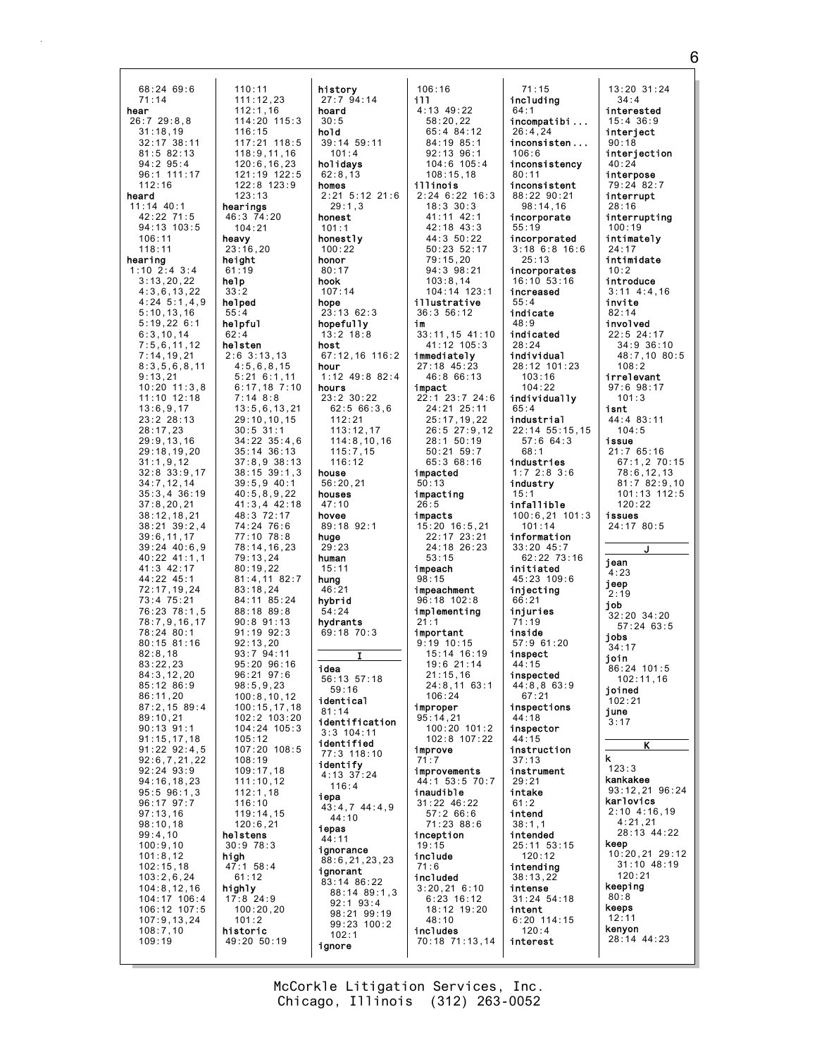68:24 69:6
71:14
**hear**
26:7 29:8,8
31:18,19
32:17 38:11
81:5 82:13
94:2 95:4
96:1 111:17
112:16
**heard**
11:14 40:1
42:22 71:5
94:13 103:5
106:11
118:11
**hearing**
1:10 2:4 3:4
3:13,20,22
4:3,6,13,22
4:24 5:1,4,9
5:10,13,16
5:19,22 6:1
6:3,10,14
7:5,6,11,12
7:14,19,21
8:3,5,6,8,11
9:13,21
10:20 11:3,8
11:10 12:18
13:6,9,17
23:2 28:13
28:17,23
29:9,13,16
29:18,19,20
31:1,9,12
32:8 33:9,17
34:7,12,14
35:3,4 36:19
37:8,20,21
38:12,18,21
38:21 39:2,4
39:6,11,17
39:24 40:6,9
40:22 41:1,1
41:3 42:17
44:22 45:1
72:17,19,24
73:4 75:21
76:23 78:1,5
78:7,9,16,17
78:24 80:1
80:15 81:16
82:8,18
83:22,23
84:3,12,20
85:12 86:9
86:11,20
87:2,15 89:4
89:10,21
90:13 91:1
91:15,17,18
91:22 92:4,5
92:6,7,21,22
92:24 93:9
94:16,18,23
95:5 96:1,3
96:17 97:7
97:13,16
98:10,18
99:4,10
100:9,10
101:8,12
102:15,18
103:2,6,24
104:8,12,16
104:17 106:4
106:12 107:5
107:9,13,24
108:7,10
109:19
110:11
111:12,23
112:1,16
114:20 115:3
116:15
117:21 118:5
118:9,11,16
120:6,16,23
121:19 122:5
122:8 123:9
123:13
**hearings**
46:3 74:20
104:21
**heavy**
23:16,20
**height**
61:19
**help**
33:2
**helped**
55:4
**helpful**
62:4
**helsten**
2:6 3:13,13
4:5,6,8,15
5:21 6:1,11
6:17,18 7:10
7:14 8:8
13:5,6,13,21
29:10,10,15
30:5 31:1
34:22 35:4,6
35:14 36:13
37:8,9 38:13
38:15 39:1,3
39:5,9 40:1
40:5,8,9,22
41:3,4 42:18
48:3 72:17
74:24 76:6
77:10 78:8
78:14,16,23
79:13,24
80:19,22
81:4,11 82:7
83:18,24
84:11 85:24
88:18 89:8
90:8 91:13
91:19 92:3
92:13,20
93:7 94:11
95:20 96:16
96:21 97:6
98:5,9,23
100:8,10,12
100:15,17,18
102:2 103:20
104:24 105:3
105:12
107:20 108:5
108:19
109:17,18
111:10,12
112:1,18
116:10
119:14,15
120:6,21
**helstens**
30:9 78:3
**high**
47:1 58:4
61:12
**highly**
17:8 24:9
100:20,20
101:2
**historic**
49:20 50:19
**history**
27:7 94:14
**hoard**
30:5
**hold**
39:14 59:11
101:4
**holidays**
62:8,13
**homes**
2:21 5:12 21:6
29:1,3
**honest**
101:1
**honestly**
100:22
**honor**
80:17
**hook**
107:14
**hope**
23:13 62:3
**hopefully**
13:2 18:8
**host**
67:12,16 116:2
**hour**
1:12 49:8 82:4
**hours**
23:2 30:22
62:5 66:3,6
112:21
113:12,17
114:8,10,16
115:7,15
116:12
**house**
56:20,21
**houses**
47:10
**hovee**
89:18 92:1
**huge**
29:23
**human**
15:11
**hung**
46:21
**hybrid**
54:24
**hydrants**
69:18 70:3

**I**

**idea**
56:13 57:18
59:16
**identical**
81:14
**identification**
3:3 104:11
**identified**
77:3 118:10
**identify**
4:13 37:24
116:4
**iepa**
43:4,7 44:4,9
44:10
**iepas**
44:11
**ignorance**
88:6,21,23,23
**ignorant**
83:14 86:22
88:14 89:1,3
92:1 93:4
98:21 99:19
99:23 100:2
102:1
**ignore**
106:16
**ill**
4:13 49:22
58:20,22
65:4 84:12
84:19 85:1
92:13 96:1
104:6 105:4
108:15,18
**illinois**
2:24 6:22 16:3
18:3 30:3
41:11 42:1
42:18 43:3
44:3 50:22
50:23 52:17
79:15,20
94:3 98:21
103:8,14
104:14 123:1
**illustrative**
36:3 56:12
**im**
33:11,15 41:10
41:12 105:3
**immediately**
27:18 45:23
46:8 66:13
**impact**
22:1 23:7 24:6
24:21 25:11
25:17,19,22
26:5 27:9,12
28:1 50:19
50:21 59:7
65:3 68:16
**impacted**
50:13
**impacting**
26:5
**impacts**
15:20 16:5,21
22:17 23:21
24:18 26:23
53:15
**impeach**
98:15
**impeachment**
96:18 102:8
**implementing**
21:1
**important**
9:19 10:15
15:14 16:19
19:6 21:14
21:15,16
24:8,11 63:1
106:24
**improper**
95:14,21
100:20 101:2
102:8 107:22
**improve**
71:7
**improvements**
44:1 53:5 70:7
**inaudible**
31:22 46:22
57:2 66:6
71:23 88:6
**inception**
19:15
**include**
71:6
**included**
3:20,21 6:10
6:23 16:12
18:12 19:20
48:10
**includes**
70:18 71:13,14
71:15
**including**
64:1
**incompatibi...**
26:4,24
**inconsisten...**
106:6
**inconsistency**
80:11
**inconsistent**
88:22 90:21
98:14,16
**incorporate**
55:19
**incorporated**
3:18 6:8 16:6
25:13
**incorporates**
16:10 53:16
**increased**
55:4
**indicate**
48:9
**indicated**
28:24
**individual**
28:12 101:23
103:16
104:22
**individually**
65:4
**industrial**
22:14 55:15,15
57:6 64:3
68:1
**industries**
1:7 2:8 3:6
**industry**
15:1
**infallible**
100:6,21 101:3
101:14
**information**
33:20 45:7
62:22 73:16
**initiated**
45:23 109:6
**injecting**
66:21
**injuries**
71:19
**inside**
57:9 61:20
**inspect**
44:15
**inspected**
44:8,8 63:9
67:21
**inspections**
44:18
**inspector**
44:15
**instruction**
37:13
**instrument**
29:21
**intake**
61:2
**intend**
38:1,1
**intended**
25:11 53:15
120:12
**intending**
38:13,22
**intense**
31:24 54:18
**intent**
6:20 114:15
120:4
**interest**
13:20 31:24
34:4
**interested**
15:4 36:9
**interject**
90:18
**interjection**
40:24
**interpose**
79:24 82:7
**interrupt**
28:16
**interrupting**
100:19
**intimately**
24:17
**intimidate**
10:2
**introduce**
3:11 4:4,16
**invite**
82:14
**involved**
22:5 24:17
34:9 36:10
48:7,10 80:5
108:2
**irrelevant**
97:6 98:17
101:3
**isnt**
44:4 83:11
104:5
**issue**
21:7 65:16
67:1,2 70:15
78:6,12,13
81:7 82:9,10
101:13 112:5
120:22
**issues**
24:17 80:5

**J**

**jean**
4:23
**jeep**
2:19
**job**
32:20 34:20
57:24 63:5
**jobs**
34:17
**join**
86:24 101:5
102:11,16
**joined**
102:21
**june**
3:17

**K**

**k**
123:3
**kankakee**
93:12,21 96:24
**karlovics**
2:10 4:16,19
4:21,21
28:13 44:22
**keep**
10:20,21 29:12
31:10 48:19
120:21
**keeping**
80:8
**keeps**
12:11
**kenyon**
28:14 44:23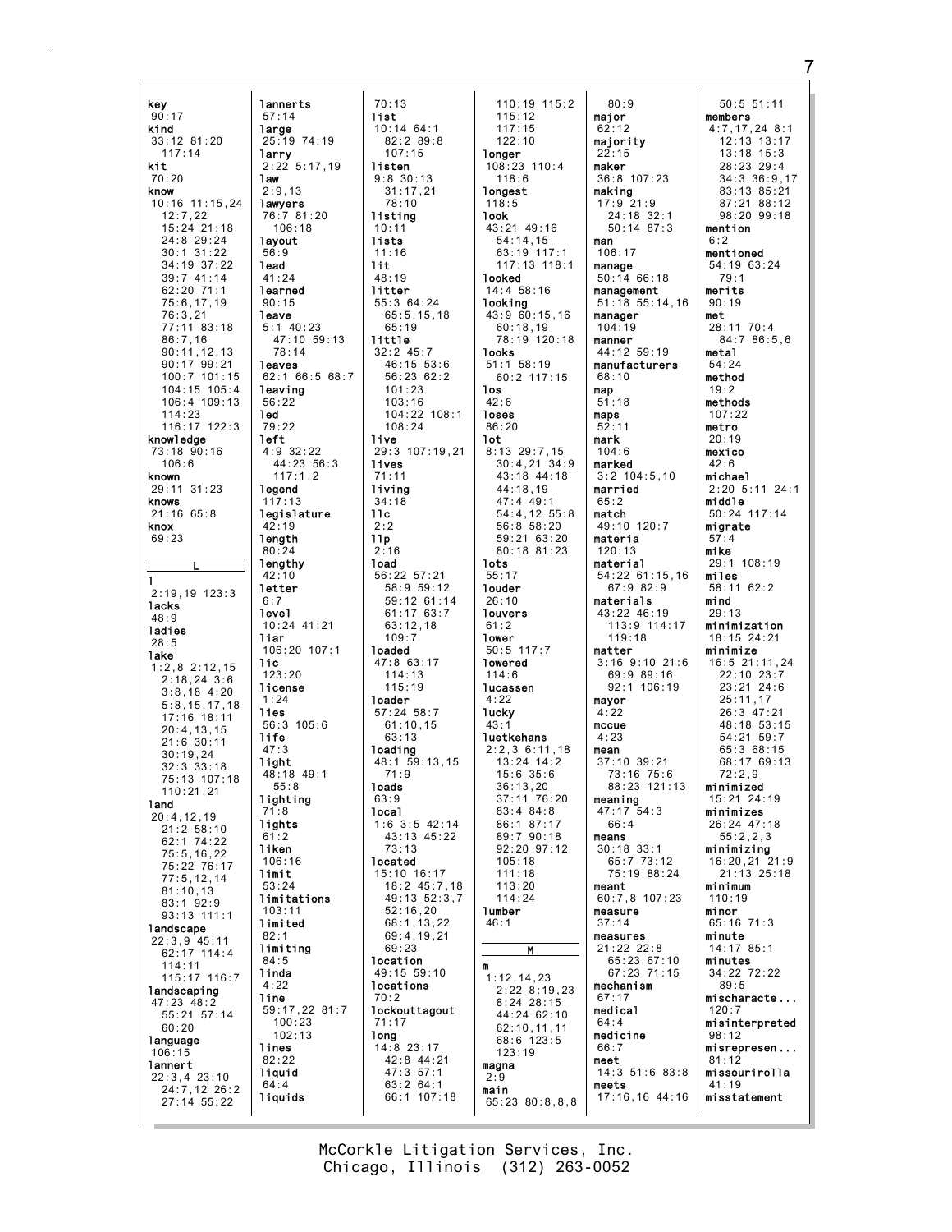**key**
90:17
**kind**
33:12 81:20
117:14
**kit**
70:20
**know**
10:16 11:15,24
12:7,22
15:24 21:18
24:8 29:24
30:1 31:22
34:19 37:22
39:7 41:14
62:20 71:1
75:6,17,19
76:3,21
77:11 83:18
86:7,16
90:11,12,13
90:17 99:21
100:7 101:15
104:15 105:4
106:4 109:13
114:23
116:17 122:3
**knowledge**
73:18 90:16
106:6
**known**
29:11 31:23
**knows**
21:16 65:8
**knox**
69:23

**L**

**l**
2:19,19 123:3
**lacks**
48:9
**ladies**
28:5
**lake**
1:2,8 2:12,15
2:18,24 3:6
3:8,18 4:20
5:8,15,17,18
17:16 18:11
20:4,13,15
21:6 30:11
30:19,24
32:3 33:18
75:13 107:18
110:21,21
**land**
20:4,12,19
21:2 58:10
62:1 74:22
75:5,16,22
75:22 76:17
77:5,12,14
81:10,13
83:1 92:9
93:13 111:1
**landscape**
22:3,9 45:11
62:17 114:4
114:11
115:17 116:7
**landscaping**
47:23 48:2
55:21 57:14
60:20
**language**
106:15
**lannert**
22:3,4 23:10
24:7,12 26:2
27:14 55:22
**lannerts**
57:14
**large**
25:19 74:19
**larry**
2:22 5:17,19
**law**
2:9,13
**lawyers**
76:7 81:20
106:18
**layout**
56:9
**lead**
41:24
**learned**
90:15
**leave**
5:1 40:23
47:10 59:13
78:14
**leaves**
62:1 66:5 68:7
**leaving**
56:22
**led**
79:22
**left**
4:9 32:22
44:23 56:3
117:1,2
**legend**
117:13
**legislature**
42:19
**length**
80:24
**lengthy**
42:10
**letter**
6:7
**level**
10:24 41:21
**liar**
106:20 107:1
**lic**
123:20
**license**
1:24
**lies**
56:3 105:6
**life**
47:3
**light**
48:18 49:1
55:8
**lighting**
71:8
**lights**
61:2
**liken**
106:16
**limit**
53:24
**limitations**
103:11
**limited**
82:1
**limiting**
84:5
**linda**
4:22
**line**
59:17,22 81:7
100:23
102:13
**lines**
82:22
**liquid**
64:4
**liquids**
70:13
**list**
10:14 64:1
82:2 89:8
107:15
**listen**
9:8 30:13
31:17,21
78:10
**listing**
10:11
**lists**
11:16
**lit**
48:19
**litter**
55:3 64:24
65:5,15,18
65:19
**little**
32:2 45:7
46:15 53:6
56:23 62:2
101:23
103:16
104:22 108:1
108:24
**live**
29:3 107:19,21
**lives**
71:11
**living**
34:18
**llc**
2:2
**llp**
2:16
**load**
56:22 57:21
58:9 59:12
59:12 61:14
61:17 63:7
63:12,18
109:7
**loaded**
47:8 63:17
114:13
115:19
**loader**
57:24 58:7
61:10,15
63:13
**loading**
48:1 59:13,15
71:9
**loads**
63:9
**local**
1:6 3:5 42:14
43:13 45:22
73:13
**located**
15:10 16:17
18:2 45:7,18
49:13 52:3,7
52:16,20
68:1,13,22
69:4,19,21
69:23
**location**
49:15 59:10
**locations**
70:2
**lockouttagout**
71:17
**long**
14:8 23:17
42:8 44:21
47:3 57:1
63:2 64:1
66:1 107:18
110:19 115:2
115:12
117:15
122:10
**longer**
108:23 110:4
118:6
**longest**
118:5
**look**
43:21 49:16
54:14,15
63:19 117:1
117:13 118:1
**looked**
14:4 58:16
**looking**
43:9 60:15,16
60:18,19
78:19 120:18
**looks**
51:1 58:19
60:2 117:15
**los**
42:6
**loses**
86:20
**lot**
8:13 29:7,15
30:4,21 34:9
43:18 44:18
44:18,19
47:4 49:1
54:4,12 55:8
56:8 58:20
59:21 63:20
80:18 81:23
**lots**
55:17
**louder**
26:10
**louvers**
61:2
**lower**
50:5 117:7
**lowered**
114:6
**lucassen**
4:22
**lucky**
43:1
**luetkehans**
2:2,3 6:11,18
13:24 14:2
15:6 35:6
36:13,20
37:11 76:20
83:4 84:8
86:1 87:17
89:7 90:18
92:20 97:12
105:18
111:18
113:20
114:24
**lumber**
46:1

**M**

**m**
1:12,14,23
2:22 8:19,23
8:24 28:15
44:24 62:10
62:10,11,11
68:6 123:5
123:19
**magna**
2:9
**main**
65:23 80:8,8,8
80:9
**major**
62:12
**majority**
22:15
**maker**
36:8 107:23
**making**
17:9 21:9
24:18 32:1
50:14 87:3
**man**
106:17
**manage**
50:14 66:18
**management**
51:18 55:14,16
**manager**
104:19
**manner**
44:12 59:19
**manufacturers**
68:10
**map**
51:18
**maps**
52:11
**mark**
104:6
**marked**
3:2 104:5,10
**married**
65:2
**match**
49:10 120:7
**materia**
120:13
**material**
54:22 61:15,16
67:9 82:9
**materials**
43:22 46:19
113:9 114:17
119:18
**matter**
3:16 9:10 21:6
69:9 89:16
92:1 106:19
**mayor**
4:22
**mccue**
4:23
**mean**
37:10 39:21
73:16 75:6
88:23 121:13
**meaning**
47:17 54:3
66:4
**means**
30:18 33:1
65:7 73:12
75:19 88:24
**meant**
60:7,8 107:23
**measure**
37:14
**measures**
21:22 22:8
65:23 67:10
67:23 71:15
**mechanism**
67:17
**medical**
64:4
**medicine**
66:7
**meet**
14:3 51:6 83:8
**meets**
17:16,16 44:16
50:5 51:11
**members**
4:7,17,24 8:1
12:13 13:17
13:18 15:3
28:23 29:4
34:3 36:9,17
83:13 85:21
87:21 88:12
98:20 99:18
**mention**
6:2
**mentioned**
54:19 63:24
79:1
**merits**
90:19
**met**
28:11 70:4
84:7 86:5,6
**metal**
54:24
**method**
19:2
**methods**
107:22
**metro**
20:19
**mexico**
42:6
**michael**
2:20 5:11 24:1
**middle**
50:24 117:14
**migrate**
57:4
**mike**
29:1 108:19
**miles**
58:11 62:2
**mind**
29:13
**minimization**
18:15 24:21
**minimize**
16:5 21:11,24
22:10 23:7
23:21 24:6
25:11,17
26:3 47:21
48:18 53:15
54:21 59:7
65:3 68:15
68:17 69:13
72:2,9
**minimized**
15:21 24:19
**minimizes**
26:24 47:18
55:2,2,3
**minimizing**
16:20,21 21:9
21:13 25:18
**minimum**
110:19
**minor**
65:16 71:3
**minute**
14:17 85:1
**minutes**
34:22 72:22
89:5
**mischaracte...**
120:7
**misinterpreted**
98:12
**misrepresen...**
81:12
**missourirolla**
41:19
**misstatement**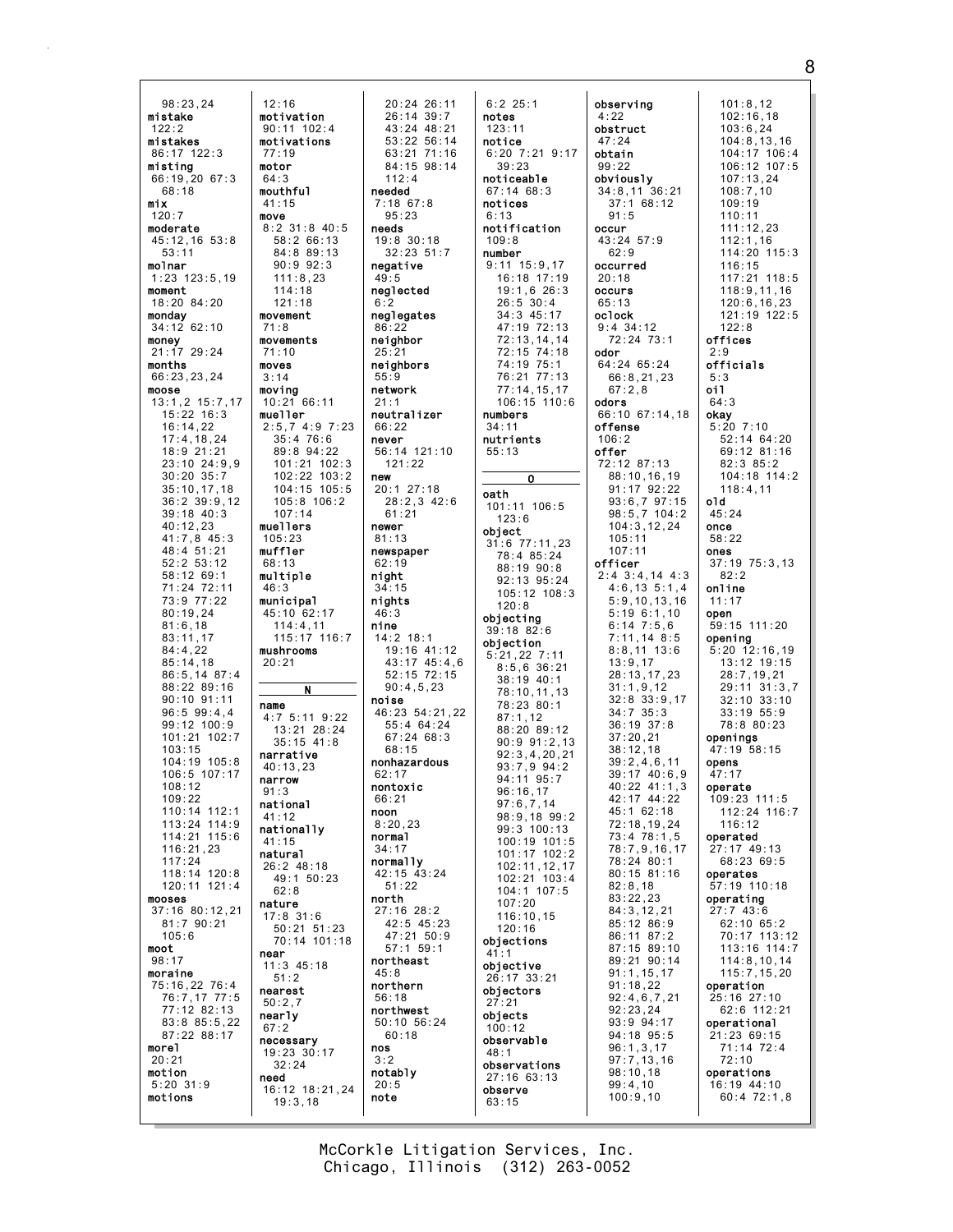98:23,24
**mistake**
122:2
**mistakes**
86:17 122:3
**misting**
66:19,20 67:3
68:18
**mix**
120:7
**moderate**
45:12,16 53:8
53:11
**molnar**
1:23 123:5,19
**moment**
18:20 84:20
**monday**
34:12 62:10
**money**
21:17 29:24
**months**
66:23,23,24
**moose**
13:1,2 15:7,17
15:22 16:3
16:14,22
17:4,18,24
18:9 21:21
23:10 24:9,9
30:20 35:7
35:10,17,18
36:2 39:9,12
39:18 40:3
40:12,23
41:7,8 45:3
48:4 51:21
52:2 53:12
58:12 69:1
71:24 72:11
73:9 77:22
80:19,24
81:6,18
83:11,17
84:4,22
85:14,18
86:5,14 87:4
88:22 89:16
90:10 91:11
96:5 99:4,4
99:12 100:9
101:21 102:7
103:15
104:19 105:8
106:5 107:17
108:12
109:22
110:14 112:1
113:24 114:9
114:21 115:6
116:21,23
117:24
118:14 120:8
120:11 121:4
**mooses**
37:16 80:12,21
81:7 90:21
105:6
**moot**
98:17
**moraine**
75:16,22 76:4
76:7,17 77:5
77:12 82:13
83:8 85:5,22
87:22 88:17
**morel**
20:21
**motion**
5:20 31:9
**motions**
12:16
**motivation**
90:11 102:4
**motivations**
77:19
**motor**
64:3
**mouthful**
41:15
**move**
8:2 31:8 40:5
58:2 66:13
84:8 89:13
90:9 92:3
111:8,23
114:18
121:18
**movement**
71:8
**movements**
71:10
**moves**
3:14
**moving**
10:21 66:11
**mueller**
2:5,7 4:9 7:23
35:4 76:6
89:8 94:22
101:21 102:3
102:22 103:2
104:15 105:5
105:8 106:2
107:14
**muellers**
105:23
**muffler**
68:13
**multiple**
46:3
**municipal**
45:10 62:17
114:4,11
115:17 116:7
**mushrooms**
20:21

**N**

**name**
4:7 5:11 9:22
13:21 28:24
35:15 41:8
**narrative**
40:13,23
**narrow**
91:3
**national**
41:12
**nationally**
41:15
**natural**
26:2 48:18
49:1 50:23
62:8
**nature**
17:8 31:6
50:21 51:23
70:14 101:18
**near**
11:3 45:18
51:2
**nearest**
50:2,7
**nearly**
67:2
**necessary**
19:23 30:17
32:24
**need**
16:12 18:21,24
19:3,18
20:24 26:11
26:14 39:7
43:24 48:21
53:22 56:14
63:21 71:16
84:15 98:14
112:4
**needed**
7:18 67:8
95:23
**needs**
19:8 30:18
32:23 51:7
**negative**
49:5
**neglected**
6:2
**neglegates**
86:22
**neighbor**
25:21
**neighbors**
55:9
**network**
21:1
**neutralizer**
66:22
**never**
56:14 121:10
121:22
**new**
20:1 27:18
28:2,3 42:6
61:21
**newer**
81:13
**newspaper**
62:19
**night**
34:15
**nights**
46:3
**nine**
14:2 18:1
19:16 41:12
43:17 45:4,6
52:15 72:15
90:4,5,23
**noise**
46:23 54:21,22
55:4 64:24
67:24 68:3
68:15
**nonhazardous**
62:17
**nontoxic**
66:21
**noon**
8:20,23
**normal**
34:17
**normally**
42:15 43:24
51:22
**north**
27:16 28:2
42:5 45:23
47:21 50:9
57:1 59:1
**northeast**
45:8
**northern**
56:18
**northwest**
50:10 56:24
60:18
**nos**
3:2
**notably**
20:5
**note**
6:2 25:1
**notes**
123:11
**notice**
6:20 7:21 9:17
39:23
**noticeable**
67:14 68:3
**notices**
6:13
**notification**
109:8
**number**
9:11 15:9,17
16:18 17:19
19:1,6 26:3
26:5 30:4
34:3 45:17
47:19 72:13
72:13,14,14
72:15 74:18
74:19 75:1
76:21 77:13
77:14,15,17
106:15 110:6
**numbers**
34:11
**nutrients**
55:13

**O**

**oath**
101:11 106:5
123:6
**object**
31:6 77:11,23
78:4 85:24
88:19 90:8
92:13 95:24
105:12 108:3
120:8
**objecting**
39:18 82:6
**objection**
5:21,22 7:11
8:5,6 36:21
38:19 40:1
78:10,11,13
78:23 80:1
87:1,12
88:20 89:12
90:9 91:2,13
92:3,4,20,21
93:7,9 94:2
94:11 95:7
96:16,17
97:6,7,14
98:9,18 99:2
99:3 100:13
100:19 101:5
101:17 102:2
102:11,12,17
102:21 103:4
104:1 107:5
107:20
116:10,15
120:16
**objections**
41:1
**objective**
26:17 33:21
**objectors**
27:21
**objects**
100:12
**observable**
48:1
**observations**
27:16 63:13
**observe**
63:15
**observing**
4:22
**obstruct**
47:24
**obtain**
99:22
**obviously**
34:8,11 36:21
37:1 68:12
91:5
**occur**
43:24 57:9
62:9
**occurred**
20:18
**occurs**
65:13
**oclock**
9:4 34:12
72:24 73:1
**odor**
64:24 65:24
66:8,21,23
67:2,8
**odors**
66:10 67:14,18
**offense**
106:2
**offer**
72:12 87:13
88:10,16,19
91:17 92:22
93:6,7 97:15
98:5,7 104:2
104:3,12,24
105:11
107:11
**officer**
2:4 3:4,14 4:3
4:6,13 5:1,4
5:9,10,13,16
5:19 6:1,10
6:14 7:5,6
7:11,14 8:5
8:8,11 13:6
13:9,17
28:13,17,23
31:1,9,12
32:8 33:9,17
34:7 35:3
36:19 37:8
37:20,21
38:12,18
39:2,4,6,11
39:17 40:6,9
40:22 41:1,3
42:17 44:22
45:1 62:18
72:18,19,24
73:4 78:1,5
78:7,9,16,17
78:24 80:1
80:15 81:16
82:8,18
83:22,23
84:3,12,21
85:12 86:9
86:11 87:2
87:15 89:10
89:21 90:14
91:1,15,17
91:18,22
92:4,6,7,21
92:23,24
93:9 94:17
94:18 95:5
96:1,3,17
97:7,13,16
98:10,18
99:4,10
100:9,10
101:8,12
102:16,18
103:6,24
104:8,13,16
104:17 106:4
106:12 107:5
107:13,24
108:7,10
109:19
110:11
111:12,23
112:1,16
114:20 115:3
116:15
117:21 118:5
118:9,11,16
120:6,16,23
121:19 122:5
122:8
**offices**
2:9
**officials**
5:3
**oil**
64:3
**okay**
5:20 7:10
52:14 64:20
69:12 81:16
82:3 85:2
104:18 114:2
118:4,11
**old**
45:24
**once**
58:22
**ones**
37:19 75:3,13
82:2
**online**
11:17
**open**
59:15 111:20
**opening**
5:20 12:16,19
13:12 19:15
28:7,19,21
29:11 31:3,7
32:10 33:10
33:19 55:9
78:8 80:23
**openings**
47:19 58:15
**opens**
47:17
**operate**
109:23 111:5
112:24 116:7
116:12
**operated**
27:17 49:13
68:23 69:5
**operates**
57:19 110:18
**operating**
27:7 43:6
62:10 65:2
70:17 113:12
113:16 114:7
114:8,10,14
115:7,15,20
**operation**
25:16 27:10
62:6 112:21
**operational**
21:23 69:15
71:14 72:4
72:10
**operations**
16:19 44:10
60:4 72:1,8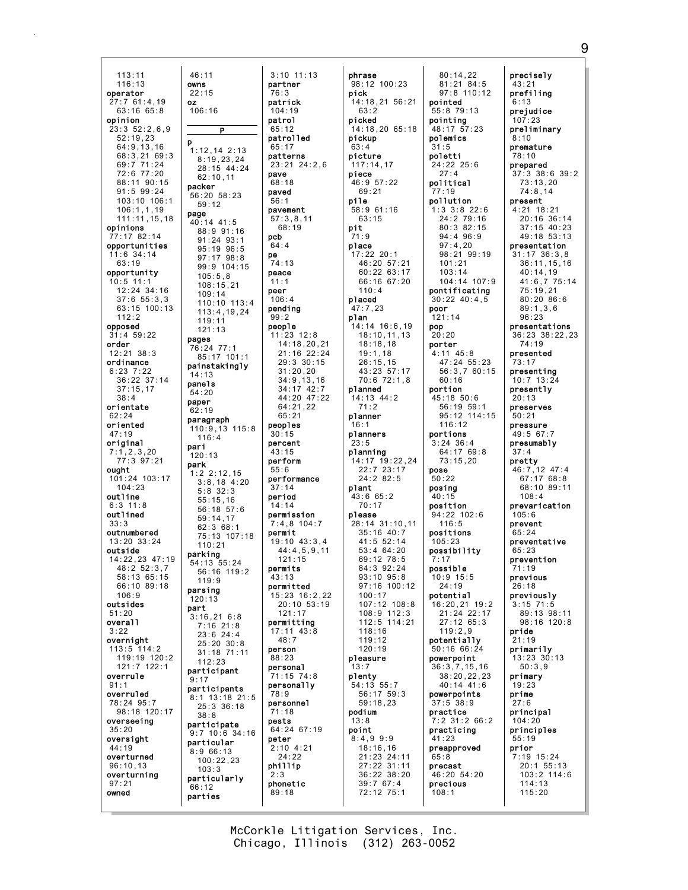113:11
116:13
**operator**
27:7 61:4,19
63:16 65:8
**opinion**
23:3 52:2,6,9
52:19,23
64:9,13,16
68:3,21 69:3
69:7 71:24
72:6 77:20
88:11 90:15
91:5 99:24
103:10 106:1
106:1,1,19
111:11,15,18
**opinions**
77:17 82:14
**opportunities**
11:6 34:14
63:19
**opportunity**
10:5 11:1
12:24 34:16
37:6 55:3,3
63:15 100:13
112:2
**opposed**
31:4 59:22
**order**
12:21 38:3
**ordinance**
6:23 7:22
36:22 37:14
37:15,17
38:4
**orientate**
62:24
**oriented**
47:19
**original**
7:1,2,3,20
77:3 97:21
**ought**
101:24 103:17
104:23
**outline**
6:3 11:8
**outlined**
33:3
**outnumbered**
13:20 33:24
**outside**
14:22,23 47:19
48:2 52:3,7
58:13 65:15
66:10 89:18
106:9
**outsides**
51:20
**overall**
3:22
**overnight**
113:5 114:2
119:19 120:2
121:7 122:1
**overrule**
91:1
**overruled**
78:24 95:7
98:18 120:17
**overseeing**
35:20
**oversight**
44:19
**overturned**
96:10,13
**overturning**
97:21
**owned**
46:11
**owns**
22:15
**oz**
106:16

## P

**p**
1:12,14 2:13
8:19,23,24
28:15 44:24
62:10,11
**packer**
56:20 58:23
59:12
**page**
40:14 41:5
88:9 91:16
91:24 93:1
95:19 96:5
97:17 98:8
99:9 104:15
105:5,8
108:15,21
109:14
110:10 113:4
113:4,19,24
119:11
121:13
**pages**
76:24 77:1
85:17 101:1
**painstakingly**
14:13
**panels**
54:20
**paper**
62:19
**paragraph**
110:9,13 115:8
116:4
**pari**
120:13
**park**
1:2 2:12,15
3:8,18 4:20
5:8 32:3
55:15,16
56:18 57:6
59:14,17
62:3 68:1
75:13 107:18
110:21
**parking**
54:13 55:24
56:16 119:2
119:9
**parsing**
120:13
**part**
3:16,21 6:8
7:16 21:8
23:6 24:4
25:20 30:8
31:18 71:11
112:23
**participant**
9:17
**participants**
8:1 13:18 21:5
25:3 36:18
38:8
**participate**
9:7 10:6 34:16
**particular**
8:9 66:13
100:22,23
103:3
**particularly**
66:12
**parties**
3:10 11:13
**partner**
76:3
**patrick**
104:19
**patrol**
65:12
**patrolled**
65:17
**patterns**
23:21 24:2,6
**pave**
68:18
**paved**
56:1
**pavement**
57:3,8,11
68:19
**pcb**
64:4
**pe**
74:13
**peace**
11:1
**peer**
106:4
**pending**
99:2
**people**
11:23 12:8
14:18,20,21
21:16 22:24
29:3 30:15
31:20,20
34:9,13,16
34:17 42:7
44:20 47:22
64:21,22
65:21
**peoples**
30:15
**percent**
43:15
**perform**
55:6
**performance**
37:14
**period**
14:14
**permission**
7:4,8 104:7
**permit**
19:10 43:3,4
44:4,5,9,11
121:15
**permits**
43:13
**permitted**
15:23 16:2,22
20:10 53:19
121:17
**permitting**
17:11 43:8
48:7
**person**
88:23
**personal**
71:15 74:8
**personally**
78:9
**personnel**
71:18
**pests**
64:24 67:19
**peter**
2:10 4:21
24:22
**phillip**
2:3
**phonetic**
89:18
**phrase**
98:12 100:23
**pick**
14:18,21 56:21
63:2
**picked**
14:18,20 65:18
**pickup**
63:4
**picture**
117:14,17
**piece**
46:9 57:22
69:21
**pile**
58:9 61:16
63:15
**pit**
71:9
**place**
17:22 20:1
46:20 57:21
60:22 63:17
66:16 67:20
110:4
**placed**
47:7,23
**plan**
14:14 16:6,19
18:10,11,13
18:18,18
19:1,18
26:15,15
43:23 57:17
70:6 72:1,8
**planned**
14:13 44:2
71:2
**planner**
16:1
**planners**
23:5
**planning**
14:17 19:22,24
22:7 23:17
24:2 82:5
**plant**
43:6 65:2
70:17
**please**
28:14 31:10,11
35:16 40:7
41:5 52:14
53:4 64:20
69:12 78:5
84:3 92:24
93:10 95:8
97:16 100:12
100:17
107:12 108:8
108:9 112:3
112:5 114:21
118:16
119:12
120:19
**pleasure**
13:7
**plenty**
54:13 55:7
56:17 59:3
59:18,23
**podium**
13:8
**point**
8:4,9 9:9
18:16,16
21:23 24:11
27:22 31:11
36:22 38:20
39:7 67:4
72:12 75:1
80:14,22
81:21 84:5
97:8 110:12
**pointed**
55:8 79:13
**pointing**
48:17 57:23
**polemics**
31:5
**poletti**
24:22 25:6
27:4
**political**
77:19
**pollution**
1:3 3:8 22:6
24:2 79:16
80:3 82:15
94:4 96:9
97:4,20
98:21 99:19
101:21
103:14
104:14 107:9
**pontificating**
30:22 40:4,5
**poor**
121:14
**pop**
20:20
**porter**
4:11 45:8
47:24 55:23
56:3,7 60:15
60:16
**portion**
45:18 50:6
56:19 59:1
95:12 114:15
116:12
**portions**
3:24 36:4
64:17 69:8
73:15,20
**pose**
50:22
**posing**
40:15
**position**
94:22 102:6
116:5
**positions**
105:23
**possibility**
7:17
**possible**
10:9 15:5
24:19
**potential**
16:20,21 19:2
21:24 22:17
27:12 65:3
119:2,9
**potentially**
50:16 66:24
**powerpoint**
36:3,7,15,16
38:20,22,23
40:14 41:6
**powerpoints**
37:5 38:9
**practice**
7:2 31:2 66:2
**practicing**
41:23
**preapproved**
65:8
**precast**
46:20 54:20
**precious**
108:1
**precisely**
43:21
**prefiling**
6:13
**prejudice**
107:23
**preliminary**
8:10
**premature**
78:10
**prepared**
37:3 38:6 39:2
73:13,20
74:8,14
**present**
4:21 18:21
20:16 36:14
37:15 40:23
49:18 53:13
**presentation**
31:17 36:3,8
36:11,15,16
40:14,19
41:6,7 75:14
75:19,21
80:20 86:6
89:1,3,6
96:23
**presentations**
36:23 38:22,23
74:19
**presented**
73:17
**presenting**
10:7 13:24
**presently**
20:13
**preserves**
50:21
**pressure**
49:5 67:7
**presumably**
37:4
**pretty**
46:7,12 47:4
67:17 68:8
68:10 89:11
108:4
**prevarication**
105:6
**prevent**
65:24
**preventative**
65:23
**prevention**
71:19
**previous**
26:18
**previously**
3:15 71:5
89:13 98:11
98:16 120:8
**pride**
21:19
**primarily**
13:23 30:13
50:3,9
**primary**
19:23
**prime**
27:6
**principal**
104:20
**principles**
55:19
**prior**
7:19 15:24
20:1 55:13
103:2 114:6
114:13
115:20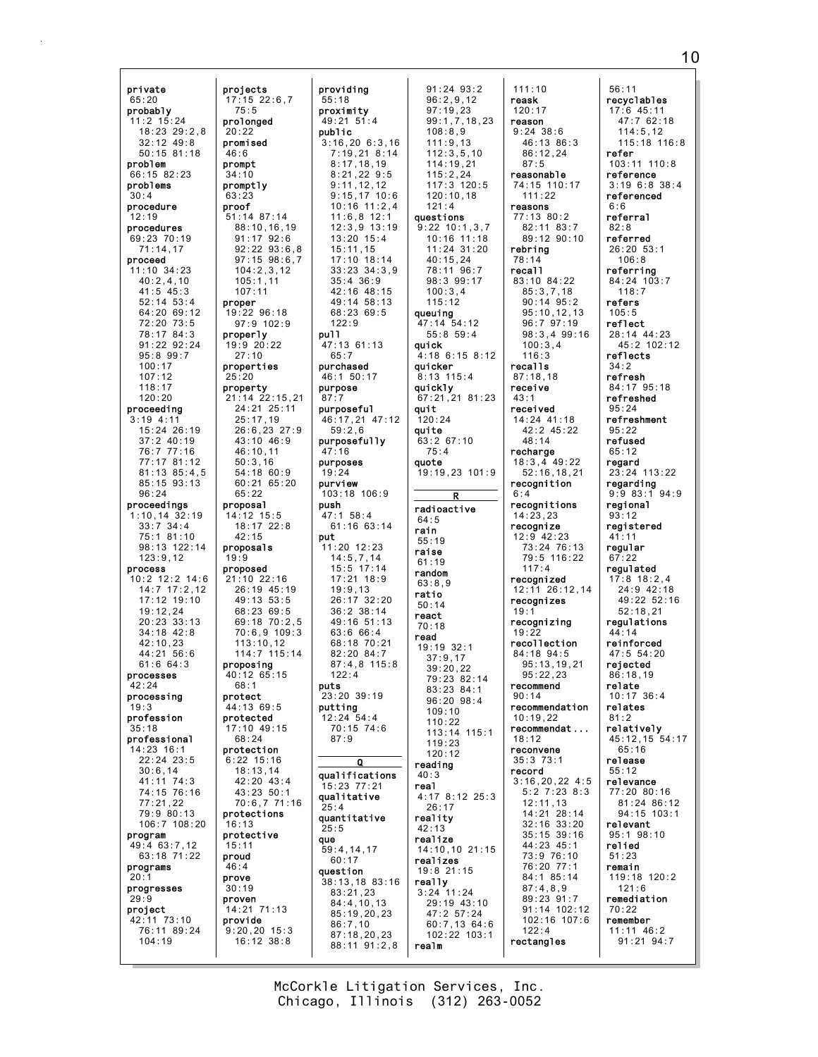private
65:20
probably
11:2 15:24
18:23 29:2,8
32:12 49:8
50:15 81:18
problem
66:15 82:23
problems
30:4
procedure
12:19
procedures
69:23 70:19
71:14,17
proceed
11:10 34:23
40:2,4,10
41:5 45:3
52:14 53:4
64:20 69:12
72:20 73:5
78:17 84:3
91:22 92:24
95:8 99:7
100:17
107:12
118:17
120:20
proceeding
3:19 4:11
15:24 26:19
37:2 40:19
76:7 77:16
77:17 81:12
81:13 85:4,5
85:15 93:13
96:24
proceedings
1:10,14 32:19
33:7 34:4
75:1 81:10
98:13 122:14
123:9,12
process
10:2 12:2 14:6
14:7 17:2,12
17:12 19:10
19:12,24
20:23 33:13
34:18 42:8
42:10,23
44:21 56:6
61:6 64:3
processes
42:24
processing
19:3
profession
35:18
professional
14:23 16:1
22:24 23:5
30:6,14
41:11 74:3
74:15 76:16
77:21,22
79:9 80:13
106:7 108:20
program
49:4 63:7,12
63:18 71:22
programs
20:1
progresses
29:9
project
42:11 73:10
76:11 89:24
104:19

projects
17:15 22:6,7
75:5
prolonged
20:22
promised
46:6
prompt
34:10
promptly
63:23
proof
51:14 87:14
88:10,16,19
91:17 92:6
92:22 93:6,8
97:15 98:6,7
104:2,3,12
105:1,11
107:11
proper
19:22 96:18
97:9 102:9
properly
19:9 20:22
27:10
properties
25:20
property
21:14 22:15,21
24:21 25:11
25:17,19
26:6,23 27:9
43:10 46:9
46:10,11
50:3,16
54:18 60:9
60:21 65:20
65:22
proposal
14:12 15:5
18:17 22:8
42:15
proposals
19:9
proposed
21:10 22:16
26:19 45:19
49:13 53:5
68:23 69:5
69:18 70:2,5
70:6,9 109:3
113:10,12
114:7 115:14
proposing
40:12 65:15
68:1
protect
44:13 69:5
protected
17:10 49:15
68:24
protection
6:22 15:16
18:13,14
42:20 43:4
43:23 50:1
70:6,7 71:16
protections
16:13
protective
15:11
proud
46:4
prove
30:19
proven
14:21 71:13
provide
9:20,20 15:3
16:12 38:8

providing
55:18
proximity
49:21 51:4
public
3:16,20 6:3,16
7:19,21 8:14
8:17,18,19
8:21,22 9:5
9:11,12,12
9:15,17 10:6
10:16 11:2,4
11:6,8 12:1
12:3,9 13:19
13:20 15:4
15:11,15
17:10 18:14
33:23 34:3,9
35:4 36:9
42:16 48:15
49:14 58:13
68:23 69:5
122:9
pull
47:13 61:13
65:7
purchased
46:1 50:17
purpose
87:7
purposeful
46:17,21 47:12
59:2,6
purposefully
47:16
purposes
19:24
purview
103:18 106:9
push
47:1 58:4
61:16 63:14
put
11:20 12:23
14:5,7,14
15:5 17:14
17:21 18:9
19:9,13
26:17 32:20
36:2 38:14
49:16 51:13
63:6 66:4
68:18 70:21
82:20 84:7
87:4,8 115:8
122:4
puts
23:20 39:19
putting
12:24 54:4
70:15 74:6
87:9

Q

qualifications
15:23 77:21
qualitative
25:4
quantitative
25:5
que
59:4,14,17
60:17
question
38:13,18 83:16
83:21,23
84:4,10,13
85:19,20,23
86:7,10
87:18,20,23
88:11 91:2,8

91:24 93:2
96:2,9,12
97:19,23
99:1,7,18,23
108:8,9
111:9,13
112:3,5,10
114:19,21
115:2,24
117:3 120:5
120:10,18
121:4
questions
9:22 10:1,3,7
10:16 11:18
11:24 31:20
40:15,24
78:11 96:7
98:3 99:17
100:3,4
115:12
queuing
47:14 54:12
55:8 59:4
quick
4:18 6:15 8:12
quicker
8:13 115:4
quickly
67:21,21 81:23
quit
120:24
quite
63:2 67:10
75:4
quote
19:19,23 101:9

R

radioactive
64:5
rain
55:19
raise
61:19
random
63:8,9
ratio
50:14
react
70:18
read
19:19 32:1
37:9,17
39:20,22
79:23 82:14
83:23 84:1
96:20 98:4
109:10
110:22
113:14 115:1
119:23
120:12
reading
40:3
real
4:17 8:12 25:3
26:17
reality
42:13
realize
14:10,10 21:15
realizes
19:8 21:15
really
3:24 11:24
29:19 43:10
47:2 57:24
60:7,13 64:6
102:22 103:1
realm

111:10
reask
120:17
reason
9:24 38:6
46:13 86:3
86:12,24
87:5
reasonable
74:15 110:17
111:22
reasons
77:13 80:2
82:11 83:7
89:12 90:10
rebring
78:14
recall
83:10 84:22
85:3,7,18
90:14 95:2
95:10,12,13
96:7 97:19
98:3,4 99:16
100:3,4
116:3
recalls
87:18,18
receive
43:1
received
14:24 41:18
42:2 45:22
48:14
recharge
18:3,4 49:22
52:16,18,21
recognition
6:4
recognitions
14:23,23
recognize
12:9 42:23
73:24 76:13
79:5 116:22
117:4
recognized
12:11 26:12,14
recognizes
19:1
recognizing
19:22
recollection
84:18 94:5
95:13,19,21
95:22,23
recommend
90:14
recommendation
10:19,22
recommendat...
18:12
reconvene
35:3 73:1
record
3:16,20,22 4:5
5:2 7:23 8:3
12:11,13
14:21 28:14
32:16 33:20
35:15 39:16
44:23 45:1
73:9 76:10
76:20 77:1
84:1 85:14
87:4,8,9
89:23 91:7
91:14 102:12
102:16 107:6
122:4
rectangles

56:11
recyclables
17:6 45:11
47:7 62:18
114:5,12
115:18 116:8
refer
103:11 110:8
reference
3:19 6:8 38:4
referenced
6:6
referral
82:8
referred
26:20 53:1
106:8
referring
84:24 103:7
118:7
refers
105:5
reflect
28:14 44:23
45:2 102:12
reflects
34:2
refresh
84:17 95:18
refreshed
95:24
refreshment
95:22
refused
65:12
regard
23:24 113:22
regarding
9:9 83:1 94:9
regional
93:12
registered
41:11
regular
67:22
regulated
17:8 18:2,4
24:9 42:18
49:22 52:16
52:18,21
regulations
44:14
reinforced
47:5 54:20
rejected
86:18,19
relate
10:17 36:4
relates
81:2
relatively
45:12,15 54:17
65:16
release
55:12
relevance
77:20 80:16
81:24 86:12
94:15 103:1
relevant
95:1 98:10
relied
51:23
remain
119:18 120:2
121:6
remediation
70:22
remember
11:11 46:2
91:21 94:7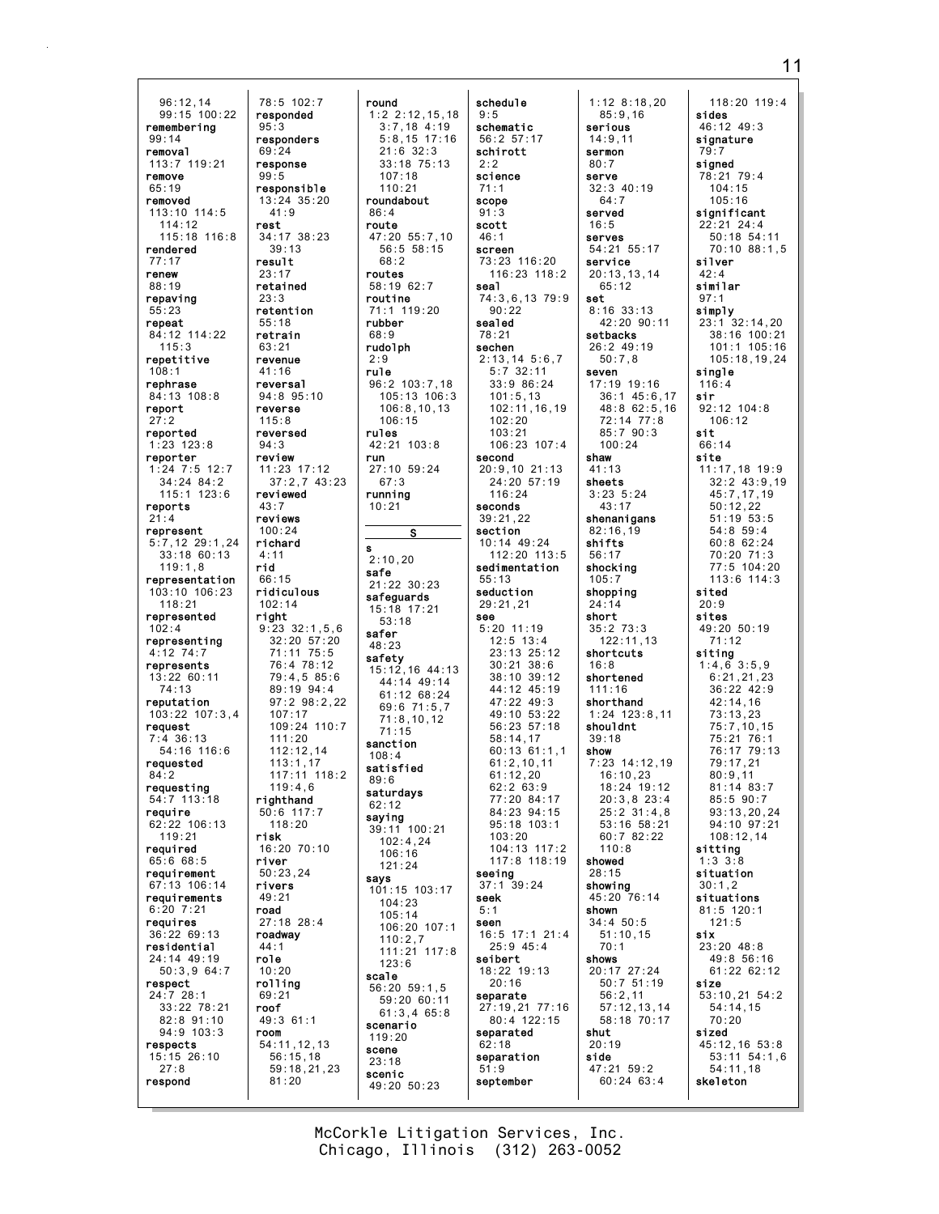96:12,14
99:15 100:22
**remembering**
99:14
**removal**
113:7 119:21
**remove**
65:19
**removed**
113:10 114:5
114:12
115:18 116:8
**rendered**
77:17
**renew**
88:19
**repaving**
55:23
**repeat**
84:12 114:22
115:3
**repetitive**
108:1
**rephrase**
84:13 108:8
**report**
27:2
**reported**
1:23 123:8
**reporter**
1:24 7:5 12:7
34:24 84:2
115:1 123:6
**reports**
21:4
**represent**
5:7,12 29:1,24
33:18 60:13
119:1,8
**representation**
103:10 106:23
118:21
**represented**
102:4
**representing**
4:12 74:7
**represents**
13:22 60:11
74:13
**reputation**
103:22 107:3,4
**request**
7:4 36:13
54:16 116:6
**requested**
84:2
**requesting**
54:7 113:18
**require**
62:22 106:13
119:21
**required**
65:6 68:5
**requirement**
67:13 106:14
**requirements**
6:20 7:21
**requires**
36:22 69:13
**residential**
24:14 49:19
50:3,9 64:7
**respect**
24:7 28:1
33:22 78:21
82:8 91:10
94:9 103:3
**respects**
15:15 26:10
27:8
**respond**
78:5 102:7
**responded**
95:3
**responders**
69:24
**response**
99:5
**responsible**
13:24 35:20
41:9
**rest**
34:17 38:23
39:13
**result**
23:17
**retained**
23:3
**retention**
55:18
**retrain**
63:21
**revenue**
41:16
**reversal**
94:8 95:10
**reverse**
115:8
**reversed**
94:3
**review**
11:23 17:12
37:2,7 43:23
**reviewed**
43:7
**reviews**
100:24
**richard**
4:11
**rid**
66:15
**ridiculous**
102:14
**right**
9:23 32:1,5,6
32:20 57:20
71:11 75:5
76:4 78:12
79:4,5 85:6
89:19 94:4
97:2 98:2,22
107:17
109:24 110:7
111:20
112:12,14
113:1,17
117:11 118:2
119:4,6
**righthand**
50:6 117:7
118:20
**risk**
16:20 70:10
**river**
50:23,24
**rivers**
49:21
**road**
27:18 28:4
**roadway**
44:1
**role**
10:20
**rolling**
69:21
**roof**
49:3 61:1
**room**
54:11,12,13
56:15,18
59:18,21,23
81:20
**round**
1:2 2:12,15,18
3:7,18 4:19
5:8,15 17:16
21:6 32:3
33:18 75:13
107:18
110:21
**roundabout**
86:4
**route**
47:20 55:7,10
56:5 58:15
68:2
**routes**
58:19 62:7
**routine**
71:1 119:20
**rubber**
68:9
**rudolph**
2:9
**rule**
96:2 103:7,18
105:13 106:3
106:8,10,13
106:15
**rules**
42:21 103:8
**run**
27:10 59:24
67:3
**running**
10:21

**S**

**s**
2:10,20
**safe**
21:22 30:23
**safeguards**
15:18 17:21
53:18
**safer**
48:23
**safety**
15:12,16 44:13
44:14 49:14
61:12 68:24
69:6 71:5,7
71:8,10,12
71:15
**sanction**
108:4
**satisfied**
89:6
**saturdays**
62:12
**saying**
39:11 100:21
102:4,24
106:16
121:24
**says**
101:15 103:17
104:23
105:14
106:20 107:1
110:2,7
111:21 117:8
123:6
**scale**
56:20 59:1,5
59:20 60:11
61:3,4 65:8
**scenario**
119:20
**scene**
23:18
**scenic**
49:20 50:23
**schedule**
9:5
**schematic**
56:2 57:17
**schirott**
2:2
**science**
71:1
**scope**
91:3
**scott**
46:1
**screen**
73:23 116:20
116:23 118:2
**seal**
74:3,6,13 79:9
90:22
**sealed**
78:21
**sechen**
2:13,14 5:6,7
5:7 32:11
33:9 86:24
101:5,13
102:11,16,19
102:20
103:21
106:23 107:4
**second**
20:9,10 21:13
24:20 57:19
116:24
**seconds**
39:21,22
**section**
10:14 49:24
112:20 113:5
**sedimentation**
55:13
**seduction**
29:21,21
**see**
5:20 11:19
12:5 13:4
23:13 25:12
30:21 38:6
38:10 39:12
44:12 45:19
47:22 49:3
49:10 53:22
56:23 57:18
58:14,17
60:13 61:1,1
61:2,10,11
61:12,20
62:2 63:9
77:20 84:17
84:23 94:15
95:18 103:1
103:20
104:13 117:2
117:8 118:19
**seeing**
37:1 39:24
**seek**
5:1
**seen**
16:5 17:1 21:4
25:9 45:4
**seibert**
18:22 19:13
20:16
**separate**
27:19,21 77:16
80:4 122:15
**separated**
62:18
**separation**
51:9
**september**
1:12 8:18,20
85:9,16
**serious**
14:9,11
**sermon**
80:7
**serve**
32:3 40:19
64:7
**served**
16:5
**serves**
54:21 55:17
**service**
20:13,13,14
65:12
**set**
8:16 33:13
42:20 90:11
**setbacks**
26:2 49:19
50:7,8
**seven**
17:19 19:16
36:1 45:6,17
48:8 62:5,16
72:14 77:8
85:7 90:3
100:24
**shaw**
41:13
**sheets**
3:23 5:24
43:17
**shenanigans**
82:16,19
**shifts**
56:17
**shocking**
105:7
**shopping**
24:14
**short**
35:2 73:3
122:11,13
**shortcuts**
16:8
**shortened**
111:16
**shorthand**
1:24 123:8,11
**shouldnt**
39:18
**show**
7:23 14:12,19
16:10,23
18:24 19:12
20:3,8 23:4
25:2 31:4,8
53:16 58:21
60:7 82:22
110:8
**showed**
28:15
**showing**
45:20 76:14
**shown**
34:4 50:5
51:10,15
70:1
**shows**
20:17 27:24
50:7 51:19
56:2,11
57:12,13,14
58:18 70:17
**shut**
20:19
**side**
47:21 59:2
60:24 63:4
118:20 119:4
**sides**
46:12 49:3
**signature**
79:7
**signed**
78:21 79:4
104:15
105:16
**significant**
22:21 24:4
50:18 54:11
70:10 88:1,5
**silver**
42:4
**similar**
97:1
**simply**
23:1 32:14,20
38:16 100:21
101:1 105:16
105:18,19,24
**single**
116:4
**sir**
92:12 104:8
106:12
**sit**
66:14
**site**
11:17,18 19:9
32:2 43:9,19
45:7,17,19
50:12,22
51:19 53:5
54:8 59:4
60:8 62:24
70:20 71:3
77:5 104:20
113:6 114:3
**sited**
20:9
**sites**
49:20 50:19
71:12
**siting**
1:4,6 3:5,9
6:21,21,23
36:22 42:9
42:14,16
73:13,23
75:7,10,15
75:21 76:1
76:17 79:13
79:17,21
80:9,11
81:14 83:7
85:5 90:7
93:13,20,24
94:10 97:21
108:12,14
**sitting**
1:3 3:8
**situation**
30:1,2
**situations**
81:5 120:1
121:5
**six**
23:20 48:8
49:8 56:16
61:22 62:12
**size**
53:10,21 54:2
54:14,15
70:20
**sized**
45:12,16 53:8
53:11 54:1,6
54:11,18
**skeleton**

McCorkle Litigation Services, Inc.
Chicago, Illinois (312) 263-0052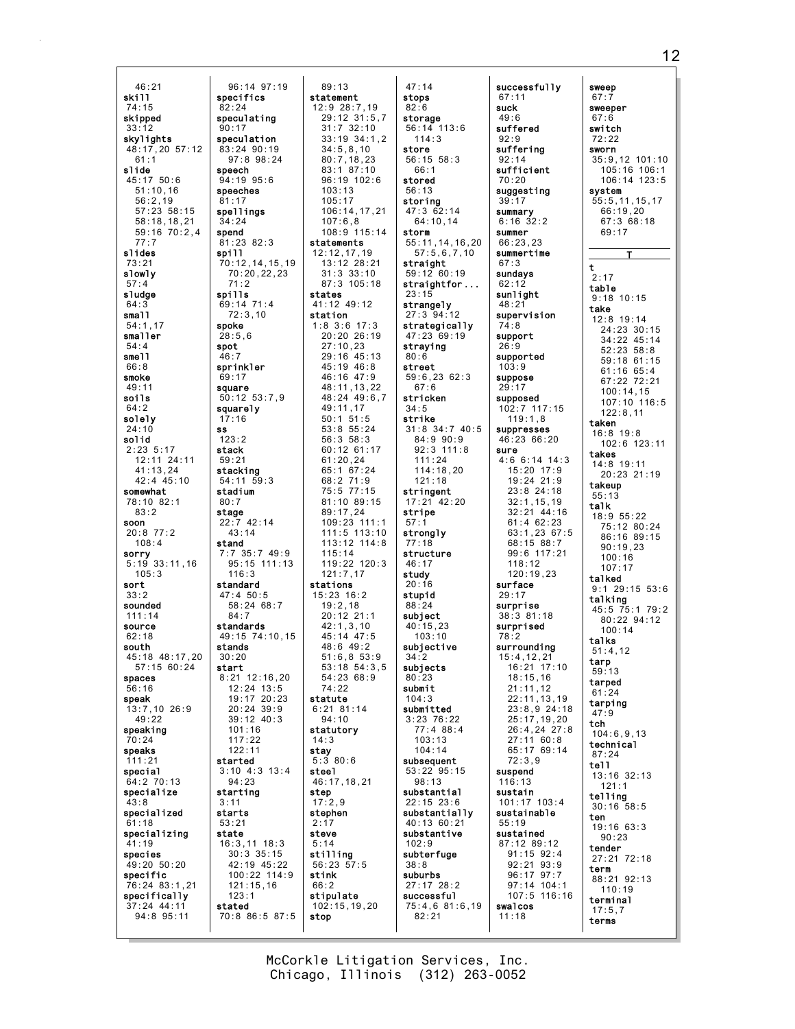46:21
**skill**
74:15
**skipped**
33:12
**skylights**
48:17,20 57:12
61:1
**slide**
45:17 50:6
51:10,16
56:2,19
57:23 58:15
58:18,18,21
59:16 70:2,4
77:7
**slides**
73:21
**slowly**
57:4
**sludge**
64:3
**small**
54:1,17
**smaller**
54:4
**smell**
66:8
**smoke**
49:11
**soils**
64:2
**solely**
24:10
**solid**
2:23 5:17
12:11 24:11
41:13,24
42:4 45:10
**somewhat**
78:10 82:1
83:2
**soon**
20:8 77:2
108:4
**sorry**
5:19 33:11,16
105:3
**sort**
33:2
**sounded**
111:14
**source**
62:18
**south**
45:18 48:17,20
57:15 60:24
**spaces**
56:16
**speak**
13:7,10 26:9
49:22
**speaking**
70:24
**speaks**
111:21
**special**
64:2 70:13
**specialize**
43:8
**specialized**
61:18
**specializing**
41:19
**species**
49:20 50:20
**specific**
76:24 83:1,21
**specifically**
37:24 44:11
94:8 95:11

96:14 97:19
**specifics**
82:24
**speculating**
90:17
**speculation**
83:24 90:19
97:8 98:24
**speech**
94:19 95:6
**speeches**
81:17
**spellings**
34:24
**spend**
81:23 82:3
**spill**
70:12,14,15,19
70:20,22,23
71:2
**spills**
69:14 71:4
72:3,10
**spoke**
28:5,6
**spot**
46:7
**sprinkler**
69:17
**square**
50:12 53:7,9
**squarely**
17:16
**ss**
123:2
**stack**
59:21
**stacking**
54:11 59:3
**stadium**
80:7
**stage**
22:7 42:14
43:14
**stand**
7:7 35:7 49:9
95:15 111:13
116:3
**standard**
47:4 50:5
58:24 68:7
84:7
**standards**
49:15 74:10,15
**stands**
30:20
**start**
8:21 12:16,20
12:24 13:5
19:17 20:23
20:24 39:9
39:12 40:3
101:16
117:22
122:11
**started**
3:10 4:3 13:4
94:23
**starting**
3:11
**starts**
53:21
**state**
16:3,11 18:3
30:3 35:15
42:19 45:22
100:22 114:9
121:15,16
123:1
**stated**
70:8 86:5 87:5

89:13
**statement**
12:9 28:7,19
29:12 31:5,7
31:7 32:10
33:19 34:1,2
34:5,8,10
80:7,18,23
83:1 87:10
96:19 102:6
103:13
105:17
106:14,17,21
107:6,8
108:9 115:14
**statements**
12:12,17,19
13:12 28:21
31:3 33:10
87:3 105:18
**states**
41:12 49:12
**station**
1:8 3:6 17:3
20:20 26:19
27:10,23
29:16 45:13
45:19 46:8
46:16 47:9
48:11,13,22
48:24 49:6,7
49:11,17
50:1 51:5
53:8 55:24
56:3 58:3
60:12 61:17
61:20,24
65:1 67:24
68:2 71:9
75:5 77:15
81:10 89:15
89:17,24
109:23 111:1
111:5 113:10
113:12 114:8
115:14
119:22 120:3
121:7,17
**stations**
15:23 16:2
19:2,18
20:12 21:1
42:1,3,10
45:14 47:5
48:6 49:2
51:6,8 53:9
53:18 54:3,5
54:23 68:9
74:22
**statute**
6:21 81:14
94:10
**statutory**
14:3
**stay**
5:3 80:6
**steel**
46:17,18,21
**step**
17:2,9
**stephen**
2:17
**steve**
5:14
**stilling**
56:23 57:5
**stink**
66:2
**stipulate**
102:15,19,20
**stop**

47:14
**stops**
82:6
**storage**
56:14 113:6
114:3
**store**
56:15 58:3
66:1
**stored**
56:13
**storing**
47:3 62:14
64:10,14
**storm**
55:11,14,16,20
57:5,6,7,10
**straight**
59:12 60:19
**straightfor...**
23:15
**strangely**
27:3 94:12
**strategically**
47:23 69:19
**straying**
80:6
**street**
59:6,23 62:3
67:6
**stricken**
34:5
**strike**
31:8 34:7 40:5
84:9 90:9
92:3 111:8
111:24
114:18,20
121:18
**stringent**
17:21 42:20
**stripe**
57:1
**strongly**
77:18
**structure**
46:17
**study**
20:16
**stupid**
88:24
**subject**
40:15,23
103:10
**subjective**
34:2
**subjects**
80:23
**submit**
104:3
**submitted**
3:23 76:22
77:4 88:4
103:13
104:14
**subsequent**
53:22 95:15
98:13
**substantial**
22:15 23:6
**substantially**
40:13 60:21
**substantive**
102:9
**subterfuge**
38:8
**suburbs**
27:17 28:2
**successful**
75:4,6 81:6,19
82:21

**successfully**
67:11
**suck**
49:6
**suffered**
92:9
**suffering**
92:14
**sufficient**
70:20
**suggesting**
39:17
**summary**
6:16 32:2
**summer**
66:23,23
**summertime**
67:3
**sundays**
62:12
**sunlight**
48:21
**supervision**
74:8
**support**
26:9
**supported**
103:9
**suppose**
29:17
**supposed**
102:7 117:15
119:1,8
**suppresses**
46:23 66:20
**sure**
4:6 6:14 14:3
15:20 17:9
19:24 21:9
23:8 24:18
32:1,15,19
32:21 44:16
61:4 62:23
63:1,23 67:5
68:15 88:7
99:6 117:21
118:12
120:19,23
**surface**
29:17
**surprise**
38:3 81:18
**surprised**
78:2
**surrounding**
15:4,12,21
16:21 17:10
18:15,16
21:11,12
22:11,13,19
23:8,9 24:18
25:17,19,20
26:4,24 27:8
27:11 60:8
65:17 69:14
72:3,9
**suspend**
116:13
**sustain**
101:17 103:4
**sustainable**
55:19
**sustained**
87:12 89:12
91:15 92:4
92:21 93:9
96:17 97:7
97:14 104:1
107:5 116:16
**swalcos**
11:18

**sweep**
67:7
**sweeper**
67:6
**switch**
72:22
**sworn**
35:9,12 101:10
105:16 106:1
106:14 123:5
**system**
55:5,11,15,17
66:19,20
67:3 68:18
69:17

## T

**t**
2:17
**table**
9:18 10:15
**take**
12:8 19:14
24:23 30:15
34:22 45:14
52:23 58:8
59:18 61:15
61:16 65:4
67:22 72:21
100:14,15
107:10 116:5
122:8,11
**taken**
16:8 19:8
102:6 123:11
**takes**
14:8 19:11
20:23 21:19
**takeup**
55:13
**talk**
18:9 55:22
75:12 80:24
86:16 89:15
90:19,23
100:16
107:17
**talked**
9:1 29:15 53:6
**talking**
45:5 75:1 79:2
80:22 94:12
100:14
**talks**
51:4,12
**tarp**
59:13
**tarped**
61:24
**tarping**
47:9
**tch**
104:6,9,13
**technical**
87:24
**tell**
13:16 32:13
121:1
**telling**
30:16 58:5
**ten**
19:16 63:3
90:23
**tender**
27:21 72:18
**term**
88:21 92:13
110:19
**terminal**
17:5,7
**terms**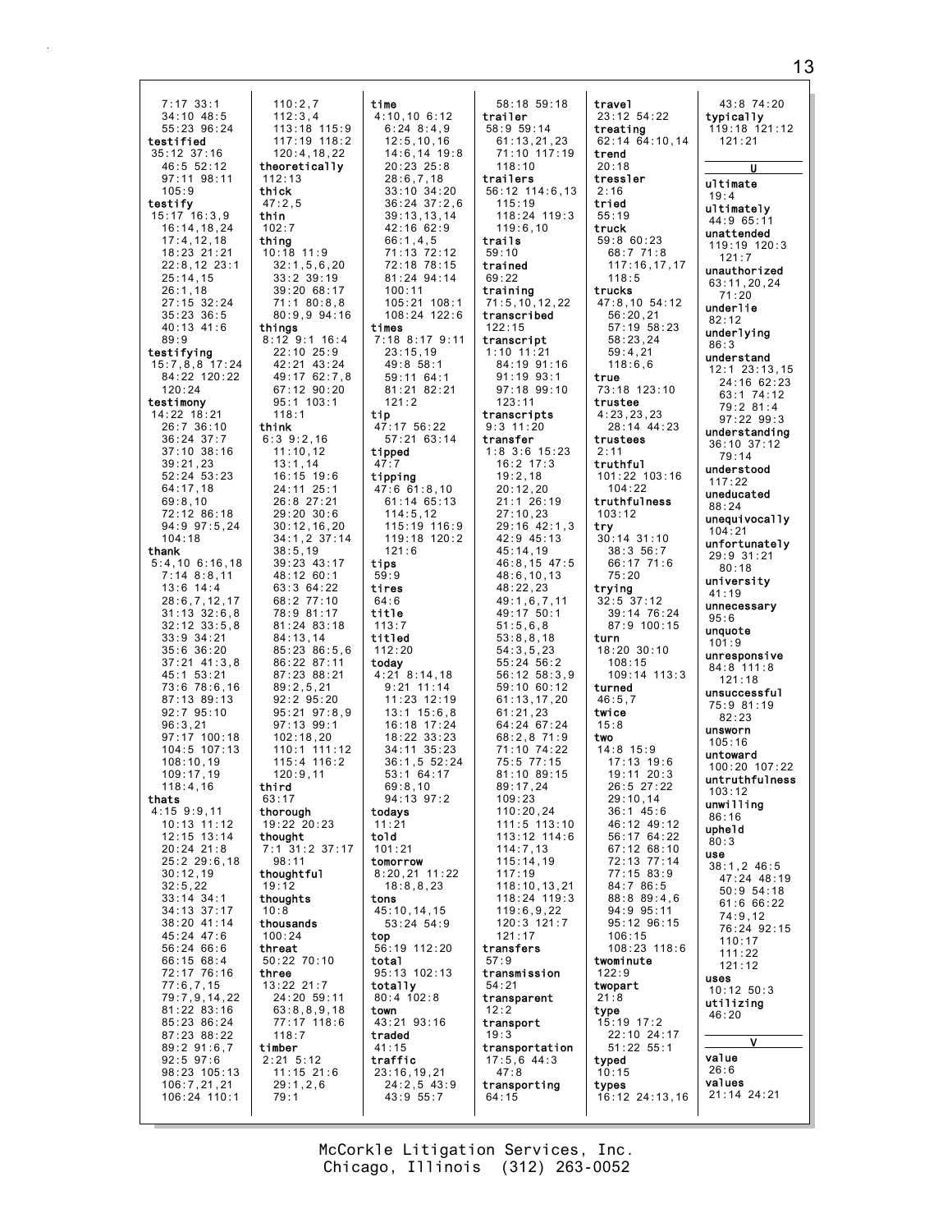7:17 33:1
34:10 48:5
55:23 96:24
**testified**
35:12 37:16
46:5 52:12
97:11 98:11
105:9
**testify**
15:17 16:3,9
16:14,18,24
17:4,12,18
18:23 21:21
22:8,12 23:1
25:14,15
26:1,18
27:15 32:24
35:23 36:5
40:13 41:6
89:9
**testifying**
15:7,8,8 17:24
84:22 120:22
120:24
**testimony**
14:22 18:21
26:7 36:10
36:24 37:7
37:10 38:16
39:21,23
52:24 53:23
64:17,18
69:8,10
72:12 86:18
94:9 97:5,24
104:18
**thank**
5:4,10 6:16,18
7:14 8:8,11
13:6 14:4
28:6,7,12,17
31:13 32:6,8
32:12 33:5,8
33:9 34:21
35:6 36:20
37:21 41:3,8
45:1 53:21
73:6 78:6,16
87:13 89:13
92:7 95:10
96:3,21
97:17 100:18
104:5 107:13
108:10,19
109:17,19
118:4,16
**thats**
4:15 9:9,11
10:13 11:12
12:15 13:14
20:24 21:8
25:2 29:6,18
30:12,19
32:5,22
33:14 34:1
34:13 37:17
38:20 41:14
45:24 47:6
56:24 66:6
66:15 68:4
72:17 76:16
77:6,7,15
79:7,9,14,22
81:22 83:16
85:23 86:24
87:23 88:22
89:2 91:6,7
92:5 97:6
98:23 105:13
106:7,21,21
106:24 110:1
110:2,7
112:3,4
113:18 115:9
117:19 118:2
120:4,18,22
**theoretically**
112:13
**thick**
47:2,5
**thin**
102:7
**thing**
10:18 11:9
32:1,5,6,20
33:2 39:19
39:20 68:17
71:1 80:8,8
80:9,9 94:16
**things**
8:12 9:1 16:4
22:10 25:9
42:21 43:24
49:17 62:7,8
67:12 90:20
95:1 103:1
118:1
**think**
6:3 9:2,16
11:10,12
13:1,14
16:15 19:6
24:11 25:1
26:8 27:21
29:20 30:6
30:12,16,20
34:1,2 37:14
38:5,19
39:23 43:17
48:12 60:1
63:3 64:22
68:2 77:10
78:9 81:17
81:24 83:18
84:13,14
85:23 86:5,6
86:22 87:11
87:23 88:21
89:2,5,21
92:2 95:20
95:21 97:8,9
97:13 99:1
102:18,20
110:1 111:12
115:4 116:2
120:9,11
**third**
63:17
**thorough**
19:22 20:23
**thought**
7:1 31:2 37:17
98:11
**thoughtful**
19:12
**thoughts**
10:8
**thousands**
100:24
**threat**
50:22 70:10
**three**
13:22 21:7
24:20 59:11
63:8,8,9,18
77:17 118:6
118:7
**timber**
2:21 5:12
11:15 21:6
29:1,2,6
79:1
**time**
4:10,10 6:12
6:24 8:4,9
12:5,10,16
14:6,14 19:8
20:23 25:8
28:6,7,18
33:10 34:20
36:24 37:2,6
39:13,13,14
42:16 62:9
66:1,4,5
71:13 72:12
72:18 78:15
81:24 94:14
100:11
105:21 108:1
108:24 122:6
**times**
7:18 8:17 9:11
23:15,19
49:8 58:1
59:11 64:1
81:21 82:21
121:2
**tip**
47:17 56:22
57:21 63:14
**tipped**
47:7
**tipping**
47:6 61:8,10
61:14 65:13
114:5,12
115:19 116:9
119:18 120:2
121:6
**tips**
59:9
**tires**
64:6
**title**
113:7
**titled**
112:20
**today**
4:21 8:14,18
9:21 11:14
11:23 12:19
13:1 15:6,8
16:18 17:24
18:22 33:23
34:11 35:23
36:1,5 52:24
53:1 64:17
69:8,10
94:13 97:2
**todays**
11:21
**told**
101:21
**tomorrow**
8:20,21 11:22
18:8,8,23
**tons**
45:10,14,15
53:24 54:9
**top**
56:19 112:20
**total**
95:13 102:13
**totally**
80:4 102:8
**town**
43:21 93:16
**traded**
41:15
**traffic**
23:16,19,21
24:2,5 43:9
43:9 55:7
58:18 59:18
**trailer**
58:9 59:14
61:13,21,23
71:10 117:19
118:10
**trailers**
56:12 114:6,13
115:19
118:24 119:3
119:6,10
**trails**
59:10
**trained**
69:22
**training**
71:5,10,12,22
**transcribed**
122:15
**transcript**
1:10 11:21
84:19 91:16
91:19 93:1
97:18 99:10
123:11
**transcripts**
9:3 11:20
**transfer**
1:8 3:6 15:23
16:2 17:3
19:2,18
20:12,20
21:1 26:19
27:10,23
29:16 42:1,3
42:9 45:13
45:14,19
46:8,15 47:5
48:6,10,13
48:22,23
49:1,6,7,11
49:17 50:1
51:5,6,8
53:8,8,18
54:3,5,23
55:24 56:2
56:12 58:3,9
59:10 60:12
61:13,17,20
61:21,23
64:24 67:24
68:2,8 71:9
71:10 74:22
75:5 77:15
81:10 89:15
89:17,24
109:23
110:20,24
111:5 113:10
113:12 114:6
114:7,13
115:14,19
117:19
118:10,13,21
118:24 119:3
119:6,9,22
120:3 121:7
121:17
**transfers**
57:9
**transmission**
54:21
**transparent**
12:2
**transport**
19:3
**transportation**
17:5,6 44:3
47:8
**transporting**
64:15
**travel**
23:12 54:22
**treating**
62:14 64:10,14
**trend**
20:18
**tressler**
2:16
**tried**
55:19
**truck**
59:8 60:23
68:7 71:8
117:16,17,17
118:5
**trucks**
47:8,10 54:12
56:20,21
57:19 58:23
58:23,24
59:4,21
118:6,6
**true**
73:18 123:10
**trustee**
4:23,23,23
28:14 44:23
**trustees**
2:11
**truthful**
101:22 103:16
104:22
**truthfulness**
103:12
**try**
30:14 31:10
38:3 56:7
66:17 71:6
75:20
**trying**
32:5 37:12
39:14 76:24
87:9 100:15
**turn**
18:20 30:10
108:15
109:14 113:3
**turned**
46:5,7
**twice**
15:8
**two**
14:8 15:9
17:13 19:6
19:11 20:3
26:5 27:22
29:10,14
36:1 45:6
46:12 49:12
56:17 64:22
67:12 68:10
72:13 77:14
77:15 83:9
84:7 86:5
88:8 89:4,6
94:9 95:11
95:12 96:15
106:15
108:23 118:6
**twominute**
122:9
**twopart**
21:8
**type**
15:19 17:2
22:10 24:17
51:22 55:1
**typed**
10:15
**types**
16:12 24:13,16
43:8 74:20
**typically**
119:18 121:12
121:21

## U

**ultimate**
19:4
**ultimately**
44:9 65:11
**unattended**
119:19 120:3
121:7
**unauthorized**
63:11,20,24
71:20
**underlie**
82:12
**underlying**
86:3
**understand**
12:1 23:13,15
24:16 62:23
63:1 74:12
79:2 81:4
97:22 99:3
**understanding**
36:10 37:12
79:14
**understood**
117:22
**uneducated**
88:24
**unequivocally**
104:21
**unfortunately**
29:9 31:21
80:18
**university**
41:19
**unnecessary**
95:6
**unquote**
101:9
**unresponsive**
84:8 111:8
121:18
**unsuccessful**
75:9 81:19
82:23
**unsworn**
105:16
**untoward**
100:20 107:22
**untruthfulness**
103:12
**unwilling**
86:16
**upheld**
80:3
**use**
38:1,2 46:5
47:24 48:19
50:9 54:18
61:6 66:22
74:9,12
76:24 92:15
110:17
111:22
121:12
**uses**
10:12 50:3
**utilizing**
46:20

## V

**value**
26:6
**values**
21:14 24:21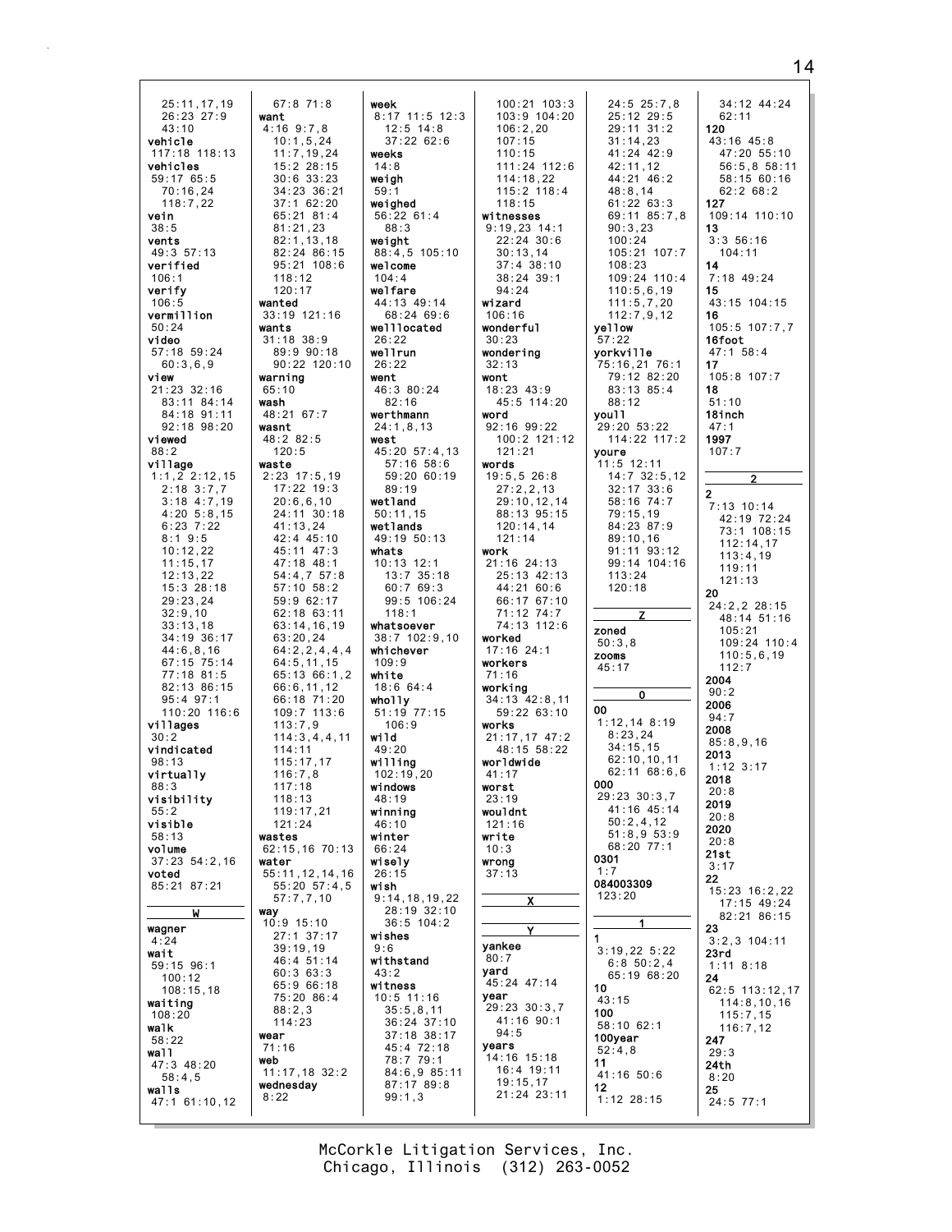25:11,17,19
26:23 27:9
43:10
**vehicle**
117:18 118:13
**vehicles**
59:17 65:5
70:16,24
118:7,22
**vein**
38:5
**vents**
49:3 57:13
**verified**
106:1
**verify**
106:5
**vermillion**
50:24
**video**
57:18 59:24
60:3,6,9
**view**
21:23 32:16
83:11 84:14
84:18 91:11
92:18 98:20
**viewed**
88:2
**village**
1:1,2 2:12,15
2:18 3:7,7
3:18 4:7,19
4:20 5:8,15
6:23 7:22
8:1 9:5
10:12,22
11:15,17
12:13,22
15:3 28:18
29:23,24
32:9,10
33:13,18
34:19 36:17
44:6,8,16
67:15 75:14
77:18 81:5
82:13 86:15
95:4 97:1
110:20 116:6
**villages**
30:2
**vindicated**
98:13
**virtually**
88:3
**visibility**
55:2
**visible**
58:13
**volume**
37:23 54:2,16
**voted**
85:21 87:21

**W**

**wagner**
4:24
**wait**
59:15 96:1
100:12
108:15,18
**waiting**
108:20
**walk**
58:22
**wall**
47:3 48:20
58:4,5
**walls**
47:1 61:10,12

67:8 71:8
**want**
4:16 9:7,8
10:1,5,24
11:7,19,24
15:2 28:15
30:6 33:23
34:23 36:21
37:1 62:20
65:21 81:4
81:21,23
82:1,13,18
82:24 86:15
95:21 108:6
118:12
120:17
**wanted**
33:19 121:16
**wants**
31:18 38:9
89:9 90:18
90:22 120:10
**warning**
65:10
**wash**
48:21 67:7
**wasnt**
48:2 82:5
120:5
**waste**
2:23 17:5,19
17:22 19:3
20:6,6,10
24:11 30:18
41:13,24
42:4 45:10
45:11 47:3
47:18 48:1
54:4,7 57:8
57:10 58:2
59:9 62:17
62:18 63:11
63:14,16,19
63:20,24
64:2,2,4,4,4
64:5,11,15
65:13 66:1,2
66:6,11,12
66:18 71:20
109:7 113:6
113:7,9
114:3,4,4,11
114:11
115:17,17
116:7,8
117:18
118:13
119:17,21
121:24
**wastes**
62:15,16 70:13
**water**
55:11,12,14,16
55:20 57:4,5
57:7,7,10
**way**
10:9 15:10
27:1 37:17
39:19,19
46:4 51:14
60:3 63:3
65:9 66:18
75:20 86:4
88:2,3
114:23
**wear**
71:16
**web**
11:17,18 32:2
**wednesday**
8:22

**week**
8:17 11:5 12:3
12:5 14:8
37:22 62:6
**weeks**
14:8
**weigh**
59:1
**weighed**
56:22 61:4
88:3
**weight**
88:4,5 105:10
**welcome**
104:4
**welfare**
44:13 49:14
68:24 69:6
**welllocated**
26:22
**wellrun**
26:22
**went**
46:3 80:24
82:16
**werthmann**
24:1,8,13
**west**
45:20 57:4,13
57:16 58:6
59:20 60:19
89:19
**wetland**
50:11,15
**wetlands**
49:19 50:13
**whats**
10:13 12:1
13:7 35:18
60:7 69:3
99:5 106:24
118:1
**whatsoever**
38:7 102:9,10
**whichever**
109:9
**white**
18:6 64:4
**wholly**
51:19 77:15
106:9
**wild**
49:20
**willing**
102:19,20
**windows**
48:19
**winning**
46:10
**winter**
66:24
**wisely**
26:15
**wish**
9:14,18,19,22
28:19 32:10
36:5 104:2
**wishes**
9:6
**withstand**
43:2
**witness**
10:5 11:16
35:5,8,11
36:24 37:10
37:18 38:17
45:4 72:18
78:7 79:1
84:6,9 85:11
87:17 89:8
99:1,3

100:21 103:3
103:9 104:20
106:2,20
107:15
110:15
111:24 112:6
114:18,22
115:2 118:4
118:15
**witnesses**
9:19,23 14:1
22:24 30:6
30:13,14
37:4 38:10
38:24 39:1
94:24
**wizard**
106:16
**wonderful**
30:23
**wondering**
32:13
**wont**
18:23 43:9
45:5 114:20
**word**
92:16 99:22
100:2 121:12
121:21
**words**
19:5,5 26:8
27:2,2,13
29:10,12,14
88:13 95:15
120:14,14
121:14
**work**
21:16 24:13
25:13 42:13
44:21 60:6
66:17 67:10
71:12 74:7
74:13 112:6
**worked**
17:16 24:1
**workers**
71:16
**working**
34:13 42:8,11
59:22 63:10
**works**
21:17,17 47:2
48:15 58:22
**worldwide**
41:17
**worst**
23:19
**wouldnt**
121:16
**write**
10:3
**wrong**
37:13

**X**

**Y**

**yankee**
80:7
**yard**
45:24 47:14
**year**
29:23 30:3,7
41:16 90:1
94:5
**years**
14:16 15:18
16:4 19:11
19:15,17
21:24 23:11

24:5 25:7,8
25:12 29:5
29:11 31:2
31:14,23
41:24 42:9
42:11,12
44:21 46:2
48:8,14
61:22 63:3
69:11 85:7,8
90:3,23
100:24
105:21 107:7
108:23
109:24 110:4
110:5,6,19
111:5,7,20
112:7,9,12
**yellow**
57:22
**yorkville**
75:16,21 76:1
79:12 82:20
83:13 85:4
88:12
**youll**
29:20 53:22
114:22 117:2
**youre**
11:5 12:11
14:7 32:5,12
32:17 33:6
58:16 74:7
79:15,19
84:23 87:9
89:10,16
91:11 93:12
99:14 104:16
113:24
120:18

**Z**

**zoned**
50:3,8
**zooms**
45:17

**0**

**00**
1:12,14 8:19
8:23,24
34:15,15
62:10,10,11
62:11 68:6,6
**000**
29:23 30:3,7
41:16 45:14
50:2,4,12
51:8,9 53:9
68:20 77:1
**0301**
1:7
**084003309**
123:20

**1**

**1**
3:19,22 5:22
6:8 50:2,4
65:19 68:20
**10**
43:15
**100**
58:10 62:1
**100year**
52:4,8
**11**
41:16 50:6
**12**
1:12 28:15

34:12 44:24
62:11
**120**
43:16 45:8
47:20 55:10
56:5,8 58:11
58:15 60:16
62:2 68:2
**127**
109:14 110:10
**13**
3:3 56:16
104:11
**14**
7:18 49:24
**15**
43:15 104:15
**16**
105:5 107:7,7
**16foot**
47:1 58:4
**17**
105:8 107:7
**18**
51:10
**18inch**
47:1
**1997**
107:7

**2**

**2**
7:13 10:14
42:19 72:24
73:1 108:15
112:14,17
113:4,19
119:11
121:13
**20**
24:2,2 28:15
48:14 51:16
105:21
109:24 110:4
110:5,6,19
112:7
**2004**
90:2
**2006**
94:7
**2008**
85:8,9,16
**2013**
1:12 3:17
**2018**
20:8
**2019**
20:8
**2020**
20:8
**21st**
3:17
**22**
15:23 16:2,22
17:15 49:24
82:21 86:15
**23**
3:2,3 104:11
**23rd**
1:11 8:18
**24**
62:5 113:12,17
114:8,10,16
115:7,15
116:7,12
**247**
29:3
**24th**
8:20
**25**
24:5 77:1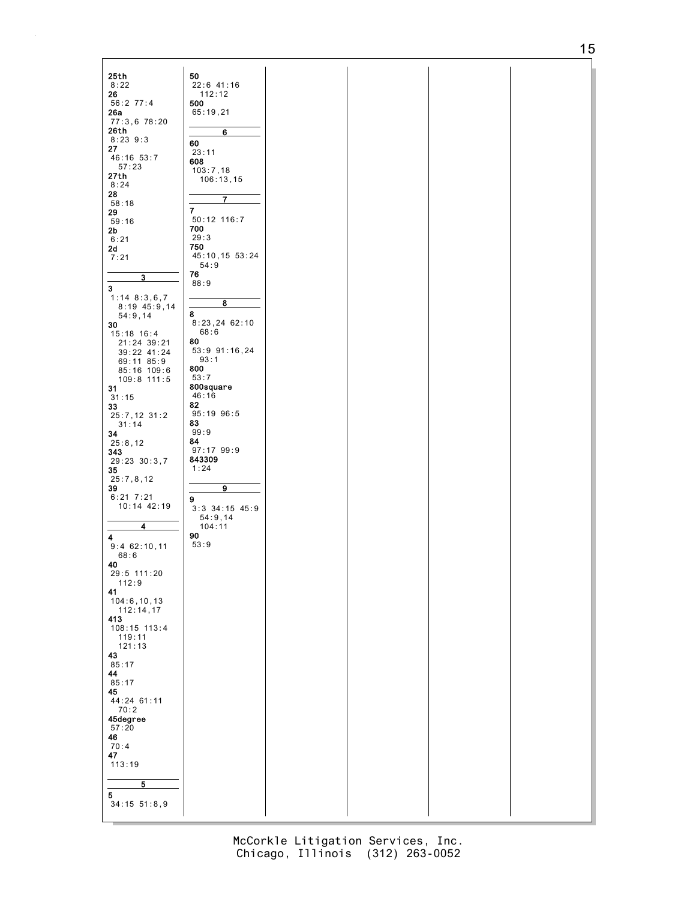**25th**
8:22
**26**
56:2 77:4
**26a**
77:3,6 78:20
**26th**
8:23 9:3
**27**
46:16 53:7
57:23
**27th**
8:24
**28**
58:18
**29**
59:16
**2b**
6:21
**2d**
7:21

**3**

**3**
1:14 8:3,6,7
8:19 45:9,14
54:9,14
**30**
15:18 16:4
21:24 39:21
39:22 41:24
69:11 85:9
85:16 109:6
109:8 111:5
**31**
31:15
**33**
25:7,12 31:2
31:14
**34**
25:8,12
**343**
29:23 30:3,7
**35**
25:7,8,12
**39**
6:21 7:21
10:14 42:19

**4**

**4**
9:4 62:10,11
68:6
**40**
29:5 111:20
112:9
**41**
104:6,10,13
112:14,17
**413**
108:15 113:4
119:11
121:13
**43**
85:17
**44**
85:17
**45**
44:24 61:11
70:2
**45degree**
57:20
**46**
70:4
**47**
113:19

**5**

**5**
34:15 51:8,9
**50**
22:6 41:16
112:12
**500**
65:19,21

**6**

**60**
23:11
**608**
103:7,18
106:13,15

**7**

**7**
50:12 116:7
**700**
29:3
**750**
45:10,15 53:24
54:9
**76**
88:9

**8**

**8**
8:23,24 62:10
68:6
**80**
53:9 91:16,24
93:1
**800**
53:7
**800square**
46:16
**82**
95:19 96:5
**83**
99:9
**84**
97:17 99:9
**843309**
1:24

**9**

**9**
3:3 34:15 45:9
54:9,14
104:11
**90**
53:9